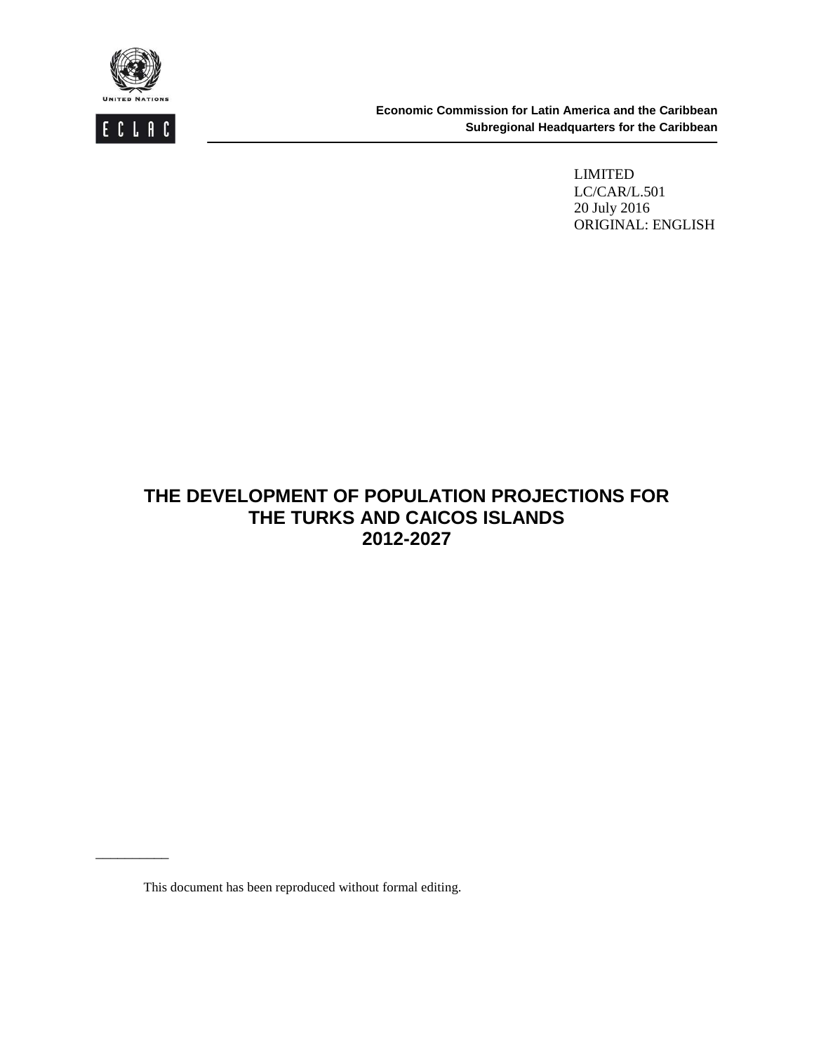UNITED NATIONS

ECLAC

**Economic Commission for Latin America and the Caribbean**
**Subregional Headquarters for the Caribbean**

LIMITED
LC/CAR/L.501
20 July 2016
ORIGINAL: ENGLISH

# THE DEVELOPMENT OF POPULATION PROJECTIONS FOR THE TURKS AND CAICOS ISLANDS 2012-2027

This document has been reproduced without formal editing.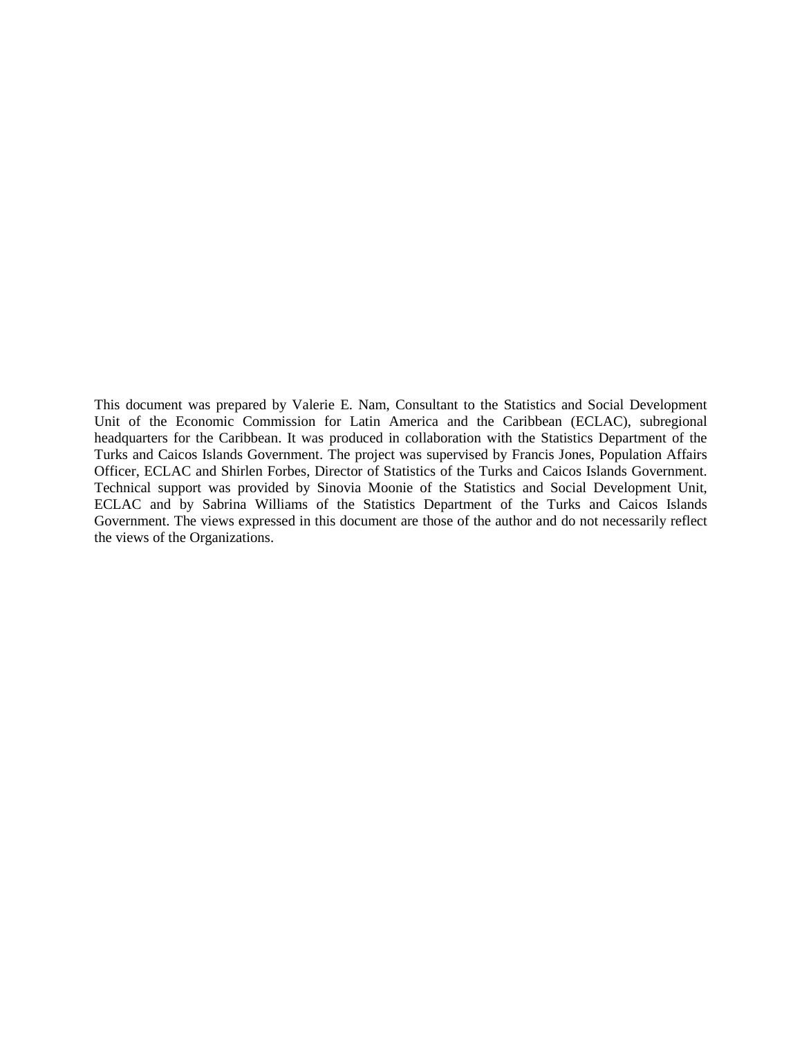This document was prepared by Valerie E. Nam, Consultant to the Statistics and Social Development Unit of the Economic Commission for Latin America and the Caribbean (ECLAC), subregional headquarters for the Caribbean. It was produced in collaboration with the Statistics Department of the Turks and Caicos Islands Government. The project was supervised by Francis Jones, Population Affairs Officer, ECLAC and Shirlen Forbes, Director of Statistics of the Turks and Caicos Islands Government. Technical support was provided by Sinovia Moonie of the Statistics and Social Development Unit, ECLAC and by Sabrina Williams of the Statistics Department of the Turks and Caicos Islands Government. The views expressed in this document are those of the author and do not necessarily reflect the views of the Organizations.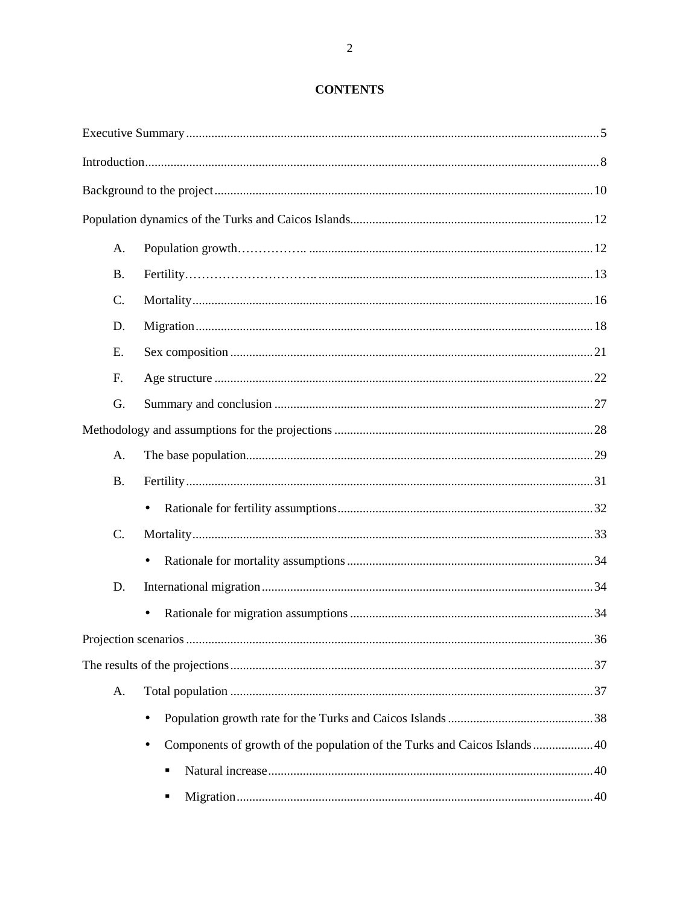# CONTENTS

Executive Summary ..... 5

Introduction ..... 8

Background to the project ..... 10

Population dynamics of the Turks and Caicos Islands ..... 12

- A. Population growth ..... 12
- B. Fertility ..... 13
- C. Mortality ..... 16
- D. Migration ..... 18
- E. Sex composition ..... 21
- F. Age structure ..... 22
- G. Summary and conclusion ..... 27

Methodology and assumptions for the projections ..... 28

- A. The base population ..... 29
- B. Fertility ..... 31
  - Rationale for fertility assumptions ..... 32
- C. Mortality ..... 33
  - Rationale for mortality assumptions ..... 34
- D. International migration ..... 34
  - Rationale for migration assumptions ..... 34

Projection scenarios ..... 36

The results of the projections ..... 37

- A. Total population ..... 37
  - Population growth rate for the Turks and Caicos Islands ..... 38
  - Components of growth of the population of the Turks and Caicos Islands ..... 40
    - Natural increase ..... 40
    - Migration ..... 40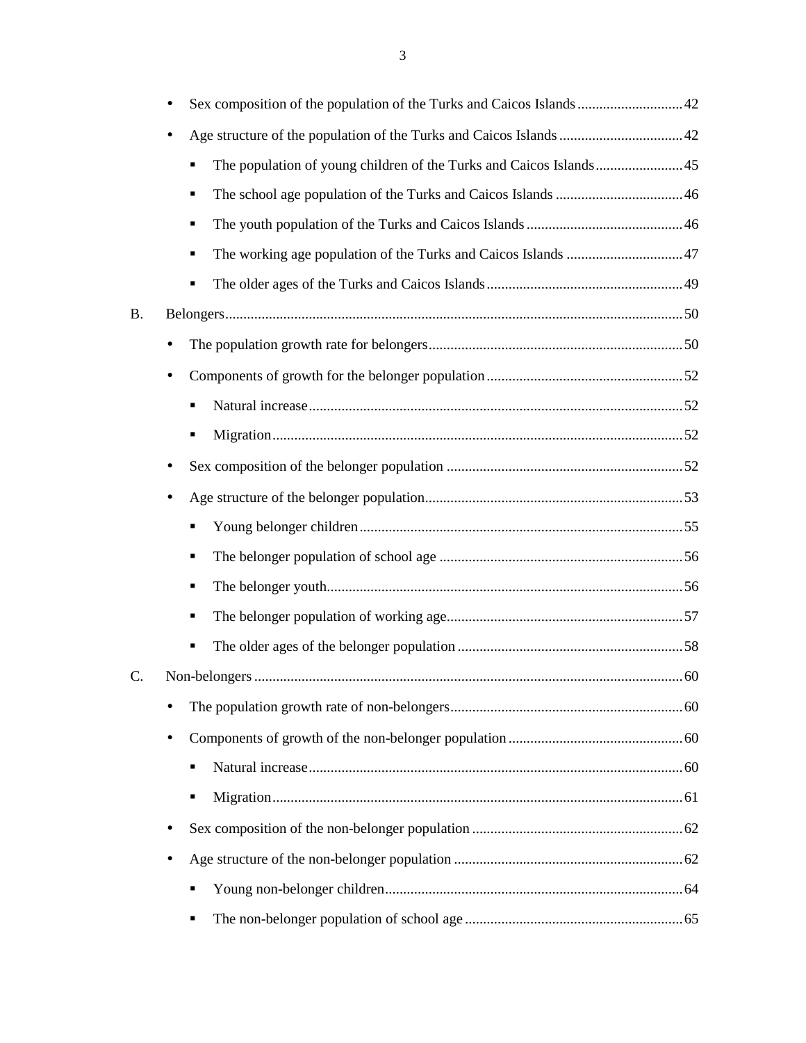- Sex composition of the population of the Turks and Caicos Islands ............................. 42
- Age structure of the population of the Turks and Caicos Islands .................................. 42
  - The population of young children of the Turks and Caicos Islands ........................ 45
  - The school age population of the Turks and Caicos Islands ................................... 46
  - The youth population of the Turks and Caicos Islands ........................................... 46
  - The working age population of the Turks and Caicos Islands ................................ 47
  - The older ages of the Turks and Caicos Islands ...................................................... 49

B. Belongers ............................................................................................................. 50

- The population growth rate for belongers ...................................................................... 50
- Components of growth for the belonger population ...................................................... 52
  - Natural increase ....................................................................................................... 52
  - Migration ................................................................................................................. 52
- Sex composition of the belonger population ................................................................. 52
- Age structure of the belonger population ....................................................................... 53
  - Young belonger children ......................................................................................... 55
  - The belonger population of school age .................................................................. 56
  - The belonger youth .................................................................................................. 56
  - The belonger population of working age ................................................................. 57
  - The older ages of the belonger population .............................................................. 58

C. Non-belongers ...................................................................................................... 60

- The population growth rate of non-belongers ................................................................ 60
- Components of growth of the non-belonger population ................................................ 60
  - Natural increase ....................................................................................................... 60
  - Migration ................................................................................................................. 61
- Sex composition of the non-belonger population .......................................................... 62
- Age structure of the non-belonger population ............................................................... 62
  - Young non-belonger children .................................................................................. 64
  - The non-belonger population of school age ............................................................ 65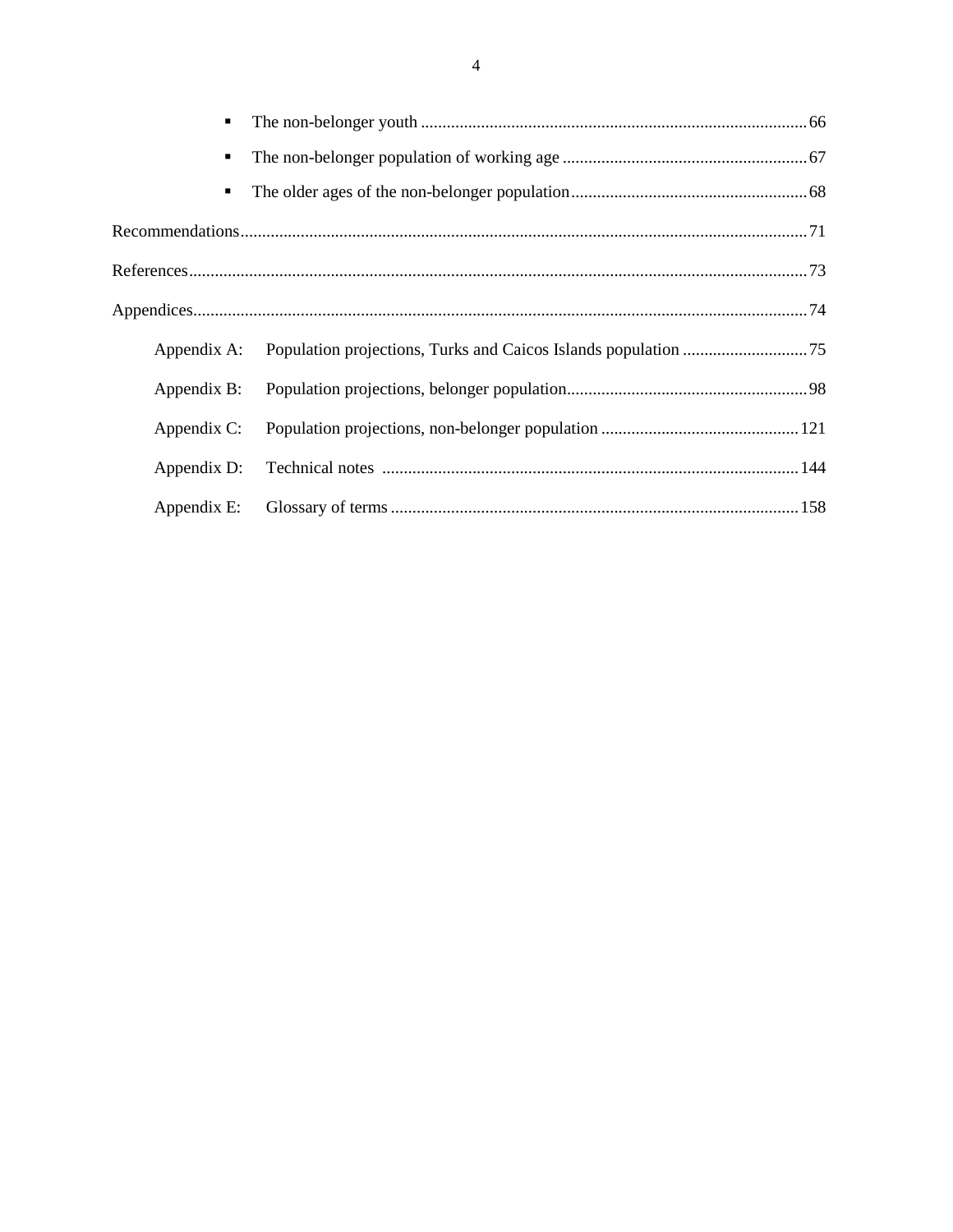- The non-belonger youth .......................................................................................... 66
- The non-belonger population of working age ......................................................... 67
- The older ages of the non-belonger population....................................................... 68

Recommendations.................................................................................................................. 71

References.............................................................................................................................. 73

Appendices............................................................................................................................. 74

Appendix A: Population projections, Turks and Caicos Islands population ............................. 75

Appendix B: Population projections, belonger population........................................................ 98

Appendix C: Population projections, non-belonger population .............................................. 121

Appendix D: Technical notes ................................................................................................. 144

Appendix E: Glossary of terms .............................................................................................. 158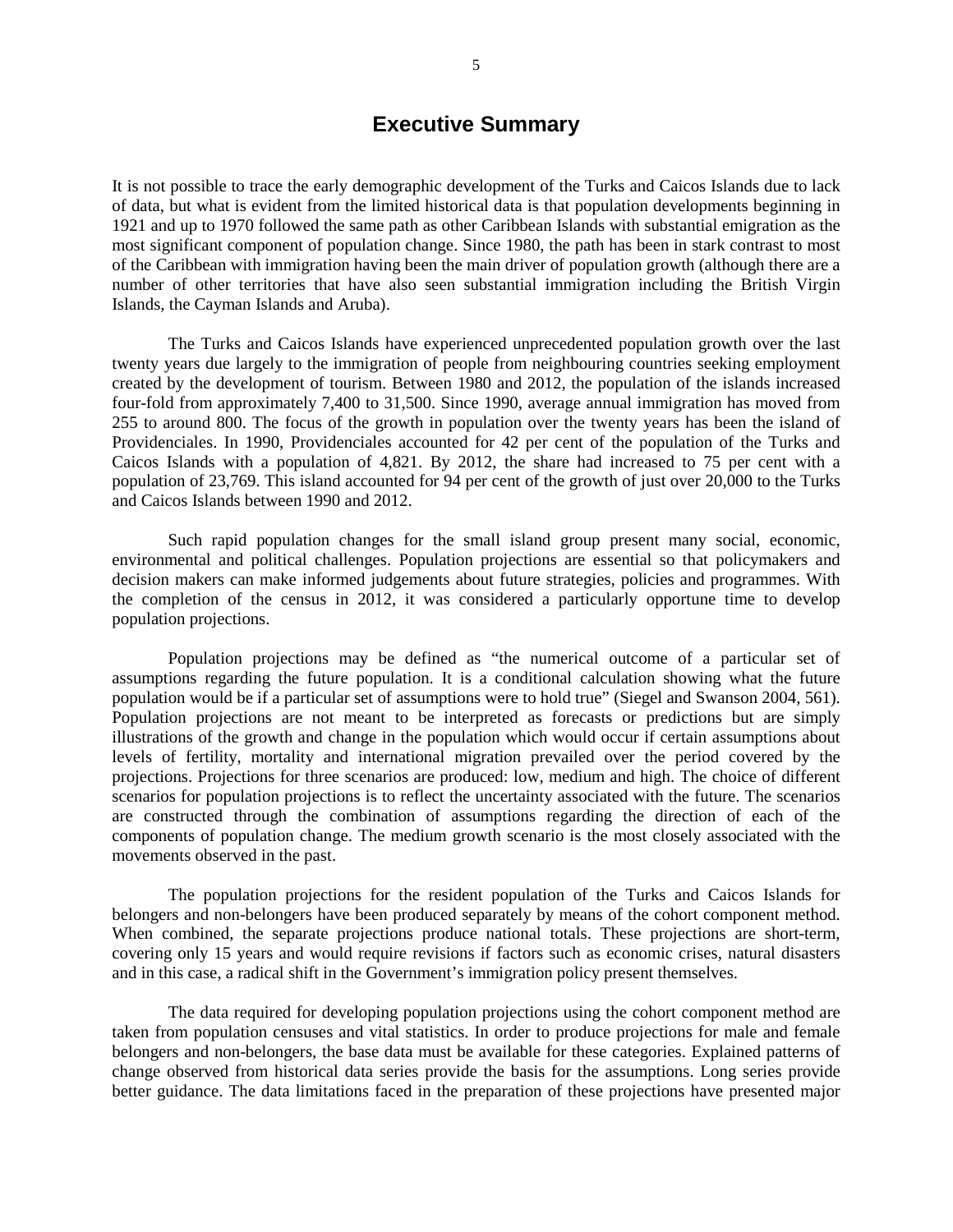## Executive Summary

It is not possible to trace the early demographic development of the Turks and Caicos Islands due to lack of data, but what is evident from the limited historical data is that population developments beginning in 1921 and up to 1970 followed the same path as other Caribbean Islands with substantial emigration as the most significant component of population change. Since 1980, the path has been in stark contrast to most of the Caribbean with immigration having been the main driver of population growth (although there are a number of other territories that have also seen substantial immigration including the British Virgin Islands, the Cayman Islands and Aruba).

The Turks and Caicos Islands have experienced unprecedented population growth over the last twenty years due largely to the immigration of people from neighbouring countries seeking employment created by the development of tourism. Between 1980 and 2012, the population of the islands increased four-fold from approximately 7,400 to 31,500. Since 1990, average annual immigration has moved from 255 to around 800. The focus of the growth in population over the twenty years has been the island of Providenciales. In 1990, Providenciales accounted for 42 per cent of the population of the Turks and Caicos Islands with a population of 4,821. By 2012, the share had increased to 75 per cent with a population of 23,769. This island accounted for 94 per cent of the growth of just over 20,000 to the Turks and Caicos Islands between 1990 and 2012.

Such rapid population changes for the small island group present many social, economic, environmental and political challenges. Population projections are essential so that policymakers and decision makers can make informed judgements about future strategies, policies and programmes. With the completion of the census in 2012, it was considered a particularly opportune time to develop population projections.

Population projections may be defined as "the numerical outcome of a particular set of assumptions regarding the future population. It is a conditional calculation showing what the future population would be if a particular set of assumptions were to hold true" (Siegel and Swanson 2004, 561). Population projections are not meant to be interpreted as forecasts or predictions but are simply illustrations of the growth and change in the population which would occur if certain assumptions about levels of fertility, mortality and international migration prevailed over the period covered by the projections. Projections for three scenarios are produced: low, medium and high. The choice of different scenarios for population projections is to reflect the uncertainty associated with the future. The scenarios are constructed through the combination of assumptions regarding the direction of each of the components of population change. The medium growth scenario is the most closely associated with the movements observed in the past.

The population projections for the resident population of the Turks and Caicos Islands for belongers and non-belongers have been produced separately by means of the cohort component method. When combined, the separate projections produce national totals. These projections are short-term, covering only 15 years and would require revisions if factors such as economic crises, natural disasters and in this case, a radical shift in the Government's immigration policy present themselves.

The data required for developing population projections using the cohort component method are taken from population censuses and vital statistics. In order to produce projections for male and female belongers and non-belongers, the base data must be available for these categories. Explained patterns of change observed from historical data series provide the basis for the assumptions. Long series provide better guidance. The data limitations faced in the preparation of these projections have presented major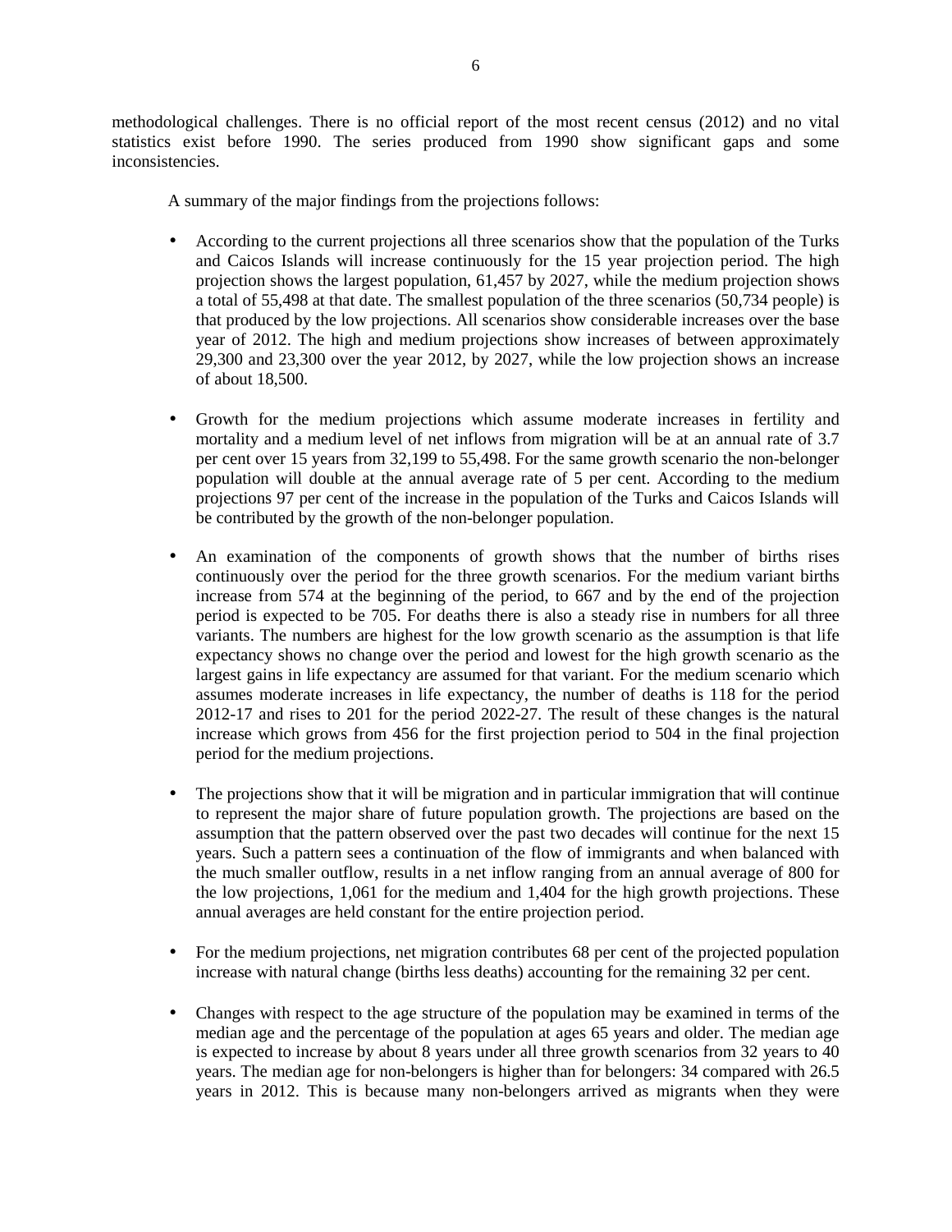methodological challenges. There is no official report of the most recent census (2012) and no vital statistics exist before 1990. The series produced from 1990 show significant gaps and some inconsistencies.

A summary of the major findings from the projections follows:

- According to the current projections all three scenarios show that the population of the Turks and Caicos Islands will increase continuously for the 15 year projection period. The high projection shows the largest population, 61,457 by 2027, while the medium projection shows a total of 55,498 at that date. The smallest population of the three scenarios (50,734 people) is that produced by the low projections. All scenarios show considerable increases over the base year of 2012. The high and medium projections show increases of between approximately 29,300 and 23,300 over the year 2012, by 2027, while the low projection shows an increase of about 18,500.

- Growth for the medium projections which assume moderate increases in fertility and mortality and a medium level of net inflows from migration will be at an annual rate of 3.7 per cent over 15 years from 32,199 to 55,498. For the same growth scenario the non-belonger population will double at the annual average rate of 5 per cent. According to the medium projections 97 per cent of the increase in the population of the Turks and Caicos Islands will be contributed by the growth of the non-belonger population.

- An examination of the components of growth shows that the number of births rises continuously over the period for the three growth scenarios. For the medium variant births increase from 574 at the beginning of the period, to 667 and by the end of the projection period is expected to be 705. For deaths there is also a steady rise in numbers for all three variants. The numbers are highest for the low growth scenario as the assumption is that life expectancy shows no change over the period and lowest for the high growth scenario as the largest gains in life expectancy are assumed for that variant. For the medium scenario which assumes moderate increases in life expectancy, the number of deaths is 118 for the period 2012-17 and rises to 201 for the period 2022-27. The result of these changes is the natural increase which grows from 456 for the first projection period to 504 in the final projection period for the medium projections.

- The projections show that it will be migration and in particular immigration that will continue to represent the major share of future population growth. The projections are based on the assumption that the pattern observed over the past two decades will continue for the next 15 years. Such a pattern sees a continuation of the flow of immigrants and when balanced with the much smaller outflow, results in a net inflow ranging from an annual average of 800 for the low projections, 1,061 for the medium and 1,404 for the high growth projections. These annual averages are held constant for the entire projection period.

- For the medium projections, net migration contributes 68 per cent of the projected population increase with natural change (births less deaths) accounting for the remaining 32 per cent.

- Changes with respect to the age structure of the population may be examined in terms of the median age and the percentage of the population at ages 65 years and older. The median age is expected to increase by about 8 years under all three growth scenarios from 32 years to 40 years. The median age for non-belongers is higher than for belongers: 34 compared with 26.5 years in 2012. This is because many non-belongers arrived as migrants when they were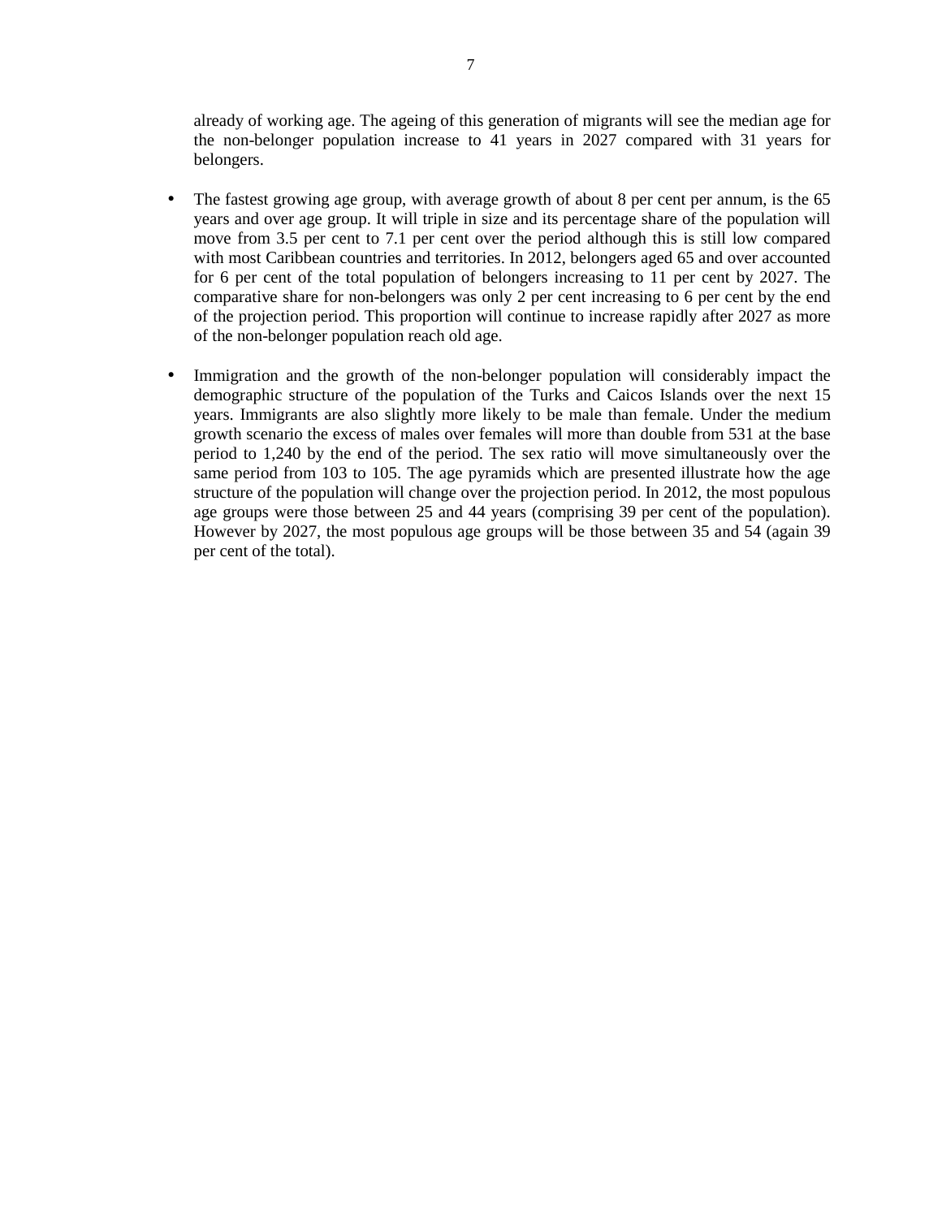already of working age. The ageing of this generation of migrants will see the median age for the non-belonger population increase to 41 years in 2027 compared with 31 years for belongers.

- The fastest growing age group, with average growth of about 8 per cent per annum, is the 65 years and over age group. It will triple in size and its percentage share of the population will move from 3.5 per cent to 7.1 per cent over the period although this is still low compared with most Caribbean countries and territories. In 2012, belongers aged 65 and over accounted for 6 per cent of the total population of belongers increasing to 11 per cent by 2027. The comparative share for non-belongers was only 2 per cent increasing to 6 per cent by the end of the projection period. This proportion will continue to increase rapidly after 2027 as more of the non-belonger population reach old age.

- Immigration and the growth of the non-belonger population will considerably impact the demographic structure of the population of the Turks and Caicos Islands over the next 15 years. Immigrants are also slightly more likely to be male than female. Under the medium growth scenario the excess of males over females will more than double from 531 at the base period to 1,240 by the end of the period. The sex ratio will move simultaneously over the same period from 103 to 105. The age pyramids which are presented illustrate how the age structure of the population will change over the projection period. In 2012, the most populous age groups were those between 25 and 44 years (comprising 39 per cent of the population). However by 2027, the most populous age groups will be those between 35 and 54 (again 39 per cent of the total).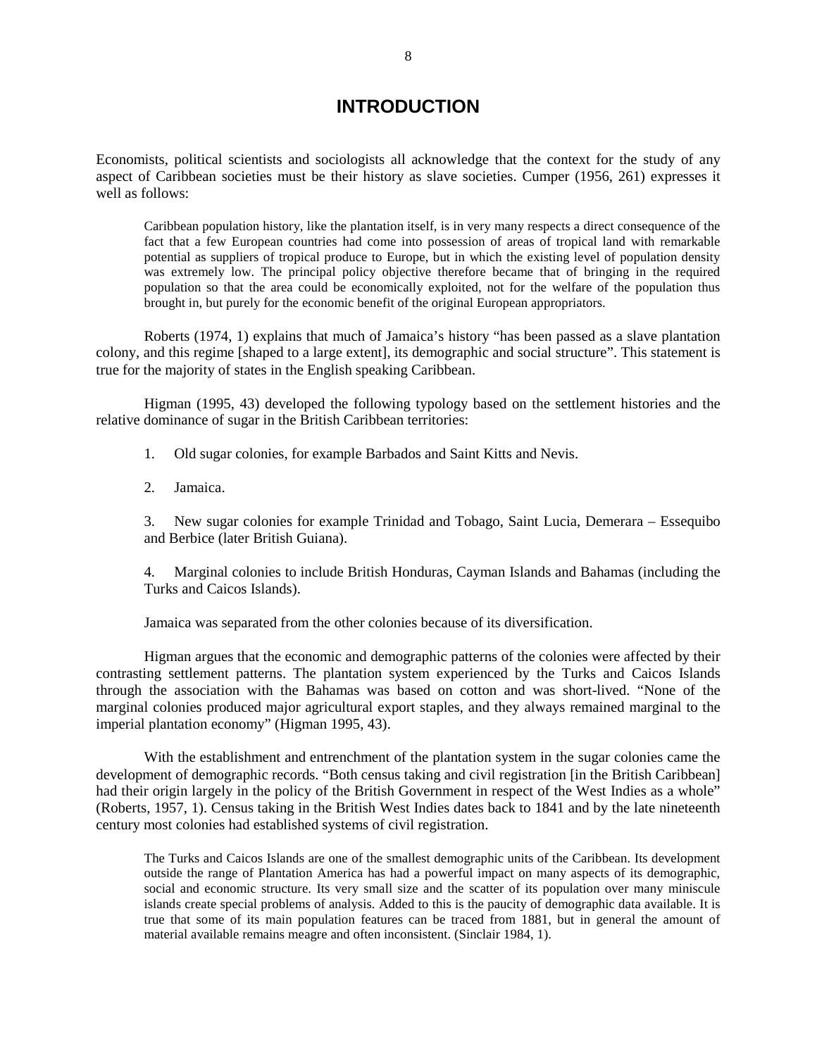# INTRODUCTION

Economists, political scientists and sociologists all acknowledge that the context for the study of any aspect of Caribbean societies must be their history as slave societies. Cumper (1956, 261) expresses it well as follows:

> Caribbean population history, like the plantation itself, is in very many respects a direct consequence of the fact that a few European countries had come into possession of areas of tropical land with remarkable potential as suppliers of tropical produce to Europe, but in which the existing level of population density was extremely low. The principal policy objective therefore became that of bringing in the required population so that the area could be economically exploited, not for the welfare of the population thus brought in, but purely for the economic benefit of the original European appropriators.

Roberts (1974, 1) explains that much of Jamaica's history "has been passed as a slave plantation colony, and this regime [shaped to a large extent], its demographic and social structure". This statement is true for the majority of states in the English speaking Caribbean.

Higman (1995, 43) developed the following typology based on the settlement histories and the relative dominance of sugar in the British Caribbean territories:

1. Old sugar colonies, for example Barbados and Saint Kitts and Nevis.

2. Jamaica.

3. New sugar colonies for example Trinidad and Tobago, Saint Lucia, Demerara – Essequibo and Berbice (later British Guiana).

4. Marginal colonies to include British Honduras, Cayman Islands and Bahamas (including the Turks and Caicos Islands).

Jamaica was separated from the other colonies because of its diversification.

Higman argues that the economic and demographic patterns of the colonies were affected by their contrasting settlement patterns. The plantation system experienced by the Turks and Caicos Islands through the association with the Bahamas was based on cotton and was short-lived. "None of the marginal colonies produced major agricultural export staples, and they always remained marginal to the imperial plantation economy" (Higman 1995, 43).

With the establishment and entrenchment of the plantation system in the sugar colonies came the development of demographic records. "Both census taking and civil registration [in the British Caribbean] had their origin largely in the policy of the British Government in respect of the West Indies as a whole" (Roberts, 1957, 1). Census taking in the British West Indies dates back to 1841 and by the late nineteenth century most colonies had established systems of civil registration.

> The Turks and Caicos Islands are one of the smallest demographic units of the Caribbean. Its development outside the range of Plantation America has had a powerful impact on many aspects of its demographic, social and economic structure. Its very small size and the scatter of its population over many miniscule islands create special problems of analysis. Added to this is the paucity of demographic data available. It is true that some of its main population features can be traced from 1881, but in general the amount of material available remains meagre and often inconsistent. (Sinclair 1984, 1).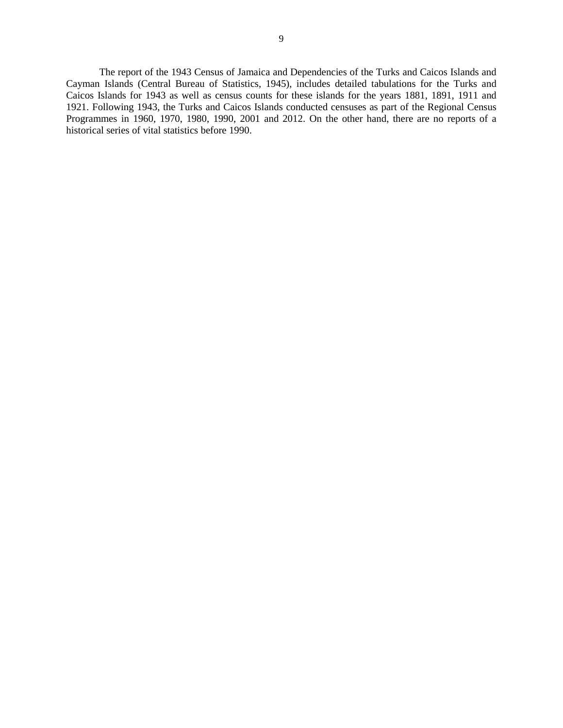The report of the 1943 Census of Jamaica and Dependencies of the Turks and Caicos Islands and Cayman Islands (Central Bureau of Statistics, 1945), includes detailed tabulations for the Turks and Caicos Islands for 1943 as well as census counts for these islands for the years 1881, 1891, 1911 and 1921. Following 1943, the Turks and Caicos Islands conducted censuses as part of the Regional Census Programmes in 1960, 1970, 1980, 1990, 2001 and 2012. On the other hand, there are no reports of a historical series of vital statistics before 1990.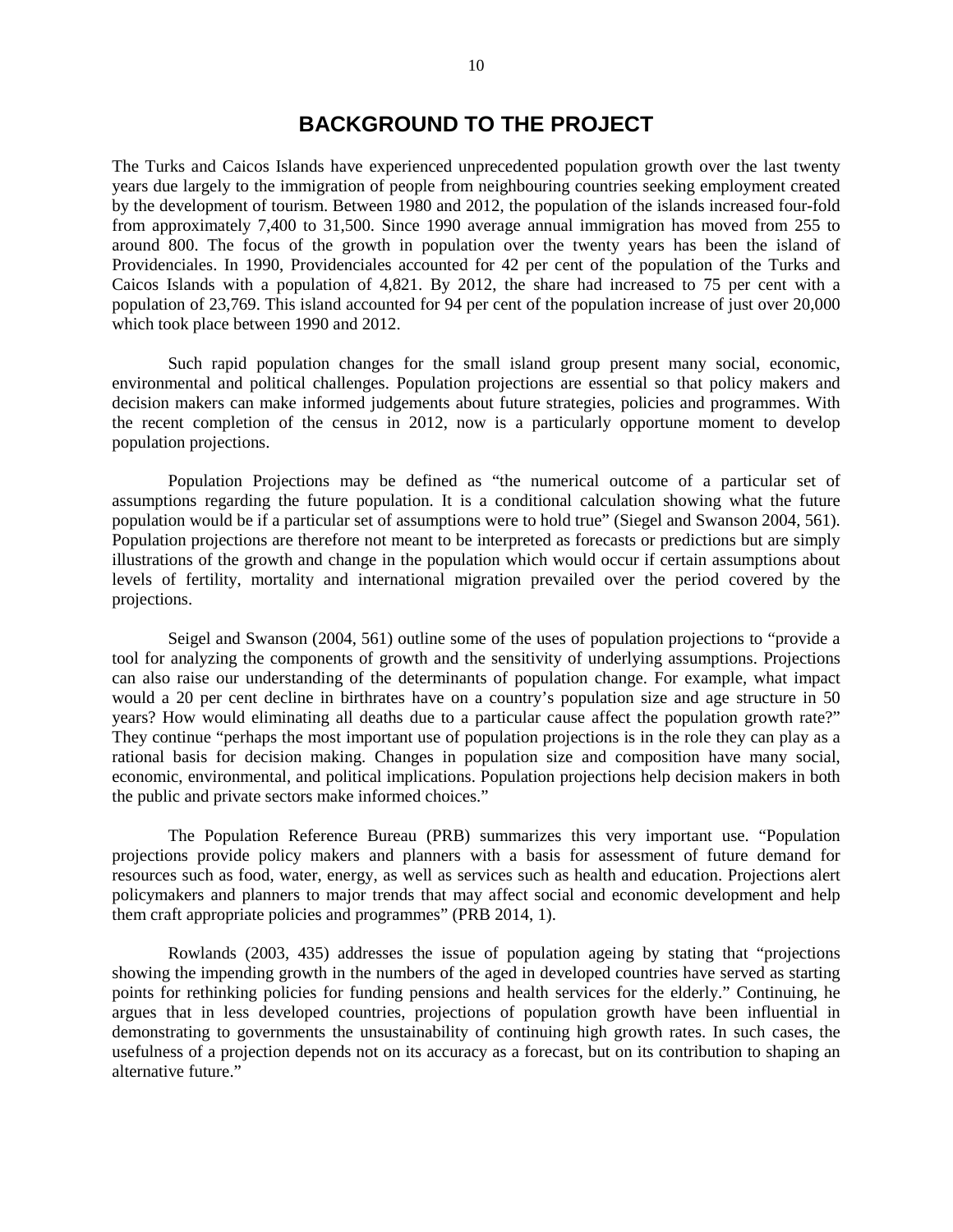# BACKGROUND TO THE PROJECT

The Turks and Caicos Islands have experienced unprecedented population growth over the last twenty years due largely to the immigration of people from neighbouring countries seeking employment created by the development of tourism. Between 1980 and 2012, the population of the islands increased four-fold from approximately 7,400 to 31,500. Since 1990 average annual immigration has moved from 255 to around 800. The focus of the growth in population over the twenty years has been the island of Providenciales. In 1990, Providenciales accounted for 42 per cent of the population of the Turks and Caicos Islands with a population of 4,821. By 2012, the share had increased to 75 per cent with a population of 23,769. This island accounted for 94 per cent of the population increase of just over 20,000 which took place between 1990 and 2012.

Such rapid population changes for the small island group present many social, economic, environmental and political challenges. Population projections are essential so that policy makers and decision makers can make informed judgements about future strategies, policies and programmes. With the recent completion of the census in 2012, now is a particularly opportune moment to develop population projections.

Population Projections may be defined as "the numerical outcome of a particular set of assumptions regarding the future population. It is a conditional calculation showing what the future population would be if a particular set of assumptions were to hold true" (Siegel and Swanson 2004, 561). Population projections are therefore not meant to be interpreted as forecasts or predictions but are simply illustrations of the growth and change in the population which would occur if certain assumptions about levels of fertility, mortality and international migration prevailed over the period covered by the projections.

Seigel and Swanson (2004, 561) outline some of the uses of population projections to "provide a tool for analyzing the components of growth and the sensitivity of underlying assumptions. Projections can also raise our understanding of the determinants of population change. For example, what impact would a 20 per cent decline in birthrates have on a country's population size and age structure in 50 years? How would eliminating all deaths due to a particular cause affect the population growth rate?" They continue "perhaps the most important use of population projections is in the role they can play as a rational basis for decision making. Changes in population size and composition have many social, economic, environmental, and political implications. Population projections help decision makers in both the public and private sectors make informed choices."

The Population Reference Bureau (PRB) summarizes this very important use. "Population projections provide policy makers and planners with a basis for assessment of future demand for resources such as food, water, energy, as well as services such as health and education. Projections alert policymakers and planners to major trends that may affect social and economic development and help them craft appropriate policies and programmes" (PRB 2014, 1).

Rowlands (2003, 435) addresses the issue of population ageing by stating that "projections showing the impending growth in the numbers of the aged in developed countries have served as starting points for rethinking policies for funding pensions and health services for the elderly." Continuing, he argues that in less developed countries, projections of population growth have been influential in demonstrating to governments the unsustainability of continuing high growth rates. In such cases, the usefulness of a projection depends not on its accuracy as a forecast, but on its contribution to shaping an alternative future."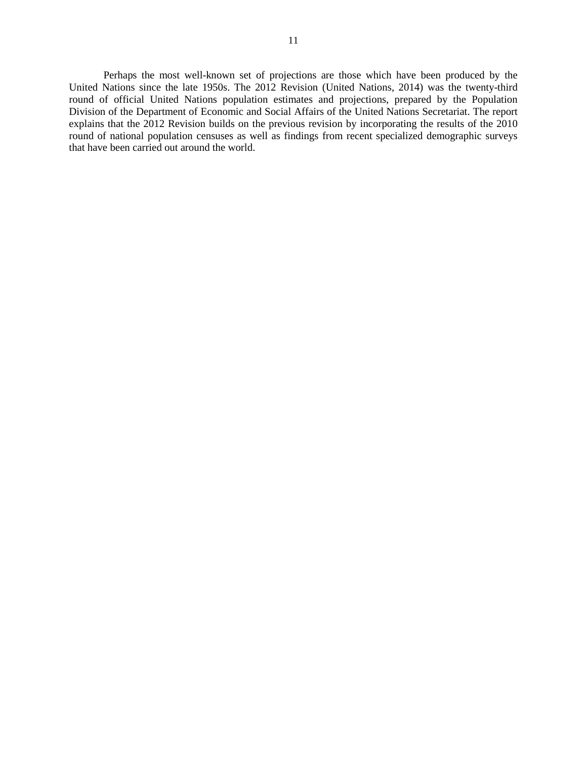Perhaps the most well-known set of projections are those which have been produced by the United Nations since the late 1950s. The 2012 Revision (United Nations, 2014) was the twenty-third round of official United Nations population estimates and projections, prepared by the Population Division of the Department of Economic and Social Affairs of the United Nations Secretariat. The report explains that the 2012 Revision builds on the previous revision by incorporating the results of the 2010 round of national population censuses as well as findings from recent specialized demographic surveys that have been carried out around the world.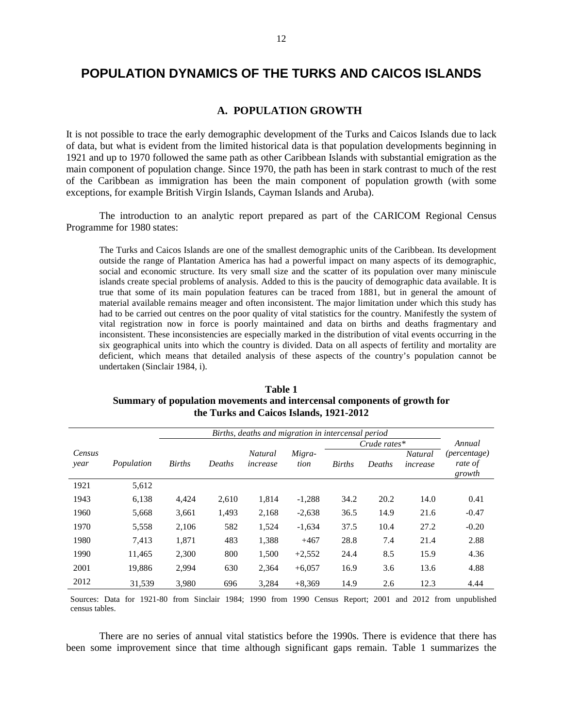# POPULATION DYNAMICS OF THE TURKS AND CAICOS ISLANDS

## A. POPULATION GROWTH

It is not possible to trace the early demographic development of the Turks and Caicos Islands due to lack of data, but what is evident from the limited historical data is that population developments beginning in 1921 and up to 1970 followed the same path as other Caribbean Islands with substantial emigration as the main component of population change. Since 1970, the path has been in stark contrast to much of the rest of the Caribbean as immigration has been the main component of population growth (with some exceptions, for example British Virgin Islands, Cayman Islands and Aruba).

The introduction to an analytic report prepared as part of the CARICOM Regional Census Programme for 1980 states:

> The Turks and Caicos Islands are one of the smallest demographic units of the Caribbean. Its development outside the range of Plantation America has had a powerful impact on many aspects of its demographic, social and economic structure. Its very small size and the scatter of its population over many miniscule islands create special problems of analysis. Added to this is the paucity of demographic data available. It is true that some of its main population features can be traced from 1881, but in general the amount of material available remains meager and often inconsistent. The major limitation under which this study has had to be carried out centres on the poor quality of vital statistics for the country. Manifestly the system of vital registration now in force is poorly maintained and data on births and deaths fragmentary and inconsistent. These inconsistencies are especially marked in the distribution of vital events occurring in the six geographical units into which the country is divided. Data on all aspects of fertility and mortality are deficient, which means that detailed analysis of these aspects of the country's population cannot be undertaken (Sinclair 1984, i).

**Table 1**
**Summary of population movements and intercensal components of growth for the Turks and Caicos Islands, 1921-2012**

| | | *Births, deaths and migration in intercensal period* | | | | | | | |
|---|---|---|---|---|---|---|---|---|---|
| | | | | | | *Crude rates\** | | | *Annual* |
| *Census year* | *Population* | *Births* | *Deaths* | *Natural increase* | *Migra-tion* | *Births* | *Deaths* | *Natural increase* | *(percentage) rate of growth* |
| 1921 | 5,612 | | | | | | | | |
| 1943 | 6,138 | 4,424 | 2,610 | 1,814 | -1,288 | 34.2 | 20.2 | 14.0 | 0.41 |
| 1960 | 5,668 | 3,661 | 1,493 | 2,168 | -2,638 | 36.5 | 14.9 | 21.6 | -0.47 |
| 1970 | 5,558 | 2,106 | 582 | 1,524 | -1,634 | 37.5 | 10.4 | 27.2 | -0.20 |
| 1980 | 7,413 | 1,871 | 483 | 1,388 | +467 | 28.8 | 7.4 | 21.4 | 2.88 |
| 1990 | 11,465 | 2,300 | 800 | 1,500 | +2,552 | 24.4 | 8.5 | 15.9 | 4.36 |
| 2001 | 19,886 | 2,994 | 630 | 2,364 | +6,057 | 16.9 | 3.6 | 13.6 | 4.88 |
| 2012 | 31,539 | 3,980 | 696 | 3,284 | +8,369 | 14.9 | 2.6 | 12.3 | 4.44 |

Sources: Data for 1921-80 from Sinclair 1984; 1990 from 1990 Census Report; 2001 and 2012 from unpublished census tables.

There are no series of annual vital statistics before the 1990s. There is evidence that there has been some improvement since that time although significant gaps remain. Table 1 summarizes the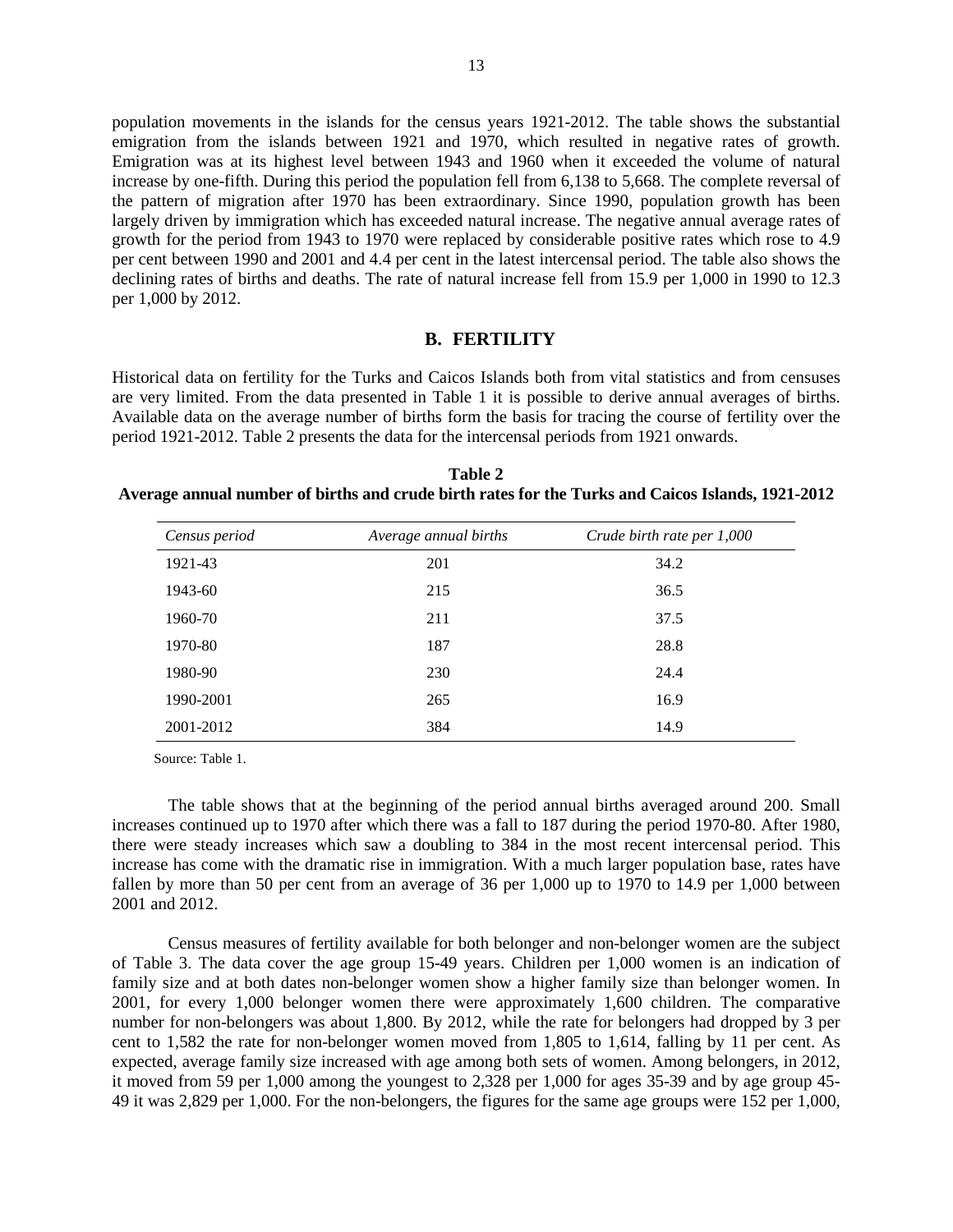population movements in the islands for the census years 1921-2012. The table shows the substantial emigration from the islands between 1921 and 1970, which resulted in negative rates of growth. Emigration was at its highest level between 1943 and 1960 when it exceeded the volume of natural increase by one-fifth. During this period the population fell from 6,138 to 5,668. The complete reversal of the pattern of migration after 1970 has been extraordinary. Since 1990, population growth has been largely driven by immigration which has exceeded natural increase. The negative annual average rates of growth for the period from 1943 to 1970 were replaced by considerable positive rates which rose to 4.9 per cent between 1990 and 2001 and 4.4 per cent in the latest intercensal period. The table also shows the declining rates of births and deaths. The rate of natural increase fell from 15.9 per 1,000 in 1990 to 12.3 per 1,000 by 2012.

## B. FERTILITY

Historical data on fertility for the Turks and Caicos Islands both from vital statistics and from censuses are very limited. From the data presented in Table 1 it is possible to derive annual averages of births. Available data on the average number of births form the basis for tracing the course of fertility over the period 1921-2012. Table 2 presents the data for the intercensal periods from 1921 onwards.

**Table 2**
**Average annual number of births and crude birth rates for the Turks and Caicos Islands, 1921-2012**

| *Census period* | *Average annual births* | *Crude birth rate per 1,000* |
|---|---|---|
| 1921-43 | 201 | 34.2 |
| 1943-60 | 215 | 36.5 |
| 1960-70 | 211 | 37.5 |
| 1970-80 | 187 | 28.8 |
| 1980-90 | 230 | 24.4 |
| 1990-2001 | 265 | 16.9 |
| 2001-2012 | 384 | 14.9 |

Source: Table 1.

The table shows that at the beginning of the period annual births averaged around 200. Small increases continued up to 1970 after which there was a fall to 187 during the period 1970-80. After 1980, there were steady increases which saw a doubling to 384 in the most recent intercensal period. This increase has come with the dramatic rise in immigration. With a much larger population base, rates have fallen by more than 50 per cent from an average of 36 per 1,000 up to 1970 to 14.9 per 1,000 between 2001 and 2012.

Census measures of fertility available for both belonger and non-belonger women are the subject of Table 3. The data cover the age group 15-49 years. Children per 1,000 women is an indication of family size and at both dates non-belonger women show a higher family size than belonger women. In 2001, for every 1,000 belonger women there were approximately 1,600 children. The comparative number for non-belongers was about 1,800. By 2012, while the rate for belongers had dropped by 3 per cent to 1,582 the rate for non-belonger women moved from 1,805 to 1,614, falling by 11 per cent. As expected, average family size increased with age among both sets of women. Among belongers, in 2012, it moved from 59 per 1,000 among the youngest to 2,328 per 1,000 for ages 35-39 and by age group 45-49 it was 2,829 per 1,000. For the non-belongers, the figures for the same age groups were 152 per 1,000,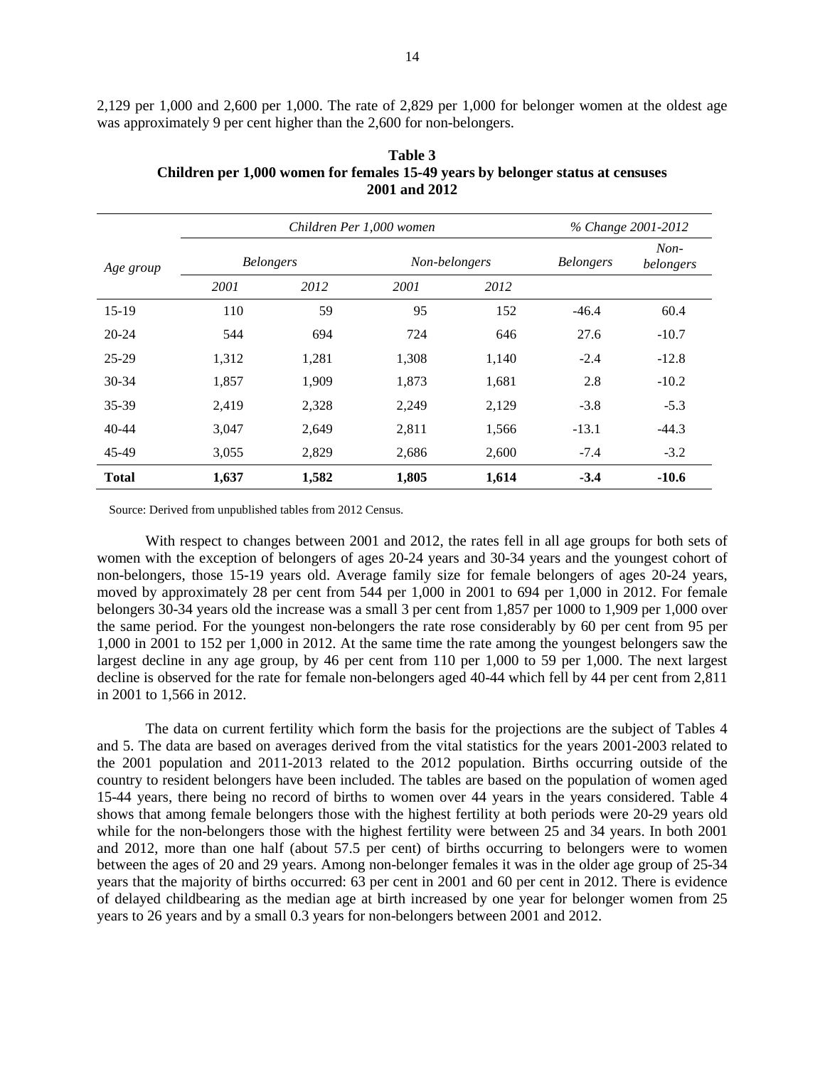2,129 per 1,000 and 2,600 per 1,000. The rate of 2,829 per 1,000 for belonger women at the oldest age was approximately 9 per cent higher than the 2,600 for non-belongers.

**Table 3**
**Children per 1,000 women for females 15-49 years by belonger status at censuses 2001 and 2012**

| *Age group* | *Children Per 1,000 women* | | | | *% Change 2001-2012* | |
|---|---|---|---|---|---|---|
| | *Belongers* | | *Non-belongers* | | *Belongers* | *Non-belongers* |
| | *2001* | *2012* | *2001* | *2012* | | |
| 15-19 | 110 | 59 | 95 | 152 | -46.4 | 60.4 |
| 20-24 | 544 | 694 | 724 | 646 | 27.6 | -10.7 |
| 25-29 | 1,312 | 1,281 | 1,308 | 1,140 | -2.4 | -12.8 |
| 30-34 | 1,857 | 1,909 | 1,873 | 1,681 | 2.8 | -10.2 |
| 35-39 | 2,419 | 2,328 | 2,249 | 2,129 | -3.8 | -5.3 |
| 40-44 | 3,047 | 2,649 | 2,811 | 1,566 | -13.1 | -44.3 |
| 45-49 | 3,055 | 2,829 | 2,686 | 2,600 | -7.4 | -3.2 |
| **Total** | **1,637** | **1,582** | **1,805** | **1,614** | **-3.4** | **-10.6** |

Source: Derived from unpublished tables from 2012 Census.

With respect to changes between 2001 and 2012, the rates fell in all age groups for both sets of women with the exception of belongers of ages 20-24 years and 30-34 years and the youngest cohort of non-belongers, those 15-19 years old. Average family size for female belongers of ages 20-24 years, moved by approximately 28 per cent from 544 per 1,000 in 2001 to 694 per 1,000 in 2012. For female belongers 30-34 years old the increase was a small 3 per cent from 1,857 per 1000 to 1,909 per 1,000 over the same period. For the youngest non-belongers the rate rose considerably by 60 per cent from 95 per 1,000 in 2001 to 152 per 1,000 in 2012. At the same time the rate among the youngest belongers saw the largest decline in any age group, by 46 per cent from 110 per 1,000 to 59 per 1,000. The next largest decline is observed for the rate for female non-belongers aged 40-44 which fell by 44 per cent from 2,811 in 2001 to 1,566 in 2012.

The data on current fertility which form the basis for the projections are the subject of Tables 4 and 5. The data are based on averages derived from the vital statistics for the years 2001-2003 related to the 2001 population and 2011-2013 related to the 2012 population. Births occurring outside of the country to resident belongers have been included. The tables are based on the population of women aged 15-44 years, there being no record of births to women over 44 years in the years considered. Table 4 shows that among female belongers those with the highest fertility at both periods were 20-29 years old while for the non-belongers those with the highest fertility were between 25 and 34 years. In both 2001 and 2012, more than one half (about 57.5 per cent) of births occurring to belongers were to women between the ages of 20 and 29 years. Among non-belonger females it was in the older age group of 25-34 years that the majority of births occurred: 63 per cent in 2001 and 60 per cent in 2012. There is evidence of delayed childbearing as the median age at birth increased by one year for belonger women from 25 years to 26 years and by a small 0.3 years for non-belongers between 2001 and 2012.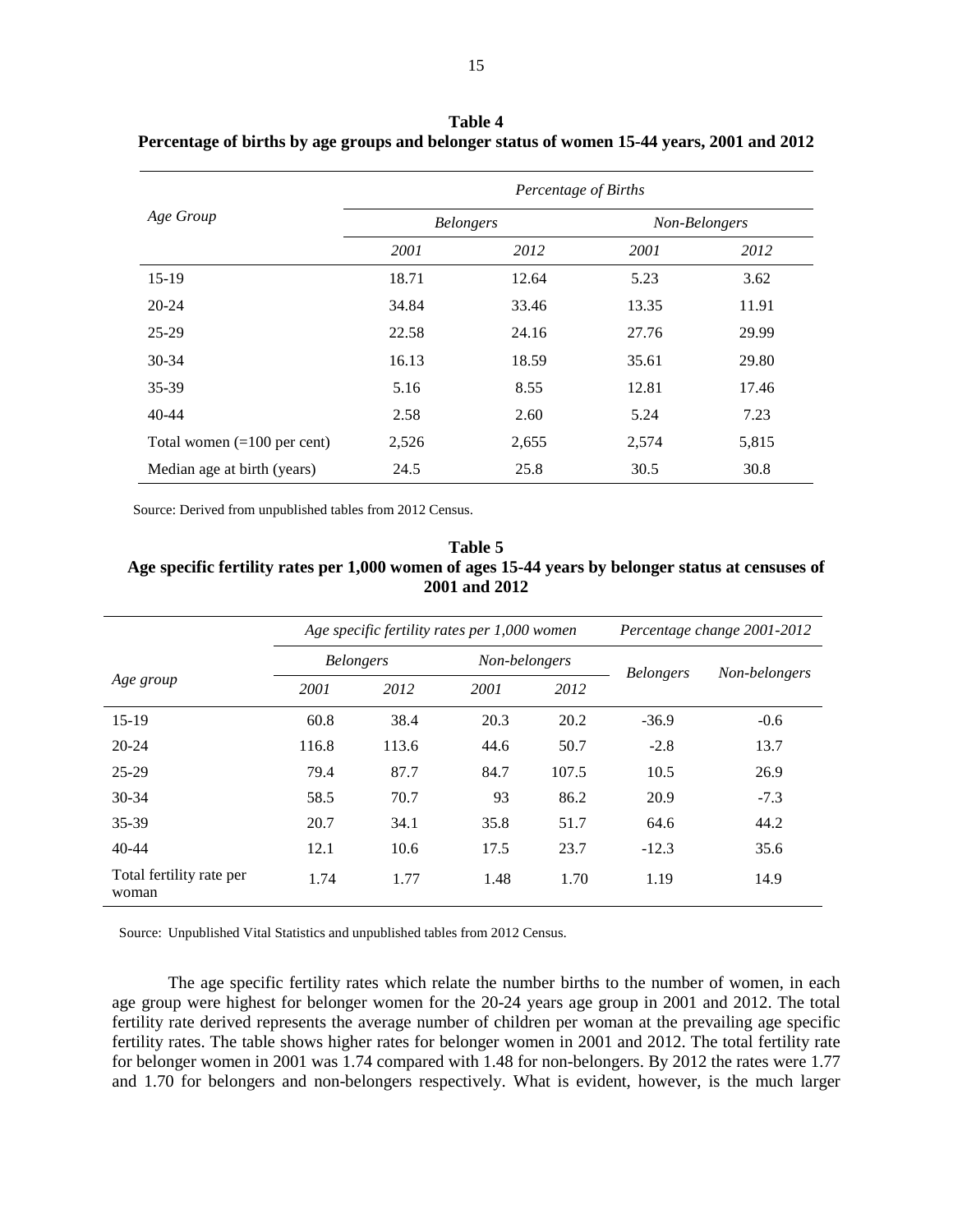**Table 4**
**Percentage of births by age groups and belonger status of women 15-44 years, 2001 and 2012**

| *Age Group* | *Percentage of Births* | | | |
|---|---|---|---|---|
| | *Belongers* | | *Non-Belongers* | |
| | *2001* | *2012* | *2001* | *2012* |
| 15-19 | 18.71 | 12.64 | 5.23 | 3.62 |
| 20-24 | 34.84 | 33.46 | 13.35 | 11.91 |
| 25-29 | 22.58 | 24.16 | 27.76 | 29.99 |
| 30-34 | 16.13 | 18.59 | 35.61 | 29.80 |
| 35-39 | 5.16 | 8.55 | 12.81 | 17.46 |
| 40-44 | 2.58 | 2.60 | 5.24 | 7.23 |
| Total women (=100 per cent) | 2,526 | 2,655 | 2,574 | 5,815 |
| Median age at birth (years) | 24.5 | 25.8 | 30.5 | 30.8 |

Source: Derived from unpublished tables from 2012 Census.

**Table 5**
**Age specific fertility rates per 1,000 women of ages 15-44 years by belonger status at censuses of 2001 and 2012**

| *Age group* | *Age specific fertility rates per 1,000 women* | | | | *Percentage change 2001-2012* | |
|---|---|---|---|---|---|---|
| | *Belongers* | | *Non-belongers* | | *Belongers* | *Non-belongers* |
| | *2001* | *2012* | *2001* | *2012* | | |
| 15-19 | 60.8 | 38.4 | 20.3 | 20.2 | -36.9 | -0.6 |
| 20-24 | 116.8 | 113.6 | 44.6 | 50.7 | -2.8 | 13.7 |
| 25-29 | 79.4 | 87.7 | 84.7 | 107.5 | 10.5 | 26.9 |
| 30-34 | 58.5 | 70.7 | 93 | 86.2 | 20.9 | -7.3 |
| 35-39 | 20.7 | 34.1 | 35.8 | 51.7 | 64.6 | 44.2 |
| 40-44 | 12.1 | 10.6 | 17.5 | 23.7 | -12.3 | 35.6 |
| Total fertility rate per woman | 1.74 | 1.77 | 1.48 | 1.70 | 1.19 | 14.9 |

Source: Unpublished Vital Statistics and unpublished tables from 2012 Census.

The age specific fertility rates which relate the number births to the number of women, in each age group were highest for belonger women for the 20-24 years age group in 2001 and 2012. The total fertility rate derived represents the average number of children per woman at the prevailing age specific fertility rates. The table shows higher rates for belonger women in 2001 and 2012. The total fertility rate for belonger women in 2001 was 1.74 compared with 1.48 for non-belongers. By 2012 the rates were 1.77 and 1.70 for belongers and non-belongers respectively. What is evident, however, is the much larger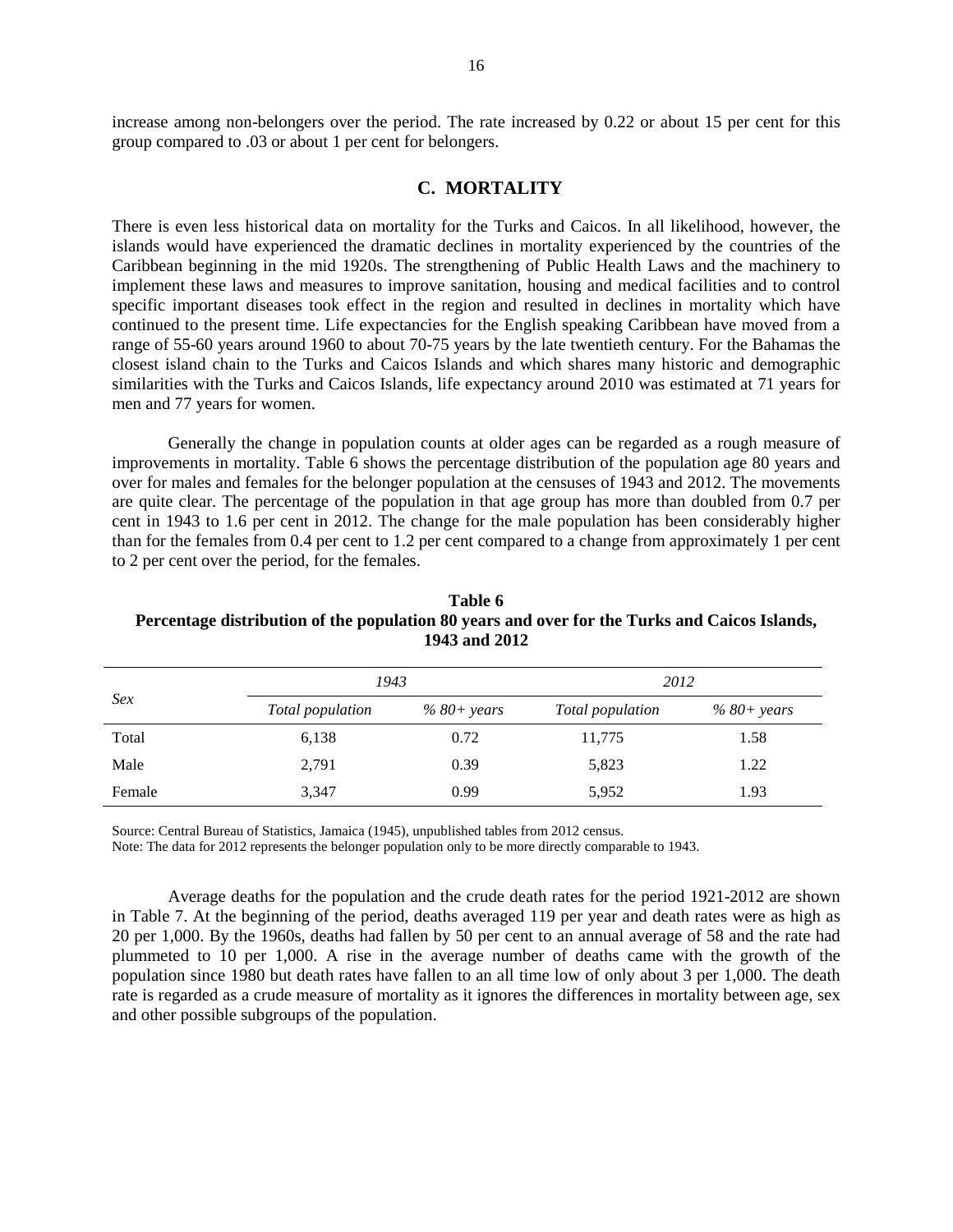increase among non-belongers over the period. The rate increased by 0.22 or about 15 per cent for this group compared to .03 or about 1 per cent for belongers.

## C. MORTALITY

There is even less historical data on mortality for the Turks and Caicos. In all likelihood, however, the islands would have experienced the dramatic declines in mortality experienced by the countries of the Caribbean beginning in the mid 1920s. The strengthening of Public Health Laws and the machinery to implement these laws and measures to improve sanitation, housing and medical facilities and to control specific important diseases took effect in the region and resulted in declines in mortality which have continued to the present time. Life expectancies for the English speaking Caribbean have moved from a range of 55-60 years around 1960 to about 70-75 years by the late twentieth century. For the Bahamas the closest island chain to the Turks and Caicos Islands and which shares many historic and demographic similarities with the Turks and Caicos Islands, life expectancy around 2010 was estimated at 71 years for men and 77 years for women.

Generally the change in population counts at older ages can be regarded as a rough measure of improvements in mortality. Table 6 shows the percentage distribution of the population age 80 years and over for males and females for the belonger population at the censuses of 1943 and 2012. The movements are quite clear. The percentage of the population in that age group has more than doubled from 0.7 per cent in 1943 to 1.6 per cent in 2012. The change for the male population has been considerably higher than for the females from 0.4 per cent to 1.2 per cent compared to a change from approximately 1 per cent to 2 per cent over the period, for the females.

**Table 6**
**Percentage distribution of the population 80 years and over for the Turks and Caicos Islands, 1943 and 2012**

| *Sex* | *1943* | | *2012* | |
|---|---|---|---|---|
| | *Total population* | *% 80+ years* | *Total population* | *% 80+ years* |
| Total | 6,138 | 0.72 | 11,775 | 1.58 |
| Male | 2,791 | 0.39 | 5,823 | 1.22 |
| Female | 3,347 | 0.99 | 5,952 | 1.93 |

Source: Central Bureau of Statistics, Jamaica (1945), unpublished tables from 2012 census.
Note: The data for 2012 represents the belonger population only to be more directly comparable to 1943.

Average deaths for the population and the crude death rates for the period 1921-2012 are shown in Table 7. At the beginning of the period, deaths averaged 119 per year and death rates were as high as 20 per 1,000. By the 1960s, deaths had fallen by 50 per cent to an annual average of 58 and the rate had plummeted to 10 per 1,000. A rise in the average number of deaths came with the growth of the population since 1980 but death rates have fallen to an all time low of only about 3 per 1,000. The death rate is regarded as a crude measure of mortality as it ignores the differences in mortality between age, sex and other possible subgroups of the population.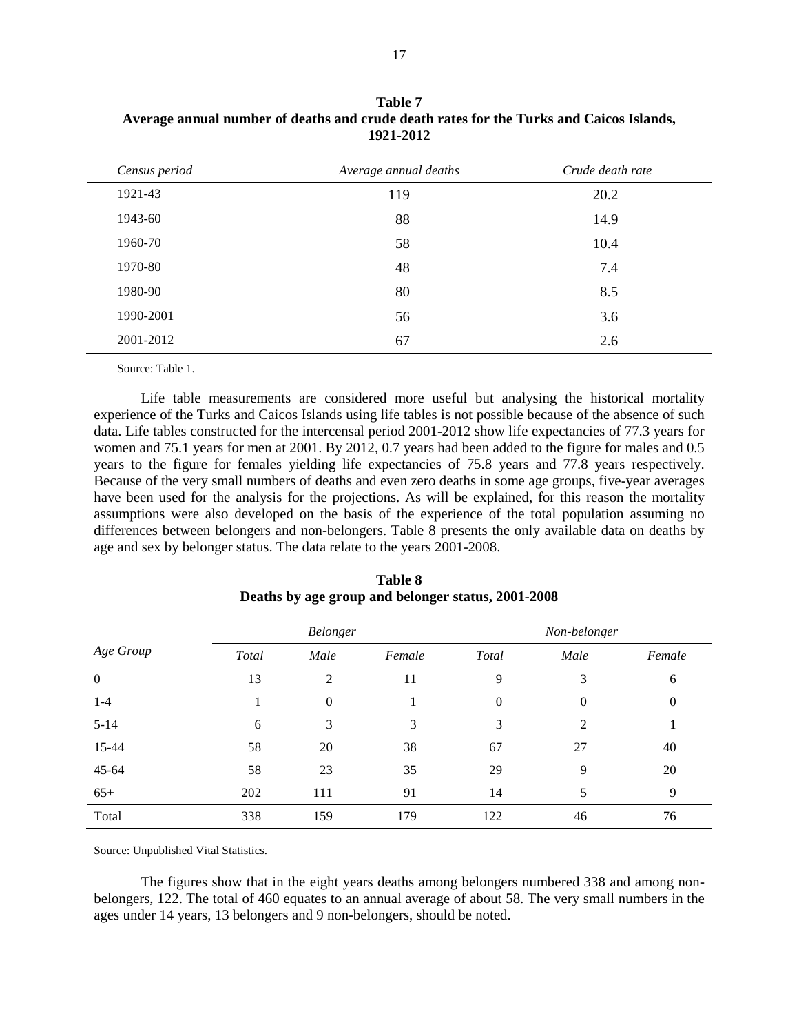**Table 7**
**Average annual number of deaths and crude death rates for the Turks and Caicos Islands, 1921-2012**

| *Census period* | *Average annual deaths* | *Crude death rate* |
|---|---|---|
| 1921-43 | 119 | 20.2 |
| 1943-60 | 88 | 14.9 |
| 1960-70 | 58 | 10.4 |
| 1970-80 | 48 | 7.4 |
| 1980-90 | 80 | 8.5 |
| 1990-2001 | 56 | 3.6 |
| 2001-2012 | 67 | 2.6 |

Source: Table 1.

Life table measurements are considered more useful but analysing the historical mortality experience of the Turks and Caicos Islands using life tables is not possible because of the absence of such data. Life tables constructed for the intercensal period 2001-2012 show life expectancies of 77.3 years for women and 75.1 years for men at 2001. By 2012, 0.7 years had been added to the figure for males and 0.5 years to the figure for females yielding life expectancies of 75.8 years and 77.8 years respectively. Because of the very small numbers of deaths and even zero deaths in some age groups, five-year averages have been used for the analysis for the projections. As will be explained, for this reason the mortality assumptions were also developed on the basis of the experience of the total population assuming no differences between belongers and non-belongers. Table 8 presents the only available data on deaths by age and sex by belonger status. The data relate to the years 2001-2008.

**Table 8**
**Deaths by age group and belonger status, 2001-2008**

| *Age Group* | *Belonger* | | | *Non-belonger* | | |
|---|---|---|---|---|---|---|
| | *Total* | *Male* | *Female* | *Total* | *Male* | *Female* |
| 0 | 13 | 2 | 11 | 9 | 3 | 6 |
| 1-4 | 1 | 0 | 1 | 0 | 0 | 0 |
| 5-14 | 6 | 3 | 3 | 3 | 2 | 1 |
| 15-44 | 58 | 20 | 38 | 67 | 27 | 40 |
| 45-64 | 58 | 23 | 35 | 29 | 9 | 20 |
| 65+ | 202 | 111 | 91 | 14 | 5 | 9 |
| Total | 338 | 159 | 179 | 122 | 46 | 76 |

Source: Unpublished Vital Statistics.

The figures show that in the eight years deaths among belongers numbered 338 and among non-belongers, 122. The total of 460 equates to an annual average of about 58. The very small numbers in the ages under 14 years, 13 belongers and 9 non-belongers, should be noted.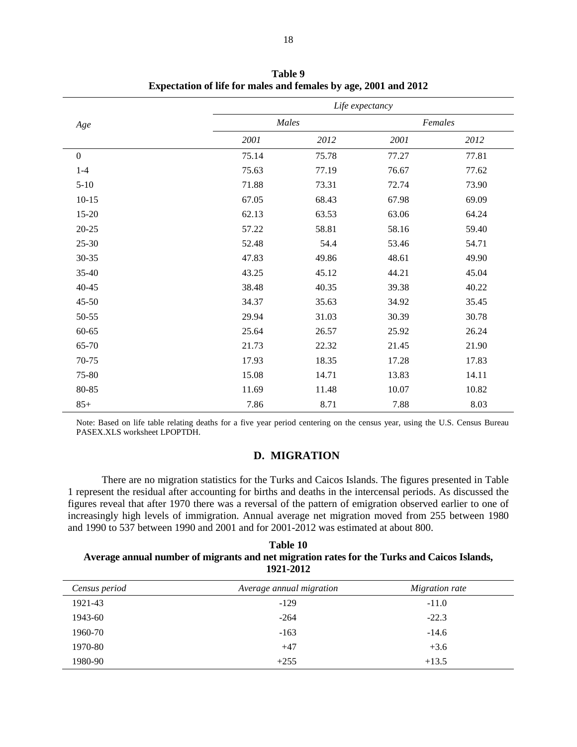**Table 9**
**Expectation of life for males and females by age, 2001 and 2012**

| *Age* | *Life expectancy* | | | |
|---|---|---|---|---|
| | *Males* | | *Females* | |
| | *2001* | *2012* | *2001* | *2012* |
| 0 | 75.14 | 75.78 | 77.27 | 77.81 |
| 1-4 | 75.63 | 77.19 | 76.67 | 77.62 |
| 5-10 | 71.88 | 73.31 | 72.74 | 73.90 |
| 10-15 | 67.05 | 68.43 | 67.98 | 69.09 |
| 15-20 | 62.13 | 63.53 | 63.06 | 64.24 |
| 20-25 | 57.22 | 58.81 | 58.16 | 59.40 |
| 25-30 | 52.48 | 54.4 | 53.46 | 54.71 |
| 30-35 | 47.83 | 49.86 | 48.61 | 49.90 |
| 35-40 | 43.25 | 45.12 | 44.21 | 45.04 |
| 40-45 | 38.48 | 40.35 | 39.38 | 40.22 |
| 45-50 | 34.37 | 35.63 | 34.92 | 35.45 |
| 50-55 | 29.94 | 31.03 | 30.39 | 30.78 |
| 60-65 | 25.64 | 26.57 | 25.92 | 26.24 |
| 65-70 | 21.73 | 22.32 | 21.45 | 21.90 |
| 70-75 | 17.93 | 18.35 | 17.28 | 17.83 |
| 75-80 | 15.08 | 14.71 | 13.83 | 14.11 |
| 80-85 | 11.69 | 11.48 | 10.07 | 10.82 |
| 85+ | 7.86 | 8.71 | 7.88 | 8.03 |

Note: Based on life table relating deaths for a five year period centering on the census year, using the U.S. Census Bureau PASEX.XLS worksheet LPOPTDH.

## D. MIGRATION

There are no migration statistics for the Turks and Caicos Islands. The figures presented in Table 1 represent the residual after accounting for births and deaths in the intercensal periods. As discussed the figures reveal that after 1970 there was a reversal of the pattern of emigration observed earlier to one of increasingly high levels of immigration. Annual average net migration moved from 255 between 1980 and 1990 to 537 between 1990 and 2001 and for 2001-2012 was estimated at about 800.

**Table 10**
**Average annual number of migrants and net migration rates for the Turks and Caicos Islands, 1921-2012**

| *Census period* | *Average annual migration* | *Migration rate* |
|---|---|---|
| 1921-43 | -129 | -11.0 |
| 1943-60 | -264 | -22.3 |
| 1960-70 | -163 | -14.6 |
| 1970-80 | +47 | +3.6 |
| 1980-90 | +255 | +13.5 |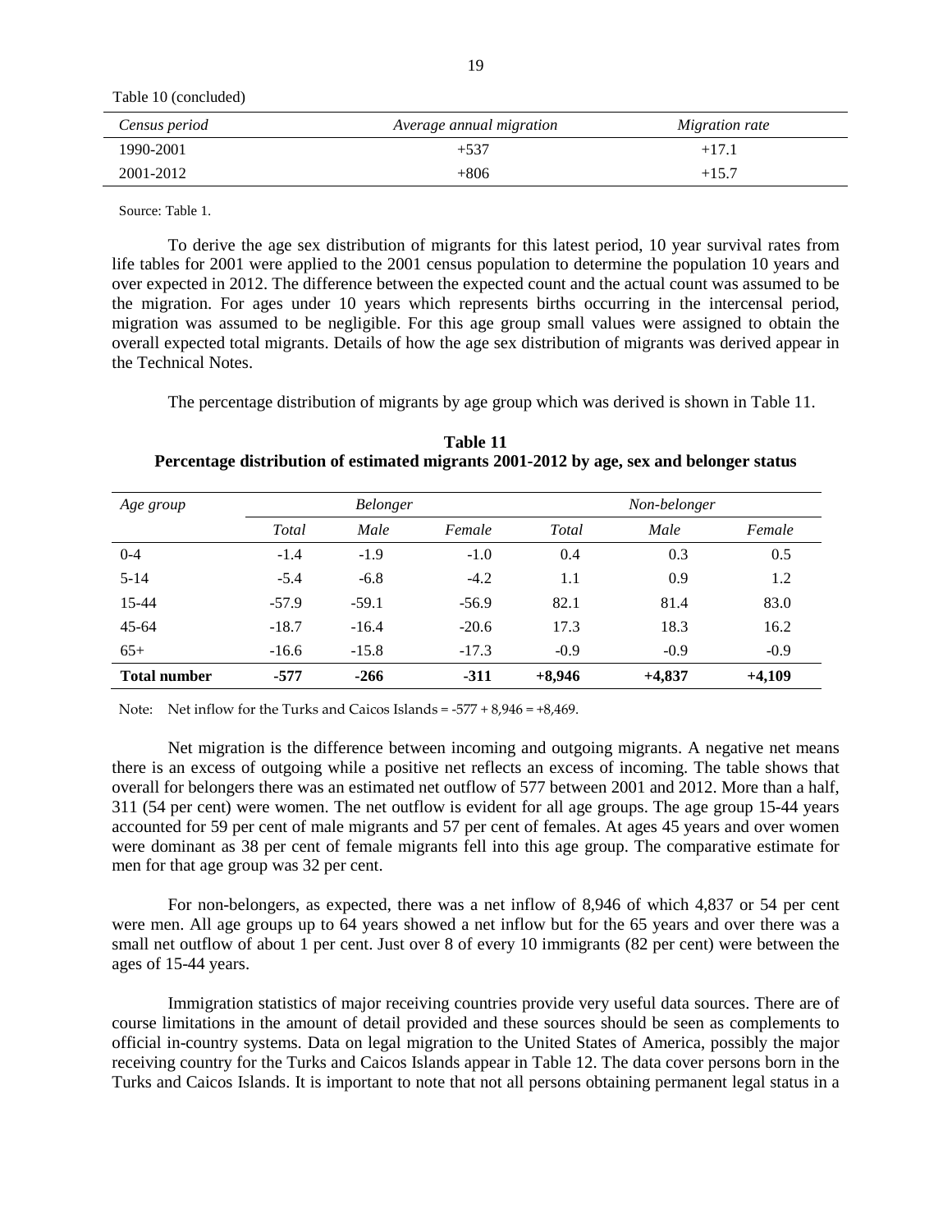Table 10 (concluded)

| *Census period* | *Average annual migration* | *Migration rate* |
|---|---|---|
| 1990-2001 | +537 | +17.1 |
| 2001-2012 | +806 | +15.7 |

Source: Table 1.

To derive the age sex distribution of migrants for this latest period, 10 year survival rates from life tables for 2001 were applied to the 2001 census population to determine the population 10 years and over expected in 2012. The difference between the expected count and the actual count was assumed to be the migration. For ages under 10 years which represents births occurring in the intercensal period, migration was assumed to be negligible. For this age group small values were assigned to obtain the overall expected total migrants. Details of how the age sex distribution of migrants was derived appear in the Technical Notes.

The percentage distribution of migrants by age group which was derived is shown in Table 11.

**Table 11**
**Percentage distribution of estimated migrants 2001-2012 by age, sex and belonger status**

| *Age group* | *Belonger* | | | *Non-belonger* | | |
|---|---|---|---|---|---|---|
| | *Total* | *Male* | *Female* | *Total* | *Male* | *Female* |
| 0-4 | -1.4 | -1.9 | -1.0 | 0.4 | 0.3 | 0.5 |
| 5-14 | -5.4 | -6.8 | -4.2 | 1.1 | 0.9 | 1.2 |
| 15-44 | -57.9 | -59.1 | -56.9 | 82.1 | 81.4 | 83.0 |
| 45-64 | -18.7 | -16.4 | -20.6 | 17.3 | 18.3 | 16.2 |
| 65+ | -16.6 | -15.8 | -17.3 | -0.9 | -0.9 | -0.9 |
| **Total number** | **-577** | **-266** | **-311** | **+8,946** | **+4,837** | **+4,109** |

Note: Net inflow for the Turks and Caicos Islands = -577 + 8,946 = +8,469.

Net migration is the difference between incoming and outgoing migrants. A negative net means there is an excess of outgoing while a positive net reflects an excess of incoming. The table shows that overall for belongers there was an estimated net outflow of 577 between 2001 and 2012. More than a half, 311 (54 per cent) were women. The net outflow is evident for all age groups. The age group 15-44 years accounted for 59 per cent of male migrants and 57 per cent of females. At ages 45 years and over women were dominant as 38 per cent of female migrants fell into this age group. The comparative estimate for men for that age group was 32 per cent.

For non-belongers, as expected, there was a net inflow of 8,946 of which 4,837 or 54 per cent were men. All age groups up to 64 years showed a net inflow but for the 65 years and over there was a small net outflow of about 1 per cent. Just over 8 of every 10 immigrants (82 per cent) were between the ages of 15-44 years.

Immigration statistics of major receiving countries provide very useful data sources. There are of course limitations in the amount of detail provided and these sources should be seen as complements to official in-country systems. Data on legal migration to the United States of America, possibly the major receiving country for the Turks and Caicos Islands appear in Table 12. The data cover persons born in the Turks and Caicos Islands. It is important to note that not all persons obtaining permanent legal status in a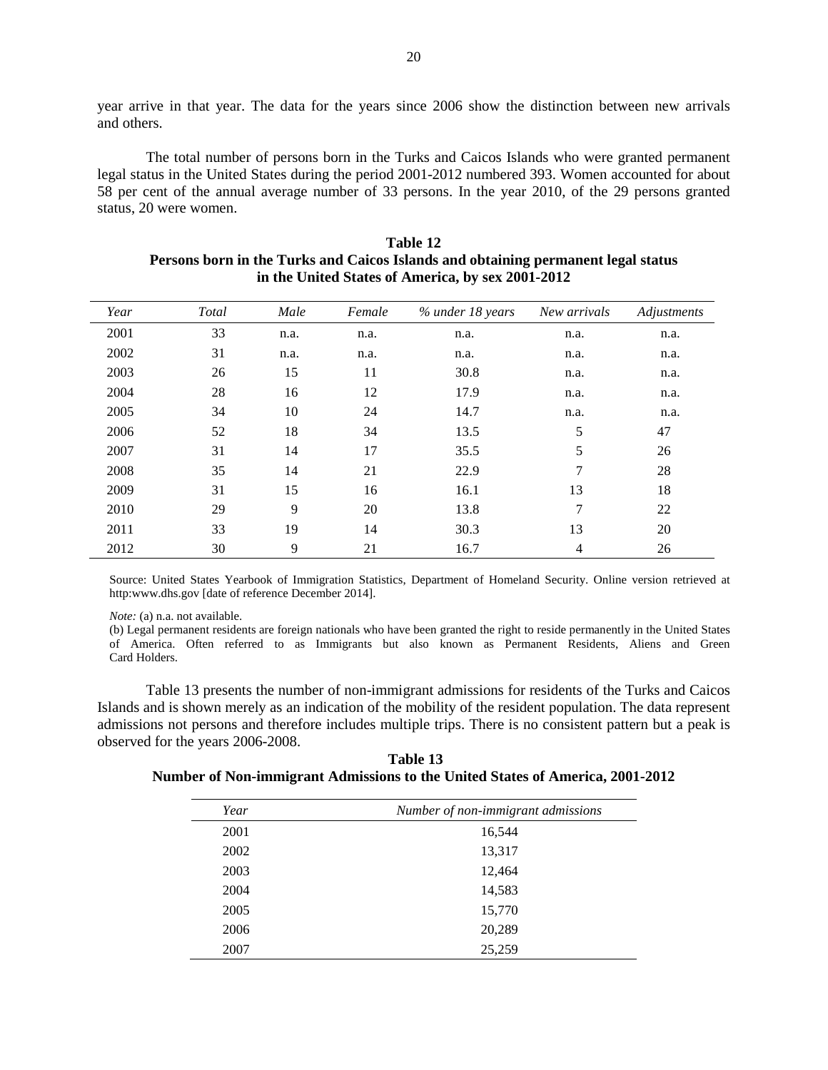year arrive in that year. The data for the years since 2006 show the distinction between new arrivals and others.

The total number of persons born in the Turks and Caicos Islands who were granted permanent legal status in the United States during the period 2001-2012 numbered 393. Women accounted for about 58 per cent of the annual average number of 33 persons. In the year 2010, of the 29 persons granted status, 20 were women.

**Table 12**
**Persons born in the Turks and Caicos Islands and obtaining permanent legal status in the United States of America, by sex 2001-2012**

| *Year* | *Total* | *Male* | *Female* | *% under 18 years* | *New arrivals* | *Adjustments* |
|---|---|---|---|---|---|---|
| 2001 | 33 | n.a. | n.a. | n.a. | n.a. | n.a. |
| 2002 | 31 | n.a. | n.a. | n.a. | n.a. | n.a. |
| 2003 | 26 | 15 | 11 | 30.8 | n.a. | n.a. |
| 2004 | 28 | 16 | 12 | 17.9 | n.a. | n.a. |
| 2005 | 34 | 10 | 24 | 14.7 | n.a. | n.a. |
| 2006 | 52 | 18 | 34 | 13.5 | 5 | 47 |
| 2007 | 31 | 14 | 17 | 35.5 | 5 | 26 |
| 2008 | 35 | 14 | 21 | 22.9 | 7 | 28 |
| 2009 | 31 | 15 | 16 | 16.1 | 13 | 18 |
| 2010 | 29 | 9 | 20 | 13.8 | 7 | 22 |
| 2011 | 33 | 19 | 14 | 30.3 | 13 | 20 |
| 2012 | 30 | 9 | 21 | 16.7 | 4 | 26 |

Source: United States Yearbook of Immigration Statistics, Department of Homeland Security. Online version retrieved at http:www.dhs.gov [date of reference December 2014].

*Note:* (a) n.a. not available.
(b) Legal permanent residents are foreign nationals who have been granted the right to reside permanently in the United States of America. Often referred to as Immigrants but also known as Permanent Residents, Aliens and Green Card Holders.

Table 13 presents the number of non-immigrant admissions for residents of the Turks and Caicos Islands and is shown merely as an indication of the mobility of the resident population. The data represent admissions not persons and therefore includes multiple trips. There is no consistent pattern but a peak is observed for the years 2006-2008.

**Table 13**
**Number of Non-immigrant Admissions to the United States of America, 2001-2012**

| *Year* | *Number of non-immigrant admissions* |
|---|---|
| 2001 | 16,544 |
| 2002 | 13,317 |
| 2003 | 12,464 |
| 2004 | 14,583 |
| 2005 | 15,770 |
| 2006 | 20,289 |
| 2007 | 25,259 |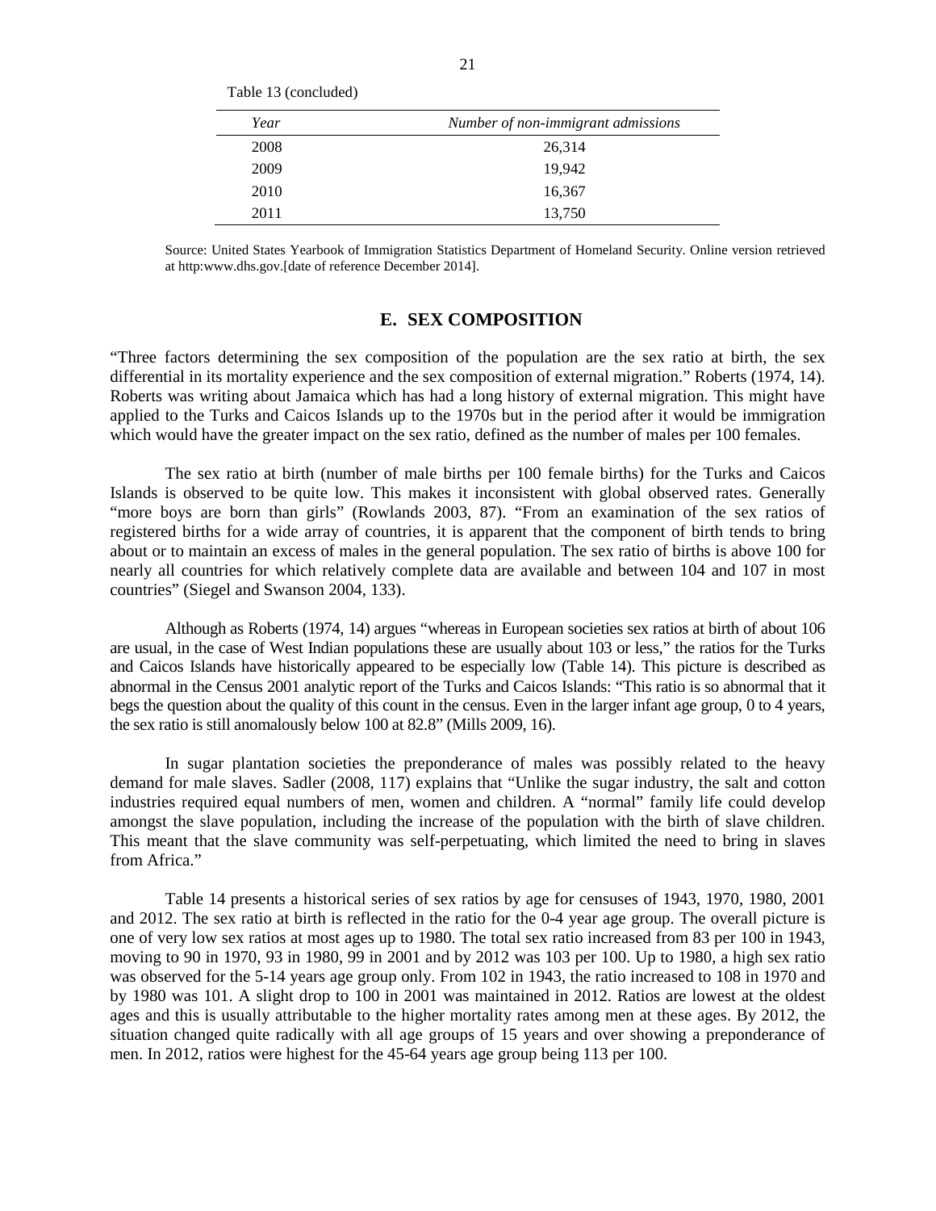Table 13 (concluded)

| *Year* | *Number of non-immigrant admissions* |
|---|---|
| 2008 | 26,314 |
| 2009 | 19,942 |
| 2010 | 16,367 |
| 2011 | 13,750 |

Source: United States Yearbook of Immigration Statistics Department of Homeland Security. Online version retrieved at http:www.dhs.gov.[date of reference December 2014].

## E. SEX COMPOSITION

"Three factors determining the sex composition of the population are the sex ratio at birth, the sex differential in its mortality experience and the sex composition of external migration." Roberts (1974, 14). Roberts was writing about Jamaica which has had a long history of external migration. This might have applied to the Turks and Caicos Islands up to the 1970s but in the period after it would be immigration which would have the greater impact on the sex ratio, defined as the number of males per 100 females.

The sex ratio at birth (number of male births per 100 female births) for the Turks and Caicos Islands is observed to be quite low. This makes it inconsistent with global observed rates. Generally "more boys are born than girls" (Rowlands 2003, 87). "From an examination of the sex ratios of registered births for a wide array of countries, it is apparent that the component of birth tends to bring about or to maintain an excess of males in the general population. The sex ratio of births is above 100 for nearly all countries for which relatively complete data are available and between 104 and 107 in most countries" (Siegel and Swanson 2004, 133).

Although as Roberts (1974, 14) argues "whereas in European societies sex ratios at birth of about 106 are usual, in the case of West Indian populations these are usually about 103 or less," the ratios for the Turks and Caicos Islands have historically appeared to be especially low (Table 14). This picture is described as abnormal in the Census 2001 analytic report of the Turks and Caicos Islands: "This ratio is so abnormal that it begs the question about the quality of this count in the census. Even in the larger infant age group, 0 to 4 years, the sex ratio is still anomalously below 100 at 82.8" (Mills 2009, 16).

In sugar plantation societies the preponderance of males was possibly related to the heavy demand for male slaves. Sadler (2008, 117) explains that "Unlike the sugar industry, the salt and cotton industries required equal numbers of men, women and children. A "normal" family life could develop amongst the slave population, including the increase of the population with the birth of slave children. This meant that the slave community was self-perpetuating, which limited the need to bring in slaves from Africa."

Table 14 presents a historical series of sex ratios by age for censuses of 1943, 1970, 1980, 2001 and 2012. The sex ratio at birth is reflected in the ratio for the 0-4 year age group. The overall picture is one of very low sex ratios at most ages up to 1980. The total sex ratio increased from 83 per 100 in 1943, moving to 90 in 1970, 93 in 1980, 99 in 2001 and by 2012 was 103 per 100. Up to 1980, a high sex ratio was observed for the 5-14 years age group only. From 102 in 1943, the ratio increased to 108 in 1970 and by 1980 was 101. A slight drop to 100 in 2001 was maintained in 2012. Ratios are lowest at the oldest ages and this is usually attributable to the higher mortality rates among men at these ages. By 2012, the situation changed quite radically with all age groups of 15 years and over showing a preponderance of men. In 2012, ratios were highest for the 45-64 years age group being 113 per 100.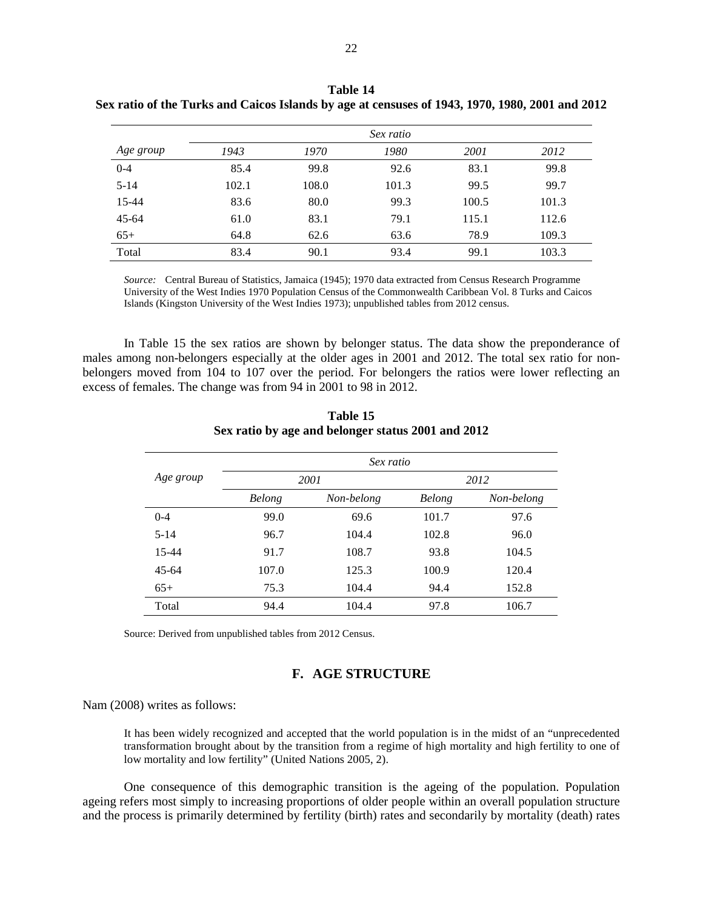**Table 14**
**Sex ratio of the Turks and Caicos Islands by age at censuses of 1943, 1970, 1980, 2001 and 2012**

| Age group | *Sex ratio* | | | | |
|---|---|---|---|---|---|
| | *1943* | *1970* | *1980* | *2001* | *2012* |
| 0-4 | 85.4 | 99.8 | 92.6 | 83.1 | 99.8 |
| 5-14 | 102.1 | 108.0 | 101.3 | 99.5 | 99.7 |
| 15-44 | 83.6 | 80.0 | 99.3 | 100.5 | 101.3 |
| 45-64 | 61.0 | 83.1 | 79.1 | 115.1 | 112.6 |
| 65+ | 64.8 | 62.6 | 63.6 | 78.9 | 109.3 |
| Total | 83.4 | 90.1 | 93.4 | 99.1 | 103.3 |

*Source:* Central Bureau of Statistics, Jamaica (1945); 1970 data extracted from Census Research Programme University of the West Indies 1970 Population Census of the Commonwealth Caribbean Vol. 8 Turks and Caicos Islands (Kingston University of the West Indies 1973); unpublished tables from 2012 census.

In Table 15 the sex ratios are shown by belonger status. The data show the preponderance of males among non-belongers especially at the older ages in 2001 and 2012. The total sex ratio for non-belongers moved from 104 to 107 over the period. For belongers the ratios were lower reflecting an excess of females. The change was from 94 in 2001 to 98 in 2012.

**Table 15**
**Sex ratio by age and belonger status 2001 and 2012**

| Age group | *Sex ratio* | | | |
|---|---|---|---|---|
| | *2001* | | *2012* | |
| | *Belong* | *Non-belong* | *Belong* | *Non-belong* |
| 0-4 | 99.0 | 69.6 | 101.7 | 97.6 |
| 5-14 | 96.7 | 104.4 | 102.8 | 96.0 |
| 15-44 | 91.7 | 108.7 | 93.8 | 104.5 |
| 45-64 | 107.0 | 125.3 | 100.9 | 120.4 |
| 65+ | 75.3 | 104.4 | 94.4 | 152.8 |
| Total | 94.4 | 104.4 | 97.8 | 106.7 |

Source: Derived from unpublished tables from 2012 Census.

## F. AGE STRUCTURE

Nam (2008) writes as follows:

> It has been widely recognized and accepted that the world population is in the midst of an "unprecedented transformation brought about by the transition from a regime of high mortality and high fertility to one of low mortality and low fertility" (United Nations 2005, 2).

One consequence of this demographic transition is the ageing of the population. Population ageing refers most simply to increasing proportions of older people within an overall population structure and the process is primarily determined by fertility (birth) rates and secondarily by mortality (death) rates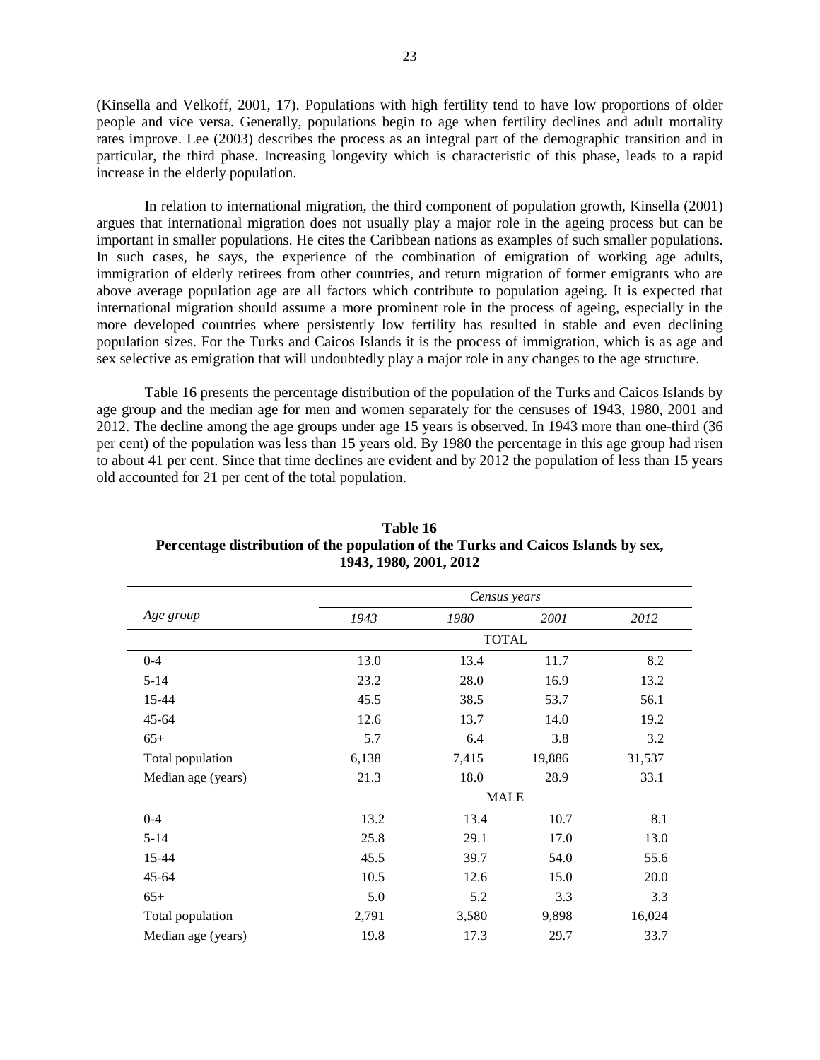(Kinsella and Velkoff, 2001, 17). Populations with high fertility tend to have low proportions of older people and vice versa. Generally, populations begin to age when fertility declines and adult mortality rates improve. Lee (2003) describes the process as an integral part of the demographic transition and in particular, the third phase. Increasing longevity which is characteristic of this phase, leads to a rapid increase in the elderly population.

In relation to international migration, the third component of population growth, Kinsella (2001) argues that international migration does not usually play a major role in the ageing process but can be important in smaller populations. He cites the Caribbean nations as examples of such smaller populations. In such cases, he says, the experience of the combination of emigration of working age adults, immigration of elderly retirees from other countries, and return migration of former emigrants who are above average population age are all factors which contribute to population ageing. It is expected that international migration should assume a more prominent role in the process of ageing, especially in the more developed countries where persistently low fertility has resulted in stable and even declining population sizes. For the Turks and Caicos Islands it is the process of immigration, which is as age and sex selective as emigration that will undoubtedly play a major role in any changes to the age structure.

Table 16 presents the percentage distribution of the population of the Turks and Caicos Islands by age group and the median age for men and women separately for the censuses of 1943, 1980, 2001 and 2012. The decline among the age groups under age 15 years is observed. In 1943 more than one-third (36 per cent) of the population was less than 15 years old. By 1980 the percentage in this age group had risen to about 41 per cent. Since that time declines are evident and by 2012 the population of less than 15 years old accounted for 21 per cent of the total population.

**Table 16**
**Percentage distribution of the population of the Turks and Caicos Islands by sex, 1943, 1980, 2001, 2012**

| *Age group* | *Census years* | | | |
|---|---|---|---|---|
| | *1943* | *1980* | *2001* | *2012* |
| | | TOTAL | | |
| 0-4 | 13.0 | 13.4 | 11.7 | 8.2 |
| 5-14 | 23.2 | 28.0 | 16.9 | 13.2 |
| 15-44 | 45.5 | 38.5 | 53.7 | 56.1 |
| 45-64 | 12.6 | 13.7 | 14.0 | 19.2 |
| 65+ | 5.7 | 6.4 | 3.8 | 3.2 |
| Total population | 6,138 | 7,415 | 19,886 | 31,537 |
| Median age (years) | 21.3 | 18.0 | 28.9 | 33.1 |
| | | MALE | | |
| 0-4 | 13.2 | 13.4 | 10.7 | 8.1 |
| 5-14 | 25.8 | 29.1 | 17.0 | 13.0 |
| 15-44 | 45.5 | 39.7 | 54.0 | 55.6 |
| 45-64 | 10.5 | 12.6 | 15.0 | 20.0 |
| 65+ | 5.0 | 5.2 | 3.3 | 3.3 |
| Total population | 2,791 | 3,580 | 9,898 | 16,024 |
| Median age (years) | 19.8 | 17.3 | 29.7 | 33.7 |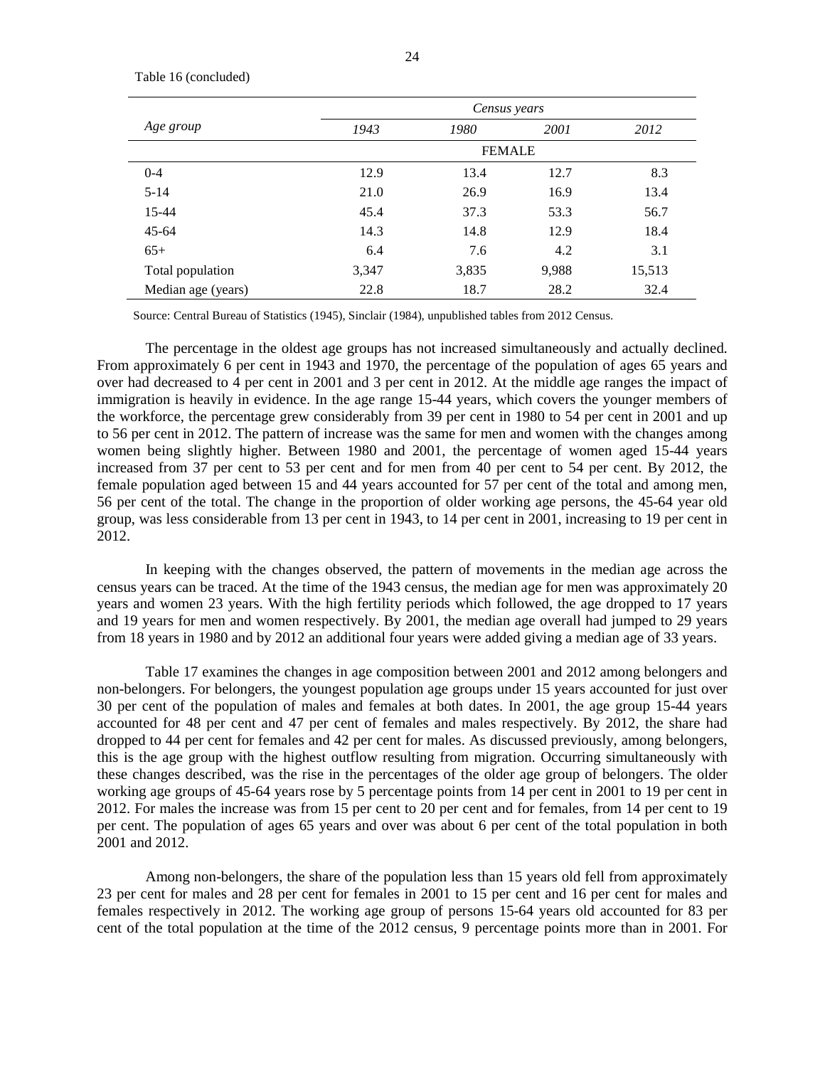Table 16 (concluded)

| *Age group* | *Census years* | | | |
|---|---|---|---|---|
| | *1943* | *1980* | *2001* | *2012* |
| | FEMALE | | | |
| 0-4 | 12.9 | 13.4 | 12.7 | 8.3 |
| 5-14 | 21.0 | 26.9 | 16.9 | 13.4 |
| 15-44 | 45.4 | 37.3 | 53.3 | 56.7 |
| 45-64 | 14.3 | 14.8 | 12.9 | 18.4 |
| 65+ | 6.4 | 7.6 | 4.2 | 3.1 |
| Total population | 3,347 | 3,835 | 9,988 | 15,513 |
| Median age (years) | 22.8 | 18.7 | 28.2 | 32.4 |

Source: Central Bureau of Statistics (1945), Sinclair (1984), unpublished tables from 2012 Census.

The percentage in the oldest age groups has not increased simultaneously and actually declined. From approximately 6 per cent in 1943 and 1970, the percentage of the population of ages 65 years and over had decreased to 4 per cent in 2001 and 3 per cent in 2012. At the middle age ranges the impact of immigration is heavily in evidence. In the age range 15-44 years, which covers the younger members of the workforce, the percentage grew considerably from 39 per cent in 1980 to 54 per cent in 2001 and up to 56 per cent in 2012. The pattern of increase was the same for men and women with the changes among women being slightly higher. Between 1980 and 2001, the percentage of women aged 15-44 years increased from 37 per cent to 53 per cent and for men from 40 per cent to 54 per cent. By 2012, the female population aged between 15 and 44 years accounted for 57 per cent of the total and among men, 56 per cent of the total. The change in the proportion of older working age persons, the 45-64 year old group, was less considerable from 13 per cent in 1943, to 14 per cent in 2001, increasing to 19 per cent in 2012.

In keeping with the changes observed, the pattern of movements in the median age across the census years can be traced. At the time of the 1943 census, the median age for men was approximately 20 years and women 23 years. With the high fertility periods which followed, the age dropped to 17 years and 19 years for men and women respectively. By 2001, the median age overall had jumped to 29 years from 18 years in 1980 and by 2012 an additional four years were added giving a median age of 33 years.

Table 17 examines the changes in age composition between 2001 and 2012 among belongers and non-belongers. For belongers, the youngest population age groups under 15 years accounted for just over 30 per cent of the population of males and females at both dates. In 2001, the age group 15-44 years accounted for 48 per cent and 47 per cent of females and males respectively. By 2012, the share had dropped to 44 per cent for females and 42 per cent for males. As discussed previously, among belongers, this is the age group with the highest outflow resulting from migration. Occurring simultaneously with these changes described, was the rise in the percentages of the older age group of belongers. The older working age groups of 45-64 years rose by 5 percentage points from 14 per cent in 2001 to 19 per cent in 2012. For males the increase was from 15 per cent to 20 per cent and for females, from 14 per cent to 19 per cent. The population of ages 65 years and over was about 6 per cent of the total population in both 2001 and 2012.

Among non-belongers, the share of the population less than 15 years old fell from approximately 23 per cent for males and 28 per cent for females in 2001 to 15 per cent and 16 per cent for males and females respectively in 2012. The working age group of persons 15-64 years old accounted for 83 per cent of the total population at the time of the 2012 census, 9 percentage points more than in 2001. For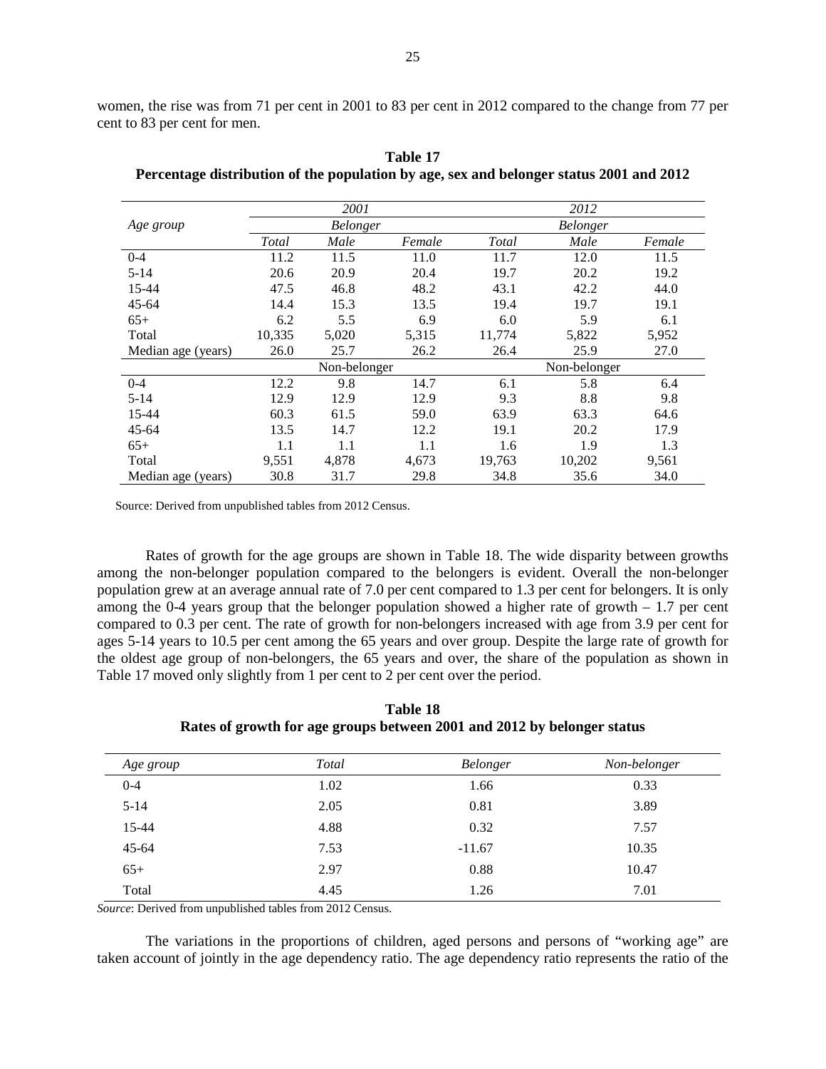women, the rise was from 71 per cent in 2001 to 83 per cent in 2012 compared to the change from 77 per cent to 83 per cent for men.

**Table 17**
**Percentage distribution of the population by age, sex and belonger status 2001 and 2012**

| Age group | 2001 | | | 2012 | | |
|---|---|---|---|---|---|---|
| | *Belonger* | | | *Belonger* | | |
| | *Total* | *Male* | *Female* | *Total* | *Male* | *Female* |
| 0-4 | 11.2 | 11.5 | 11.0 | 11.7 | 12.0 | 11.5 |
| 5-14 | 20.6 | 20.9 | 20.4 | 19.7 | 20.2 | 19.2 |
| 15-44 | 47.5 | 46.8 | 48.2 | 43.1 | 42.2 | 44.0 |
| 45-64 | 14.4 | 15.3 | 13.5 | 19.4 | 19.7 | 19.1 |
| 65+ | 6.2 | 5.5 | 6.9 | 6.0 | 5.9 | 6.1 |
| Total | 10,335 | 5,020 | 5,315 | 11,774 | 5,822 | 5,952 |
| Median age (years) | 26.0 | 25.7 | 26.2 | 26.4 | 25.9 | 27.0 |
| | Non-belonger | | | Non-belonger | | |
| 0-4 | 12.2 | 9.8 | 14.7 | 6.1 | 5.8 | 6.4 |
| 5-14 | 12.9 | 12.9 | 12.9 | 9.3 | 8.8 | 9.8 |
| 15-44 | 60.3 | 61.5 | 59.0 | 63.9 | 63.3 | 64.6 |
| 45-64 | 13.5 | 14.7 | 12.2 | 19.1 | 20.2 | 17.9 |
| 65+ | 1.1 | 1.1 | 1.1 | 1.6 | 1.9 | 1.3 |
| Total | 9,551 | 4,878 | 4,673 | 19,763 | 10,202 | 9,561 |
| Median age (years) | 30.8 | 31.7 | 29.8 | 34.8 | 35.6 | 34.0 |

Source: Derived from unpublished tables from 2012 Census.

Rates of growth for the age groups are shown in Table 18. The wide disparity between growths among the non-belonger population compared to the belongers is evident. Overall the non-belonger population grew at an average annual rate of 7.0 per cent compared to 1.3 per cent for belongers. It is only among the 0-4 years group that the belonger population showed a higher rate of growth – 1.7 per cent compared to 0.3 per cent. The rate of growth for non-belongers increased with age from 3.9 per cent for ages 5-14 years to 10.5 per cent among the 65 years and over group. Despite the large rate of growth for the oldest age group of non-belongers, the 65 years and over, the share of the population as shown in Table 17 moved only slightly from 1 per cent to 2 per cent over the period.

**Table 18**
**Rates of growth for age groups between 2001 and 2012 by belonger status**

| *Age group* | *Total* | *Belonger* | *Non-belonger* |
|---|---|---|---|
| 0-4 | 1.02 | 1.66 | 0.33 |
| 5-14 | 2.05 | 0.81 | 3.89 |
| 15-44 | 4.88 | 0.32 | 7.57 |
| 45-64 | 7.53 | -11.67 | 10.35 |
| 65+ | 2.97 | 0.88 | 10.47 |
| Total | 4.45 | 1.26 | 7.01 |

*Source*: Derived from unpublished tables from 2012 Census.

The variations in the proportions of children, aged persons and persons of "working age" are taken account of jointly in the age dependency ratio. The age dependency ratio represents the ratio of the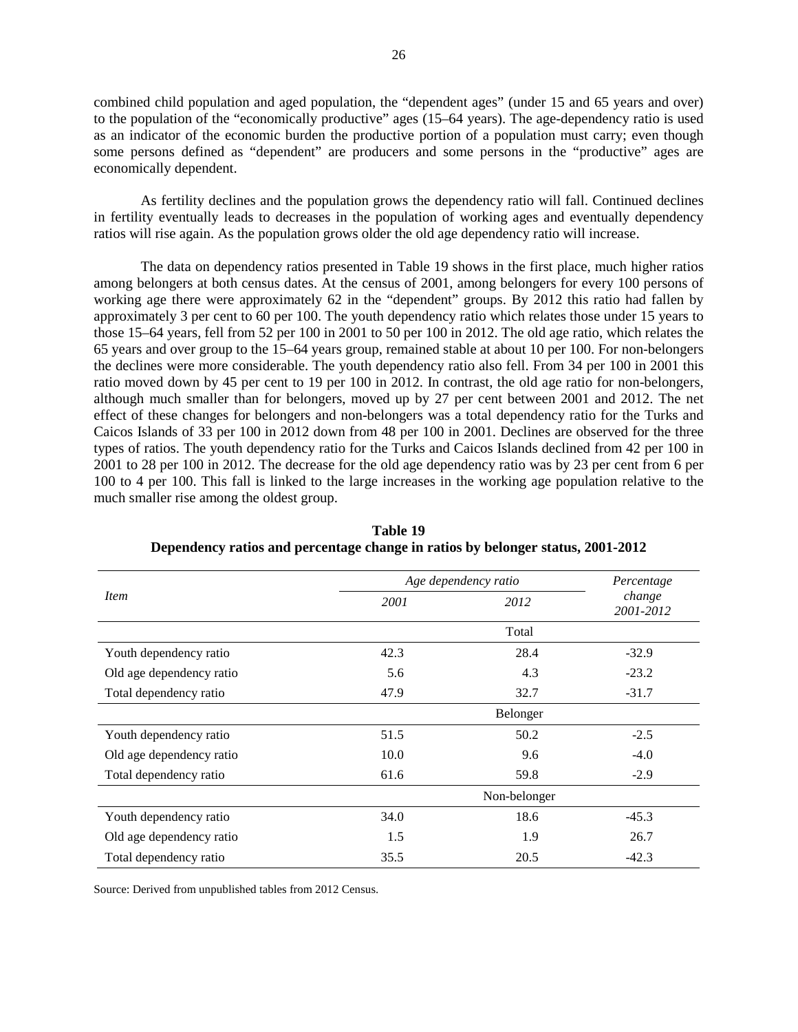combined child population and aged population, the "dependent ages" (under 15 and 65 years and over) to the population of the "economically productive" ages (15–64 years). The age-dependency ratio is used as an indicator of the economic burden the productive portion of a population must carry; even though some persons defined as "dependent" are producers and some persons in the "productive" ages are economically dependent.

As fertility declines and the population grows the dependency ratio will fall. Continued declines in fertility eventually leads to decreases in the population of working ages and eventually dependency ratios will rise again. As the population grows older the old age dependency ratio will increase.

The data on dependency ratios presented in Table 19 shows in the first place, much higher ratios among belongers at both census dates. At the census of 2001, among belongers for every 100 persons of working age there were approximately 62 in the "dependent" groups. By 2012 this ratio had fallen by approximately 3 per cent to 60 per 100. The youth dependency ratio which relates those under 15 years to those 15–64 years, fell from 52 per 100 in 2001 to 50 per 100 in 2012. The old age ratio, which relates the 65 years and over group to the 15–64 years group, remained stable at about 10 per 100. For non-belongers the declines were more considerable. The youth dependency ratio also fell. From 34 per 100 in 2001 this ratio moved down by 45 per cent to 19 per 100 in 2012. In contrast, the old age ratio for non-belongers, although much smaller than for belongers, moved up by 27 per cent between 2001 and 2012. The net effect of these changes for belongers and non-belongers was a total dependency ratio for the Turks and Caicos Islands of 33 per 100 in 2012 down from 48 per 100 in 2001. Declines are observed for the three types of ratios. The youth dependency ratio for the Turks and Caicos Islands declined from 42 per 100 in 2001 to 28 per 100 in 2012. The decrease for the old age dependency ratio was by 23 per cent from 6 per 100 to 4 per 100. This fall is linked to the large increases in the working age population relative to the much smaller rise among the oldest group.

**Table 19**
**Dependency ratios and percentage change in ratios by belonger status, 2001-2012**

| *Item* | *Age dependency ratio* | | *Percentage change 2001-2012* |
|---|---|---|---|
| | *2001* | *2012* | |
| | | Total | |
| Youth dependency ratio | 42.3 | 28.4 | -32.9 |
| Old age dependency ratio | 5.6 | 4.3 | -23.2 |
| Total dependency ratio | 47.9 | 32.7 | -31.7 |
| | | Belonger | |
| Youth dependency ratio | 51.5 | 50.2 | -2.5 |
| Old age dependency ratio | 10.0 | 9.6 | -4.0 |
| Total dependency ratio | 61.6 | 59.8 | -2.9 |
| | | Non-belonger | |
| Youth dependency ratio | 34.0 | 18.6 | -45.3 |
| Old age dependency ratio | 1.5 | 1.9 | 26.7 |
| Total dependency ratio | 35.5 | 20.5 | -42.3 |

Source: Derived from unpublished tables from 2012 Census.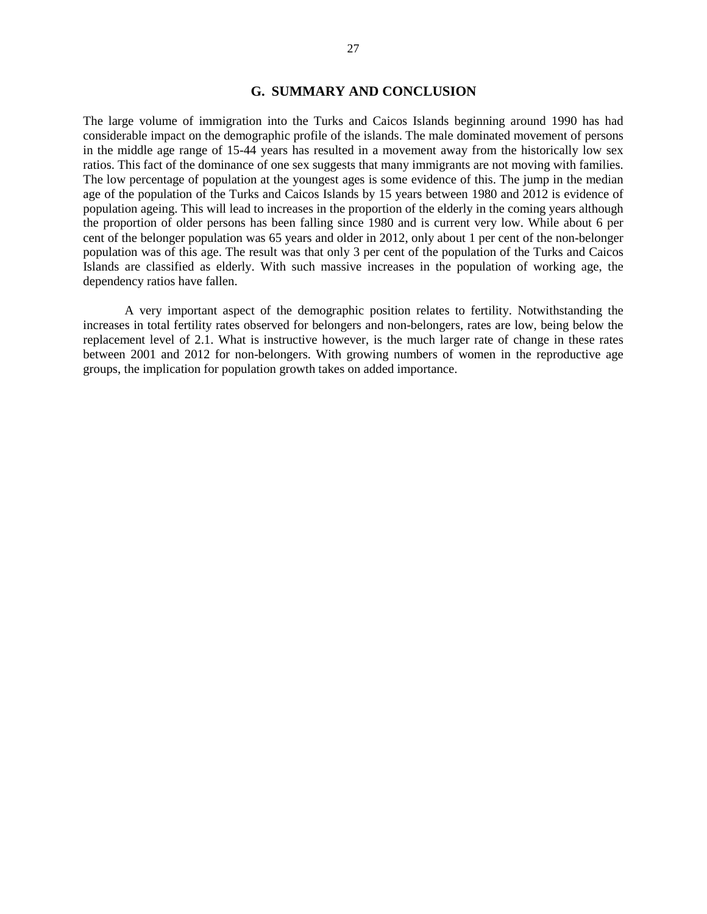## G. SUMMARY AND CONCLUSION

The large volume of immigration into the Turks and Caicos Islands beginning around 1990 has had considerable impact on the demographic profile of the islands. The male dominated movement of persons in the middle age range of 15-44 years has resulted in a movement away from the historically low sex ratios. This fact of the dominance of one sex suggests that many immigrants are not moving with families. The low percentage of population at the youngest ages is some evidence of this. The jump in the median age of the population of the Turks and Caicos Islands by 15 years between 1980 and 2012 is evidence of population ageing. This will lead to increases in the proportion of the elderly in the coming years although the proportion of older persons has been falling since 1980 and is current very low. While about 6 per cent of the belonger population was 65 years and older in 2012, only about 1 per cent of the non-belonger population was of this age. The result was that only 3 per cent of the population of the Turks and Caicos Islands are classified as elderly. With such massive increases in the population of working age, the dependency ratios have fallen.

A very important aspect of the demographic position relates to fertility. Notwithstanding the increases in total fertility rates observed for belongers and non-belongers, rates are low, being below the replacement level of 2.1. What is instructive however, is the much larger rate of change in these rates between 2001 and 2012 for non-belongers. With growing numbers of women in the reproductive age groups, the implication for population growth takes on added importance.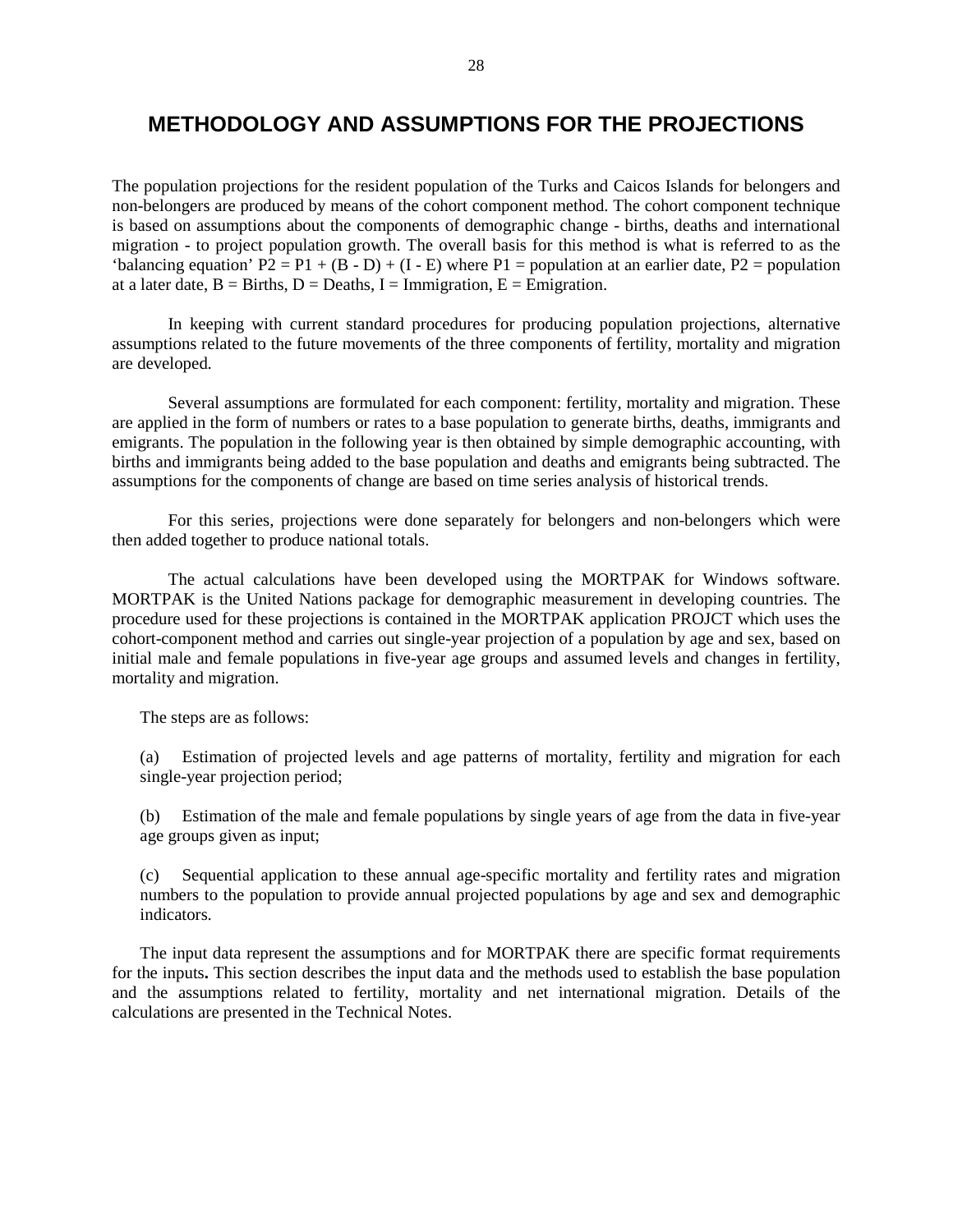# METHODOLOGY AND ASSUMPTIONS FOR THE PROJECTIONS

The population projections for the resident population of the Turks and Caicos Islands for belongers and non-belongers are produced by means of the cohort component method. The cohort component technique is based on assumptions about the components of demographic change - births, deaths and international migration - to project population growth. The overall basis for this method is what is referred to as the 'balancing equation' $P2 = P1 + (B - D) + (I - E)$ where P1 = population at an earlier date, P2 = population at a later date, B = Births, D = Deaths, I = Immigration, E = Emigration.

In keeping with current standard procedures for producing population projections, alternative assumptions related to the future movements of the three components of fertility, mortality and migration are developed.

Several assumptions are formulated for each component: fertility, mortality and migration. These are applied in the form of numbers or rates to a base population to generate births, deaths, immigrants and emigrants. The population in the following year is then obtained by simple demographic accounting, with births and immigrants being added to the base population and deaths and emigrants being subtracted. The assumptions for the components of change are based on time series analysis of historical trends.

For this series, projections were done separately for belongers and non-belongers which were then added together to produce national totals.

The actual calculations have been developed using the MORTPAK for Windows software. MORTPAK is the United Nations package for demographic measurement in developing countries. The procedure used for these projections is contained in the MORTPAK application PROJCT which uses the cohort-component method and carries out single-year projection of a population by age and sex, based on initial male and female populations in five-year age groups and assumed levels and changes in fertility, mortality and migration.

The steps are as follows:

(a) Estimation of projected levels and age patterns of mortality, fertility and migration for each single-year projection period;

(b) Estimation of the male and female populations by single years of age from the data in five-year age groups given as input;

(c) Sequential application to these annual age-specific mortality and fertility rates and migration numbers to the population to provide annual projected populations by age and sex and demographic indicators.

The input data represent the assumptions and for MORTPAK there are specific format requirements for the inputs**.** This section describes the input data and the methods used to establish the base population and the assumptions related to fertility, mortality and net international migration. Details of the calculations are presented in the Technical Notes.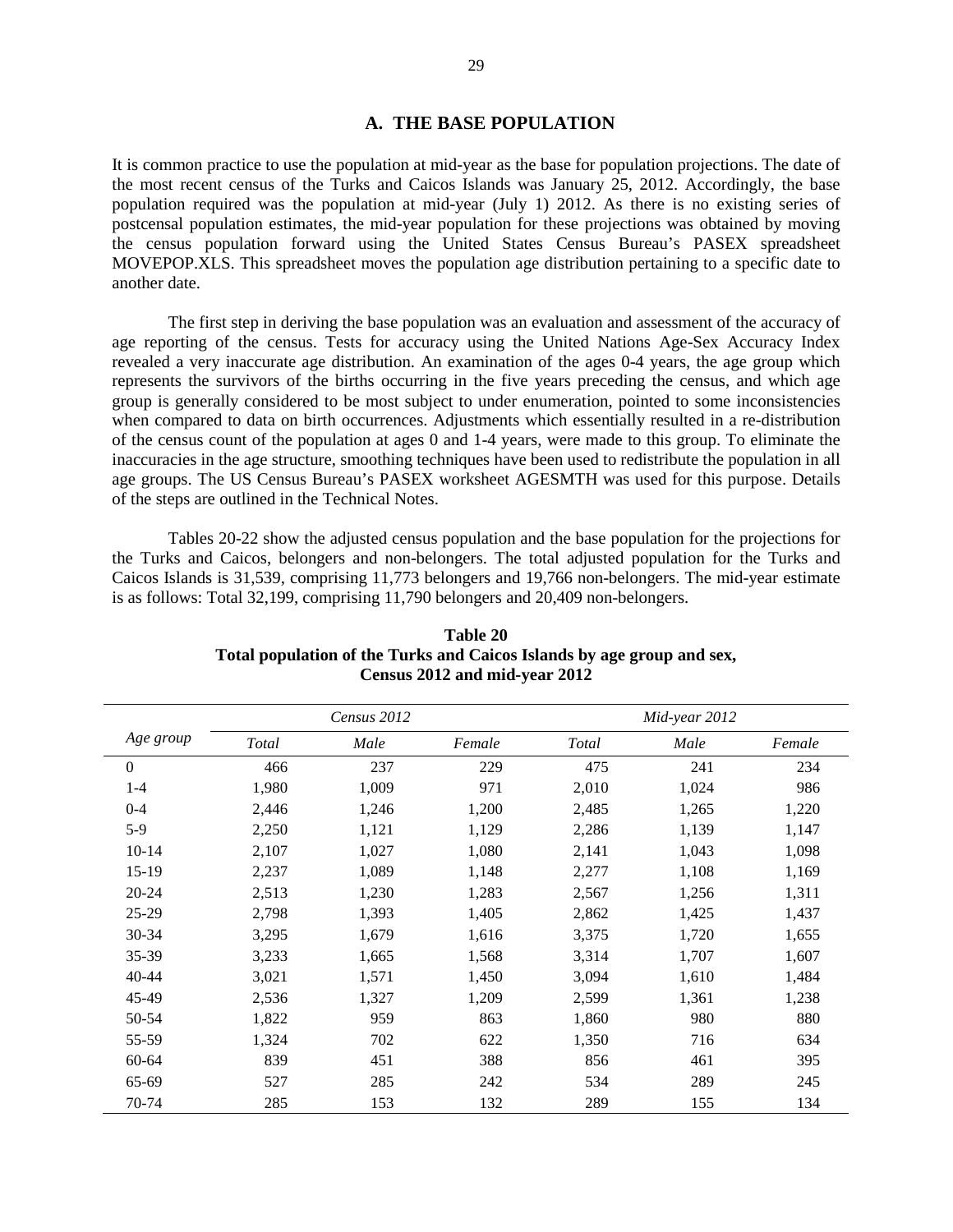## A. THE BASE POPULATION

It is common practice to use the population at mid-year as the base for population projections. The date of the most recent census of the Turks and Caicos Islands was January 25, 2012. Accordingly, the base population required was the population at mid-year (July 1) 2012. As there is no existing series of postcensal population estimates, the mid-year population for these projections was obtained by moving the census population forward using the United States Census Bureau's PASEX spreadsheet MOVEPOP.XLS. This spreadsheet moves the population age distribution pertaining to a specific date to another date.

The first step in deriving the base population was an evaluation and assessment of the accuracy of age reporting of the census. Tests for accuracy using the United Nations Age-Sex Accuracy Index revealed a very inaccurate age distribution. An examination of the ages 0-4 years, the age group which represents the survivors of the births occurring in the five years preceding the census, and which age group is generally considered to be most subject to under enumeration, pointed to some inconsistencies when compared to data on birth occurrences. Adjustments which essentially resulted in a re-distribution of the census count of the population at ages 0 and 1-4 years, were made to this group. To eliminate the inaccuracies in the age structure, smoothing techniques have been used to redistribute the population in all age groups. The US Census Bureau's PASEX worksheet AGESMTH was used for this purpose. Details of the steps are outlined in the Technical Notes.

Tables 20-22 show the adjusted census population and the base population for the projections for the Turks and Caicos, belongers and non-belongers. The total adjusted population for the Turks and Caicos Islands is 31,539, comprising 11,773 belongers and 19,766 non-belongers. The mid-year estimate is as follows: Total 32,199, comprising 11,790 belongers and 20,409 non-belongers.

**Table 20**
**Total population of the Turks and Caicos Islands by age group and sex, Census 2012 and mid-year 2012**

| *Age group* | *Census 2012* | | | *Mid-year 2012* | | |
|---|---|---|---|---|---|---|
| | *Total* | *Male* | *Female* | *Total* | *Male* | *Female* |
| 0 | 466 | 237 | 229 | 475 | 241 | 234 |
| 1-4 | 1,980 | 1,009 | 971 | 2,010 | 1,024 | 986 |
| 0-4 | 2,446 | 1,246 | 1,200 | 2,485 | 1,265 | 1,220 |
| 5-9 | 2,250 | 1,121 | 1,129 | 2,286 | 1,139 | 1,147 |
| 10-14 | 2,107 | 1,027 | 1,080 | 2,141 | 1,043 | 1,098 |
| 15-19 | 2,237 | 1,089 | 1,148 | 2,277 | 1,108 | 1,169 |
| 20-24 | 2,513 | 1,230 | 1,283 | 2,567 | 1,256 | 1,311 |
| 25-29 | 2,798 | 1,393 | 1,405 | 2,862 | 1,425 | 1,437 |
| 30-34 | 3,295 | 1,679 | 1,616 | 3,375 | 1,720 | 1,655 |
| 35-39 | 3,233 | 1,665 | 1,568 | 3,314 | 1,707 | 1,607 |
| 40-44 | 3,021 | 1,571 | 1,450 | 3,094 | 1,610 | 1,484 |
| 45-49 | 2,536 | 1,327 | 1,209 | 2,599 | 1,361 | 1,238 |
| 50-54 | 1,822 | 959 | 863 | 1,860 | 980 | 880 |
| 55-59 | 1,324 | 702 | 622 | 1,350 | 716 | 634 |
| 60-64 | 839 | 451 | 388 | 856 | 461 | 395 |
| 65-69 | 527 | 285 | 242 | 534 | 289 | 245 |
| 70-74 | 285 | 153 | 132 | 289 | 155 | 134 |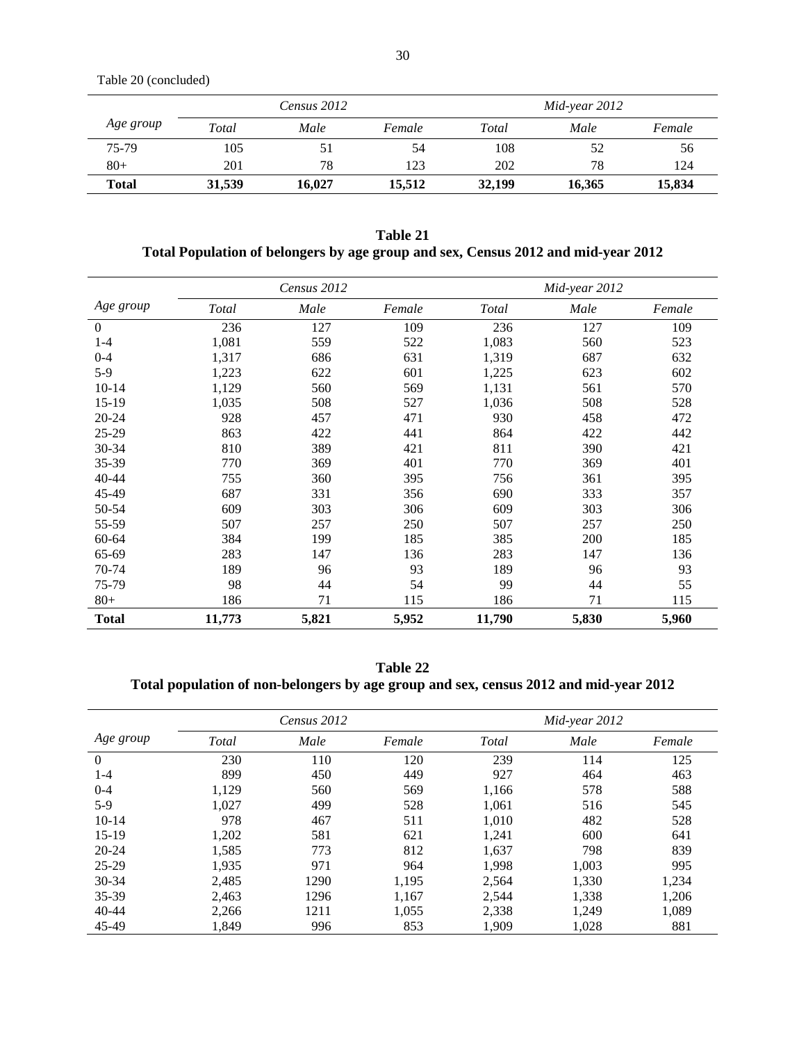Table 20 (concluded)

| Age group | Census 2012 | | | Mid-year 2012 | | |
|---|---|---|---|---|---|---|
| | *Total* | *Male* | *Female* | *Total* | *Male* | *Female* |
| 75-79 | 105 | 51 | 54 | 108 | 52 | 56 |
| 80+ | 201 | 78 | 123 | 202 | 78 | 124 |
| **Total** | **31,539** | **16,027** | **15,512** | **32,199** | **16,365** | **15,834** |

**Table 21**
**Total Population of belongers by age group and sex, Census 2012 and mid-year 2012**

| Age group | Census 2012 | | | Mid-year 2012 | | |
|---|---|---|---|---|---|---|
| | *Total* | *Male* | *Female* | *Total* | *Male* | *Female* |
| 0 | 236 | 127 | 109 | 236 | 127 | 109 |
| 1-4 | 1,081 | 559 | 522 | 1,083 | 560 | 523 |
| 0-4 | 1,317 | 686 | 631 | 1,319 | 687 | 632 |
| 5-9 | 1,223 | 622 | 601 | 1,225 | 623 | 602 |
| 10-14 | 1,129 | 560 | 569 | 1,131 | 561 | 570 |
| 15-19 | 1,035 | 508 | 527 | 1,036 | 508 | 528 |
| 20-24 | 928 | 457 | 471 | 930 | 458 | 472 |
| 25-29 | 863 | 422 | 441 | 864 | 422 | 442 |
| 30-34 | 810 | 389 | 421 | 811 | 390 | 421 |
| 35-39 | 770 | 369 | 401 | 770 | 369 | 401 |
| 40-44 | 755 | 360 | 395 | 756 | 361 | 395 |
| 45-49 | 687 | 331 | 356 | 690 | 333 | 357 |
| 50-54 | 609 | 303 | 306 | 609 | 303 | 306 |
| 55-59 | 507 | 257 | 250 | 507 | 257 | 250 |
| 60-64 | 384 | 199 | 185 | 385 | 200 | 185 |
| 65-69 | 283 | 147 | 136 | 283 | 147 | 136 |
| 70-74 | 189 | 96 | 93 | 189 | 96 | 93 |
| 75-79 | 98 | 44 | 54 | 99 | 44 | 55 |
| 80+ | 186 | 71 | 115 | 186 | 71 | 115 |
| **Total** | **11,773** | **5,821** | **5,952** | **11,790** | **5,830** | **5,960** |

**Table 22**
**Total population of non-belongers by age group and sex, census 2012 and mid-year 2012**

| Age group | Census 2012 | | | Mid-year 2012 | | |
|---|---|---|---|---|---|---|
| | *Total* | *Male* | *Female* | *Total* | *Male* | *Female* |
| 0 | 230 | 110 | 120 | 239 | 114 | 125 |
| 1-4 | 899 | 450 | 449 | 927 | 464 | 463 |
| 0-4 | 1,129 | 560 | 569 | 1,166 | 578 | 588 |
| 5-9 | 1,027 | 499 | 528 | 1,061 | 516 | 545 |
| 10-14 | 978 | 467 | 511 | 1,010 | 482 | 528 |
| 15-19 | 1,202 | 581 | 621 | 1,241 | 600 | 641 |
| 20-24 | 1,585 | 773 | 812 | 1,637 | 798 | 839 |
| 25-29 | 1,935 | 971 | 964 | 1,998 | 1,003 | 995 |
| 30-34 | 2,485 | 1290 | 1,195 | 2,564 | 1,330 | 1,234 |
| 35-39 | 2,463 | 1296 | 1,167 | 2,544 | 1,338 | 1,206 |
| 40-44 | 2,266 | 1211 | 1,055 | 2,338 | 1,249 | 1,089 |
| 45-49 | 1,849 | 996 | 853 | 1,909 | 1,028 | 881 |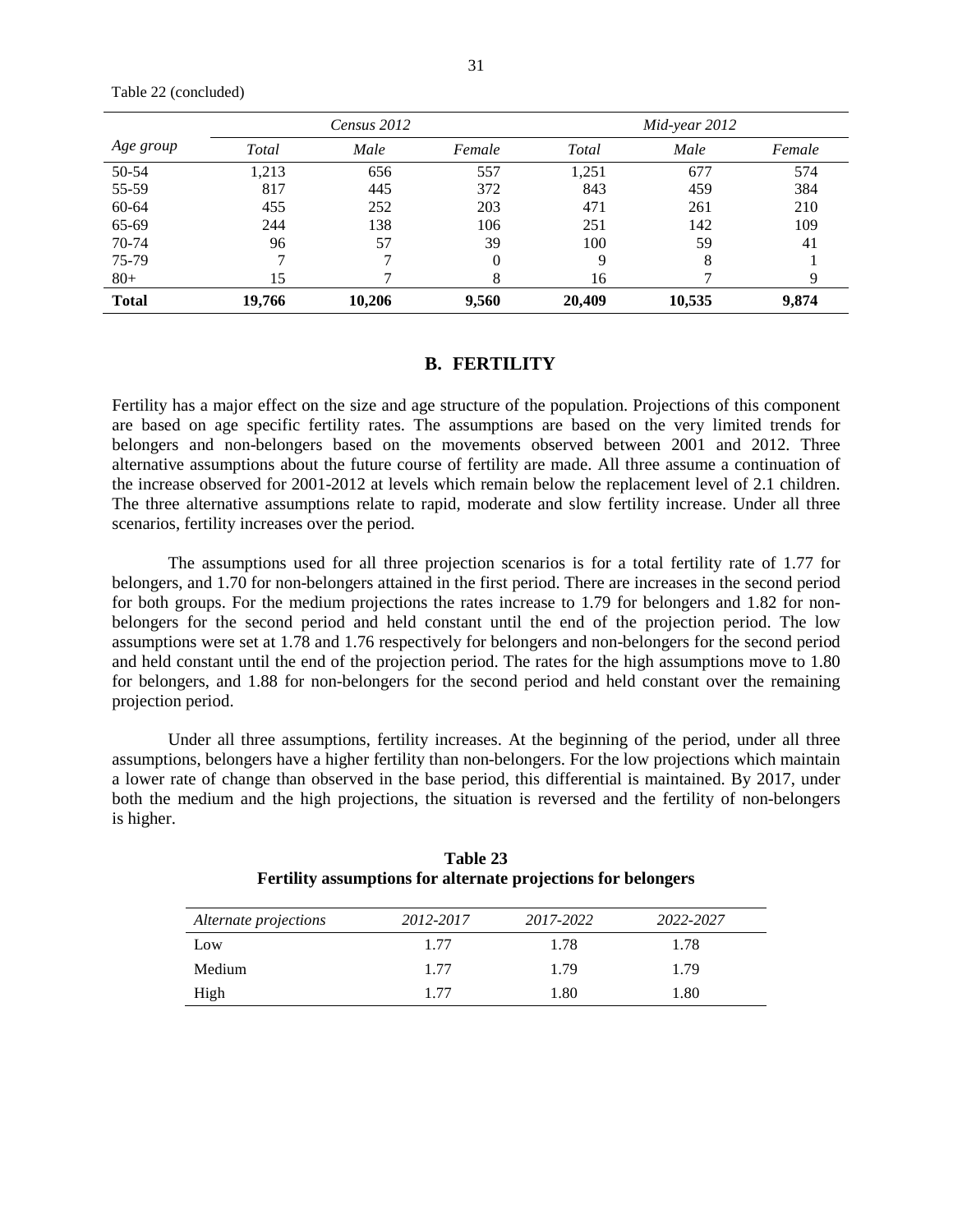Table 22 (concluded)

| Age group | Census 2012 | | | Mid-year 2012 | | |
|---|---|---|---|---|---|---|
| | *Total* | *Male* | *Female* | *Total* | *Male* | *Female* |
| 50-54 | 1,213 | 656 | 557 | 1,251 | 677 | 574 |
| 55-59 | 817 | 445 | 372 | 843 | 459 | 384 |
| 60-64 | 455 | 252 | 203 | 471 | 261 | 210 |
| 65-69 | 244 | 138 | 106 | 251 | 142 | 109 |
| 70-74 | 96 | 57 | 39 | 100 | 59 | 41 |
| 75-79 | 7 | 7 | 0 | 9 | 8 | 1 |
| 80+ | 15 | 7 | 8 | 16 | 7 | 9 |
| **Total** | **19,766** | **10,206** | **9,560** | **20,409** | **10,535** | **9,874** |

## B. FERTILITY

Fertility has a major effect on the size and age structure of the population. Projections of this component are based on age specific fertility rates. The assumptions are based on the very limited trends for belongers and non-belongers based on the movements observed between 2001 and 2012. Three alternative assumptions about the future course of fertility are made. All three assume a continuation of the increase observed for 2001-2012 at levels which remain below the replacement level of 2.1 children. The three alternative assumptions relate to rapid, moderate and slow fertility increase. Under all three scenarios, fertility increases over the period.

The assumptions used for all three projection scenarios is for a total fertility rate of 1.77 for belongers, and 1.70 for non-belongers attained in the first period. There are increases in the second period for both groups. For the medium projections the rates increase to 1.79 for belongers and 1.82 for non-belongers for the second period and held constant until the end of the projection period. The low assumptions were set at 1.78 and 1.76 respectively for belongers and non-belongers for the second period and held constant until the end of the projection period. The rates for the high assumptions move to 1.80 for belongers, and 1.88 for non-belongers for the second period and held constant over the remaining projection period.

Under all three assumptions, fertility increases. At the beginning of the period, under all three assumptions, belongers have a higher fertility than non-belongers. For the low projections which maintain a lower rate of change than observed in the base period, this differential is maintained. By 2017, under both the medium and the high projections, the situation is reversed and the fertility of non-belongers is higher.

**Table 23**
**Fertility assumptions for alternate projections for belongers**

| *Alternate projections* | *2012-2017* | *2017-2022* | *2022-2027* |
|---|---|---|---|
| Low | 1.77 | 1.78 | 1.78 |
| Medium | 1.77 | 1.79 | 1.79 |
| High | 1.77 | 1.80 | 1.80 |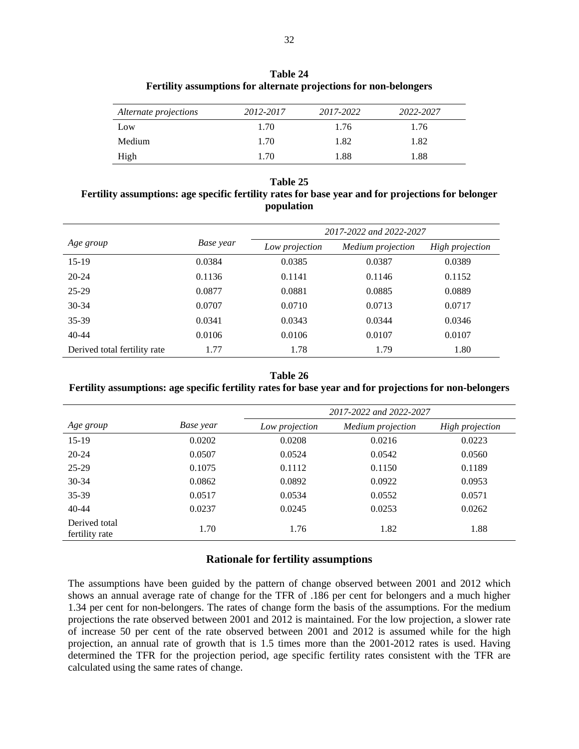**Table 24**
**Fertility assumptions for alternate projections for non-belongers**

| *Alternate projections* | *2012-2017* | *2017-2022* | *2022-2027* |
|---|---|---|---|
| Low | 1.70 | 1.76 | 1.76 |
| Medium | 1.70 | 1.82 | 1.82 |
| High | 1.70 | 1.88 | 1.88 |

**Table 25**
**Fertility assumptions: age specific fertility rates for base year and for projections for belonger population**

| *Age group* | *Base year* | *2017-2022 and 2022-2027* | | |
|---|---|---|---|---|
| | | *Low projection* | *Medium projection* | *High projection* |
| 15-19 | 0.0384 | 0.0385 | 0.0387 | 0.0389 |
| 20-24 | 0.1136 | 0.1141 | 0.1146 | 0.1152 |
| 25-29 | 0.0877 | 0.0881 | 0.0885 | 0.0889 |
| 30-34 | 0.0707 | 0.0710 | 0.0713 | 0.0717 |
| 35-39 | 0.0341 | 0.0343 | 0.0344 | 0.0346 |
| 40-44 | 0.0106 | 0.0106 | 0.0107 | 0.0107 |
| Derived total fertility rate | 1.77 | 1.78 | 1.79 | 1.80 |

**Table 26**
**Fertility assumptions: age specific fertility rates for base year and for projections for non-belongers**

| *Age group* | *Base year* | *2017-2022 and 2022-2027* | | |
|---|---|---|---|---|
| | | *Low projection* | *Medium projection* | *High projection* |
| 15-19 | 0.0202 | 0.0208 | 0.0216 | 0.0223 |
| 20-24 | 0.0507 | 0.0524 | 0.0542 | 0.0560 |
| 25-29 | 0.1075 | 0.1112 | 0.1150 | 0.1189 |
| 30-34 | 0.0862 | 0.0892 | 0.0922 | 0.0953 |
| 35-39 | 0.0517 | 0.0534 | 0.0552 | 0.0571 |
| 40-44 | 0.0237 | 0.0245 | 0.0253 | 0.0262 |
| Derived total fertility rate | 1.70 | 1.76 | 1.82 | 1.88 |

## Rationale for fertility assumptions

The assumptions have been guided by the pattern of change observed between 2001 and 2012 which shows an annual average rate of change for the TFR of .186 per cent for belongers and a much higher 1.34 per cent for non-belongers. The rates of change form the basis of the assumptions. For the medium projections the rate observed between 2001 and 2012 is maintained. For the low projection, a slower rate of increase 50 per cent of the rate observed between 2001 and 2012 is assumed while for the high projection, an annual rate of growth that is 1.5 times more than the 2001-2012 rates is used. Having determined the TFR for the projection period, age specific fertility rates consistent with the TFR are calculated using the same rates of change.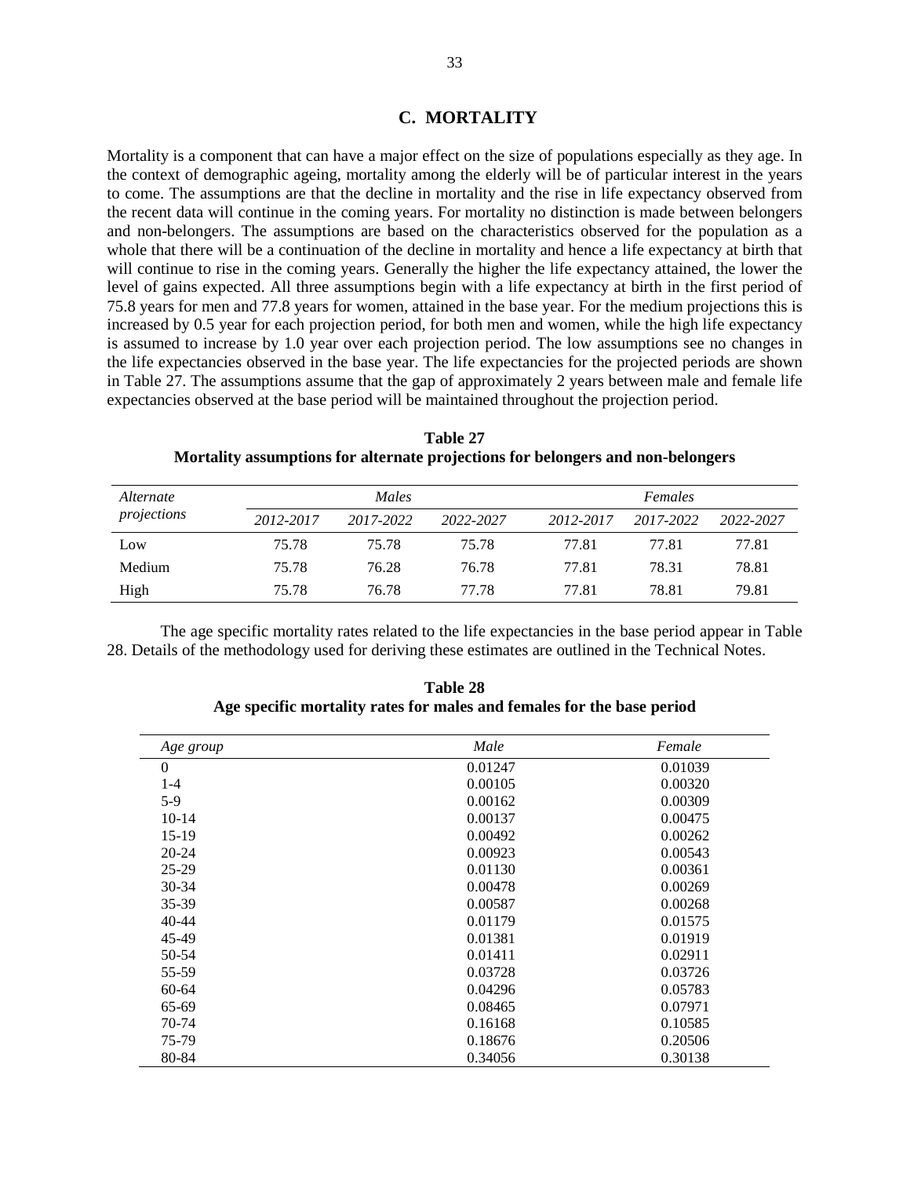## C. MORTALITY

Mortality is a component that can have a major effect on the size of populations especially as they age. In the context of demographic ageing, mortality among the elderly will be of particular interest in the years to come. The assumptions are that the decline in mortality and the rise in life expectancy observed from the recent data will continue in the coming years. For mortality no distinction is made between belongers and non-belongers. The assumptions are based on the characteristics observed for the population as a whole that there will be a continuation of the decline in mortality and hence a life expectancy at birth that will continue to rise in the coming years. Generally the higher the life expectancy attained, the lower the level of gains expected. All three assumptions begin with a life expectancy at birth in the first period of 75.8 years for men and 77.8 years for women, attained in the base year. For the medium projections this is increased by 0.5 year for each projection period, for both men and women, while the high life expectancy is assumed to increase by 1.0 year over each projection period. The low assumptions see no changes in the life expectancies observed in the base year. The life expectancies for the projected periods are shown in Table 27. The assumptions assume that the gap of approximately 2 years between male and female life expectancies observed at the base period will be maintained throughout the projection period.

**Table 27**
**Mortality assumptions for alternate projections for belongers and non-belongers**

| *Alternate projections* | *Males* | | | *Females* | | |
|---|---|---|---|---|---|---|
| | *2012-2017* | *2017-2022* | *2022-2027* | *2012-2017* | *2017-2022* | *2022-2027* |
| Low | 75.78 | 75.78 | 75.78 | 77.81 | 77.81 | 77.81 |
| Medium | 75.78 | 76.28 | 76.78 | 77.81 | 78.31 | 78.81 |
| High | 75.78 | 76.78 | 77.78 | 77.81 | 78.81 | 79.81 |

The age specific mortality rates related to the life expectancies in the base period appear in Table 28. Details of the methodology used for deriving these estimates are outlined in the Technical Notes.

**Table 28**
**Age specific mortality rates for males and females for the base period**

| *Age group* | *Male* | *Female* |
|---|---|---|
| 0 | 0.01247 | 0.01039 |
| 1-4 | 0.00105 | 0.00320 |
| 5-9 | 0.00162 | 0.00309 |
| 10-14 | 0.00137 | 0.00475 |
| 15-19 | 0.00492 | 0.00262 |
| 20-24 | 0.00923 | 0.00543 |
| 25-29 | 0.01130 | 0.00361 |
| 30-34 | 0.00478 | 0.00269 |
| 35-39 | 0.00587 | 0.00268 |
| 40-44 | 0.01179 | 0.01575 |
| 45-49 | 0.01381 | 0.01919 |
| 50-54 | 0.01411 | 0.02911 |
| 55-59 | 0.03728 | 0.03726 |
| 60-64 | 0.04296 | 0.05783 |
| 65-69 | 0.08465 | 0.07971 |
| 70-74 | 0.16168 | 0.10585 |
| 75-79 | 0.18676 | 0.20506 |
| 80-84 | 0.34056 | 0.30138 |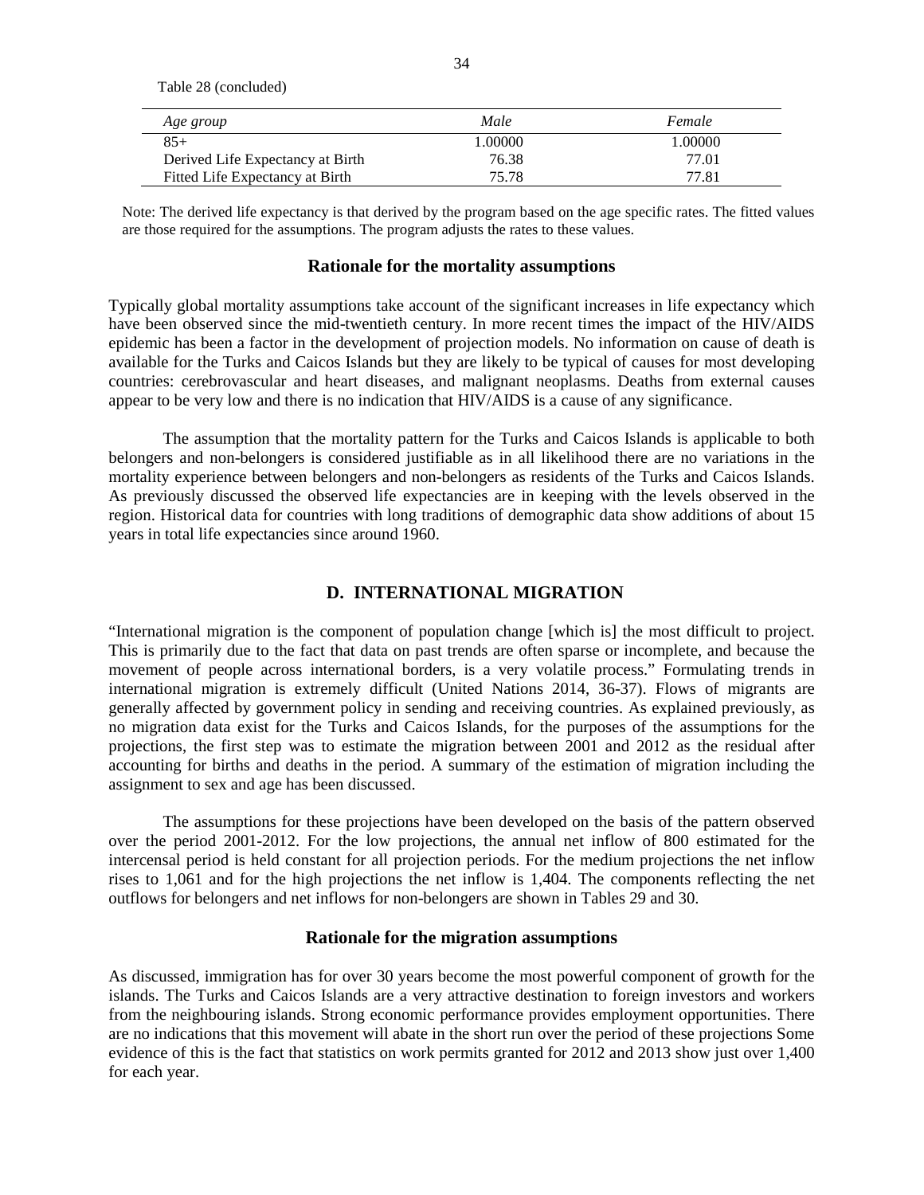Table 28 (concluded)

| *Age group* | *Male* | *Female* |
|---|---|---|
| 85+ | 1.00000 | 1.00000 |
| Derived Life Expectancy at Birth | 76.38 | 77.01 |
| Fitted Life Expectancy at Birth | 75.78 | 77.81 |

Note: The derived life expectancy is that derived by the program based on the age specific rates. The fitted values are those required for the assumptions. The program adjusts the rates to these values.

### Rationale for the mortality assumptions

Typically global mortality assumptions take account of the significant increases in life expectancy which have been observed since the mid-twentieth century. In more recent times the impact of the HIV/AIDS epidemic has been a factor in the development of projection models. No information on cause of death is available for the Turks and Caicos Islands but they are likely to be typical of causes for most developing countries: cerebrovascular and heart diseases, and malignant neoplasms. Deaths from external causes appear to be very low and there is no indication that HIV/AIDS is a cause of any significance.

The assumption that the mortality pattern for the Turks and Caicos Islands is applicable to both belongers and non-belongers is considered justifiable as in all likelihood there are no variations in the mortality experience between belongers and non-belongers as residents of the Turks and Caicos Islands. As previously discussed the observed life expectancies are in keeping with the levels observed in the region. Historical data for countries with long traditions of demographic data show additions of about 15 years in total life expectancies since around 1960.

## D. INTERNATIONAL MIGRATION

"International migration is the component of population change [which is] the most difficult to project. This is primarily due to the fact that data on past trends are often sparse or incomplete, and because the movement of people across international borders, is a very volatile process." Formulating trends in international migration is extremely difficult (United Nations 2014, 36-37). Flows of migrants are generally affected by government policy in sending and receiving countries. As explained previously, as no migration data exist for the Turks and Caicos Islands, for the purposes of the assumptions for the projections, the first step was to estimate the migration between 2001 and 2012 as the residual after accounting for births and deaths in the period. A summary of the estimation of migration including the assignment to sex and age has been discussed.

The assumptions for these projections have been developed on the basis of the pattern observed over the period 2001-2012. For the low projections, the annual net inflow of 800 estimated for the intercensal period is held constant for all projection periods. For the medium projections the net inflow rises to 1,061 and for the high projections the net inflow is 1,404. The components reflecting the net outflows for belongers and net inflows for non-belongers are shown in Tables 29 and 30.

### Rationale for the migration assumptions

As discussed, immigration has for over 30 years become the most powerful component of growth for the islands. The Turks and Caicos Islands are a very attractive destination to foreign investors and workers from the neighbouring islands. Strong economic performance provides employment opportunities. There are no indications that this movement will abate in the short run over the period of these projections Some evidence of this is the fact that statistics on work permits granted for 2012 and 2013 show just over 1,400 for each year.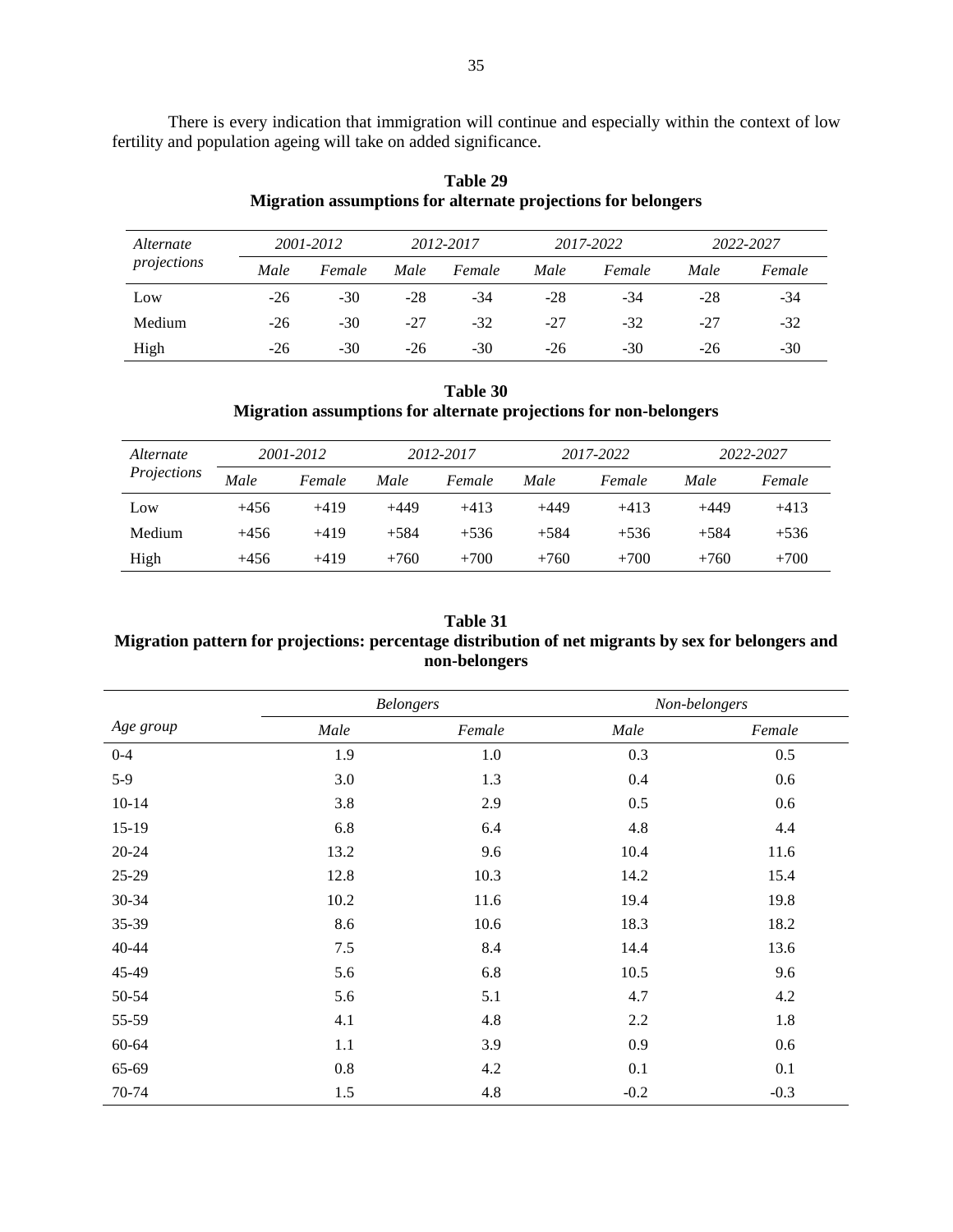There is every indication that immigration will continue and especially within the context of low fertility and population ageing will take on added significance.

**Table 29**
**Migration assumptions for alternate projections for belongers**

| *Alternate projections* | *2001-2012* | | *2012-2017* | | *2017-2022* | | *2022-2027* | |
|---|---|---|---|---|---|---|---|---|
| | *Male* | *Female* | *Male* | *Female* | *Male* | *Female* | *Male* | *Female* |
| Low | -26 | -30 | -28 | -34 | -28 | -34 | -28 | -34 |
| Medium | -26 | -30 | -27 | -32 | -27 | -32 | -27 | -32 |
| High | -26 | -30 | -26 | -30 | -26 | -30 | -26 | -30 |

**Table 30**
**Migration assumptions for alternate projections for non-belongers**

| *Alternate Projections* | *2001-2012* | | *2012-2017* | | *2017-2022* | | *2022-2027* | |
|---|---|---|---|---|---|---|---|---|
| | *Male* | *Female* | *Male* | *Female* | *Male* | *Female* | *Male* | *Female* |
| Low | +456 | +419 | +449 | +413 | +449 | +413 | +449 | +413 |
| Medium | +456 | +419 | +584 | +536 | +584 | +536 | +584 | +536 |
| High | +456 | +419 | +760 | +700 | +760 | +700 | +760 | +700 |

**Table 31**
**Migration pattern for projections: percentage distribution of net migrants by sex for belongers and non-belongers**

| | *Belongers* | | *Non-belongers* | |
|---|---|---|---|---|
| *Age group* | *Male* | *Female* | *Male* | *Female* |
| 0-4 | 1.9 | 1.0 | 0.3 | 0.5 |
| 5-9 | 3.0 | 1.3 | 0.4 | 0.6 |
| 10-14 | 3.8 | 2.9 | 0.5 | 0.6 |
| 15-19 | 6.8 | 6.4 | 4.8 | 4.4 |
| 20-24 | 13.2 | 9.6 | 10.4 | 11.6 |
| 25-29 | 12.8 | 10.3 | 14.2 | 15.4 |
| 30-34 | 10.2 | 11.6 | 19.4 | 19.8 |
| 35-39 | 8.6 | 10.6 | 18.3 | 18.2 |
| 40-44 | 7.5 | 8.4 | 14.4 | 13.6 |
| 45-49 | 5.6 | 6.8 | 10.5 | 9.6 |
| 50-54 | 5.6 | 5.1 | 4.7 | 4.2 |
| 55-59 | 4.1 | 4.8 | 2.2 | 1.8 |
| 60-64 | 1.1 | 3.9 | 0.9 | 0.6 |
| 65-69 | 0.8 | 4.2 | 0.1 | 0.1 |
| 70-74 | 1.5 | 4.8 | -0.2 | -0.3 |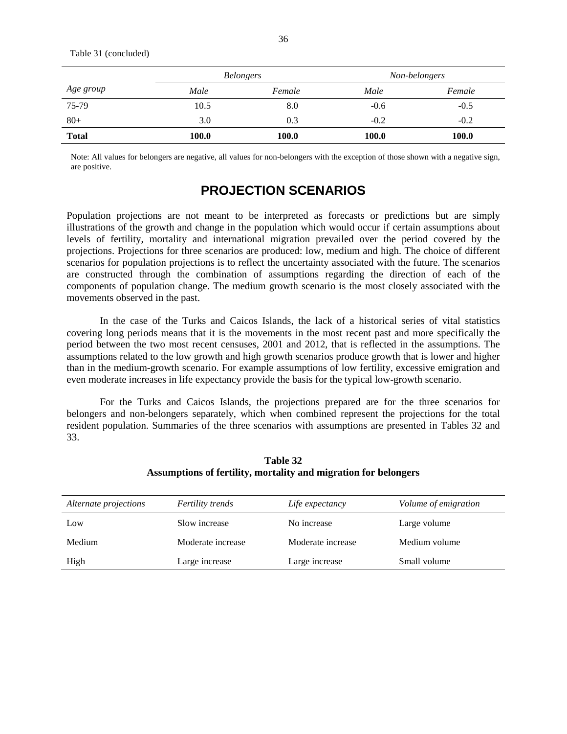Table 31 (concluded)

| Age group | Belongers | | Non-belongers | |
|---|---|---|---|---|
| | *Male* | *Female* | *Male* | *Female* |
| 75-79 | 10.5 | 8.0 | -0.6 | -0.5 |
| 80+ | 3.0 | 0.3 | -0.2 | -0.2 |
| **Total** | **100.0** | **100.0** | **100.0** | **100.0** |

Note: All values for belongers are negative, all values for non-belongers with the exception of those shown with a negative sign, are positive.

## PROJECTION SCENARIOS

Population projections are not meant to be interpreted as forecasts or predictions but are simply illustrations of the growth and change in the population which would occur if certain assumptions about levels of fertility, mortality and international migration prevailed over the period covered by the projections. Projections for three scenarios are produced: low, medium and high. The choice of different scenarios for population projections is to reflect the uncertainty associated with the future. The scenarios are constructed through the combination of assumptions regarding the direction of each of the components of population change. The medium growth scenario is the most closely associated with the movements observed in the past.

In the case of the Turks and Caicos Islands, the lack of a historical series of vital statistics covering long periods means that it is the movements in the most recent past and more specifically the period between the two most recent censuses, 2001 and 2012, that is reflected in the assumptions. The assumptions related to the low growth and high growth scenarios produce growth that is lower and higher than in the medium-growth scenario. For example assumptions of low fertility, excessive emigration and even moderate increases in life expectancy provide the basis for the typical low-growth scenario.

For the Turks and Caicos Islands, the projections prepared are for the three scenarios for belongers and non-belongers separately, which when combined represent the projections for the total resident population. Summaries of the three scenarios with assumptions are presented in Tables 32 and 33.

**Table 32**
**Assumptions of fertility, mortality and migration for belongers**

| *Alternate projections* | *Fertility trends* | *Life expectancy* | *Volume of emigration* |
|---|---|---|---|
| Low | Slow increase | No increase | Large volume |
| Medium | Moderate increase | Moderate increase | Medium volume |
| High | Large increase | Large increase | Small volume |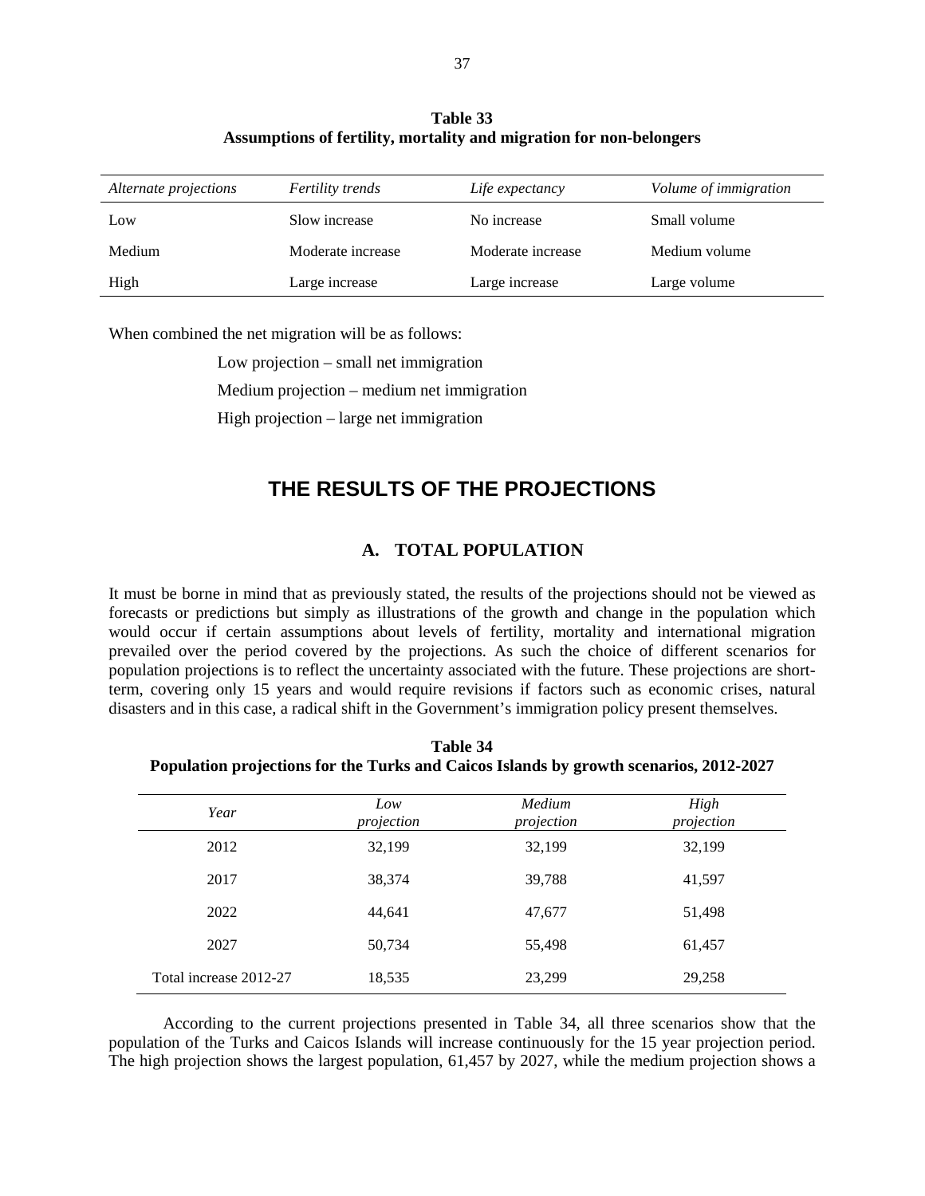**Table 33**
**Assumptions of fertility, mortality and migration for non-belongers**

| *Alternate projections* | *Fertility trends* | *Life expectancy* | *Volume of immigration* |
|---|---|---|---|
| Low | Slow increase | No increase | Small volume |
| Medium | Moderate increase | Moderate increase | Medium volume |
| High | Large increase | Large increase | Large volume |

When combined the net migration will be as follows:

Low projection – small net immigration

Medium projection – medium net immigration

High projection – large net immigration

# THE RESULTS OF THE PROJECTIONS

## A. TOTAL POPULATION

It must be borne in mind that as previously stated, the results of the projections should not be viewed as forecasts or predictions but simply as illustrations of the growth and change in the population which would occur if certain assumptions about levels of fertility, mortality and international migration prevailed over the period covered by the projections. As such the choice of different scenarios for population projections is to reflect the uncertainty associated with the future. These projections are short-term, covering only 15 years and would require revisions if factors such as economic crises, natural disasters and in this case, a radical shift in the Government's immigration policy present themselves.

**Table 34**
**Population projections for the Turks and Caicos Islands by growth scenarios, 2012-2027**

| *Year* | *Low projection* | *Medium projection* | *High projection* |
|---|---|---|---|
| 2012 | 32,199 | 32,199 | 32,199 |
| 2017 | 38,374 | 39,788 | 41,597 |
| 2022 | 44,641 | 47,677 | 51,498 |
| 2027 | 50,734 | 55,498 | 61,457 |
| Total increase 2012-27 | 18,535 | 23,299 | 29,258 |

According to the current projections presented in Table 34, all three scenarios show that the population of the Turks and Caicos Islands will increase continuously for the 15 year projection period. The high projection shows the largest population, 61,457 by 2027, while the medium projection shows a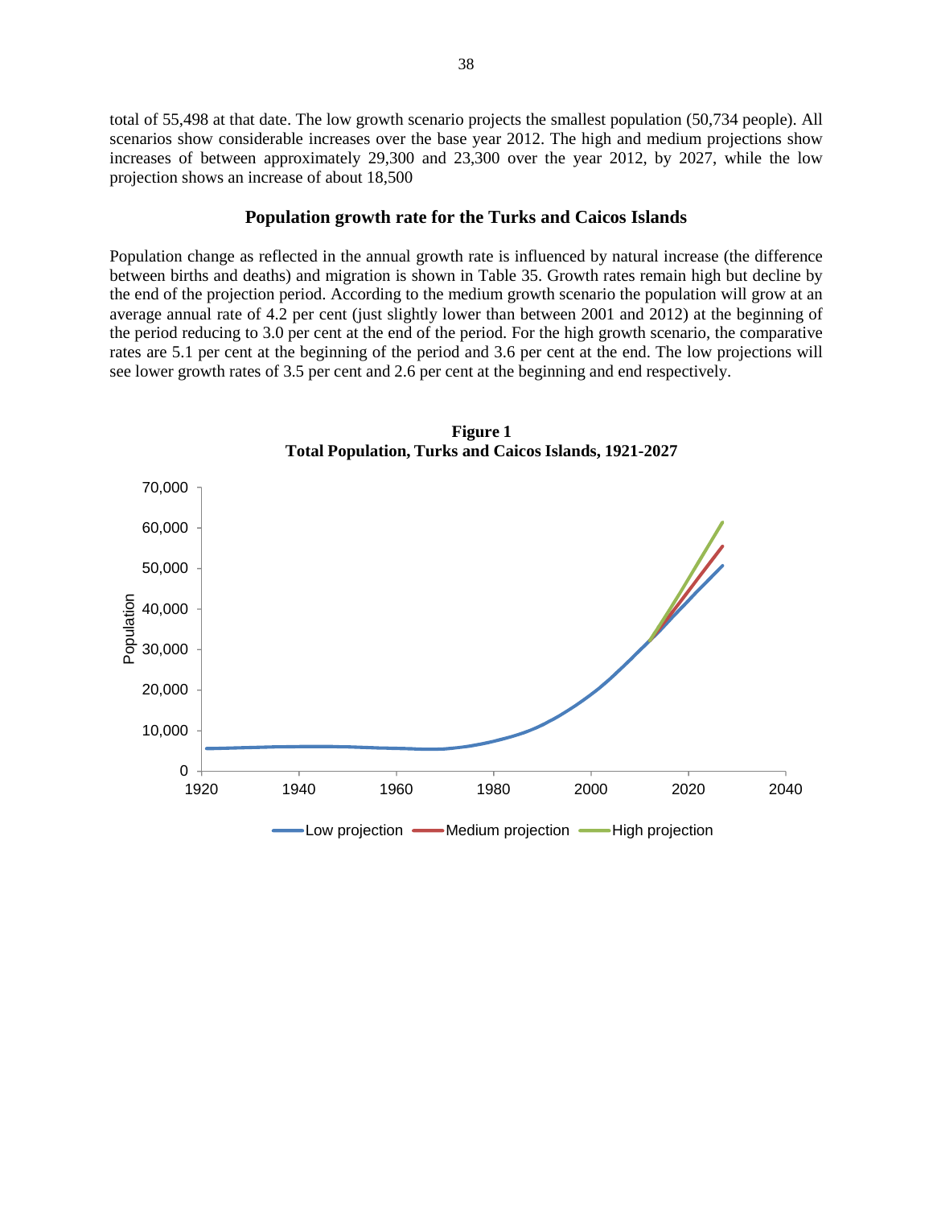total of 55,498 at that date. The low growth scenario projects the smallest population (50,734 people). All scenarios show considerable increases over the base year 2012. The high and medium projections show increases of between approximately 29,300 and 23,300 over the year 2012, by 2027, while the low projection shows an increase of about 18,500

### Population growth rate for the Turks and Caicos Islands

Population change as reflected in the annual growth rate is influenced by natural increase (the difference between births and deaths) and migration is shown in Table 35. Growth rates remain high but decline by the end of the projection period. According to the medium growth scenario the population will grow at an average annual rate of 4.2 per cent (just slightly lower than between 2001 and 2012) at the beginning of the period reducing to 3.0 per cent at the end of the period. For the high growth scenario, the comparative rates are 5.1 per cent at the beginning of the period and 3.6 per cent at the end. The low projections will see lower growth rates of 3.5 per cent and 2.6 per cent at the beginning and end respectively.

**Figure 1**
**Total Population, Turks and Caicos Islands, 1921-2027**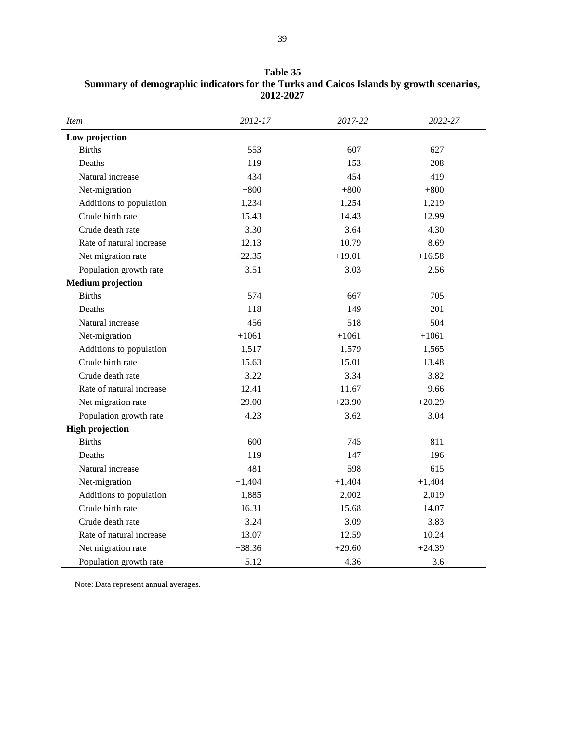**Table 35**
**Summary of demographic indicators for the Turks and Caicos Islands by growth scenarios, 2012-2027**

| *Item* | *2012-17* | *2017-22* | *2022-27* |
|---|---|---|---|
| **Low projection** | | | |
| Births | 553 | 607 | 627 |
| Deaths | 119 | 153 | 208 |
| Natural increase | 434 | 454 | 419 |
| Net-migration | +800 | +800 | +800 |
| Additions to population | 1,234 | 1,254 | 1,219 |
| Crude birth rate | 15.43 | 14.43 | 12.99 |
| Crude death rate | 3.30 | 3.64 | 4.30 |
| Rate of natural increase | 12.13 | 10.79 | 8.69 |
| Net migration rate | +22.35 | +19.01 | +16.58 |
| Population growth rate | 3.51 | 3.03 | 2.56 |
| **Medium projection** | | | |
| Births | 574 | 667 | 705 |
| Deaths | 118 | 149 | 201 |
| Natural increase | 456 | 518 | 504 |
| Net-migration | +1061 | +1061 | +1061 |
| Additions to population | 1,517 | 1,579 | 1,565 |
| Crude birth rate | 15.63 | 15.01 | 13.48 |
| Crude death rate | 3.22 | 3.34 | 3.82 |
| Rate of natural increase | 12.41 | 11.67 | 9.66 |
| Net migration rate | +29.00 | +23.90 | +20.29 |
| Population growth rate | 4.23 | 3.62 | 3.04 |
| **High projection** | | | |
| Births | 600 | 745 | 811 |
| Deaths | 119 | 147 | 196 |
| Natural increase | 481 | 598 | 615 |
| Net-migration | +1,404 | +1,404 | +1,404 |
| Additions to population | 1,885 | 2,002 | 2,019 |
| Crude birth rate | 16.31 | 15.68 | 14.07 |
| Crude death rate | 3.24 | 3.09 | 3.83 |
| Rate of natural increase | 13.07 | 12.59 | 10.24 |
| Net migration rate | +38.36 | +29.60 | +24.39 |
| Population growth rate | 5.12 | 4.36 | 3.6 |

Note: Data represent annual averages.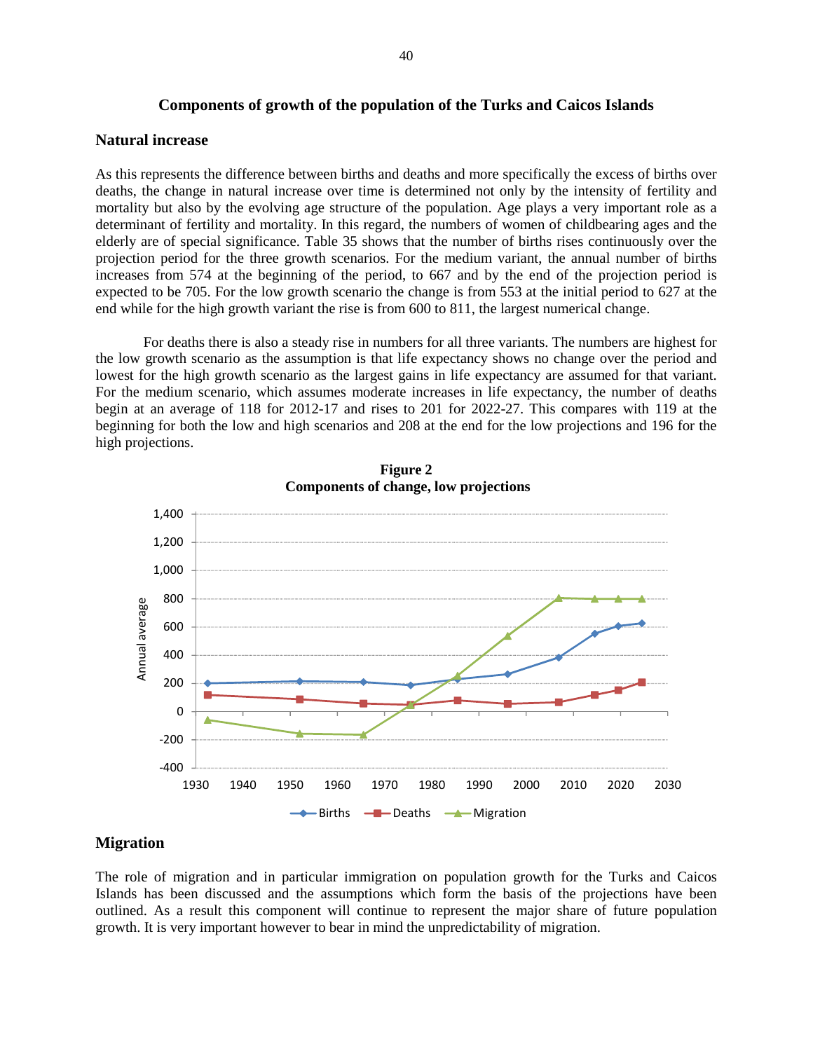## Components of growth of the population of the Turks and Caicos Islands

### Natural increase

As this represents the difference between births and deaths and more specifically the excess of births over deaths, the change in natural increase over time is determined not only by the intensity of fertility and mortality but also by the evolving age structure of the population. Age plays a very important role as a determinant of fertility and mortality. In this regard, the numbers of women of childbearing ages and the elderly are of special significance. Table 35 shows that the number of births rises continuously over the projection period for the three growth scenarios. For the medium variant, the annual number of births increases from 574 at the beginning of the period, to 667 and by the end of the projection period is expected to be 705. For the low growth scenario the change is from 553 at the initial period to 627 at the end while for the high growth variant the rise is from 600 to 811, the largest numerical change.

For deaths there is also a steady rise in numbers for all three variants. The numbers are highest for the low growth scenario as the assumption is that life expectancy shows no change over the period and lowest for the high growth scenario as the largest gains in life expectancy are assumed for that variant. For the medium scenario, which assumes moderate increases in life expectancy, the number of deaths begin at an average of 118 for 2012-17 and rises to 201 for 2022-27. This compares with 119 at the beginning for both the low and high scenarios and 208 at the end for the low projections and 196 for the high projections.

**Figure 2**
**Components of change, low projections**

### Migration

The role of migration and in particular immigration on population growth for the Turks and Caicos Islands has been discussed and the assumptions which form the basis of the projections have been outlined. As a result this component will continue to represent the major share of future population growth. It is very important however to bear in mind the unpredictability of migration.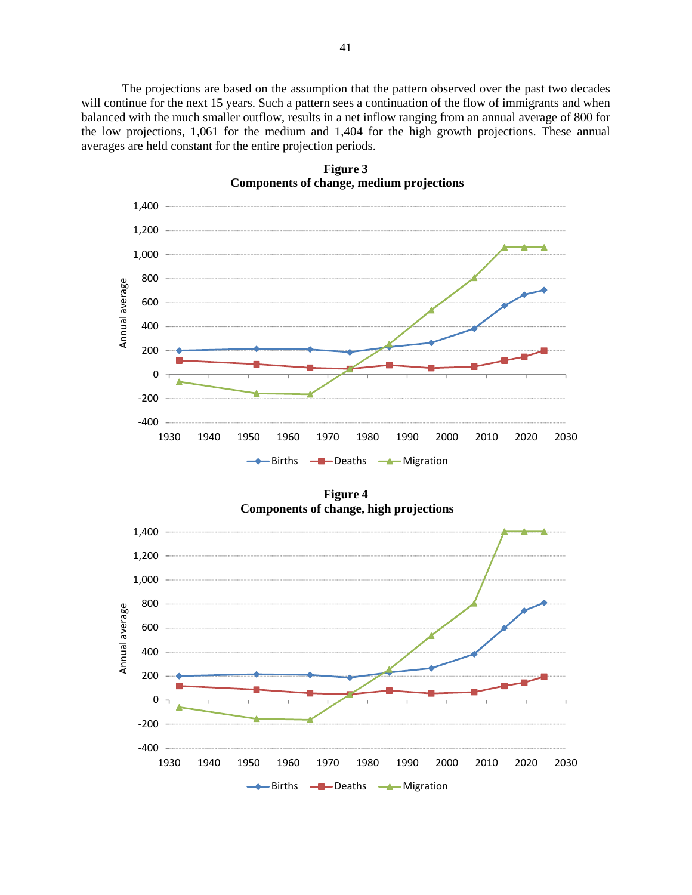The projections are based on the assumption that the pattern observed over the past two decades will continue for the next 15 years. Such a pattern sees a continuation of the flow of immigrants and when balanced with the much smaller outflow, results in a net inflow ranging from an annual average of 800 for the low projections, 1,061 for the medium and 1,404 for the high growth projections. These annual averages are held constant for the entire projection periods.

**Figure 3**
**Components of change, medium projections**

**Figure 4**
**Components of change, high projections**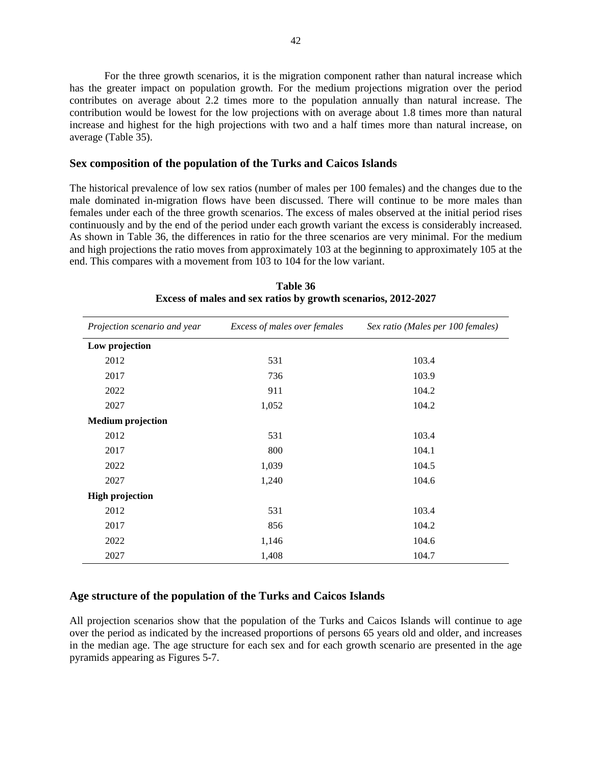For the three growth scenarios, it is the migration component rather than natural increase which has the greater impact on population growth. For the medium projections migration over the period contributes on average about 2.2 times more to the population annually than natural increase. The contribution would be lowest for the low projections with on average about 1.8 times more than natural increase and highest for the high projections with two and a half times more than natural increase, on average (Table 35).

## Sex composition of the population of the Turks and Caicos Islands

The historical prevalence of low sex ratios (number of males per 100 females) and the changes due to the male dominated in-migration flows have been discussed. There will continue to be more males than females under each of the three growth scenarios. The excess of males observed at the initial period rises continuously and by the end of the period under each growth variant the excess is considerably increased. As shown in Table 36, the differences in ratio for the three scenarios are very minimal. For the medium and high projections the ratio moves from approximately 103 at the beginning to approximately 105 at the end. This compares with a movement from 103 to 104 for the low variant.

**Table 36**
**Excess of males and sex ratios by growth scenarios, 2012-2027**

| *Projection scenario and year* | *Excess of males over females* | *Sex ratio (Males per 100 females)* |
|---|---|---|
| **Low projection** | | |
| 2012 | 531 | 103.4 |
| 2017 | 736 | 103.9 |
| 2022 | 911 | 104.2 |
| 2027 | 1,052 | 104.2 |
| **Medium projection** | | |
| 2012 | 531 | 103.4 |
| 2017 | 800 | 104.1 |
| 2022 | 1,039 | 104.5 |
| 2027 | 1,240 | 104.6 |
| **High projection** | | |
| 2012 | 531 | 103.4 |
| 2017 | 856 | 104.2 |
| 2022 | 1,146 | 104.6 |
| 2027 | 1,408 | 104.7 |

## Age structure of the population of the Turks and Caicos Islands

All projection scenarios show that the population of the Turks and Caicos Islands will continue to age over the period as indicated by the increased proportions of persons 65 years old and older, and increases in the median age. The age structure for each sex and for each growth scenario are presented in the age pyramids appearing as Figures 5-7.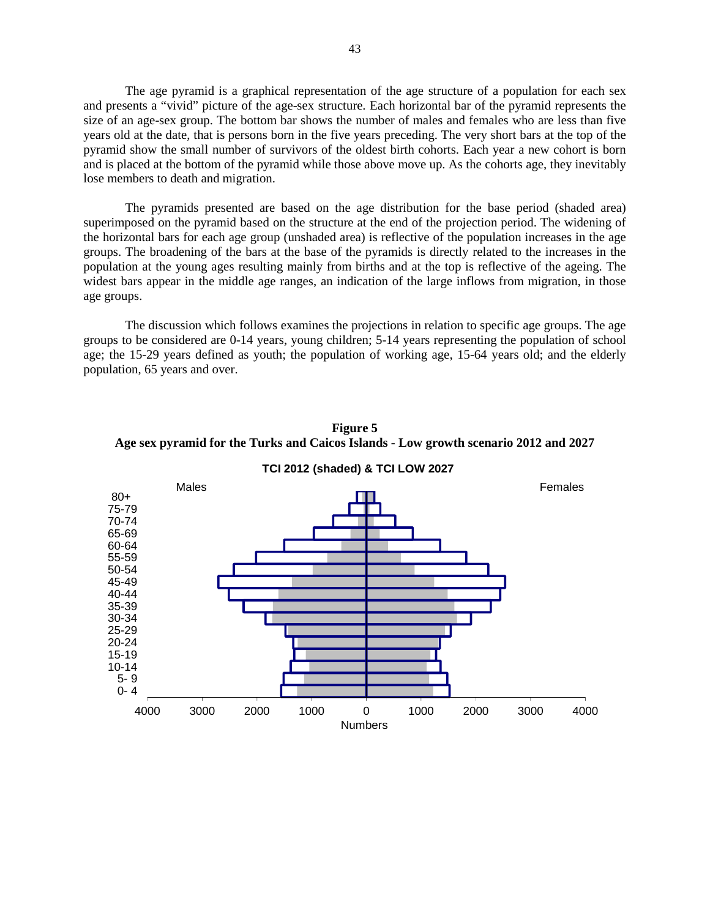The age pyramid is a graphical representation of the age structure of a population for each sex and presents a "vivid" picture of the age-sex structure. Each horizontal bar of the pyramid represents the size of an age-sex group. The bottom bar shows the number of males and females who are less than five years old at the date, that is persons born in the five years preceding. The very short bars at the top of the pyramid show the small number of survivors of the oldest birth cohorts. Each year a new cohort is born and is placed at the bottom of the pyramid while those above move up. As the cohorts age, they inevitably lose members to death and migration.

The pyramids presented are based on the age distribution for the base period (shaded area) superimposed on the pyramid based on the structure at the end of the projection period. The widening of the horizontal bars for each age group (unshaded area) is reflective of the population increases in the age groups. The broadening of the bars at the base of the pyramids is directly related to the increases in the population at the young ages resulting mainly from births and at the top is reflective of the ageing. The widest bars appear in the middle age ranges, an indication of the large inflows from migration, in those age groups.

The discussion which follows examines the projections in relation to specific age groups. The age groups to be considered are 0-14 years, young children; 5-14 years representing the population of school age; the 15-29 years defined as youth; the population of working age, 15-64 years old; and the elderly population, 65 years and over.

**Figure 5**
**Age sex pyramid for the Turks and Caicos Islands - Low growth scenario 2012 and 2027**

**TCI 2012 (shaded) & TCI LOW 2027**

Males | Females

Age groups: 80+, 75-79, 70-74, 65-69, 60-64, 55-59, 50-54, 45-49, 40-44, 35-39, 30-34, 25-29, 20-24, 15-19, 10-14, 5- 9, 0- 4

4000 3000 2000 1000 0 1000 2000 3000 4000

Numbers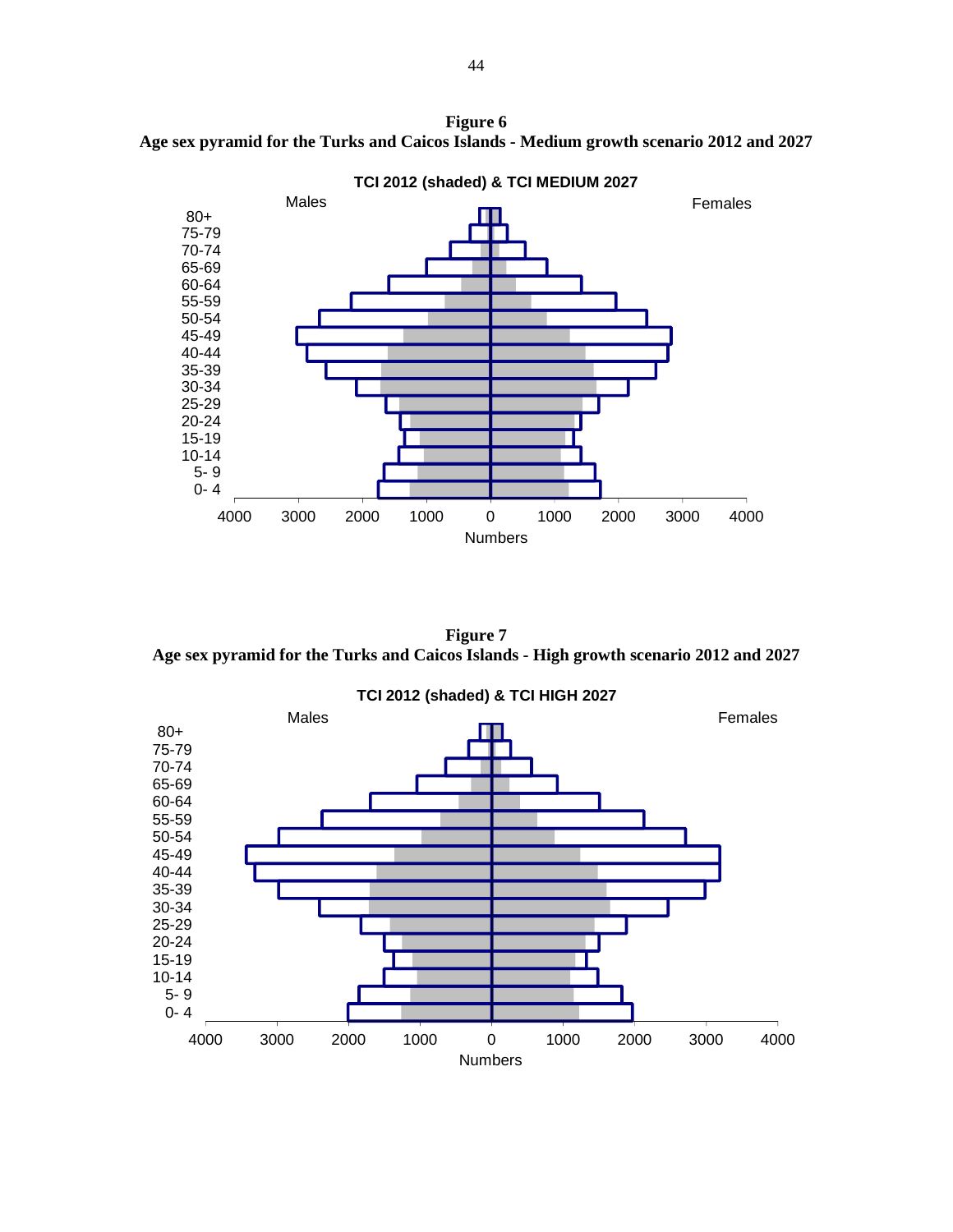**Figure 6**
**Age sex pyramid for the Turks and Caicos Islands - Medium growth scenario 2012 and 2027**

**Figure 7**
**Age sex pyramid for the Turks and Caicos Islands - High growth scenario 2012 and 2027**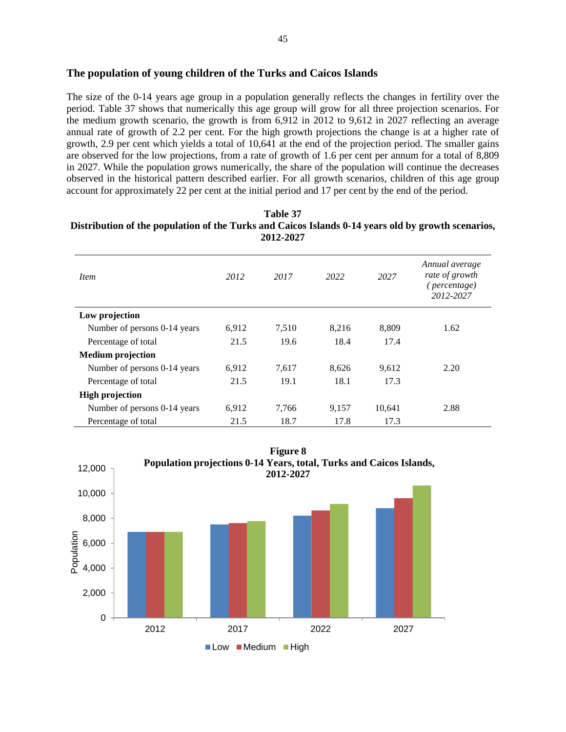## The population of young children of the Turks and Caicos Islands

The size of the 0-14 years age group in a population generally reflects the changes in fertility over the period. Table 37 shows that numerically this age group will grow for all three projection scenarios. For the medium growth scenario, the growth is from 6,912 in 2012 to 9,612 in 2027 reflecting an average annual rate of growth of 2.2 per cent. For the high growth projections the change is at a higher rate of growth, 2.9 per cent which yields a total of 10,641 at the end of the projection period. The smaller gains are observed for the low projections, from a rate of growth of 1.6 per cent per annum for a total of 8,809 in 2027. While the population grows numerically, the share of the population will continue the decreases observed in the historical pattern described earlier. For all growth scenarios, children of this age group account for approximately 22 per cent at the initial period and 17 per cent by the end of the period.

**Table 37**
**Distribution of the population of the Turks and Caicos Islands 0-14 years old by growth scenarios, 2012-2027**

| *Item* | *2012* | *2017* | *2022* | *2027* | *Annual average rate of growth (percentage) 2012-2027* |
|---|---|---|---|---|---|
| **Low projection** | | | | | |
| Number of persons 0-14 years | 6,912 | 7,510 | 8,216 | 8,809 | 1.62 |
| Percentage of total | 21.5 | 19.6 | 18.4 | 17.4 | |
| **Medium projection** | | | | | |
| Number of persons 0-14 years | 6,912 | 7,617 | 8,626 | 9,612 | 2.20 |
| Percentage of total | 21.5 | 19.1 | 18.1 | 17.3 | |
| **High projection** | | | | | |
| Number of persons 0-14 years | 6,912 | 7,766 | 9,157 | 10,641 | 2.88 |
| Percentage of total | 21.5 | 18.7 | 17.8 | 17.3 | |

**Figure 8**
**Population projections 0-14 Years, total, Turks and Caicos Islands, 2012-2027**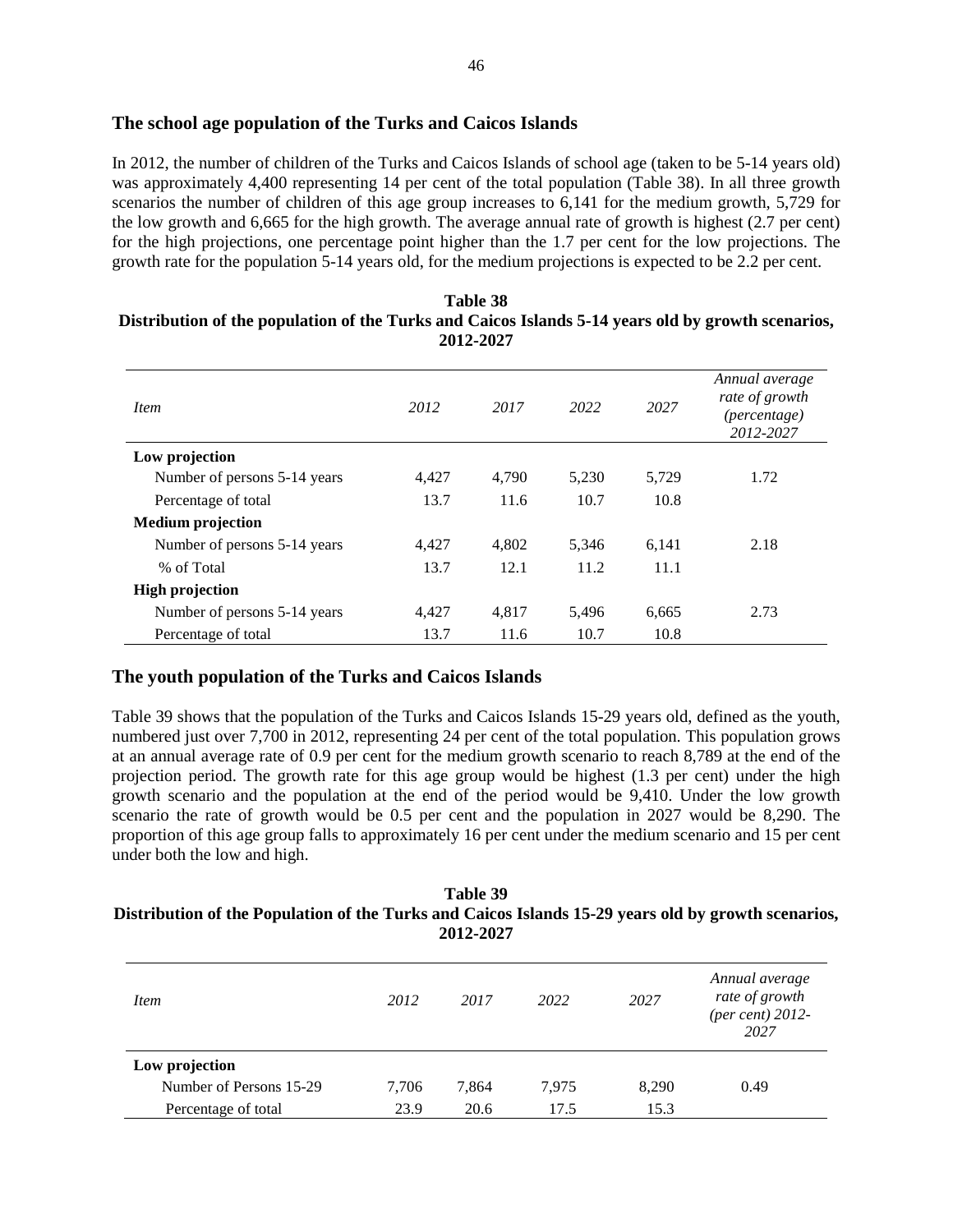## The school age population of the Turks and Caicos Islands

In 2012, the number of children of the Turks and Caicos Islands of school age (taken to be 5-14 years old) was approximately 4,400 representing 14 per cent of the total population (Table 38). In all three growth scenarios the number of children of this age group increases to 6,141 for the medium growth, 5,729 for the low growth and 6,665 for the high growth. The average annual rate of growth is highest (2.7 per cent) for the high projections, one percentage point higher than the 1.7 per cent for the low projections. The growth rate for the population 5-14 years old, for the medium projections is expected to be 2.2 per cent.

**Table 38**
**Distribution of the population of the Turks and Caicos Islands 5-14 years old by growth scenarios, 2012-2027**

| *Item* | *2012* | *2017* | *2022* | *2027* | *Annual average rate of growth (percentage) 2012-2027* |
|---|---|---|---|---|---|
| **Low projection** | | | | | |
| Number of persons 5-14 years | 4,427 | 4,790 | 5,230 | 5,729 | 1.72 |
| Percentage of total | 13.7 | 11.6 | 10.7 | 10.8 | |
| **Medium projection** | | | | | |
| Number of persons 5-14 years | 4,427 | 4,802 | 5,346 | 6,141 | 2.18 |
| % of Total | 13.7 | 12.1 | 11.2 | 11.1 | |
| **High projection** | | | | | |
| Number of persons 5-14 years | 4,427 | 4,817 | 5,496 | 6,665 | 2.73 |
| Percentage of total | 13.7 | 11.6 | 10.7 | 10.8 | |

## The youth population of the Turks and Caicos Islands

Table 39 shows that the population of the Turks and Caicos Islands 15-29 years old, defined as the youth, numbered just over 7,700 in 2012, representing 24 per cent of the total population. This population grows at an annual average rate of 0.9 per cent for the medium growth scenario to reach 8,789 at the end of the projection period. The growth rate for this age group would be highest (1.3 per cent) under the high growth scenario and the population at the end of the period would be 9,410. Under the low growth scenario the rate of growth would be 0.5 per cent and the population in 2027 would be 8,290. The proportion of this age group falls to approximately 16 per cent under the medium scenario and 15 per cent under both the low and high.

**Table 39**
**Distribution of the Population of the Turks and Caicos Islands 15-29 years old by growth scenarios, 2012-2027**

| *Item* | *2012* | *2017* | *2022* | *2027* | *Annual average rate of growth (per cent) 2012-2027* |
|---|---|---|---|---|---|
| **Low projection** | | | | | |
| Number of Persons 15-29 | 7,706 | 7,864 | 7,975 | 8,290 | 0.49 |
| Percentage of total | 23.9 | 20.6 | 17.5 | 15.3 | |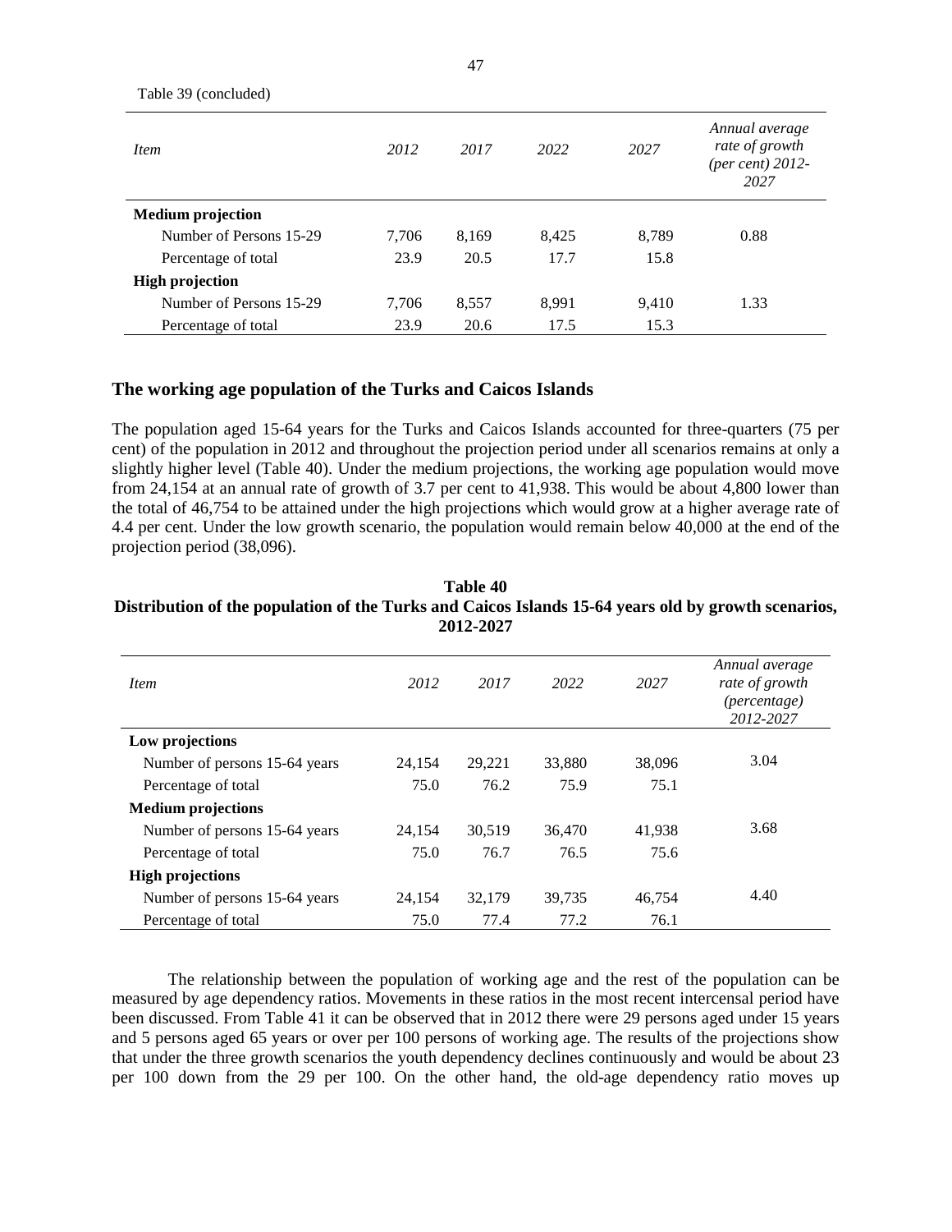Table 39 (concluded)

| *Item* | *2012* | *2017* | *2022* | *2027* | *Annual average rate of growth (per cent) 2012-2027* |
|---|---|---|---|---|---|
| **Medium projection** | | | | | |
| Number of Persons 15-29 | 7,706 | 8,169 | 8,425 | 8,789 | 0.88 |
| Percentage of total | 23.9 | 20.5 | 17.7 | 15.8 | |
| **High projection** | | | | | |
| Number of Persons 15-29 | 7,706 | 8,557 | 8,991 | 9,410 | 1.33 |
| Percentage of total | 23.9 | 20.6 | 17.5 | 15.3 | |

## The working age population of the Turks and Caicos Islands

The population aged 15-64 years for the Turks and Caicos Islands accounted for three-quarters (75 per cent) of the population in 2012 and throughout the projection period under all scenarios remains at only a slightly higher level (Table 40). Under the medium projections, the working age population would move from 24,154 at an annual rate of growth of 3.7 per cent to 41,938. This would be about 4,800 lower than the total of 46,754 to be attained under the high projections which would grow at a higher average rate of 4.4 per cent. Under the low growth scenario, the population would remain below 40,000 at the end of the projection period (38,096).

**Table 40**
**Distribution of the population of the Turks and Caicos Islands 15-64 years old by growth scenarios, 2012-2027**

| *Item* | *2012* | *2017* | *2022* | *2027* | *Annual average rate of growth (percentage) 2012-2027* |
|---|---|---|---|---|---|
| **Low projections** | | | | | |
| Number of persons 15-64 years | 24,154 | 29,221 | 33,880 | 38,096 | 3.04 |
| Percentage of total | 75.0 | 76.2 | 75.9 | 75.1 | |
| **Medium projections** | | | | | |
| Number of persons 15-64 years | 24,154 | 30,519 | 36,470 | 41,938 | 3.68 |
| Percentage of total | 75.0 | 76.7 | 76.5 | 75.6 | |
| **High projections** | | | | | |
| Number of persons 15-64 years | 24,154 | 32,179 | 39,735 | 46,754 | 4.40 |
| Percentage of total | 75.0 | 77.4 | 77.2 | 76.1 | |

The relationship between the population of working age and the rest of the population can be measured by age dependency ratios. Movements in these ratios in the most recent intercensal period have been discussed. From Table 41 it can be observed that in 2012 there were 29 persons aged under 15 years and 5 persons aged 65 years or over per 100 persons of working age. The results of the projections show that under the three growth scenarios the youth dependency declines continuously and would be about 23 per 100 down from the 29 per 100. On the other hand, the old-age dependency ratio moves up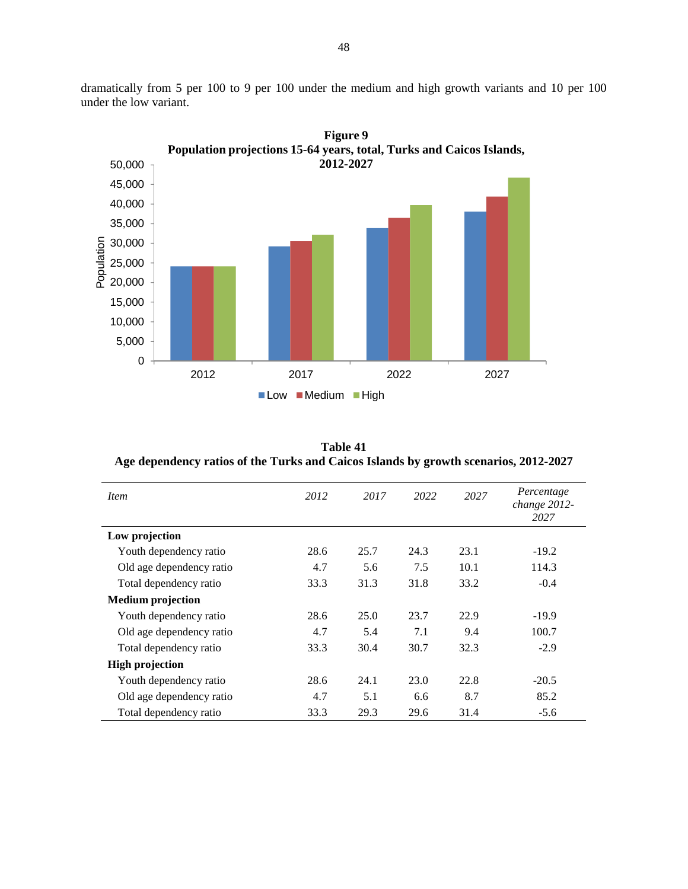dramatically from 5 per 100 to 9 per 100 under the medium and high growth variants and 10 per 100 under the low variant.

**Figure 9**
**Population projections 15-64 years, total, Turks and Caicos Islands, 2012-2027**

**Table 41**
**Age dependency ratios of the Turks and Caicos Islands by growth scenarios, 2012-2027**

| *Item* | *2012* | *2017* | *2022* | *2027* | *Percentage change 2012-2027* |
|---|---|---|---|---|---|
| **Low projection** | | | | | |
| Youth dependency ratio | 28.6 | 25.7 | 24.3 | 23.1 | -19.2 |
| Old age dependency ratio | 4.7 | 5.6 | 7.5 | 10.1 | 114.3 |
| Total dependency ratio | 33.3 | 31.3 | 31.8 | 33.2 | -0.4 |
| **Medium projection** | | | | | |
| Youth dependency ratio | 28.6 | 25.0 | 23.7 | 22.9 | -19.9 |
| Old age dependency ratio | 4.7 | 5.4 | 7.1 | 9.4 | 100.7 |
| Total dependency ratio | 33.3 | 30.4 | 30.7 | 32.3 | -2.9 |
| **High projection** | | | | | |
| Youth dependency ratio | 28.6 | 24.1 | 23.0 | 22.8 | -20.5 |
| Old age dependency ratio | 4.7 | 5.1 | 6.6 | 8.7 | 85.2 |
| Total dependency ratio | 33.3 | 29.3 | 29.6 | 31.4 | -5.6 |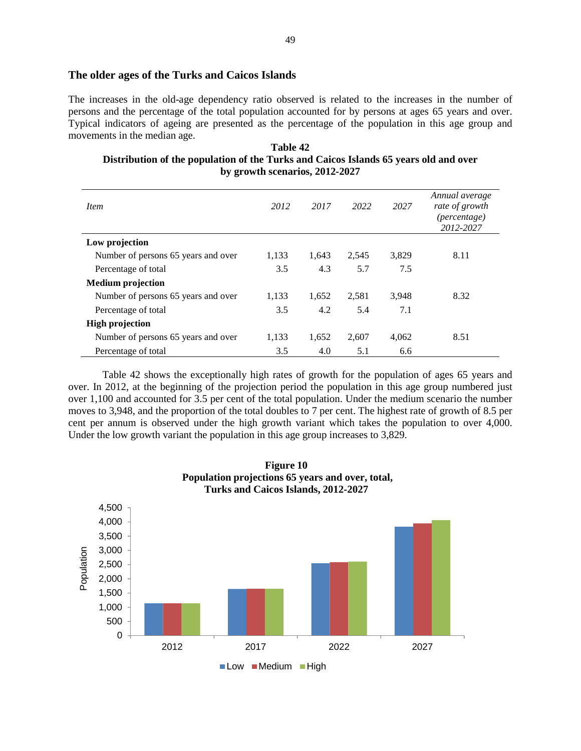### The older ages of the Turks and Caicos Islands

The increases in the old-age dependency ratio observed is related to the increases in the number of persons and the percentage of the total population accounted for by persons at ages 65 years and over. Typical indicators of ageing are presented as the percentage of the population in this age group and movements in the median age.

**Table 42**
**Distribution of the population of the Turks and Caicos Islands 65 years old and over by growth scenarios, 2012-2027**

| *Item* | *2012* | *2017* | *2022* | *2027* | *Annual average rate of growth (percentage) 2012-2027* |
|---|---|---|---|---|---|
| **Low projection** | | | | | |
| Number of persons 65 years and over | 1,133 | 1,643 | 2,545 | 3,829 | 8.11 |
| Percentage of total | 3.5 | 4.3 | 5.7 | 7.5 | |
| **Medium projection** | | | | | |
| Number of persons 65 years and over | 1,133 | 1,652 | 2,581 | 3,948 | 8.32 |
| Percentage of total | 3.5 | 4.2 | 5.4 | 7.1 | |
| **High projection** | | | | | |
| Number of persons 65 years and over | 1,133 | 1,652 | 2,607 | 4,062 | 8.51 |
| Percentage of total | 3.5 | 4.0 | 5.1 | 6.6 | |

Table 42 shows the exceptionally high rates of growth for the population of ages 65 years and over. In 2012, at the beginning of the projection period the population in this age group numbered just over 1,100 and accounted for 3.5 per cent of the total population. Under the medium scenario the number moves to 3,948, and the proportion of the total doubles to 7 per cent. The highest rate of growth of 8.5 per cent per annum is observed under the high growth variant which takes the population to over 4,000. Under the low growth variant the population in this age group increases to 3,829.

**Figure 10**
**Population projections 65 years and over, total, Turks and Caicos Islands, 2012-2027**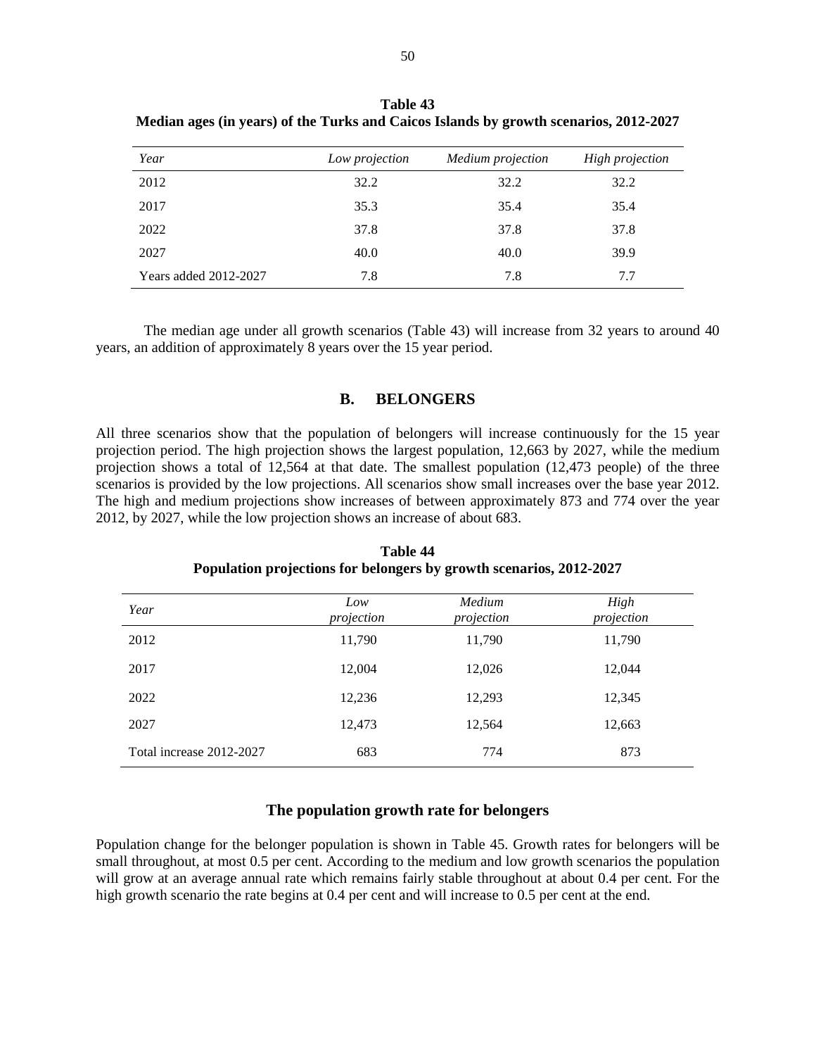**Table 43**
**Median ages (in years) of the Turks and Caicos Islands by growth scenarios, 2012-2027**

| *Year* | *Low projection* | *Medium projection* | *High projection* |
|---|---|---|---|
| 2012 | 32.2 | 32.2 | 32.2 |
| 2017 | 35.3 | 35.4 | 35.4 |
| 2022 | 37.8 | 37.8 | 37.8 |
| 2027 | 40.0 | 40.0 | 39.9 |
| Years added 2012-2027 | 7.8 | 7.8 | 7.7 |

The median age under all growth scenarios (Table 43) will increase from 32 years to around 40 years, an addition of approximately 8 years over the 15 year period.

## B. BELONGERS

All three scenarios show that the population of belongers will increase continuously for the 15 year projection period. The high projection shows the largest population, 12,663 by 2027, while the medium projection shows a total of 12,564 at that date. The smallest population (12,473 people) of the three scenarios is provided by the low projections. All scenarios show small increases over the base year 2012. The high and medium projections show increases of between approximately 873 and 774 over the year 2012, by 2027, while the low projection shows an increase of about 683.

**Table 44**
**Population projections for belongers by growth scenarios, 2012-2027**

| *Year* | *Low projection* | *Medium projection* | *High projection* |
|---|---|---|---|
| 2012 | 11,790 | 11,790 | 11,790 |
| 2017 | 12,004 | 12,026 | 12,044 |
| 2022 | 12,236 | 12,293 | 12,345 |
| 2027 | 12,473 | 12,564 | 12,663 |
| Total increase 2012-2027 | 683 | 774 | 873 |

### The population growth rate for belongers

Population change for the belonger population is shown in Table 45. Growth rates for belongers will be small throughout, at most 0.5 per cent. According to the medium and low growth scenarios the population will grow at an average annual rate which remains fairly stable throughout at about 0.4 per cent. For the high growth scenario the rate begins at 0.4 per cent and will increase to 0.5 per cent at the end.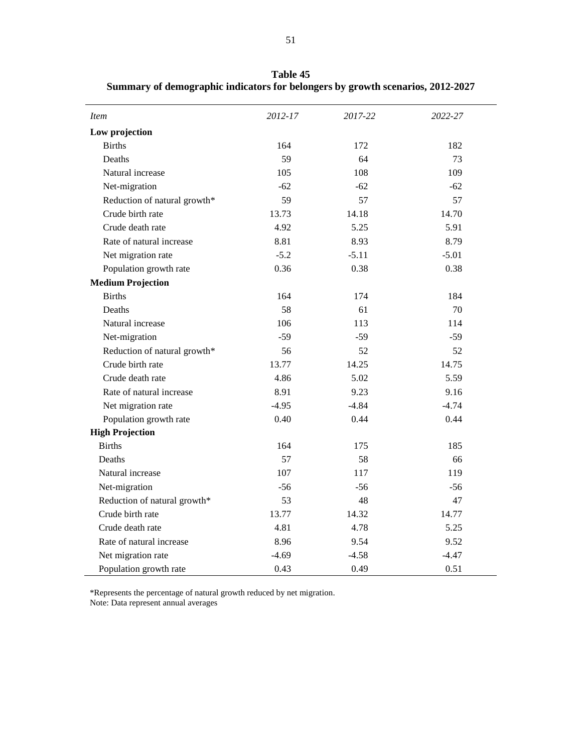**Table 45**
**Summary of demographic indicators for belongers by growth scenarios, 2012-2027**

| *Item* | *2012-17* | *2017-22* | *2022-27* |
|---|---|---|---|
| **Low projection** | | | |
| Births | 164 | 172 | 182 |
| Deaths | 59 | 64 | 73 |
| Natural increase | 105 | 108 | 109 |
| Net-migration | -62 | -62 | -62 |
| Reduction of natural growth* | 59 | 57 | 57 |
| Crude birth rate | 13.73 | 14.18 | 14.70 |
| Crude death rate | 4.92 | 5.25 | 5.91 |
| Rate of natural increase | 8.81 | 8.93 | 8.79 |
| Net migration rate | -5.2 | -5.11 | -5.01 |
| Population growth rate | 0.36 | 0.38 | 0.38 |
| **Medium Projection** | | | |
| Births | 164 | 174 | 184 |
| Deaths | 58 | 61 | 70 |
| Natural increase | 106 | 113 | 114 |
| Net-migration | -59 | -59 | -59 |
| Reduction of natural growth* | 56 | 52 | 52 |
| Crude birth rate | 13.77 | 14.25 | 14.75 |
| Crude death rate | 4.86 | 5.02 | 5.59 |
| Rate of natural increase | 8.91 | 9.23 | 9.16 |
| Net migration rate | -4.95 | -4.84 | -4.74 |
| Population growth rate | 0.40 | 0.44 | 0.44 |
| **High Projection** | | | |
| Births | 164 | 175 | 185 |
| Deaths | 57 | 58 | 66 |
| Natural increase | 107 | 117 | 119 |
| Net-migration | -56 | -56 | -56 |
| Reduction of natural growth* | 53 | 48 | 47 |
| Crude birth rate | 13.77 | 14.32 | 14.77 |
| Crude death rate | 4.81 | 4.78 | 5.25 |
| Rate of natural increase | 8.96 | 9.54 | 9.52 |
| Net migration rate | -4.69 | -4.58 | -4.47 |
| Population growth rate | 0.43 | 0.49 | 0.51 |

*Represents the percentage of natural growth reduced by net migration.
Note: Data represent annual averages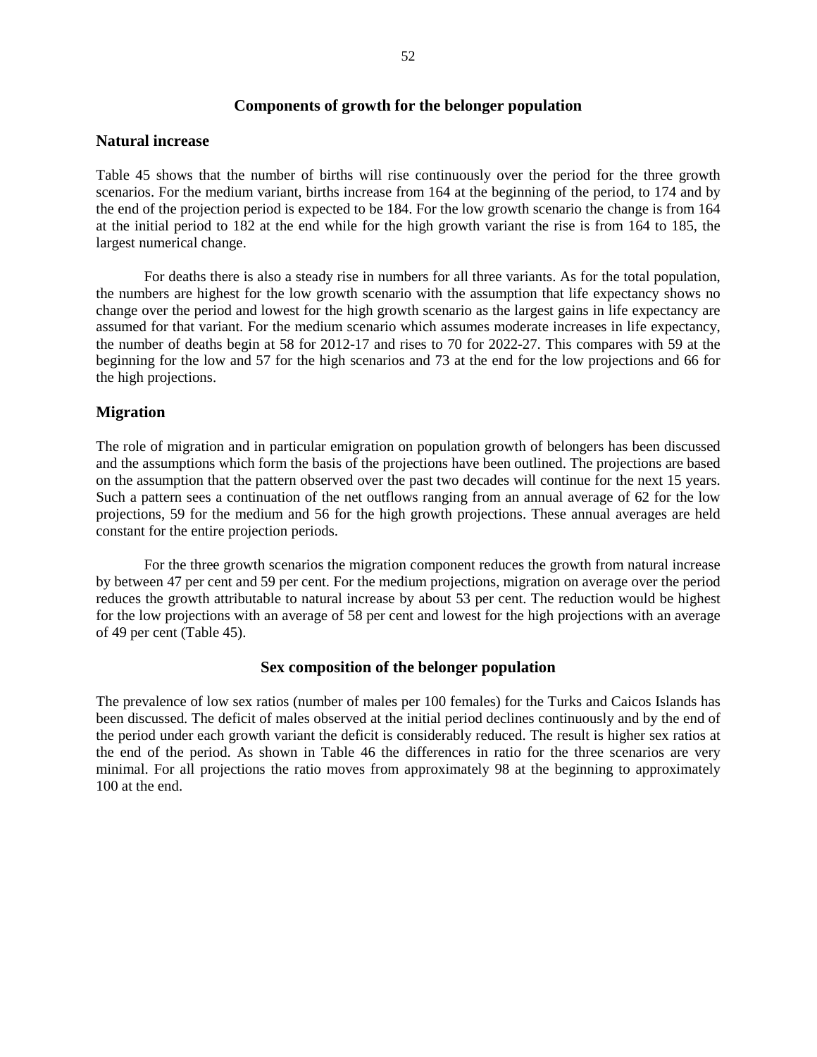## Components of growth for the belonger population

### Natural increase

Table 45 shows that the number of births will rise continuously over the period for the three growth scenarios. For the medium variant, births increase from 164 at the beginning of the period, to 174 and by the end of the projection period is expected to be 184. For the low growth scenario the change is from 164 at the initial period to 182 at the end while for the high growth variant the rise is from 164 to 185, the largest numerical change.

For deaths there is also a steady rise in numbers for all three variants. As for the total population, the numbers are highest for the low growth scenario with the assumption that life expectancy shows no change over the period and lowest for the high growth scenario as the largest gains in life expectancy are assumed for that variant. For the medium scenario which assumes moderate increases in life expectancy, the number of deaths begin at 58 for 2012-17 and rises to 70 for 2022-27. This compares with 59 at the beginning for the low and 57 for the high scenarios and 73 at the end for the low projections and 66 for the high projections.

### Migration

The role of migration and in particular emigration on population growth of belongers has been discussed and the assumptions which form the basis of the projections have been outlined. The projections are based on the assumption that the pattern observed over the past two decades will continue for the next 15 years. Such a pattern sees a continuation of the net outflows ranging from an annual average of 62 for the low projections, 59 for the medium and 56 for the high growth projections. These annual averages are held constant for the entire projection periods.

For the three growth scenarios the migration component reduces the growth from natural increase by between 47 per cent and 59 per cent. For the medium projections, migration on average over the period reduces the growth attributable to natural increase by about 53 per cent. The reduction would be highest for the low projections with an average of 58 per cent and lowest for the high projections with an average of 49 per cent (Table 45).

## Sex composition of the belonger population

The prevalence of low sex ratios (number of males per 100 females) for the Turks and Caicos Islands has been discussed. The deficit of males observed at the initial period declines continuously and by the end of the period under each growth variant the deficit is considerably reduced. The result is higher sex ratios at the end of the period. As shown in Table 46 the differences in ratio for the three scenarios are very minimal. For all projections the ratio moves from approximately 98 at the beginning to approximately 100 at the end.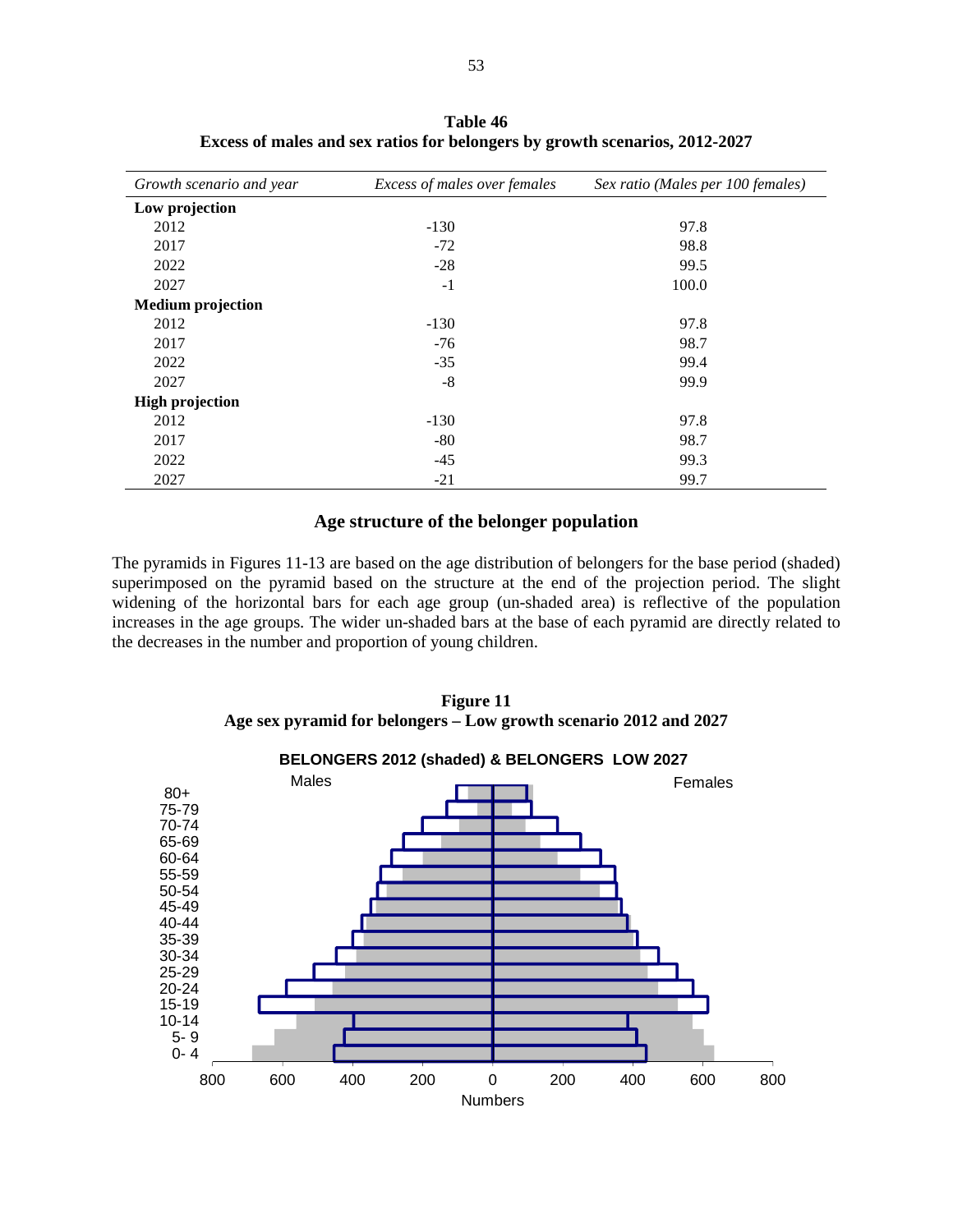**Table 46**
**Excess of males and sex ratios for belongers by growth scenarios, 2012-2027**

| *Growth scenario and year* | *Excess of males over females* | *Sex ratio (Males per 100 females)* |
|---|---|---|
| **Low projection** | | |
| 2012 | -130 | 97.8 |
| 2017 | -72 | 98.8 |
| 2022 | -28 | 99.5 |
| 2027 | -1 | 100.0 |
| **Medium projection** | | |
| 2012 | -130 | 97.8 |
| 2017 | -76 | 98.7 |
| 2022 | -35 | 99.4 |
| 2027 | -8 | 99.9 |
| **High projection** | | |
| 2012 | -130 | 97.8 |
| 2017 | -80 | 98.7 |
| 2022 | -45 | 99.3 |
| 2027 | -21 | 99.7 |

## Age structure of the belonger population

The pyramids in Figures 11-13 are based on the age distribution of belongers for the base period (shaded) superimposed on the pyramid based on the structure at the end of the projection period. The slight widening of the horizontal bars for each age group (un-shaded area) is reflective of the population increases in the age groups. The wider un-shaded bars at the base of each pyramid are directly related to the decreases in the number and proportion of young children.

**Figure 11**
**Age sex pyramid for belongers – Low growth scenario 2012 and 2027**

**BELONGERS 2012 (shaded) & BELONGERS LOW 2027**

Males | Females

Age groups: 80+, 75-79, 70-74, 65-69, 60-64, 55-59, 50-54, 45-49, 40-44, 35-39, 30-34, 25-29, 20-24, 15-19, 10-14, 5- 9, 0- 4

Axis: 800, 600, 400, 200, 0, 200, 400, 600, 800

Numbers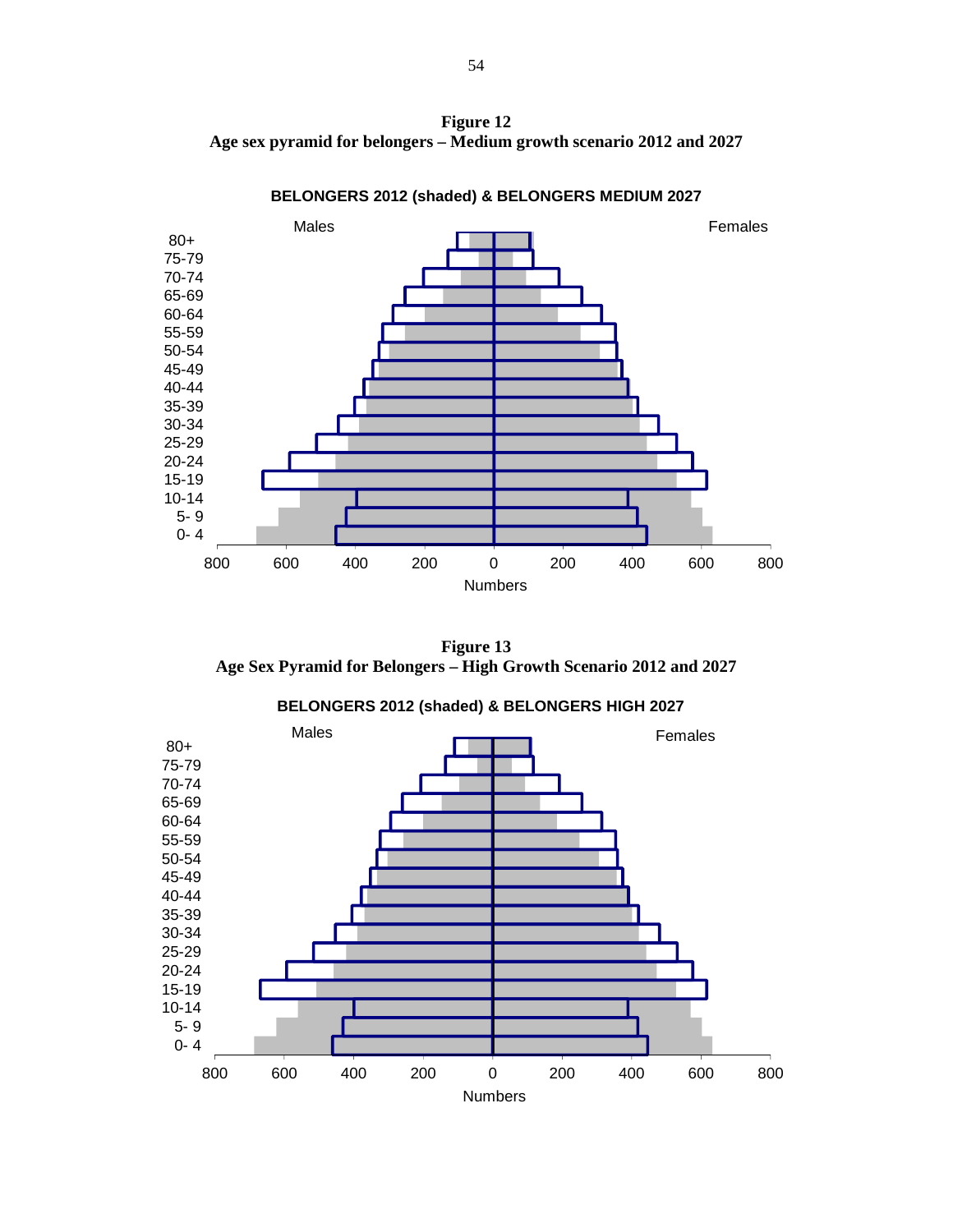**Figure 12**
**Age sex pyramid for belongers – Medium growth scenario 2012 and 2027**

BELONGERS 2012 (shaded) & BELONGERS MEDIUM 2027

Males Females

80+
75-79
70-74
65-69
60-64
55-59
50-54
45-49
40-44
35-39
30-34
25-29
20-24
15-19
10-14
5- 9
0- 4

800 600 400 200 0 200 400 600 800

Numbers

**Figure 13**
**Age Sex Pyramid for Belongers – High Growth Scenario 2012 and 2027**

BELONGERS 2012 (shaded) & BELONGERS HIGH 2027

Males Females

80+
75-79
70-74
65-69
60-64
55-59
50-54
45-49
40-44
35-39
30-34
25-29
20-24
15-19
10-14
5- 9
0- 4

800 600 400 200 0 200 400 600 800

Numbers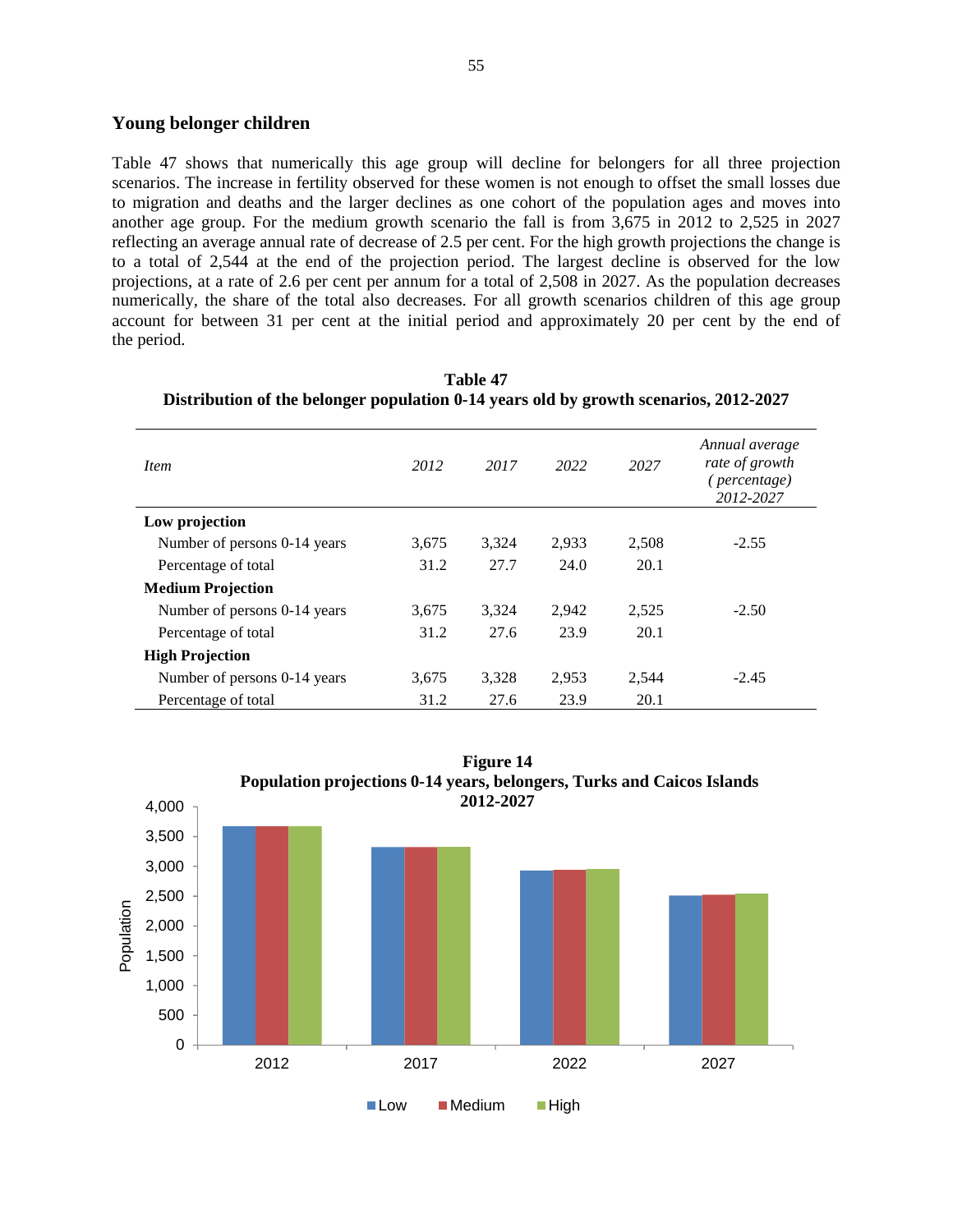## Young belonger children

Table 47 shows that numerically this age group will decline for belongers for all three projection scenarios. The increase in fertility observed for these women is not enough to offset the small losses due to migration and deaths and the larger declines as one cohort of the population ages and moves into another age group. For the medium growth scenario the fall is from 3,675 in 2012 to 2,525 in 2027 reflecting an average annual rate of decrease of 2.5 per cent. For the high growth projections the change is to a total of 2,544 at the end of the projection period. The largest decline is observed for the low projections, at a rate of 2.6 per cent per annum for a total of 2,508 in 2027. As the population decreases numerically, the share of the total also decreases. For all growth scenarios children of this age group account for between 31 per cent at the initial period and approximately 20 per cent by the end of the period.

**Table 47**
**Distribution of the belonger population 0-14 years old by growth scenarios, 2012-2027**

| *Item* | *2012* | *2017* | *2022* | *2027* | *Annual average rate of growth (percentage) 2012-2027* |
|---|---|---|---|---|---|
| **Low projection** | | | | | |
| Number of persons 0-14 years | 3,675 | 3,324 | 2,933 | 2,508 | -2.55 |
| Percentage of total | 31.2 | 27.7 | 24.0 | 20.1 | |
| **Medium Projection** | | | | | |
| Number of persons 0-14 years | 3,675 | 3,324 | 2,942 | 2,525 | -2.50 |
| Percentage of total | 31.2 | 27.6 | 23.9 | 20.1 | |
| **High Projection** | | | | | |
| Number of persons 0-14 years | 3,675 | 3,328 | 2,953 | 2,544 | -2.45 |
| Percentage of total | 31.2 | 27.6 | 23.9 | 20.1 | |

**Figure 14**
**Population projections 0-14 years, belongers, Turks and Caicos Islands 2012-2027**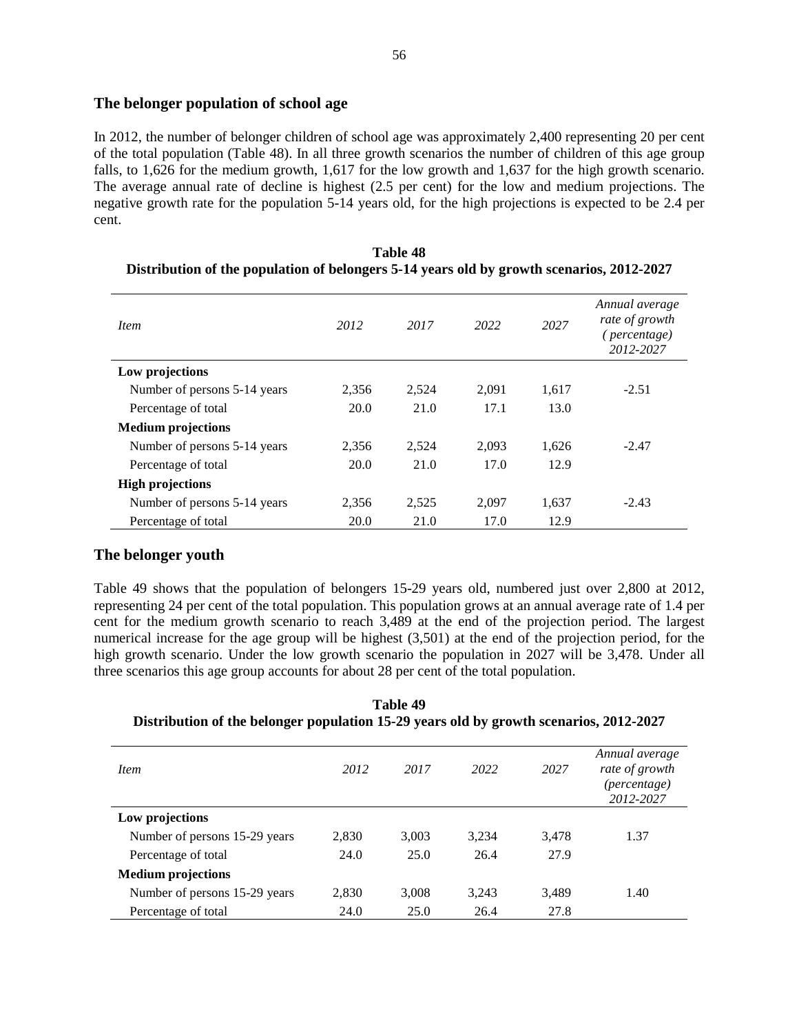## The belonger population of school age

In 2012, the number of belonger children of school age was approximately 2,400 representing 20 per cent of the total population (Table 48). In all three growth scenarios the number of children of this age group falls, to 1,626 for the medium growth, 1,617 for the low growth and 1,637 for the high growth scenario. The average annual rate of decline is highest (2.5 per cent) for the low and medium projections. The negative growth rate for the population 5-14 years old, for the high projections is expected to be 2.4 per cent.

**Table 48**
**Distribution of the population of belongers 5-14 years old by growth scenarios, 2012-2027**

| *Item* | *2012* | *2017* | *2022* | *2027* | *Annual average rate of growth (percentage) 2012-2027* |
|---|---|---|---|---|---|
| **Low projections** | | | | | |
| Number of persons 5-14 years | 2,356 | 2,524 | 2,091 | 1,617 | -2.51 |
| Percentage of total | 20.0 | 21.0 | 17.1 | 13.0 | |
| **Medium projections** | | | | | |
| Number of persons 5-14 years | 2,356 | 2,524 | 2,093 | 1,626 | -2.47 |
| Percentage of total | 20.0 | 21.0 | 17.0 | 12.9 | |
| **High projections** | | | | | |
| Number of persons 5-14 years | 2,356 | 2,525 | 2,097 | 1,637 | -2.43 |
| Percentage of total | 20.0 | 21.0 | 17.0 | 12.9 | |

## The belonger youth

Table 49 shows that the population of belongers 15-29 years old, numbered just over 2,800 at 2012, representing 24 per cent of the total population. This population grows at an annual average rate of 1.4 per cent for the medium growth scenario to reach 3,489 at the end of the projection period. The largest numerical increase for the age group will be highest (3,501) at the end of the projection period, for the high growth scenario. Under the low growth scenario the population in 2027 will be 3,478. Under all three scenarios this age group accounts for about 28 per cent of the total population.

**Table 49**
**Distribution of the belonger population 15-29 years old by growth scenarios, 2012-2027**

| *Item* | *2012* | *2017* | *2022* | *2027* | *Annual average rate of growth (percentage) 2012-2027* |
|---|---|---|---|---|---|
| **Low projections** | | | | | |
| Number of persons 15-29 years | 2,830 | 3,003 | 3,234 | 3,478 | 1.37 |
| Percentage of total | 24.0 | 25.0 | 26.4 | 27.9 | |
| **Medium projections** | | | | | |
| Number of persons 15-29 years | 2,830 | 3,008 | 3,243 | 3,489 | 1.40 |
| Percentage of total | 24.0 | 25.0 | 26.4 | 27.8 | |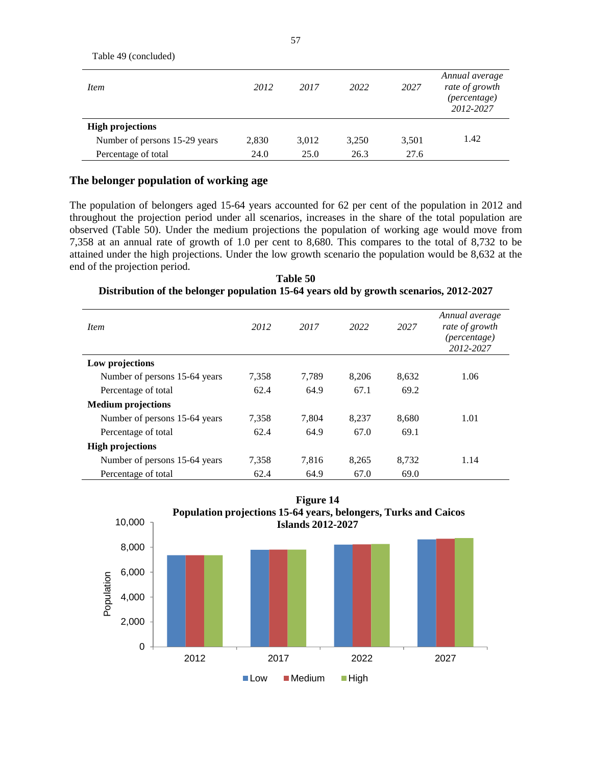Table 49 (concluded)

| *Item* | *2012* | *2017* | *2022* | *2027* | *Annual average rate of growth (percentage) 2012-2027* |
|---|---|---|---|---|---|
| **High projections** | | | | | |
| Number of persons 15-29 years | 2,830 | 3,012 | 3,250 | 3,501 | 1.42 |
| Percentage of total | 24.0 | 25.0 | 26.3 | 27.6 | |

## The belonger population of working age

The population of belongers aged 15-64 years accounted for 62 per cent of the population in 2012 and throughout the projection period under all scenarios, increases in the share of the total population are observed (Table 50). Under the medium projections the population of working age would move from 7,358 at an annual rate of growth of 1.0 per cent to 8,680. This compares to the total of 8,732 to be attained under the high projections. Under the low growth scenario the population would be 8,632 at the end of the projection period.

**Table 50**
**Distribution of the belonger population 15-64 years old by growth scenarios, 2012-2027**

| *Item* | *2012* | *2017* | *2022* | *2027* | *Annual average rate of growth (percentage) 2012-2027* |
|---|---|---|---|---|---|
| **Low projections** | | | | | |
| Number of persons 15-64 years | 7,358 | 7,789 | 8,206 | 8,632 | 1.06 |
| Percentage of total | 62.4 | 64.9 | 67.1 | 69.2 | |
| **Medium projections** | | | | | |
| Number of persons 15-64 years | 7,358 | 7,804 | 8,237 | 8,680 | 1.01 |
| Percentage of total | 62.4 | 64.9 | 67.0 | 69.1 | |
| **High projections** | | | | | |
| Number of persons 15-64 years | 7,358 | 7,816 | 8,265 | 8,732 | 1.14 |
| Percentage of total | 62.4 | 64.9 | 67.0 | 69.0 | |

**Figure 14**
**Population projections 15-64 years, belongers, Turks and Caicos Islands 2012-2027**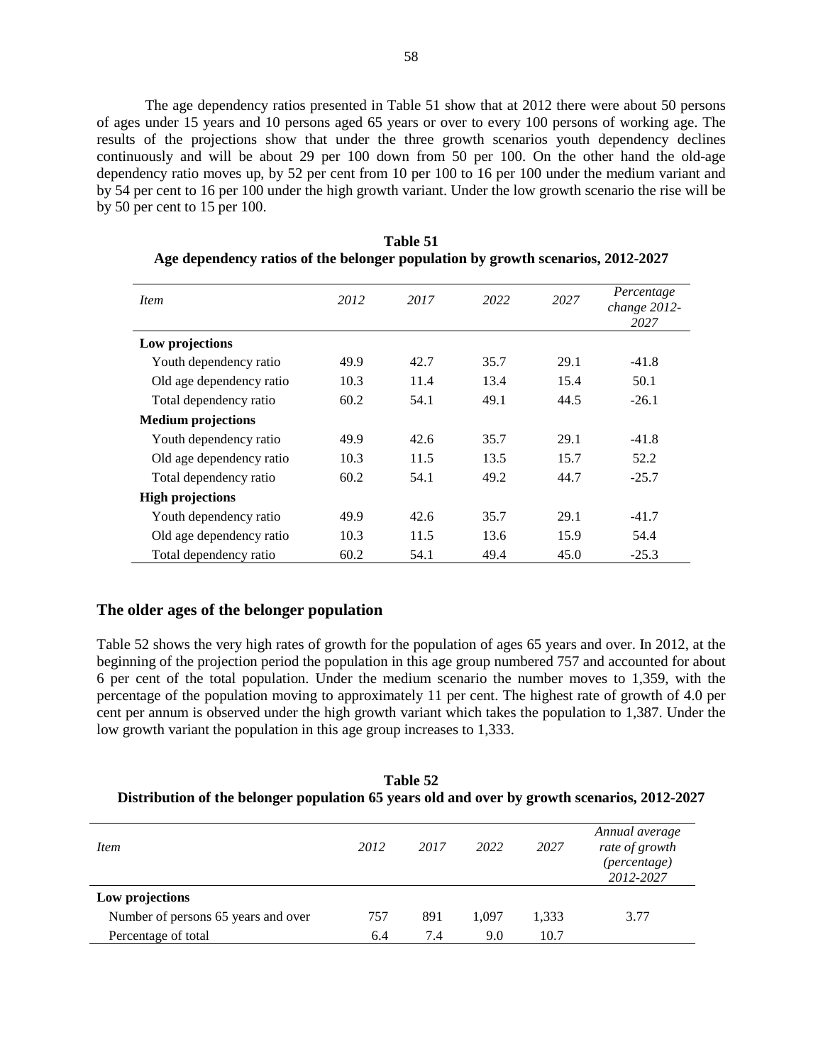The age dependency ratios presented in Table 51 show that at 2012 there were about 50 persons of ages under 15 years and 10 persons aged 65 years or over to every 100 persons of working age. The results of the projections show that under the three growth scenarios youth dependency declines continuously and will be about 29 per 100 down from 50 per 100. On the other hand the old-age dependency ratio moves up, by 52 per cent from 10 per 100 to 16 per 100 under the medium variant and by 54 per cent to 16 per 100 under the high growth variant. Under the low growth scenario the rise will be by 50 per cent to 15 per 100.

**Table 51**
**Age dependency ratios of the belonger population by growth scenarios, 2012-2027**

| *Item* | *2012* | *2017* | *2022* | *2027* | *Percentage change 2012-2027* |
|---|---|---|---|---|---|
| **Low projections** | | | | | |
| Youth dependency ratio | 49.9 | 42.7 | 35.7 | 29.1 | -41.8 |
| Old age dependency ratio | 10.3 | 11.4 | 13.4 | 15.4 | 50.1 |
| Total dependency ratio | 60.2 | 54.1 | 49.1 | 44.5 | -26.1 |
| **Medium projections** | | | | | |
| Youth dependency ratio | 49.9 | 42.6 | 35.7 | 29.1 | -41.8 |
| Old age dependency ratio | 10.3 | 11.5 | 13.5 | 15.7 | 52.2 |
| Total dependency ratio | 60.2 | 54.1 | 49.2 | 44.7 | -25.7 |
| **High projections** | | | | | |
| Youth dependency ratio | 49.9 | 42.6 | 35.7 | 29.1 | -41.7 |
| Old age dependency ratio | 10.3 | 11.5 | 13.6 | 15.9 | 54.4 |
| Total dependency ratio | 60.2 | 54.1 | 49.4 | 45.0 | -25.3 |

## The older ages of the belonger population

Table 52 shows the very high rates of growth for the population of ages 65 years and over. In 2012, at the beginning of the projection period the population in this age group numbered 757 and accounted for about 6 per cent of the total population. Under the medium scenario the number moves to 1,359, with the percentage of the population moving to approximately 11 per cent. The highest rate of growth of 4.0 per cent per annum is observed under the high growth variant which takes the population to 1,387. Under the low growth variant the population in this age group increases to 1,333.

**Table 52**
**Distribution of the belonger population 65 years old and over by growth scenarios, 2012-2027**

| *Item* | *2012* | *2017* | *2022* | *2027* | *Annual average rate of growth (percentage) 2012-2027* |
|---|---|---|---|---|---|
| **Low projections** | | | | | |
| Number of persons 65 years and over | 757 | 891 | 1,097 | 1,333 | 3.77 |
| Percentage of total | 6.4 | 7.4 | 9.0 | 10.7 | |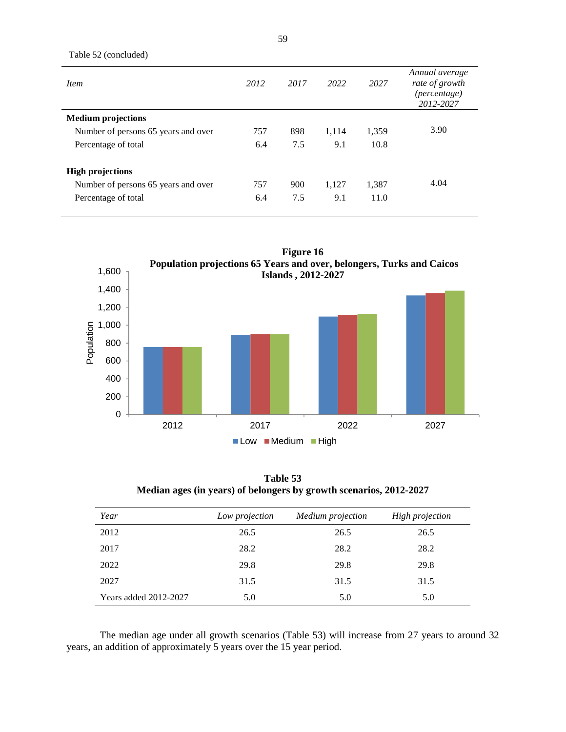Table 52 (concluded)

| *Item* | *2012* | *2017* | *2022* | *2027* | *Annual average rate of growth (percentage) 2012-2027* |
|---|---|---|---|---|---|
| **Medium projections** | | | | | |
| Number of persons 65 years and over | 757 | 898 | 1,114 | 1,359 | 3.90 |
| Percentage of total | 6.4 | 7.5 | 9.1 | 10.8 | |
| **High projections** | | | | | |
| Number of persons 65 years and over | 757 | 900 | 1,127 | 1,387 | 4.04 |
| Percentage of total | 6.4 | 7.5 | 9.1 | 11.0 | |

**Figure 16**
**Population projections 65 Years and over, belongers, Turks and Caicos Islands , 2012-2027**

**Table 53**
**Median ages (in years) of belongers by growth scenarios, 2012-2027**

| *Year* | *Low projection* | *Medium projection* | *High projection* |
|---|---|---|---|
| 2012 | 26.5 | 26.5 | 26.5 |
| 2017 | 28.2 | 28.2 | 28.2 |
| 2022 | 29.8 | 29.8 | 29.8 |
| 2027 | 31.5 | 31.5 | 31.5 |
| Years added 2012-2027 | 5.0 | 5.0 | 5.0 |

The median age under all growth scenarios (Table 53) will increase from 27 years to around 32 years, an addition of approximately 5 years over the 15 year period.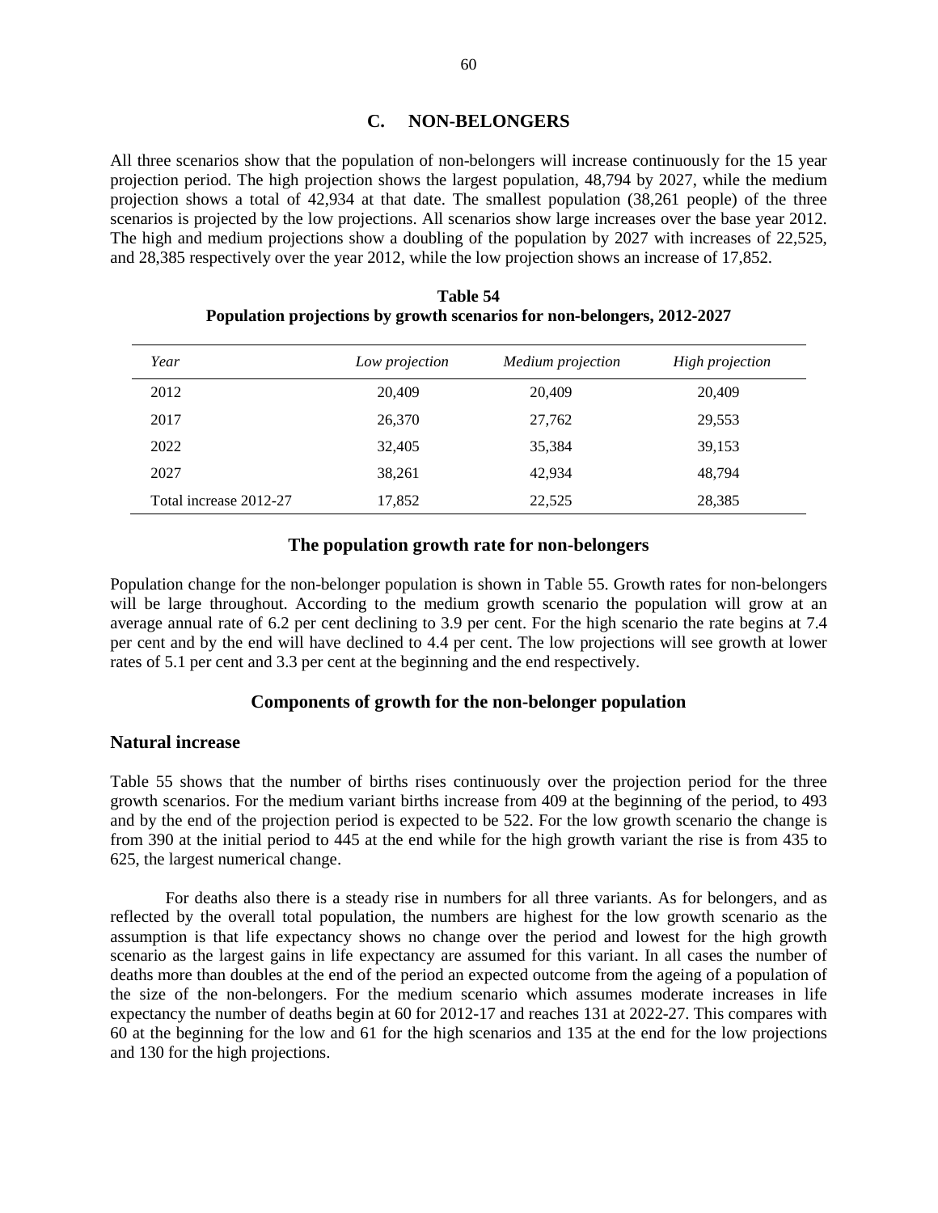## C. NON-BELONGERS

All three scenarios show that the population of non-belongers will increase continuously for the 15 year projection period. The high projection shows the largest population, 48,794 by 2027, while the medium projection shows a total of 42,934 at that date. The smallest population (38,261 people) of the three scenarios is projected by the low projections. All scenarios show large increases over the base year 2012. The high and medium projections show a doubling of the population by 2027 with increases of 22,525, and 28,385 respectively over the year 2012, while the low projection shows an increase of 17,852.

**Table 54**
**Population projections by growth scenarios for non-belongers, 2012-2027**

| *Year* | *Low projection* | *Medium projection* | *High projection* |
|---|---|---|---|
| 2012 | 20,409 | 20,409 | 20,409 |
| 2017 | 26,370 | 27,762 | 29,553 |
| 2022 | 32,405 | 35,384 | 39,153 |
| 2027 | 38,261 | 42,934 | 48,794 |
| Total increase 2012-27 | 17,852 | 22,525 | 28,385 |

### The population growth rate for non-belongers

Population change for the non-belonger population is shown in Table 55. Growth rates for non-belongers will be large throughout. According to the medium growth scenario the population will grow at an average annual rate of 6.2 per cent declining to 3.9 per cent. For the high scenario the rate begins at 7.4 per cent and by the end will have declined to 4.4 per cent. The low projections will see growth at lower rates of 5.1 per cent and 3.3 per cent at the beginning and the end respectively.

### Components of growth for the non-belonger population

#### Natural increase

Table 55 shows that the number of births rises continuously over the projection period for the three growth scenarios. For the medium variant births increase from 409 at the beginning of the period, to 493 and by the end of the projection period is expected to be 522. For the low growth scenario the change is from 390 at the initial period to 445 at the end while for the high growth variant the rise is from 435 to 625, the largest numerical change.

For deaths also there is a steady rise in numbers for all three variants. As for belongers, and as reflected by the overall total population, the numbers are highest for the low growth scenario as the assumption is that life expectancy shows no change over the period and lowest for the high growth scenario as the largest gains in life expectancy are assumed for this variant. In all cases the number of deaths more than doubles at the end of the period an expected outcome from the ageing of a population of the size of the non-belongers. For the medium scenario which assumes moderate increases in life expectancy the number of deaths begin at 60 for 2012-17 and reaches 131 at 2022-27. This compares with 60 at the beginning for the low and 61 for the high scenarios and 135 at the end for the low projections and 130 for the high projections.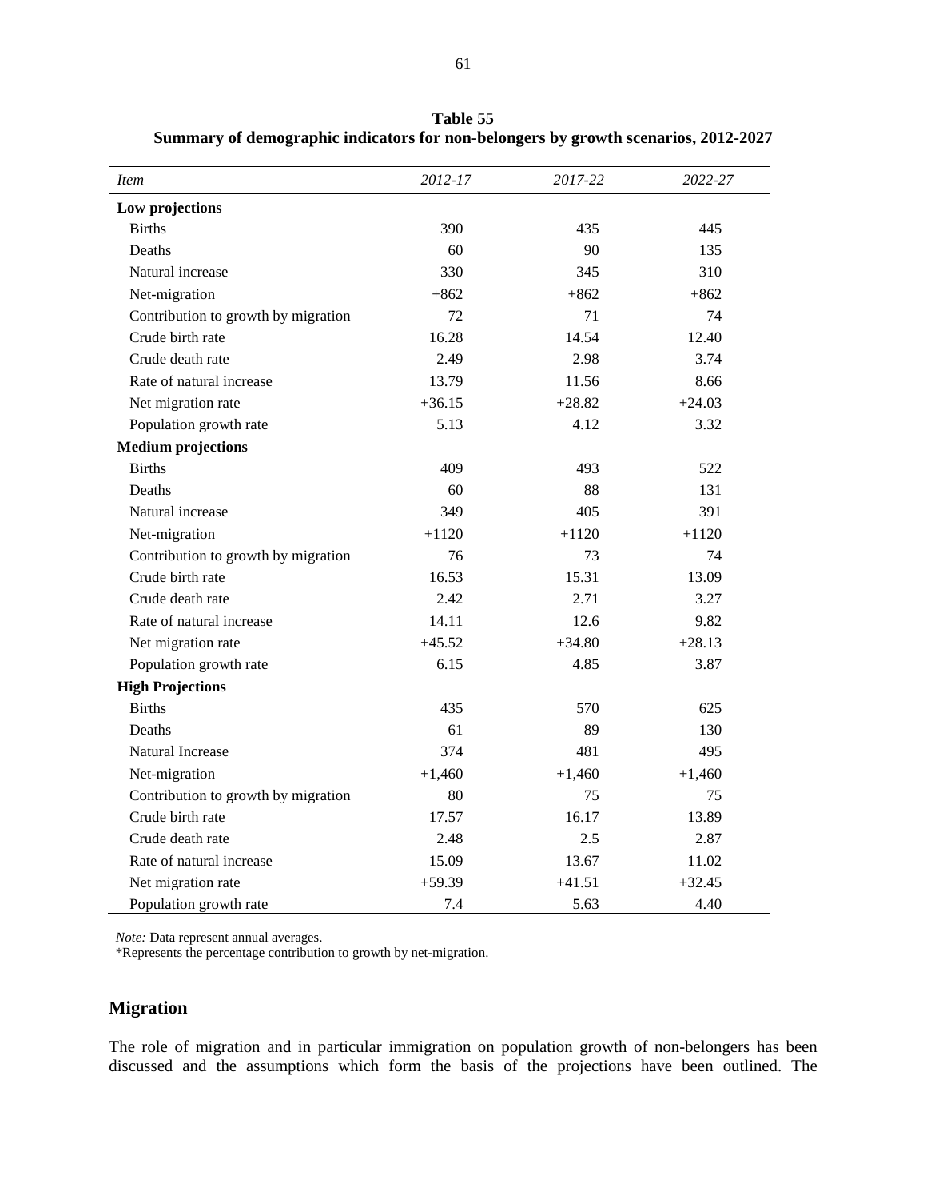**Table 55**
**Summary of demographic indicators for non-belongers by growth scenarios, 2012-2027**

| *Item* | *2012-17* | *2017-22* | *2022-27* |
|---|---|---|---|
| **Low projections** | | | |
| Births | 390 | 435 | 445 |
| Deaths | 60 | 90 | 135 |
| Natural increase | 330 | 345 | 310 |
| Net-migration | +862 | +862 | +862 |
| Contribution to growth by migration | 72 | 71 | 74 |
| Crude birth rate | 16.28 | 14.54 | 12.40 |
| Crude death rate | 2.49 | 2.98 | 3.74 |
| Rate of natural increase | 13.79 | 11.56 | 8.66 |
| Net migration rate | +36.15 | +28.82 | +24.03 |
| Population growth rate | 5.13 | 4.12 | 3.32 |
| **Medium projections** | | | |
| Births | 409 | 493 | 522 |
| Deaths | 60 | 88 | 131 |
| Natural increase | 349 | 405 | 391 |
| Net-migration | +1120 | +1120 | +1120 |
| Contribution to growth by migration | 76 | 73 | 74 |
| Crude birth rate | 16.53 | 15.31 | 13.09 |
| Crude death rate | 2.42 | 2.71 | 3.27 |
| Rate of natural increase | 14.11 | 12.6 | 9.82 |
| Net migration rate | +45.52 | +34.80 | +28.13 |
| Population growth rate | 6.15 | 4.85 | 3.87 |
| **High Projections** | | | |
| Births | 435 | 570 | 625 |
| Deaths | 61 | 89 | 130 |
| Natural Increase | 374 | 481 | 495 |
| Net-migration | +1,460 | +1,460 | +1,460 |
| Contribution to growth by migration | 80 | 75 | 75 |
| Crude birth rate | 17.57 | 16.17 | 13.89 |
| Crude death rate | 2.48 | 2.5 | 2.87 |
| Rate of natural increase | 15.09 | 13.67 | 11.02 |
| Net migration rate | +59.39 | +41.51 | +32.45 |
| Population growth rate | 7.4 | 5.63 | 4.40 |

*Note:* Data represent annual averages.
*Represents the percentage contribution to growth by net-migration.

## Migration

The role of migration and in particular immigration on population growth of non-belongers has been discussed and the assumptions which form the basis of the projections have been outlined. The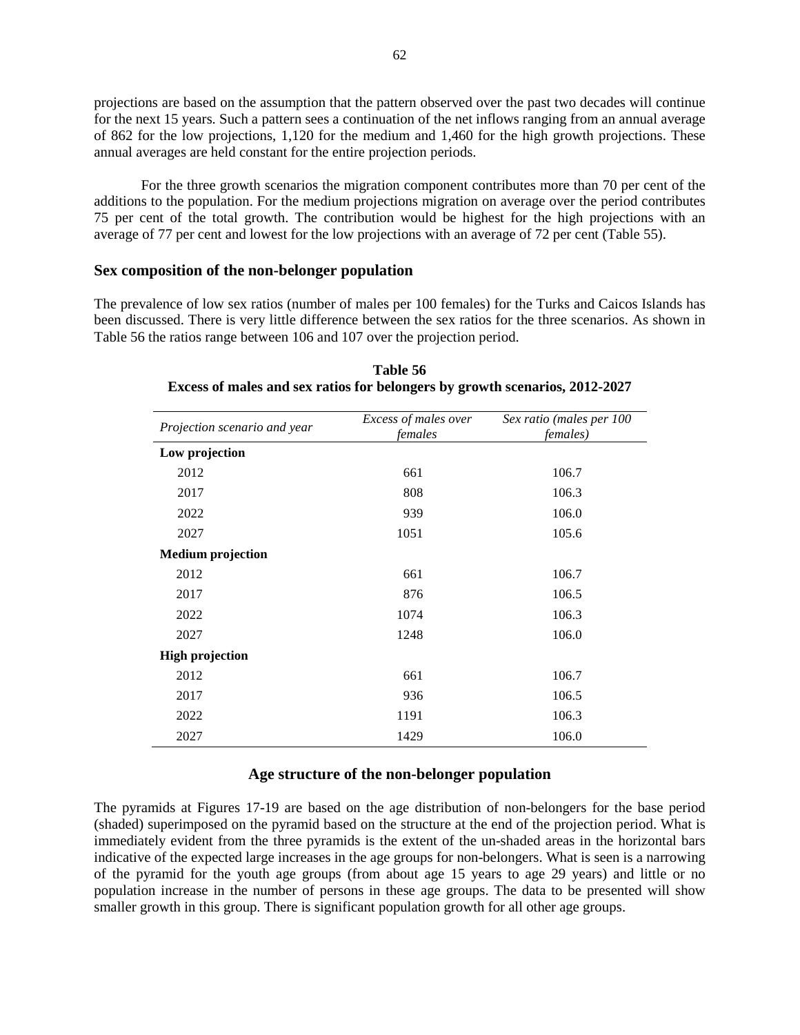projections are based on the assumption that the pattern observed over the past two decades will continue for the next 15 years. Such a pattern sees a continuation of the net inflows ranging from an annual average of 862 for the low projections, 1,120 for the medium and 1,460 for the high growth projections. These annual averages are held constant for the entire projection periods.

For the three growth scenarios the migration component contributes more than 70 per cent of the additions to the population. For the medium projections migration on average over the period contributes 75 per cent of the total growth. The contribution would be highest for the high projections with an average of 77 per cent and lowest for the low projections with an average of 72 per cent (Table 55).

### Sex composition of the non-belonger population

The prevalence of low sex ratios (number of males per 100 females) for the Turks and Caicos Islands has been discussed. There is very little difference between the sex ratios for the three scenarios. As shown in Table 56 the ratios range between 106 and 107 over the projection period.

**Table 56**
**Excess of males and sex ratios for belongers by growth scenarios, 2012-2027**

| *Projection scenario and year* | *Excess of males over females* | *Sex ratio (males per 100 females)* |
|---|---|---|
| **Low projection** | | |
| 2012 | 661 | 106.7 |
| 2017 | 808 | 106.3 |
| 2022 | 939 | 106.0 |
| 2027 | 1051 | 105.6 |
| **Medium projection** | | |
| 2012 | 661 | 106.7 |
| 2017 | 876 | 106.5 |
| 2022 | 1074 | 106.3 |
| 2027 | 1248 | 106.0 |
| **High projection** | | |
| 2012 | 661 | 106.7 |
| 2017 | 936 | 106.5 |
| 2022 | 1191 | 106.3 |
| 2027 | 1429 | 106.0 |

### Age structure of the non-belonger population

The pyramids at Figures 17-19 are based on the age distribution of non-belongers for the base period (shaded) superimposed on the pyramid based on the structure at the end of the projection period. What is immediately evident from the three pyramids is the extent of the un-shaded areas in the horizontal bars indicative of the expected large increases in the age groups for non-belongers. What is seen is a narrowing of the pyramid for the youth age groups (from about age 15 years to age 29 years) and little or no population increase in the number of persons in these age groups. The data to be presented will show smaller growth in this group. There is significant population growth for all other age groups.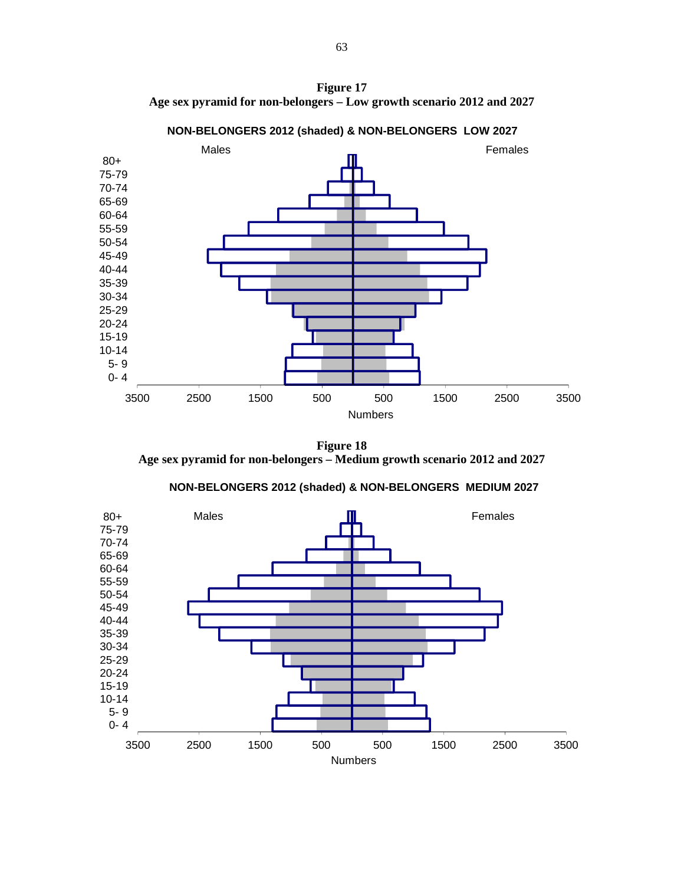**Figure 17**
**Age sex pyramid for non-belongers – Low growth scenario 2012 and 2027**

NON-BELONGERS 2012 (shaded) & NON-BELONGERS LOW 2027

Males

Females

80+
75-79
70-74
65-69
60-64
55-59
50-54
45-49
40-44
35-39
30-34
25-29
20-24
15-19
10-14
5- 9
0- 4

3500 2500 1500 500 500 1500 2500 3500

Numbers

**Figure 18**
**Age sex pyramid for non-belongers – Medium growth scenario 2012 and 2027**

NON-BELONGERS 2012 (shaded) & NON-BELONGERS MEDIUM 2027

Males

Females

80+
75-79
70-74
65-69
60-64
55-59
50-54
45-49
40-44
35-39
30-34
25-29
20-24
15-19
10-14
5- 9
0- 4

3500 2500 1500 500 500 1500 2500 3500

Numbers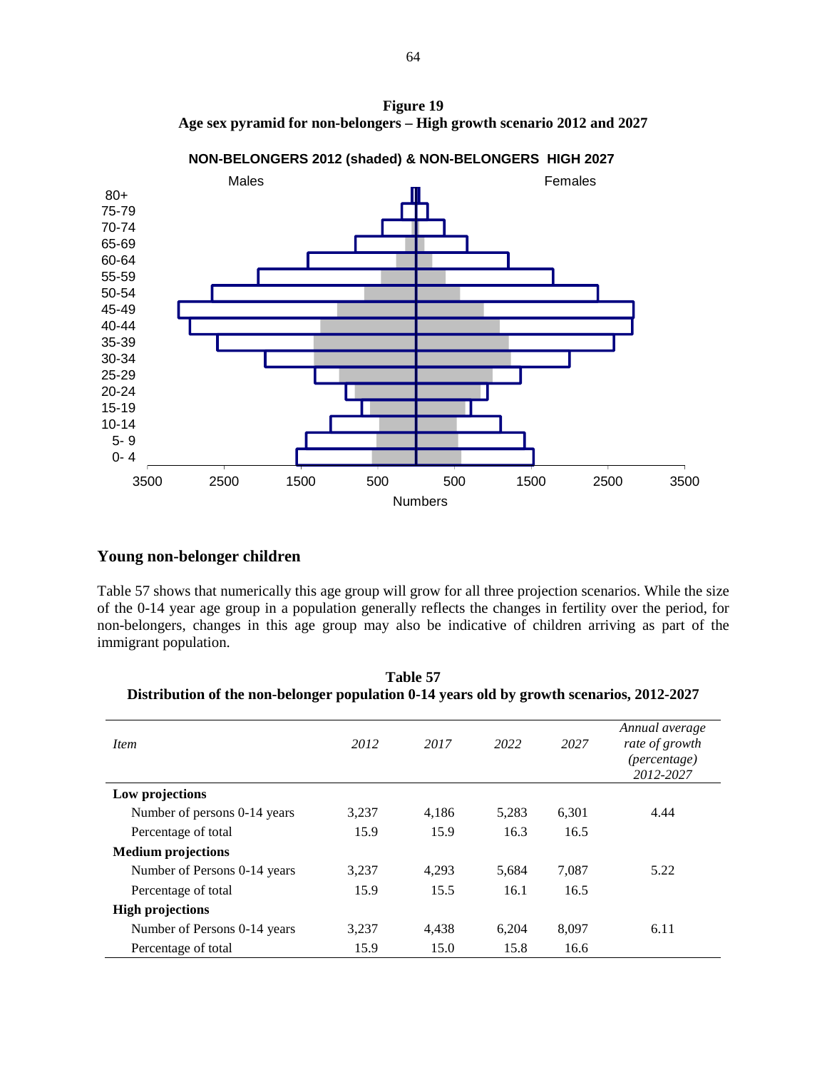**Figure 19**
**Age sex pyramid for non-belongers – High growth scenario 2012 and 2027**

NON-BELONGERS 2012 (shaded) & NON-BELONGERS HIGH 2027

## Young non-belonger children

Table 57 shows that numerically this age group will grow for all three projection scenarios. While the size of the 0-14 year age group in a population generally reflects the changes in fertility over the period, for non-belongers, changes in this age group may also be indicative of children arriving as part of the immigrant population.

**Table 57**
**Distribution of the non-belonger population 0-14 years old by growth scenarios, 2012-2027**

| *Item* | *2012* | *2017* | *2022* | *2027* | *Annual average rate of growth (percentage) 2012-2027* |
|---|---|---|---|---|---|
| **Low projections** | | | | | |
| Number of persons 0-14 years | 3,237 | 4,186 | 5,283 | 6,301 | 4.44 |
| Percentage of total | 15.9 | 15.9 | 16.3 | 16.5 | |
| **Medium projections** | | | | | |
| Number of Persons 0-14 years | 3,237 | 4,293 | 5,684 | 7,087 | 5.22 |
| Percentage of total | 15.9 | 15.5 | 16.1 | 16.5 | |
| **High projections** | | | | | |
| Number of Persons 0-14 years | 3,237 | 4,438 | 6,204 | 8,097 | 6.11 |
| Percentage of total | 15.9 | 15.0 | 15.8 | 16.6 | |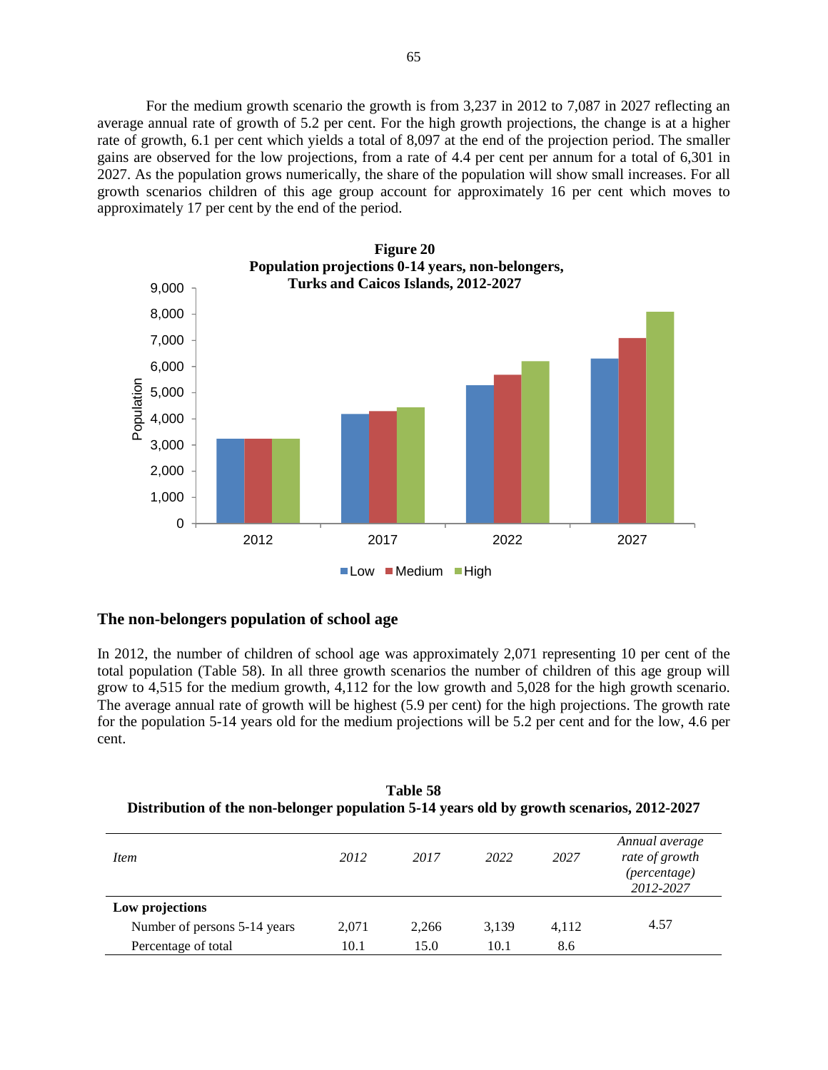For the medium growth scenario the growth is from 3,237 in 2012 to 7,087 in 2027 reflecting an average annual rate of growth of 5.2 per cent. For the high growth projections, the change is at a higher rate of growth, 6.1 per cent which yields a total of 8,097 at the end of the projection period. The smaller gains are observed for the low projections, from a rate of 4.4 per cent per annum for a total of 6,301 in 2027. As the population grows numerically, the share of the population will show small increases. For all growth scenarios children of this age group account for approximately 16 per cent which moves to approximately 17 per cent by the end of the period.

**Figure 20**
**Population projections 0-14 years, non-belongers, Turks and Caicos Islands, 2012-2027**

## The non-belongers population of school age

In 2012, the number of children of school age was approximately 2,071 representing 10 per cent of the total population (Table 58). In all three growth scenarios the number of children of this age group will grow to 4,515 for the medium growth, 4,112 for the low growth and 5,028 for the high growth scenario. The average annual rate of growth will be highest (5.9 per cent) for the high projections. The growth rate for the population 5-14 years old for the medium projections will be 5.2 per cent and for the low, 4.6 per cent.

**Table 58**
**Distribution of the non-belonger population 5-14 years old by growth scenarios, 2012-2027**

| *Item* | *2012* | *2017* | *2022* | *2027* | *Annual average rate of growth (percentage) 2012-2027* |
|---|---|---|---|---|---|
| **Low projections** | | | | | |
| Number of persons 5-14 years | 2,071 | 2,266 | 3,139 | 4,112 | 4.57 |
| Percentage of total | 10.1 | 15.0 | 10.1 | 8.6 | |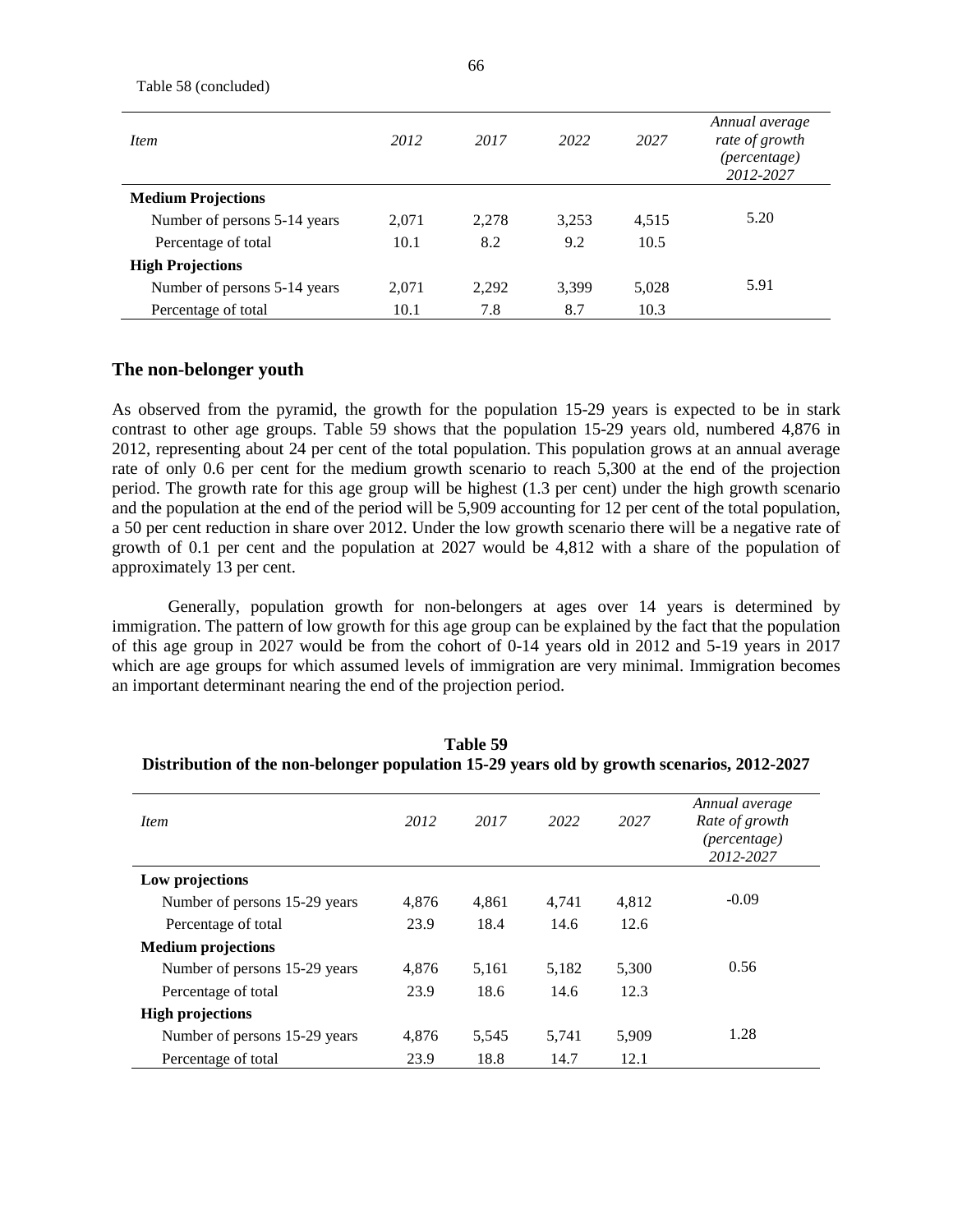Table 58 (concluded)

| *Item* | *2012* | *2017* | *2022* | *2027* | *Annual average rate of growth (percentage) 2012-2027* |
|---|---|---|---|---|---|
| **Medium Projections** | | | | | |
| Number of persons 5-14 years | 2,071 | 2,278 | 3,253 | 4,515 | 5.20 |
| Percentage of total | 10.1 | 8.2 | 9.2 | 10.5 | |
| **High Projections** | | | | | |
| Number of persons 5-14 years | 2,071 | 2,292 | 3,399 | 5,028 | 5.91 |
| Percentage of total | 10.1 | 7.8 | 8.7 | 10.3 | |

## The non-belonger youth

As observed from the pyramid, the growth for the population 15-29 years is expected to be in stark contrast to other age groups. Table 59 shows that the population 15-29 years old, numbered 4,876 in 2012, representing about 24 per cent of the total population. This population grows at an annual average rate of only 0.6 per cent for the medium growth scenario to reach 5,300 at the end of the projection period. The growth rate for this age group will be highest (1.3 per cent) under the high growth scenario and the population at the end of the period will be 5,909 accounting for 12 per cent of the total population, a 50 per cent reduction in share over 2012. Under the low growth scenario there will be a negative rate of growth of 0.1 per cent and the population at 2027 would be 4,812 with a share of the population of approximately 13 per cent.

Generally, population growth for non-belongers at ages over 14 years is determined by immigration. The pattern of low growth for this age group can be explained by the fact that the population of this age group in 2027 would be from the cohort of 0-14 years old in 2012 and 5-19 years in 2017 which are age groups for which assumed levels of immigration are very minimal. Immigration becomes an important determinant nearing the end of the projection period.

**Table 59**
**Distribution of the non-belonger population 15-29 years old by growth scenarios, 2012-2027**

| *Item* | *2012* | *2017* | *2022* | *2027* | *Annual average Rate of growth (percentage) 2012-2027* |
|---|---|---|---|---|---|
| **Low projections** | | | | | |
| Number of persons 15-29 years | 4,876 | 4,861 | 4,741 | 4,812 | -0.09 |
| Percentage of total | 23.9 | 18.4 | 14.6 | 12.6 | |
| **Medium projections** | | | | | |
| Number of persons 15-29 years | 4,876 | 5,161 | 5,182 | 5,300 | 0.56 |
| Percentage of total | 23.9 | 18.6 | 14.6 | 12.3 | |
| **High projections** | | | | | |
| Number of persons 15-29 years | 4,876 | 5,545 | 5,741 | 5,909 | 1.28 |
| Percentage of total | 23.9 | 18.8 | 14.7 | 12.1 | |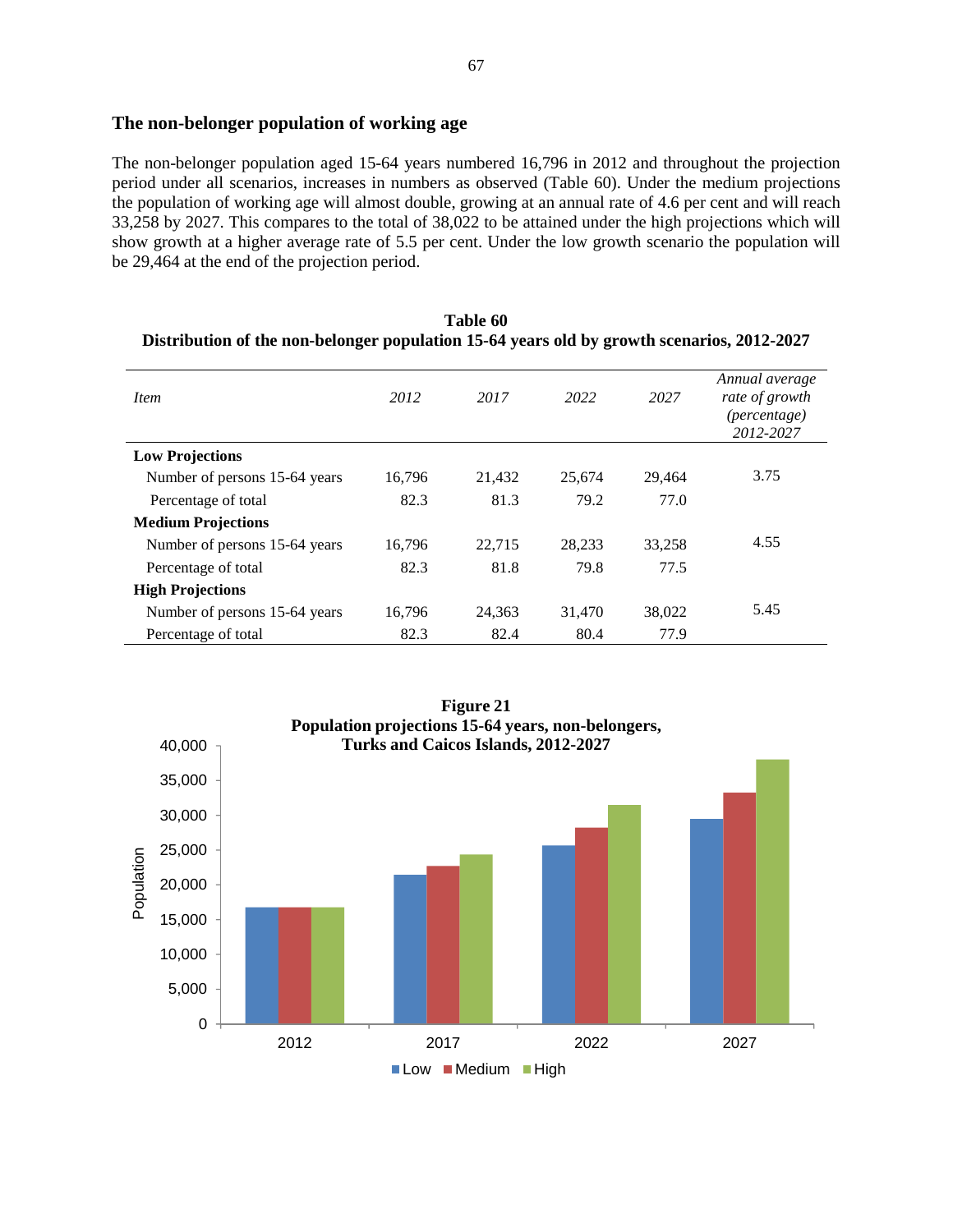## The non-belonger population of working age

The non-belonger population aged 15-64 years numbered 16,796 in 2012 and throughout the projection period under all scenarios, increases in numbers as observed (Table 60). Under the medium projections the population of working age will almost double, growing at an annual rate of 4.6 per cent and will reach 33,258 by 2027. This compares to the total of 38,022 to be attained under the high projections which will show growth at a higher average rate of 5.5 per cent. Under the low growth scenario the population will be 29,464 at the end of the projection period.

**Table 60**
**Distribution of the non-belonger population 15-64 years old by growth scenarios, 2012-2027**

| *Item* | *2012* | *2017* | *2022* | *2027* | *Annual average rate of growth (percentage) 2012-2027* |
|---|---|---|---|---|---|
| **Low Projections** | | | | | |
| Number of persons 15-64 years | 16,796 | 21,432 | 25,674 | 29,464 | 3.75 |
| Percentage of total | 82.3 | 81.3 | 79.2 | 77.0 | |
| **Medium Projections** | | | | | |
| Number of persons 15-64 years | 16,796 | 22,715 | 28,233 | 33,258 | 4.55 |
| Percentage of total | 82.3 | 81.8 | 79.8 | 77.5 | |
| **High Projections** | | | | | |
| Number of persons 15-64 years | 16,796 | 24,363 | 31,470 | 38,022 | 5.45 |
| Percentage of total | 82.3 | 82.4 | 80.4 | 77.9 | |

**Figure 21**
**Population projections 15-64 years, non-belongers, Turks and Caicos Islands, 2012-2027**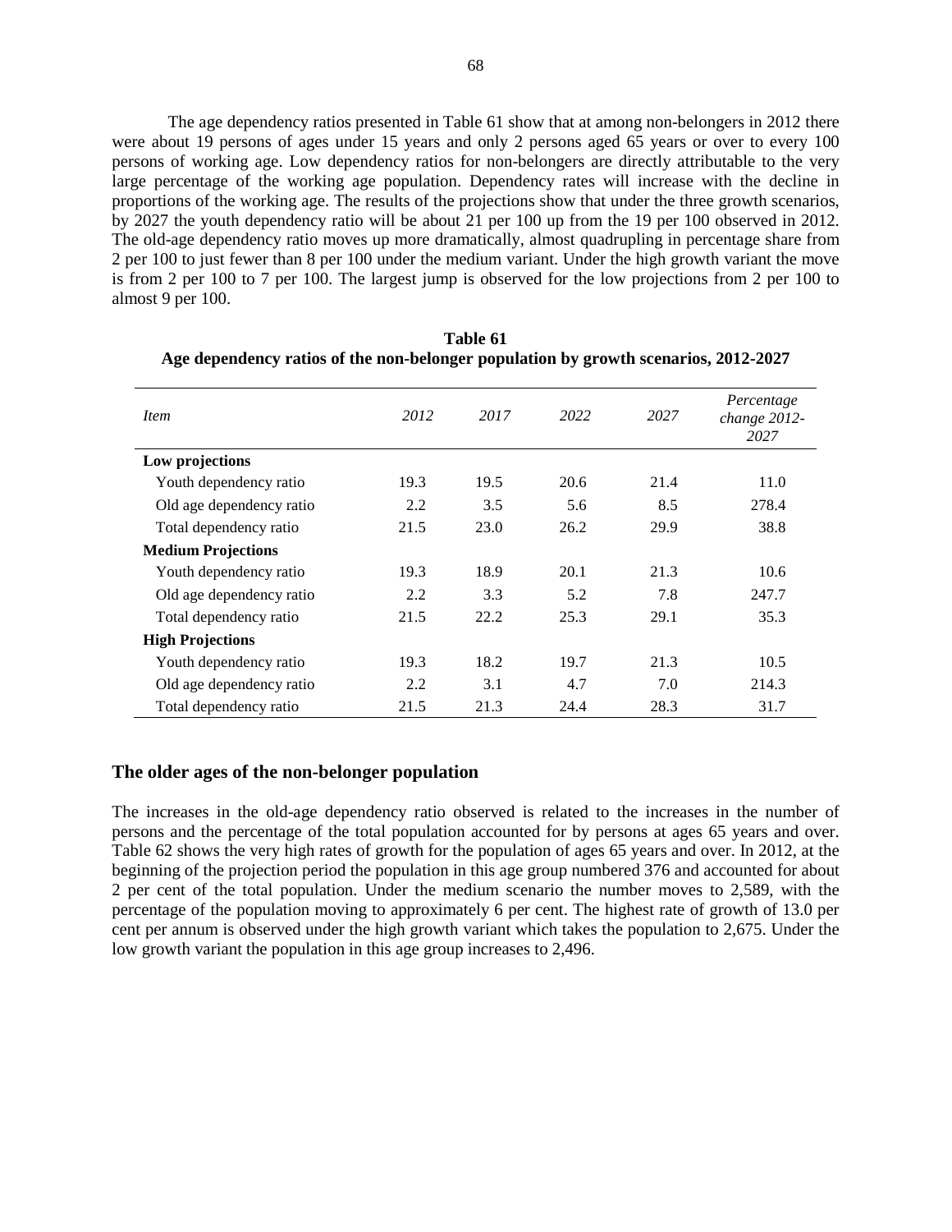The age dependency ratios presented in Table 61 show that at among non-belongers in 2012 there were about 19 persons of ages under 15 years and only 2 persons aged 65 years or over to every 100 persons of working age. Low dependency ratios for non-belongers are directly attributable to the very large percentage of the working age population. Dependency rates will increase with the decline in proportions of the working age. The results of the projections show that under the three growth scenarios, by 2027 the youth dependency ratio will be about 21 per 100 up from the 19 per 100 observed in 2012. The old-age dependency ratio moves up more dramatically, almost quadrupling in percentage share from 2 per 100 to just fewer than 8 per 100 under the medium variant. Under the high growth variant the move is from 2 per 100 to 7 per 100. The largest jump is observed for the low projections from 2 per 100 to almost 9 per 100.

**Table 61**
**Age dependency ratios of the non-belonger population by growth scenarios, 2012-2027**

| *Item* | *2012* | *2017* | *2022* | *2027* | *Percentage change 2012-2027* |
|---|---|---|---|---|---|
| **Low projections** | | | | | |
| Youth dependency ratio | 19.3 | 19.5 | 20.6 | 21.4 | 11.0 |
| Old age dependency ratio | 2.2 | 3.5 | 5.6 | 8.5 | 278.4 |
| Total dependency ratio | 21.5 | 23.0 | 26.2 | 29.9 | 38.8 |
| **Medium Projections** | | | | | |
| Youth dependency ratio | 19.3 | 18.9 | 20.1 | 21.3 | 10.6 |
| Old age dependency ratio | 2.2 | 3.3 | 5.2 | 7.8 | 247.7 |
| Total dependency ratio | 21.5 | 22.2 | 25.3 | 29.1 | 35.3 |
| **High Projections** | | | | | |
| Youth dependency ratio | 19.3 | 18.2 | 19.7 | 21.3 | 10.5 |
| Old age dependency ratio | 2.2 | 3.1 | 4.7 | 7.0 | 214.3 |
| Total dependency ratio | 21.5 | 21.3 | 24.4 | 28.3 | 31.7 |

## The older ages of the non-belonger population

The increases in the old-age dependency ratio observed is related to the increases in the number of persons and the percentage of the total population accounted for by persons at ages 65 years and over. Table 62 shows the very high rates of growth for the population of ages 65 years and over. In 2012, at the beginning of the projection period the population in this age group numbered 376 and accounted for about 2 per cent of the total population. Under the medium scenario the number moves to 2,589, with the percentage of the population moving to approximately 6 per cent. The highest rate of growth of 13.0 per cent per annum is observed under the high growth variant which takes the population to 2,675. Under the low growth variant the population in this age group increases to 2,496.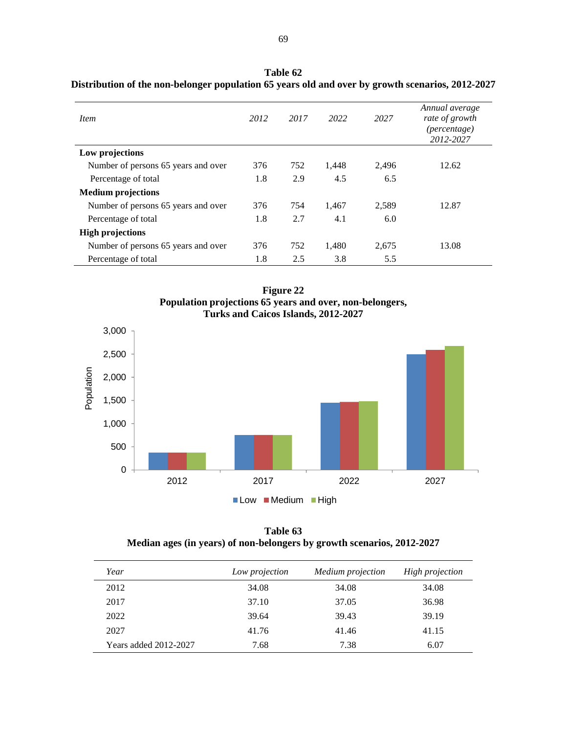**Table 62**
**Distribution of the non-belonger population 65 years old and over by growth scenarios, 2012-2027**

| *Item* | *2012* | *2017* | *2022* | *2027* | *Annual average rate of growth (percentage) 2012-2027* |
|---|---|---|---|---|---|
| **Low projections** | | | | | |
| Number of persons 65 years and over | 376 | 752 | 1,448 | 2,496 | 12.62 |
| Percentage of total | 1.8 | 2.9 | 4.5 | 6.5 | |
| **Medium projections** | | | | | |
| Number of persons 65 years and over | 376 | 754 | 1,467 | 2,589 | 12.87 |
| Percentage of total | 1.8 | 2.7 | 4.1 | 6.0 | |
| **High projections** | | | | | |
| Number of persons 65 years and over | 376 | 752 | 1,480 | 2,675 | 13.08 |
| Percentage of total | 1.8 | 2.5 | 3.8 | 5.5 | |

**Figure 22**
**Population projections 65 years and over, non-belongers, Turks and Caicos Islands, 2012-2027**

**Table 63**
**Median ages (in years) of non-belongers by growth scenarios, 2012-2027**

| *Year* | *Low projection* | *Medium projection* | *High projection* |
|---|---|---|---|
| 2012 | 34.08 | 34.08 | 34.08 |
| 2017 | 37.10 | 37.05 | 36.98 |
| 2022 | 39.64 | 39.43 | 39.19 |
| 2027 | 41.76 | 41.46 | 41.15 |
| Years added 2012-2027 | 7.68 | 7.38 | 6.07 |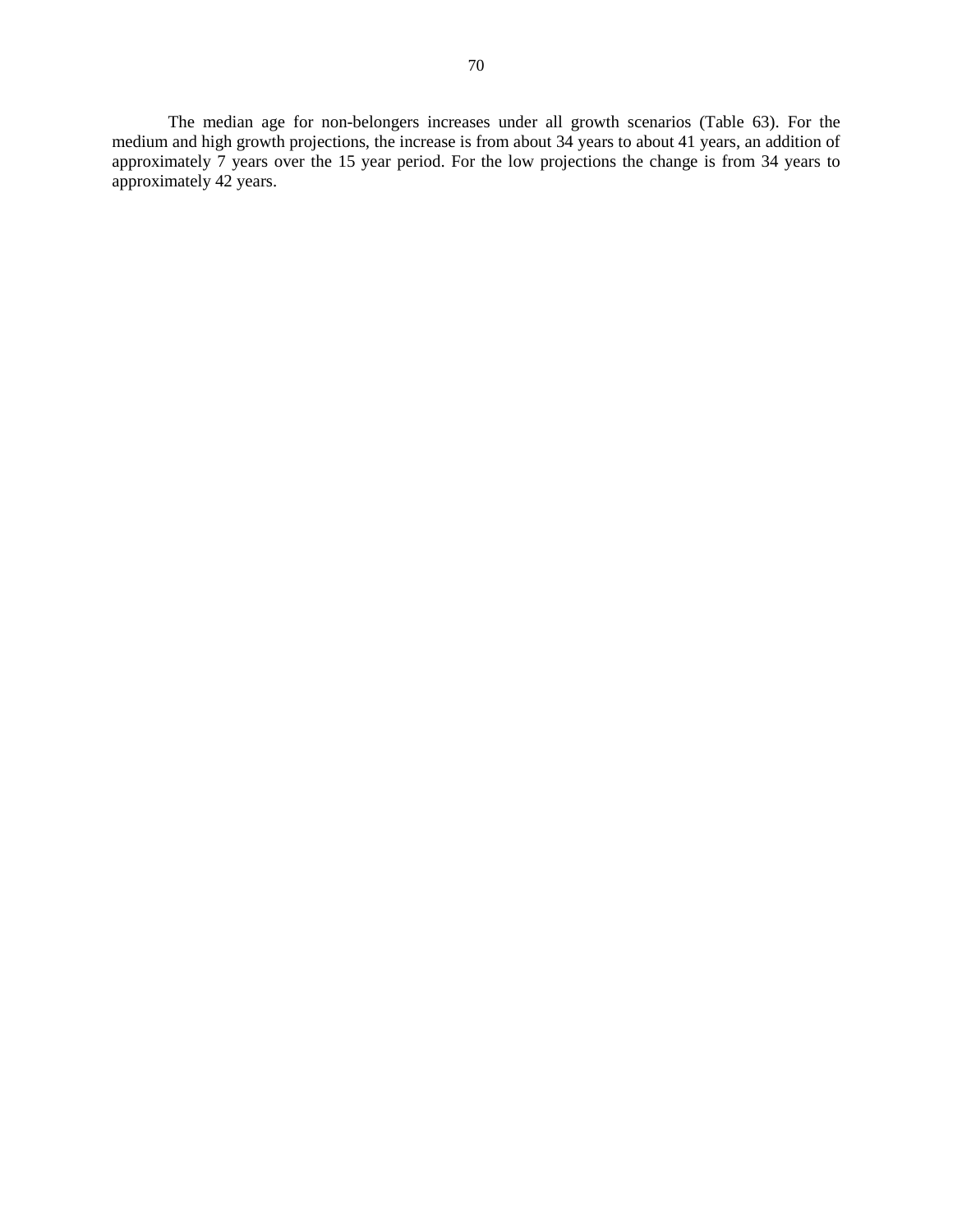The median age for non-belongers increases under all growth scenarios (Table 63). For the medium and high growth projections, the increase is from about 34 years to about 41 years, an addition of approximately 7 years over the 15 year period. For the low projections the change is from 34 years to approximately 42 years.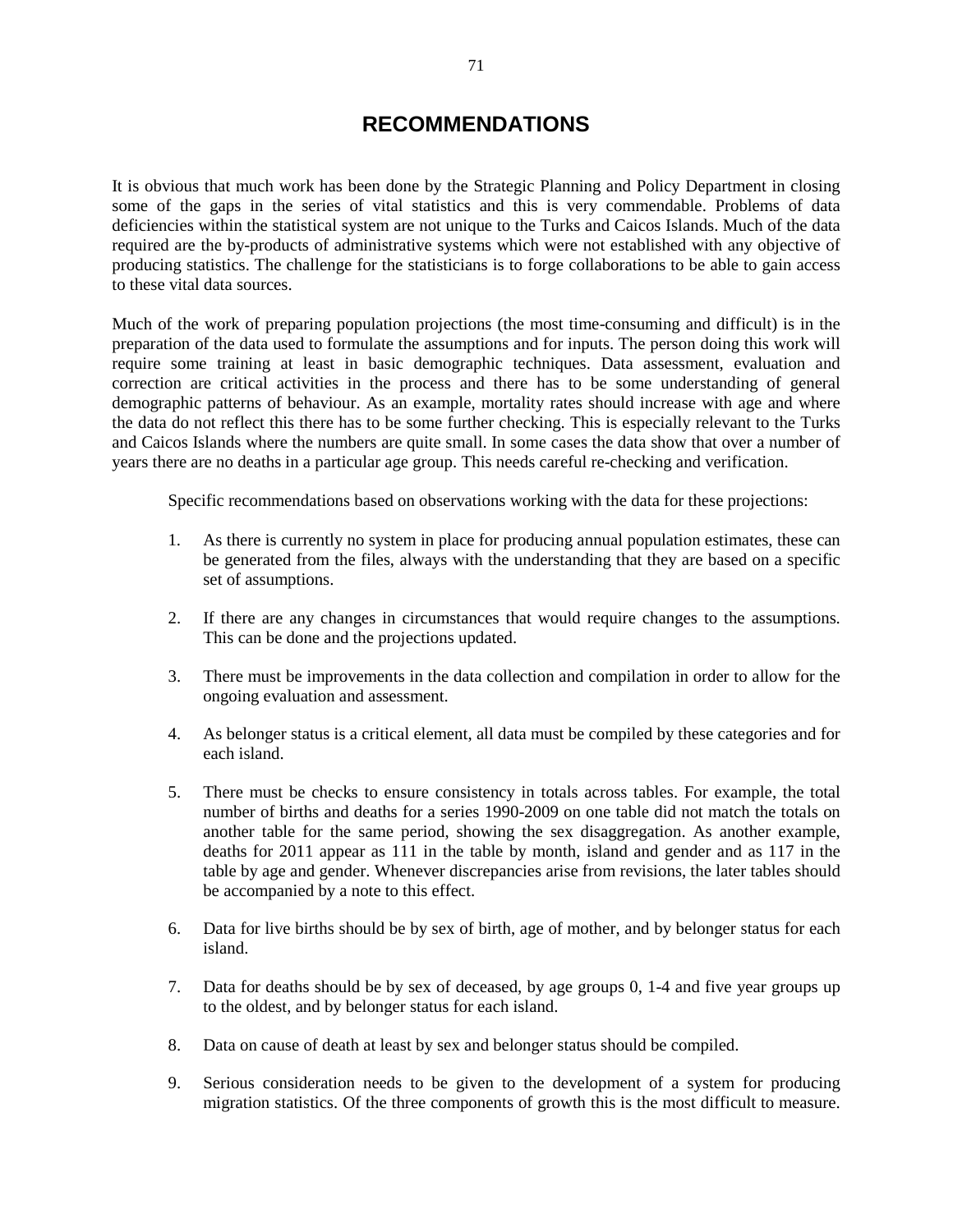# RECOMMENDATIONS

It is obvious that much work has been done by the Strategic Planning and Policy Department in closing some of the gaps in the series of vital statistics and this is very commendable. Problems of data deficiencies within the statistical system are not unique to the Turks and Caicos Islands. Much of the data required are the by-products of administrative systems which were not established with any objective of producing statistics. The challenge for the statisticians is to forge collaborations to be able to gain access to these vital data sources.

Much of the work of preparing population projections (the most time-consuming and difficult) is in the preparation of the data used to formulate the assumptions and for inputs. The person doing this work will require some training at least in basic demographic techniques. Data assessment, evaluation and correction are critical activities in the process and there has to be some understanding of general demographic patterns of behaviour. As an example, mortality rates should increase with age and where the data do not reflect this there has to be some further checking. This is especially relevant to the Turks and Caicos Islands where the numbers are quite small. In some cases the data show that over a number of years there are no deaths in a particular age group. This needs careful re-checking and verification.

Specific recommendations based on observations working with the data for these projections:

1. As there is currently no system in place for producing annual population estimates, these can be generated from the files, always with the understanding that they are based on a specific set of assumptions.

2. If there are any changes in circumstances that would require changes to the assumptions. This can be done and the projections updated.

3. There must be improvements in the data collection and compilation in order to allow for the ongoing evaluation and assessment.

4. As belonger status is a critical element, all data must be compiled by these categories and for each island.

5. There must be checks to ensure consistency in totals across tables. For example, the total number of births and deaths for a series 1990-2009 on one table did not match the totals on another table for the same period, showing the sex disaggregation. As another example, deaths for 2011 appear as 111 in the table by month, island and gender and as 117 in the table by age and gender. Whenever discrepancies arise from revisions, the later tables should be accompanied by a note to this effect.

6. Data for live births should be by sex of birth, age of mother, and by belonger status for each island.

7. Data for deaths should be by sex of deceased, by age groups 0, 1-4 and five year groups up to the oldest, and by belonger status for each island.

8. Data on cause of death at least by sex and belonger status should be compiled.

9. Serious consideration needs to be given to the development of a system for producing migration statistics. Of the three components of growth this is the most difficult to measure.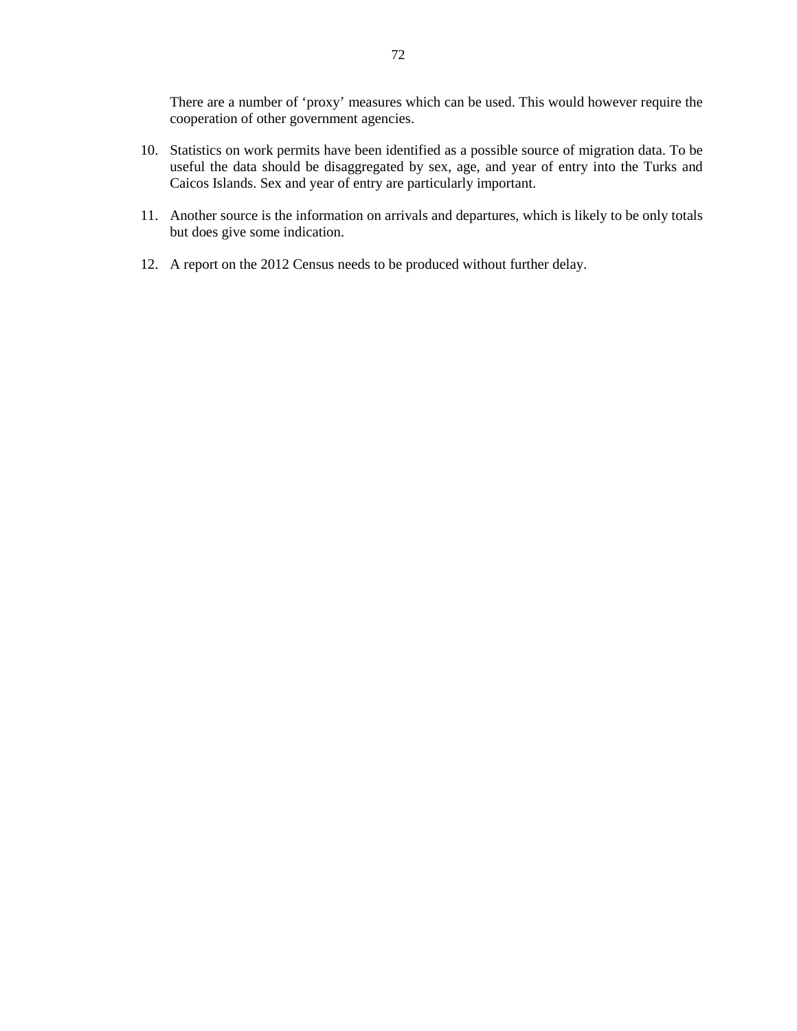There are a number of 'proxy' measures which can be used. This would however require the cooperation of other government agencies.

10. Statistics on work permits have been identified as a possible source of migration data. To be useful the data should be disaggregated by sex, age, and year of entry into the Turks and Caicos Islands. Sex and year of entry are particularly important.

11. Another source is the information on arrivals and departures, which is likely to be only totals but does give some indication.

12. A report on the 2012 Census needs to be produced without further delay.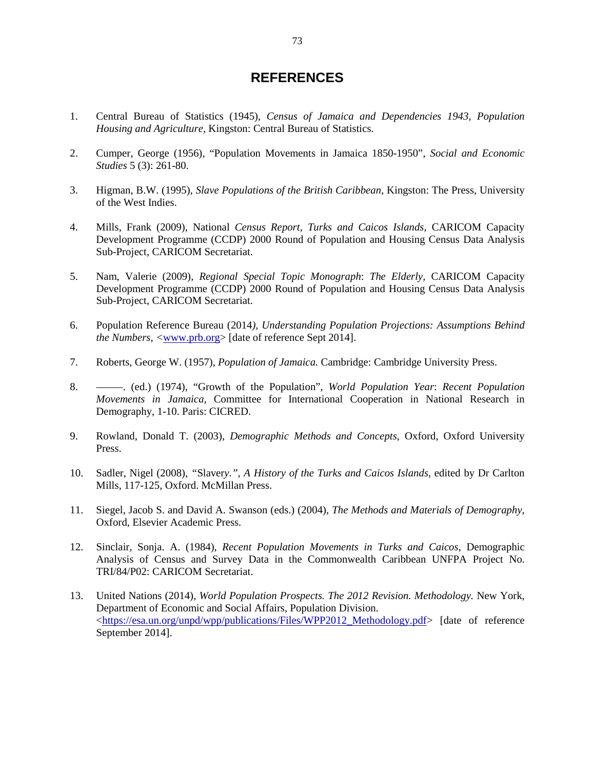# REFERENCES

1. Central Bureau of Statistics (1945), *Census of Jamaica and Dependencies 1943, Population Housing and Agriculture*, Kingston: Central Bureau of Statistics.

2. Cumper, George (1956), "Population Movements in Jamaica 1850-1950", *Social and Economic Studies* 5 (3): 261-80.

3. Higman, B.W. (1995), *Slave Populations of the British Caribbean*, Kingston: The Press, University of the West Indies.

4. Mills, Frank (2009), National *Census Report, Turks and Caicos Islands*, CARICOM Capacity Development Programme (CCDP) 2000 Round of Population and Housing Census Data Analysis Sub-Project, CARICOM Secretariat.

5. Nam, Valerie (2009), *Regional Special Topic Monograph*: *The Elderly*, CARICOM Capacity Development Programme (CCDP) 2000 Round of Population and Housing Census Data Analysis Sub-Project, CARICOM Secretariat.

6. Population Reference Bureau (2014*), Understanding Population Projections: Assumptions Behind the Numbers,* <www.prb.org> [date of reference Sept 2014].

7. Roberts, George W. (1957), *Population of Jamaica.* Cambridge: Cambridge University Press.

8. ———. (ed.) (1974), "Growth of the Population", *World Population Year*: *Recent Population Movements in Jamaica,* Committee for International Cooperation in National Research in Demography, 1-10. Paris: CICRED.

9. Rowland, Donald T. (2003), *Demographic Methods and Concepts*, Oxford, Oxford University Press.

10. Sadler, Nigel (2008), "Slaver*y.", A History of the Turks and Caicos Islands*, edited by Dr Carlton Mills, 117-125, Oxford. McMillan Press.

11. Siegel, Jacob S. and David A. Swanson (eds.) (2004), *The Methods and Materials of Demography*, Oxford, Elsevier Academic Press.

12. Sinclair, Sonja. A. (1984), *Recent Population Movements in Turks and Caicos*, Demographic Analysis of Census and Survey Data in the Commonwealth Caribbean UNFPA Project No. TRI/84/P02: CARICOM Secretariat.

13. United Nations (2014), *World Population Prospects. The 2012 Revision. Methodology.* New York, Department of Economic and Social Affairs, Population Division. <https://esa.un.org/unpd/wpp/publications/Files/WPP2012_Methodology.pdf> [date of reference September 2014].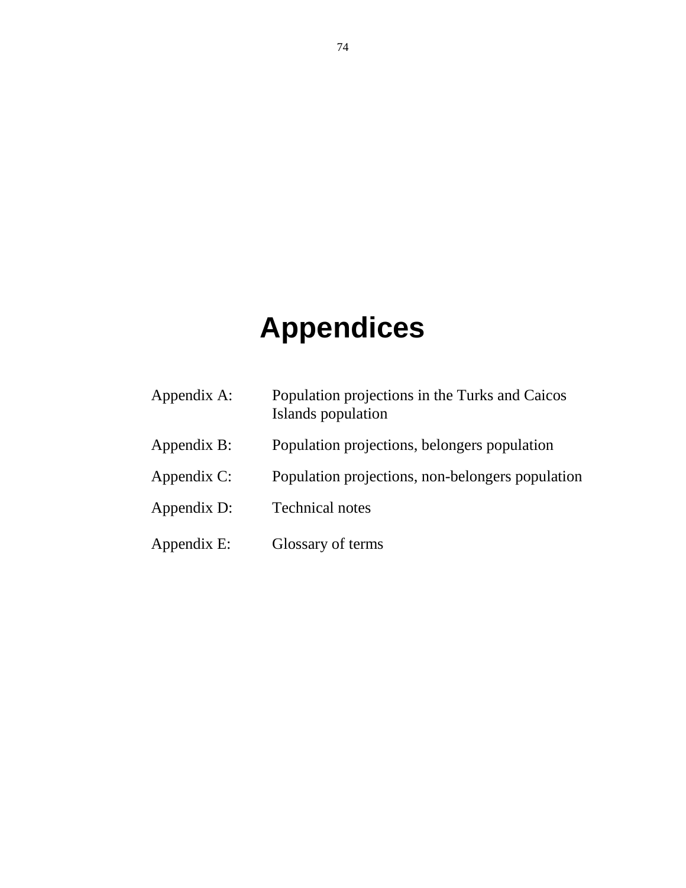# Appendices

| | |
|---|---|
| Appendix A: | Population projections in the Turks and Caicos Islands population |
| Appendix B: | Population projections, belongers population |
| Appendix C: | Population projections, non-belongers population |
| Appendix D: | Technical notes |
| Appendix E: | Glossary of terms |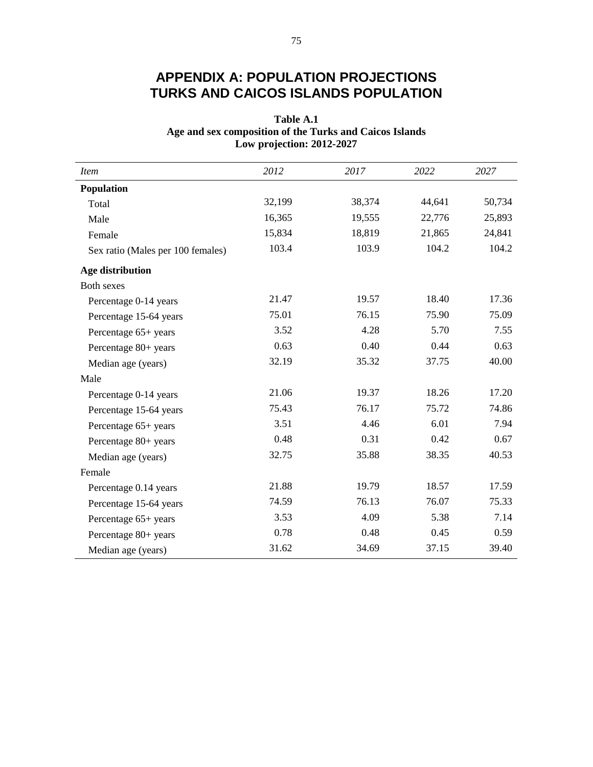# APPENDIX A: POPULATION PROJECTIONS
# TURKS AND CAICOS ISLANDS POPULATION

**Table A.1**
**Age and sex composition of the Turks and Caicos Islands**
**Low projection: 2012-2027**

| *Item* | *2012* | *2017* | *2022* | *2027* |
|---|---|---|---|---|
| **Population** | | | | |
| Total | 32,199 | 38,374 | 44,641 | 50,734 |
| Male | 16,365 | 19,555 | 22,776 | 25,893 |
| Female | 15,834 | 18,819 | 21,865 | 24,841 |
| Sex ratio (Males per 100 females) | 103.4 | 103.9 | 104.2 | 104.2 |
| **Age distribution** | | | | |
| Both sexes | | | | |
| Percentage 0-14 years | 21.47 | 19.57 | 18.40 | 17.36 |
| Percentage 15-64 years | 75.01 | 76.15 | 75.90 | 75.09 |
| Percentage 65+ years | 3.52 | 4.28 | 5.70 | 7.55 |
| Percentage 80+ years | 0.63 | 0.40 | 0.44 | 0.63 |
| Median age (years) | 32.19 | 35.32 | 37.75 | 40.00 |
| Male | | | | |
| Percentage 0-14 years | 21.06 | 19.37 | 18.26 | 17.20 |
| Percentage 15-64 years | 75.43 | 76.17 | 75.72 | 74.86 |
| Percentage 65+ years | 3.51 | 4.46 | 6.01 | 7.94 |
| Percentage 80+ years | 0.48 | 0.31 | 0.42 | 0.67 |
| Median age (years) | 32.75 | 35.88 | 38.35 | 40.53 |
| Female | | | | |
| Percentage 0.14 years | 21.88 | 19.79 | 18.57 | 17.59 |
| Percentage 15-64 years | 74.59 | 76.13 | 76.07 | 75.33 |
| Percentage 65+ years | 3.53 | 4.09 | 5.38 | 7.14 |
| Percentage 80+ years | 0.78 | 0.48 | 0.45 | 0.59 |
| Median age (years) | 31.62 | 34.69 | 37.15 | 39.40 |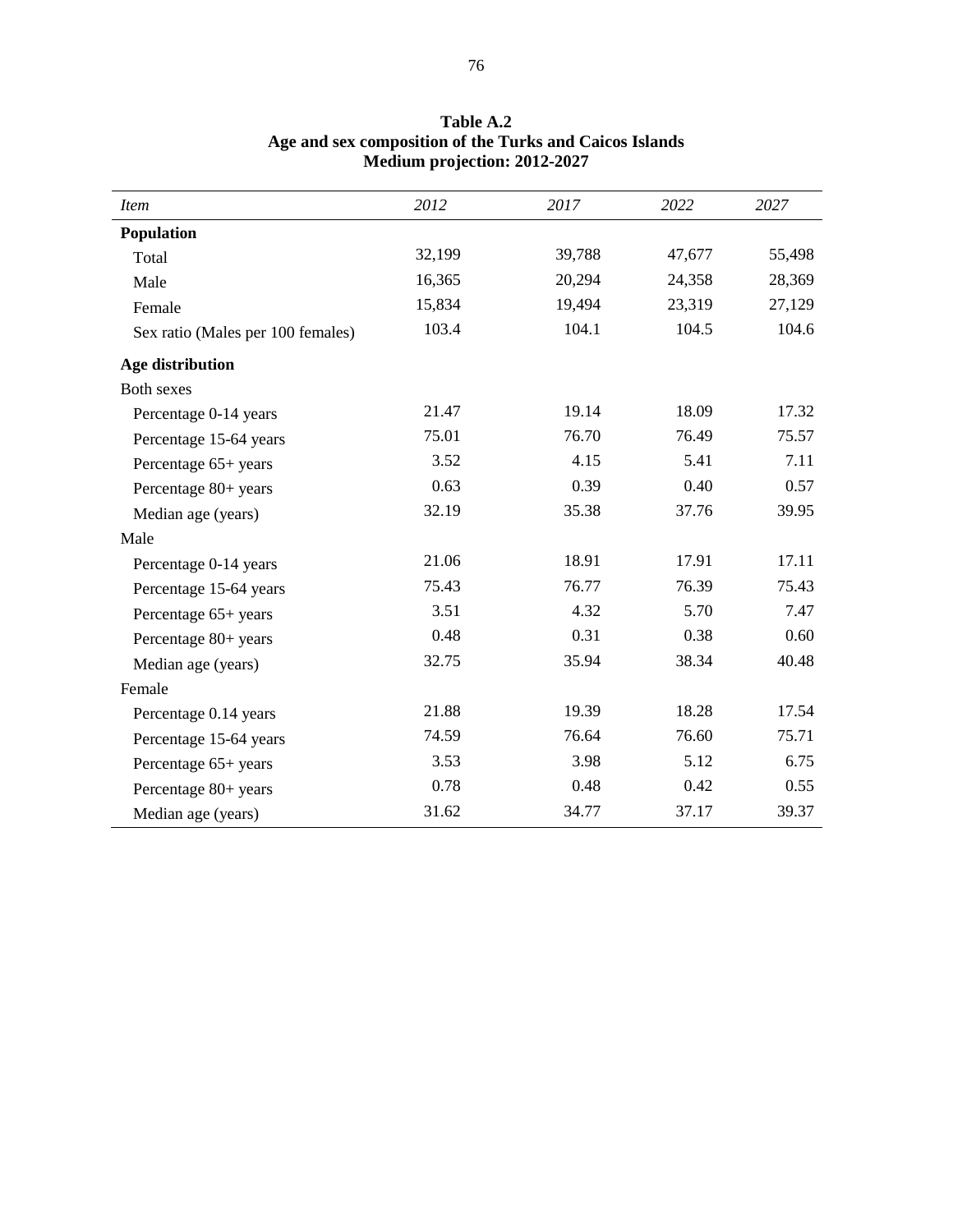**Table A.2**
**Age and sex composition of the Turks and Caicos Islands**
**Medium projection: 2012-2027**

| *Item* | *2012* | *2017* | *2022* | *2027* |
|---|---|---|---|---|
| **Population** | | | | |
| Total | 32,199 | 39,788 | 47,677 | 55,498 |
| Male | 16,365 | 20,294 | 24,358 | 28,369 |
| Female | 15,834 | 19,494 | 23,319 | 27,129 |
| Sex ratio (Males per 100 females) | 103.4 | 104.1 | 104.5 | 104.6 |
| **Age distribution** | | | | |
| Both sexes | | | | |
| Percentage 0-14 years | 21.47 | 19.14 | 18.09 | 17.32 |
| Percentage 15-64 years | 75.01 | 76.70 | 76.49 | 75.57 |
| Percentage 65+ years | 3.52 | 4.15 | 5.41 | 7.11 |
| Percentage 80+ years | 0.63 | 0.39 | 0.40 | 0.57 |
| Median age (years) | 32.19 | 35.38 | 37.76 | 39.95 |
| Male | | | | |
| Percentage 0-14 years | 21.06 | 18.91 | 17.91 | 17.11 |
| Percentage 15-64 years | 75.43 | 76.77 | 76.39 | 75.43 |
| Percentage 65+ years | 3.51 | 4.32 | 5.70 | 7.47 |
| Percentage 80+ years | 0.48 | 0.31 | 0.38 | 0.60 |
| Median age (years) | 32.75 | 35.94 | 38.34 | 40.48 |
| Female | | | | |
| Percentage 0.14 years | 21.88 | 19.39 | 18.28 | 17.54 |
| Percentage 15-64 years | 74.59 | 76.64 | 76.60 | 75.71 |
| Percentage 65+ years | 3.53 | 3.98 | 5.12 | 6.75 |
| Percentage 80+ years | 0.78 | 0.48 | 0.42 | 0.55 |
| Median age (years) | 31.62 | 34.77 | 37.17 | 39.37 |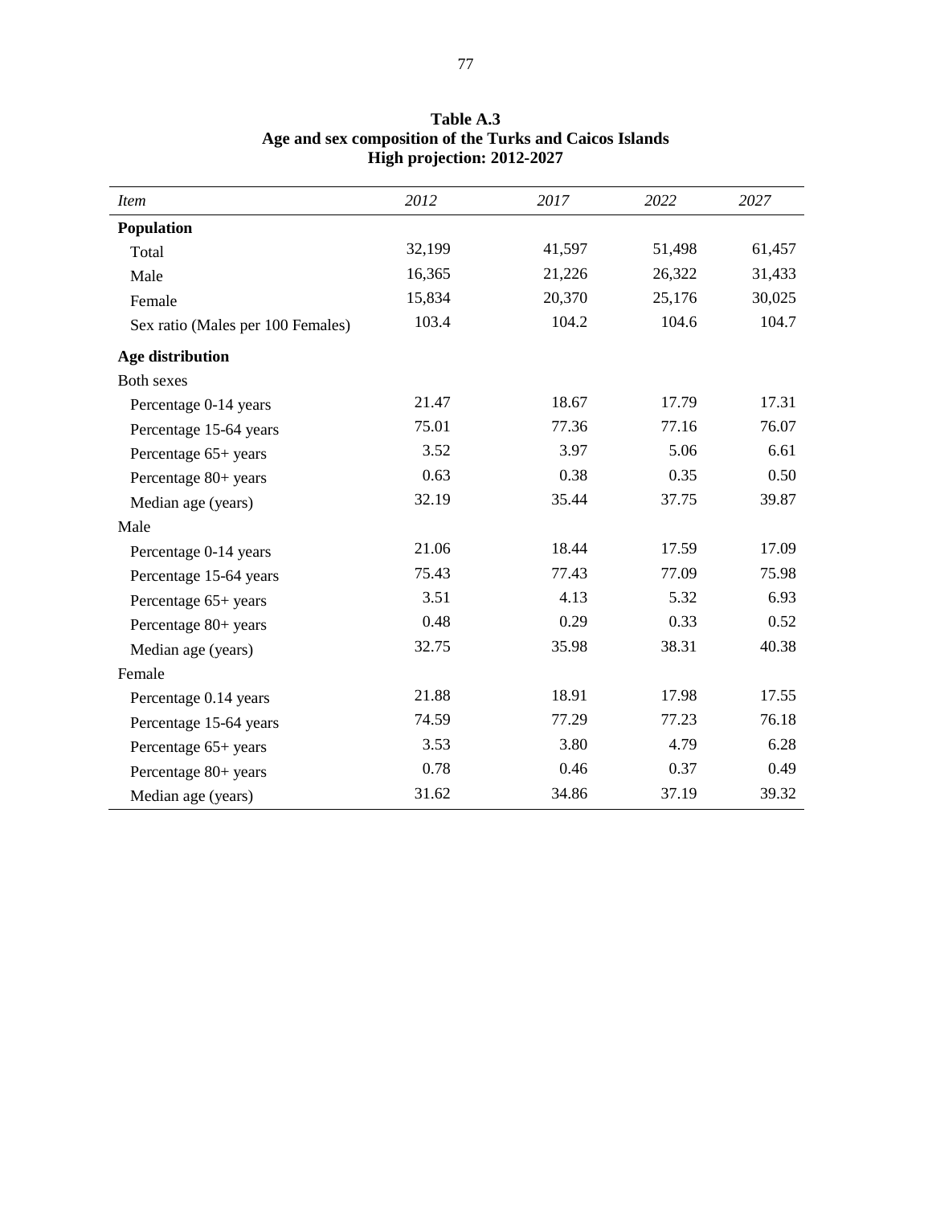**Table A.3**
**Age and sex composition of the Turks and Caicos Islands**
**High projection: 2012-2027**

| *Item* | *2012* | *2017* | *2022* | *2027* |
|---|---|---|---|---|
| **Population** | | | | |
| Total | 32,199 | 41,597 | 51,498 | 61,457 |
| Male | 16,365 | 21,226 | 26,322 | 31,433 |
| Female | 15,834 | 20,370 | 25,176 | 30,025 |
| Sex ratio (Males per 100 Females) | 103.4 | 104.2 | 104.6 | 104.7 |
| **Age distribution** | | | | |
| Both sexes | | | | |
| Percentage 0-14 years | 21.47 | 18.67 | 17.79 | 17.31 |
| Percentage 15-64 years | 75.01 | 77.36 | 77.16 | 76.07 |
| Percentage 65+ years | 3.52 | 3.97 | 5.06 | 6.61 |
| Percentage 80+ years | 0.63 | 0.38 | 0.35 | 0.50 |
| Median age (years) | 32.19 | 35.44 | 37.75 | 39.87 |
| Male | | | | |
| Percentage 0-14 years | 21.06 | 18.44 | 17.59 | 17.09 |
| Percentage 15-64 years | 75.43 | 77.43 | 77.09 | 75.98 |
| Percentage 65+ years | 3.51 | 4.13 | 5.32 | 6.93 |
| Percentage 80+ years | 0.48 | 0.29 | 0.33 | 0.52 |
| Median age (years) | 32.75 | 35.98 | 38.31 | 40.38 |
| Female | | | | |
| Percentage 0.14 years | 21.88 | 18.91 | 17.98 | 17.55 |
| Percentage 15-64 years | 74.59 | 77.29 | 77.23 | 76.18 |
| Percentage 65+ years | 3.53 | 3.80 | 4.79 | 6.28 |
| Percentage 80+ years | 0.78 | 0.46 | 0.37 | 0.49 |
| Median age (years) | 31.62 | 34.86 | 37.19 | 39.32 |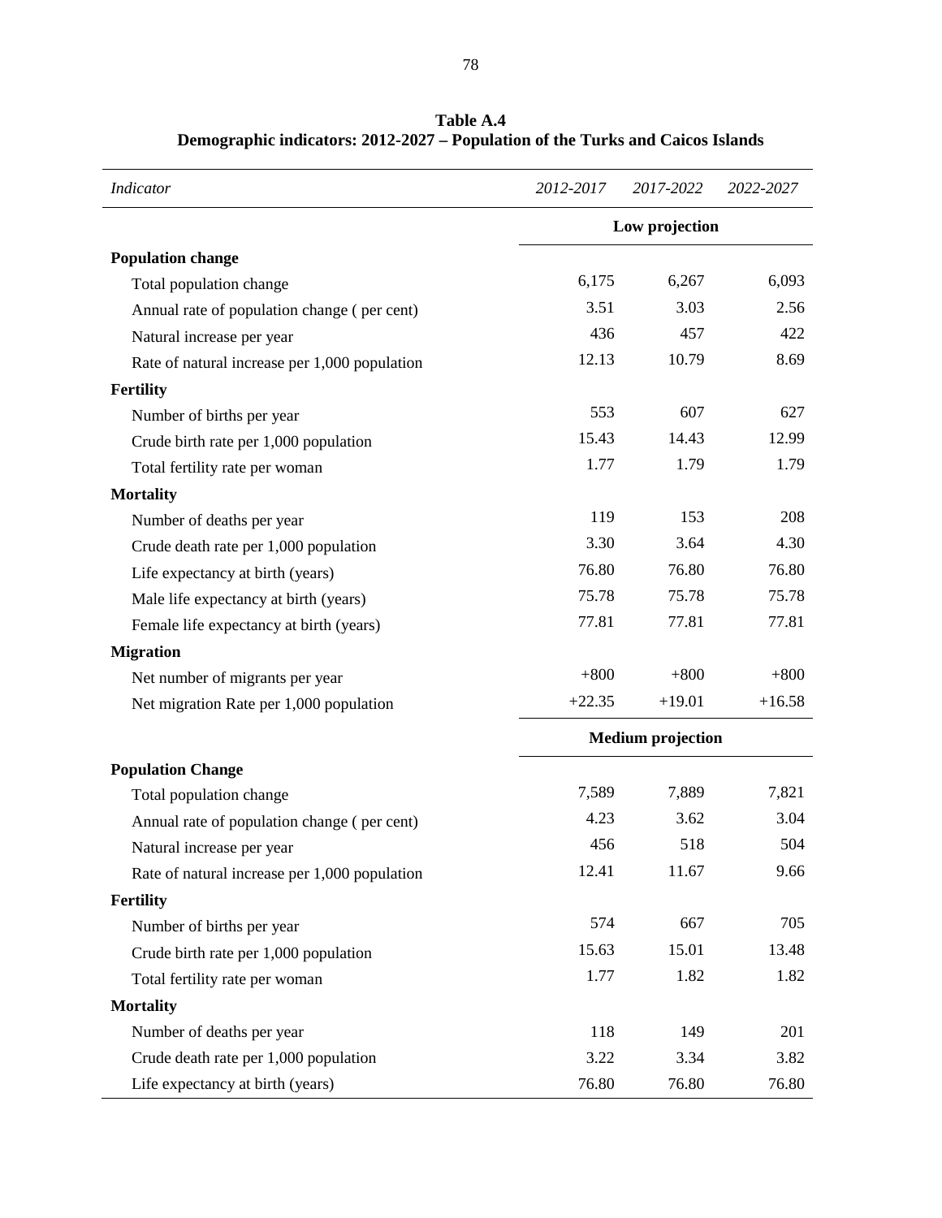**Table A.4**
**Demographic indicators: 2012-2027 – Population of the Turks and Caicos Islands**

| *Indicator* | *2012-2017* | *2017-2022* | *2022-2027* |
|---|---|---|---|
| | **Low projection** | | |
| **Population change** | | | |
| Total population change | 6,175 | 6,267 | 6,093 |
| Annual rate of population change ( per cent) | 3.51 | 3.03 | 2.56 |
| Natural increase per year | 436 | 457 | 422 |
| Rate of natural increase per 1,000 population | 12.13 | 10.79 | 8.69 |
| **Fertility** | | | |
| Number of births per year | 553 | 607 | 627 |
| Crude birth rate per 1,000 population | 15.43 | 14.43 | 12.99 |
| Total fertility rate per woman | 1.77 | 1.79 | 1.79 |
| **Mortality** | | | |
| Number of deaths per year | 119 | 153 | 208 |
| Crude death rate per 1,000 population | 3.30 | 3.64 | 4.30 |
| Life expectancy at birth (years) | 76.80 | 76.80 | 76.80 |
| Male life expectancy at birth (years) | 75.78 | 75.78 | 75.78 |
| Female life expectancy at birth (years) | 77.81 | 77.81 | 77.81 |
| **Migration** | | | |
| Net number of migrants per year | +800 | +800 | +800 |
| Net migration Rate per 1,000 population | +22.35 | +19.01 | +16.58 |
| | **Medium projection** | | |
| **Population Change** | | | |
| Total population change | 7,589 | 7,889 | 7,821 |
| Annual rate of population change ( per cent) | 4.23 | 3.62 | 3.04 |
| Natural increase per year | 456 | 518 | 504 |
| Rate of natural increase per 1,000 population | 12.41 | 11.67 | 9.66 |
| **Fertility** | | | |
| Number of births per year | 574 | 667 | 705 |
| Crude birth rate per 1,000 population | 15.63 | 15.01 | 13.48 |
| Total fertility rate per woman | 1.77 | 1.82 | 1.82 |
| **Mortality** | | | |
| Number of deaths per year | 118 | 149 | 201 |
| Crude death rate per 1,000 population | 3.22 | 3.34 | 3.82 |
| Life expectancy at birth (years) | 76.80 | 76.80 | 76.80 |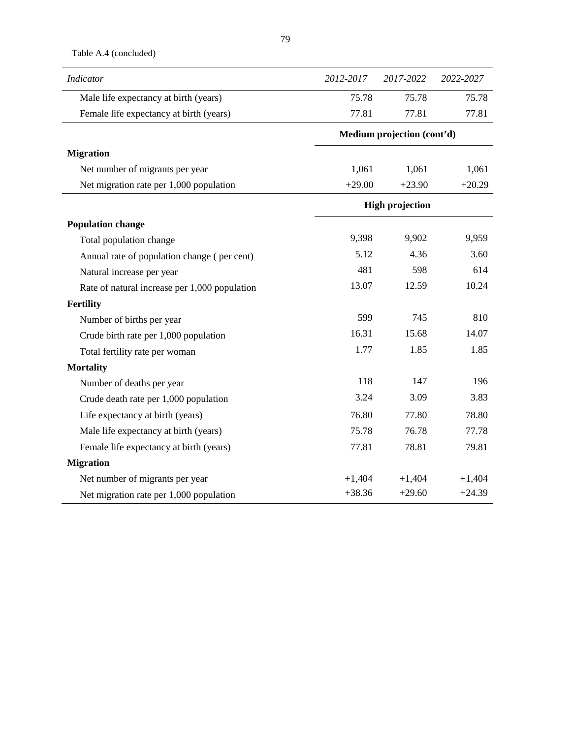Table A.4 (concluded)

| *Indicator* | *2012-2017* | *2017-2022* | *2022-2027* |
|---|---|---|---|
| Male life expectancy at birth (years) | 75.78 | 75.78 | 75.78 |
| Female life expectancy at birth (years) | 77.81 | 77.81 | 77.81 |
| | **Medium projection (cont'd)** | | |
| **Migration** | | | |
| Net number of migrants per year | 1,061 | 1,061 | 1,061 |
| Net migration rate per 1,000 population | +29.00 | +23.90 | +20.29 |
| | **High projection** | | |
| **Population change** | | | |
| Total population change | 9,398 | 9,902 | 9,959 |
| Annual rate of population change ( per cent) | 5.12 | 4.36 | 3.60 |
| Natural increase per year | 481 | 598 | 614 |
| Rate of natural increase per 1,000 population | 13.07 | 12.59 | 10.24 |
| **Fertility** | | | |
| Number of births per year | 599 | 745 | 810 |
| Crude birth rate per 1,000 population | 16.31 | 15.68 | 14.07 |
| Total fertility rate per woman | 1.77 | 1.85 | 1.85 |
| **Mortality** | | | |
| Number of deaths per year | 118 | 147 | 196 |
| Crude death rate per 1,000 population | 3.24 | 3.09 | 3.83 |
| Life expectancy at birth (years) | 76.80 | 77.80 | 78.80 |
| Male life expectancy at birth (years) | 75.78 | 76.78 | 77.78 |
| Female life expectancy at birth (years) | 77.81 | 78.81 | 79.81 |
| **Migration** | | | |
| Net number of migrants per year | +1,404 | +1,404 | +1,404 |
| Net migration rate per 1,000 population | +38.36 | +29.60 | +24.39 |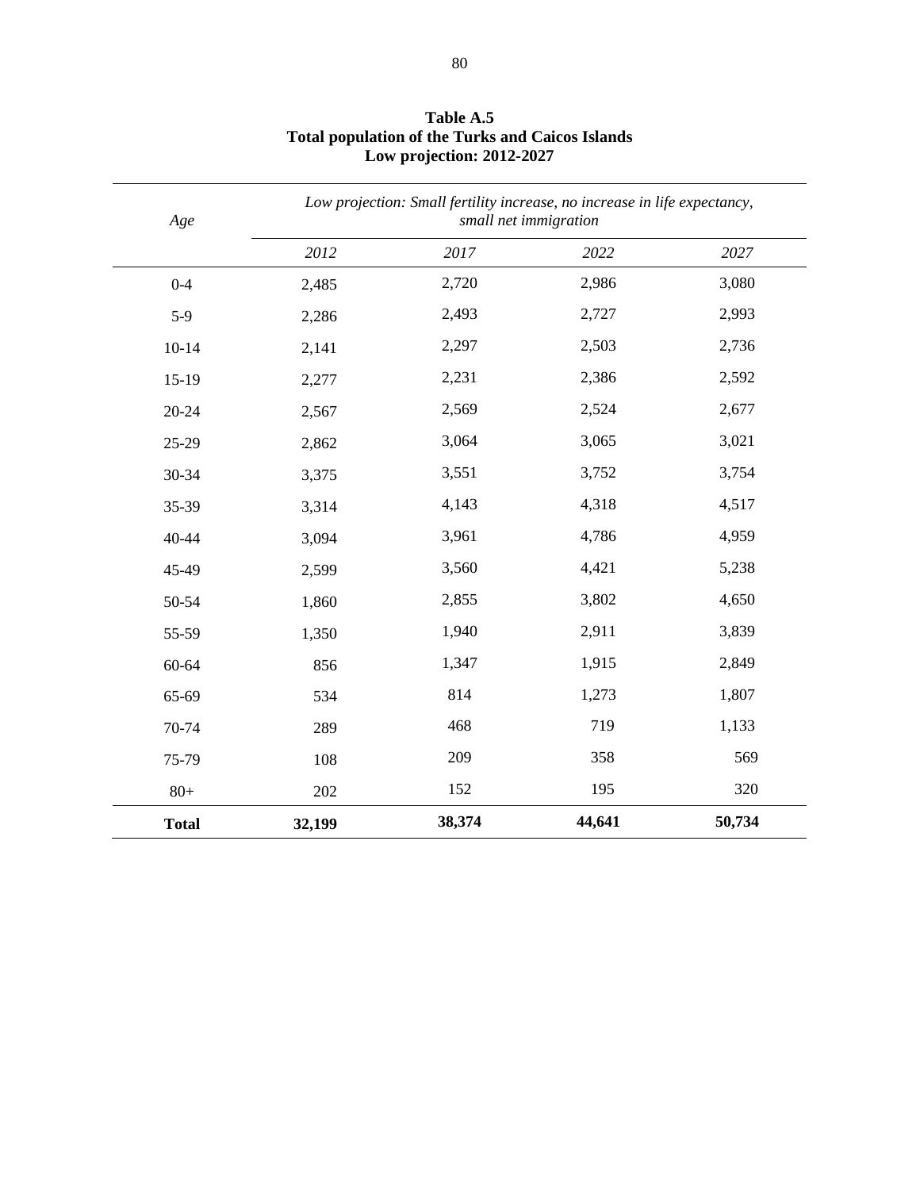**Table A.5**
**Total population of the Turks and Caicos Islands**
**Low projection: 2012-2027**

| *Age* | *Low projection: Small fertility increase, no increase in life expectancy, small net immigration* | | | |
|---|---|---|---|---|
| | *2012* | *2017* | *2022* | *2027* |
| 0-4 | 2,485 | 2,720 | 2,986 | 3,080 |
| 5-9 | 2,286 | 2,493 | 2,727 | 2,993 |
| 10-14 | 2,141 | 2,297 | 2,503 | 2,736 |
| 15-19 | 2,277 | 2,231 | 2,386 | 2,592 |
| 20-24 | 2,567 | 2,569 | 2,524 | 2,677 |
| 25-29 | 2,862 | 3,064 | 3,065 | 3,021 |
| 30-34 | 3,375 | 3,551 | 3,752 | 3,754 |
| 35-39 | 3,314 | 4,143 | 4,318 | 4,517 |
| 40-44 | 3,094 | 3,961 | 4,786 | 4,959 |
| 45-49 | 2,599 | 3,560 | 4,421 | 5,238 |
| 50-54 | 1,860 | 2,855 | 3,802 | 4,650 |
| 55-59 | 1,350 | 1,940 | 2,911 | 3,839 |
| 60-64 | 856 | 1,347 | 1,915 | 2,849 |
| 65-69 | 534 | 814 | 1,273 | 1,807 |
| 70-74 | 289 | 468 | 719 | 1,133 |
| 75-79 | 108 | 209 | 358 | 569 |
| 80+ | 202 | 152 | 195 | 320 |
| **Total** | **32,199** | **38,374** | **44,641** | **50,734** |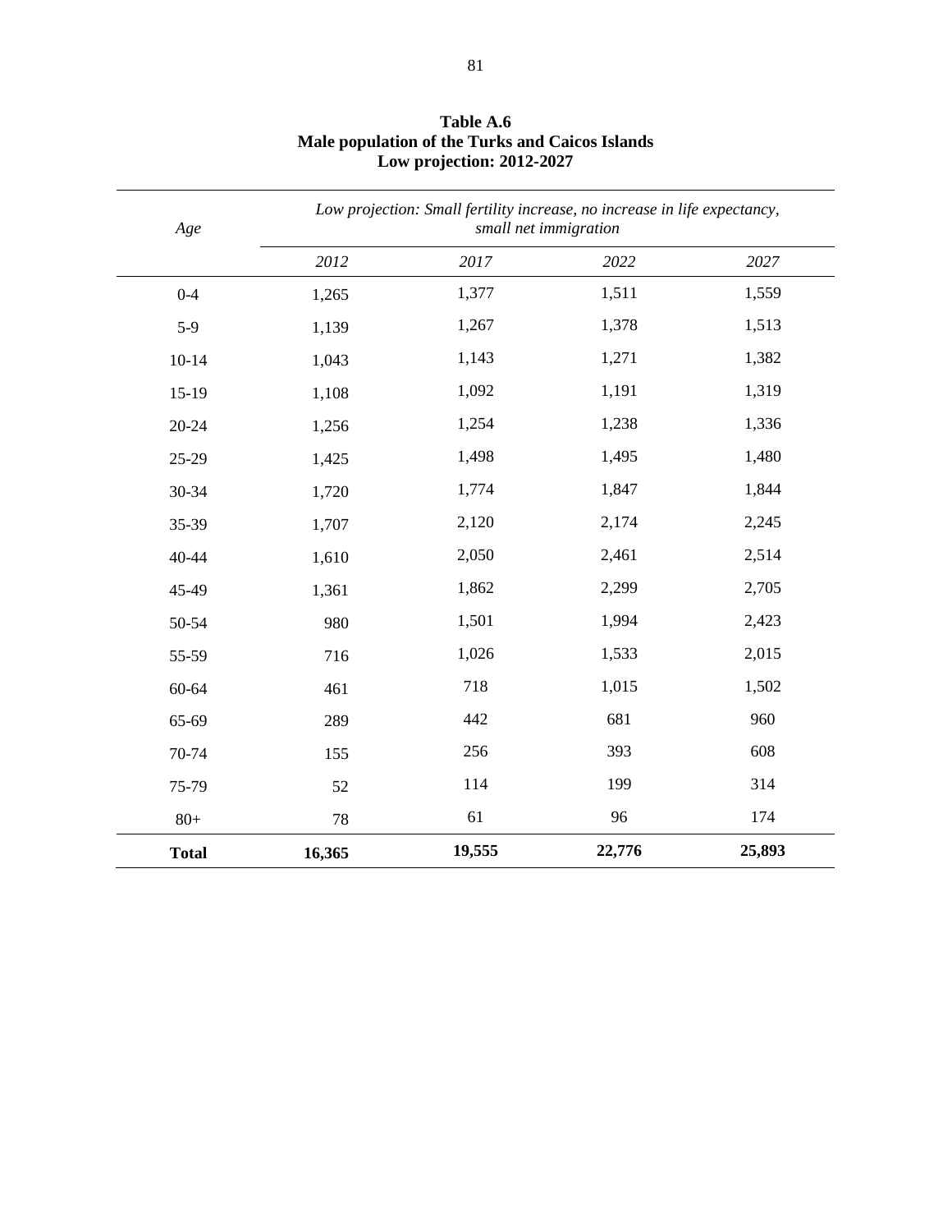**Table A.6**
**Male population of the Turks and Caicos Islands**
**Low projection: 2012-2027**

| *Age* | *Low projection: Small fertility increase, no increase in life expectancy, small net immigration* | | | |
|---|---|---|---|---|
| | *2012* | *2017* | *2022* | *2027* |
| 0-4 | 1,265 | 1,377 | 1,511 | 1,559 |
| 5-9 | 1,139 | 1,267 | 1,378 | 1,513 |
| 10-14 | 1,043 | 1,143 | 1,271 | 1,382 |
| 15-19 | 1,108 | 1,092 | 1,191 | 1,319 |
| 20-24 | 1,256 | 1,254 | 1,238 | 1,336 |
| 25-29 | 1,425 | 1,498 | 1,495 | 1,480 |
| 30-34 | 1,720 | 1,774 | 1,847 | 1,844 |
| 35-39 | 1,707 | 2,120 | 2,174 | 2,245 |
| 40-44 | 1,610 | 2,050 | 2,461 | 2,514 |
| 45-49 | 1,361 | 1,862 | 2,299 | 2,705 |
| 50-54 | 980 | 1,501 | 1,994 | 2,423 |
| 55-59 | 716 | 1,026 | 1,533 | 2,015 |
| 60-64 | 461 | 718 | 1,015 | 1,502 |
| 65-69 | 289 | 442 | 681 | 960 |
| 70-74 | 155 | 256 | 393 | 608 |
| 75-79 | 52 | 114 | 199 | 314 |
| 80+ | 78 | 61 | 96 | 174 |
| **Total** | **16,365** | **19,555** | **22,776** | **25,893** |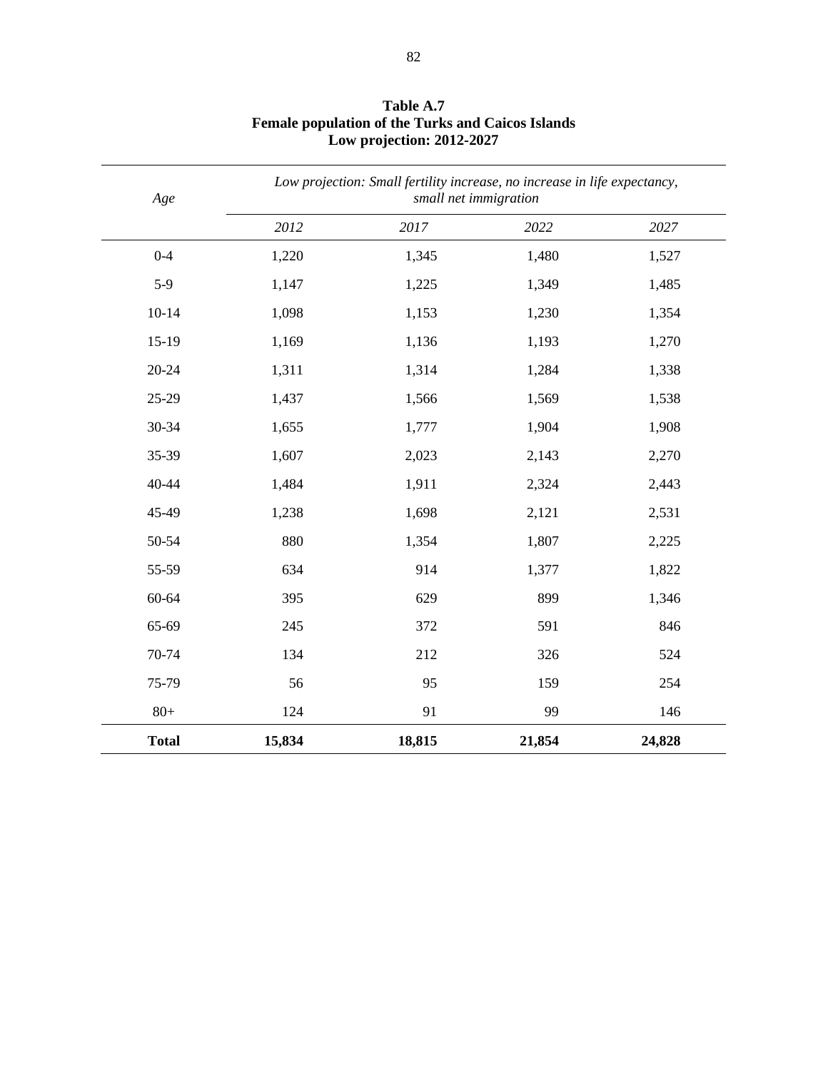**Table A.7**
**Female population of the Turks and Caicos Islands**
**Low projection: 2012-2027**

| *Age* | *Low projection: Small fertility increase, no increase in life expectancy, small net immigration* | | | |
|---|---|---|---|---|
| | *2012* | *2017* | *2022* | *2027* |
| 0-4 | 1,220 | 1,345 | 1,480 | 1,527 |
| 5-9 | 1,147 | 1,225 | 1,349 | 1,485 |
| 10-14 | 1,098 | 1,153 | 1,230 | 1,354 |
| 15-19 | 1,169 | 1,136 | 1,193 | 1,270 |
| 20-24 | 1,311 | 1,314 | 1,284 | 1,338 |
| 25-29 | 1,437 | 1,566 | 1,569 | 1,538 |
| 30-34 | 1,655 | 1,777 | 1,904 | 1,908 |
| 35-39 | 1,607 | 2,023 | 2,143 | 2,270 |
| 40-44 | 1,484 | 1,911 | 2,324 | 2,443 |
| 45-49 | 1,238 | 1,698 | 2,121 | 2,531 |
| 50-54 | 880 | 1,354 | 1,807 | 2,225 |
| 55-59 | 634 | 914 | 1,377 | 1,822 |
| 60-64 | 395 | 629 | 899 | 1,346 |
| 65-69 | 245 | 372 | 591 | 846 |
| 70-74 | 134 | 212 | 326 | 524 |
| 75-79 | 56 | 95 | 159 | 254 |
| 80+ | 124 | 91 | 99 | 146 |
| **Total** | **15,834** | **18,815** | **21,854** | **24,828** |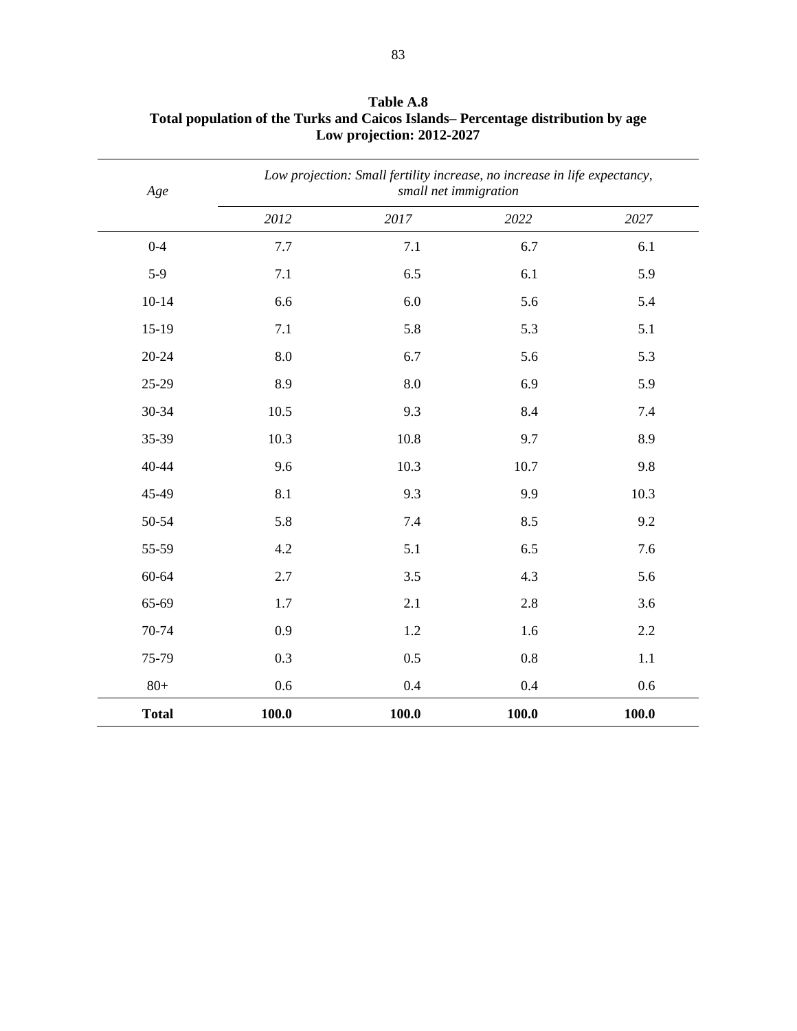**Table A.8**
**Total population of the Turks and Caicos Islands– Percentage distribution by age**
**Low projection: 2012-2027**

| *Age* | *Low projection: Small fertility increase, no increase in life expectancy, small net immigration* | | | |
|---|---|---|---|---|
| | *2012* | *2017* | *2022* | *2027* |
| 0-4 | 7.7 | 7.1 | 6.7 | 6.1 |
| 5-9 | 7.1 | 6.5 | 6.1 | 5.9 |
| 10-14 | 6.6 | 6.0 | 5.6 | 5.4 |
| 15-19 | 7.1 | 5.8 | 5.3 | 5.1 |
| 20-24 | 8.0 | 6.7 | 5.6 | 5.3 |
| 25-29 | 8.9 | 8.0 | 6.9 | 5.9 |
| 30-34 | 10.5 | 9.3 | 8.4 | 7.4 |
| 35-39 | 10.3 | 10.8 | 9.7 | 8.9 |
| 40-44 | 9.6 | 10.3 | 10.7 | 9.8 |
| 45-49 | 8.1 | 9.3 | 9.9 | 10.3 |
| 50-54 | 5.8 | 7.4 | 8.5 | 9.2 |
| 55-59 | 4.2 | 5.1 | 6.5 | 7.6 |
| 60-64 | 2.7 | 3.5 | 4.3 | 5.6 |
| 65-69 | 1.7 | 2.1 | 2.8 | 3.6 |
| 70-74 | 0.9 | 1.2 | 1.6 | 2.2 |
| 75-79 | 0.3 | 0.5 | 0.8 | 1.1 |
| 80+ | 0.6 | 0.4 | 0.4 | 0.6 |
| **Total** | **100.0** | **100.0** | **100.0** | **100.0** |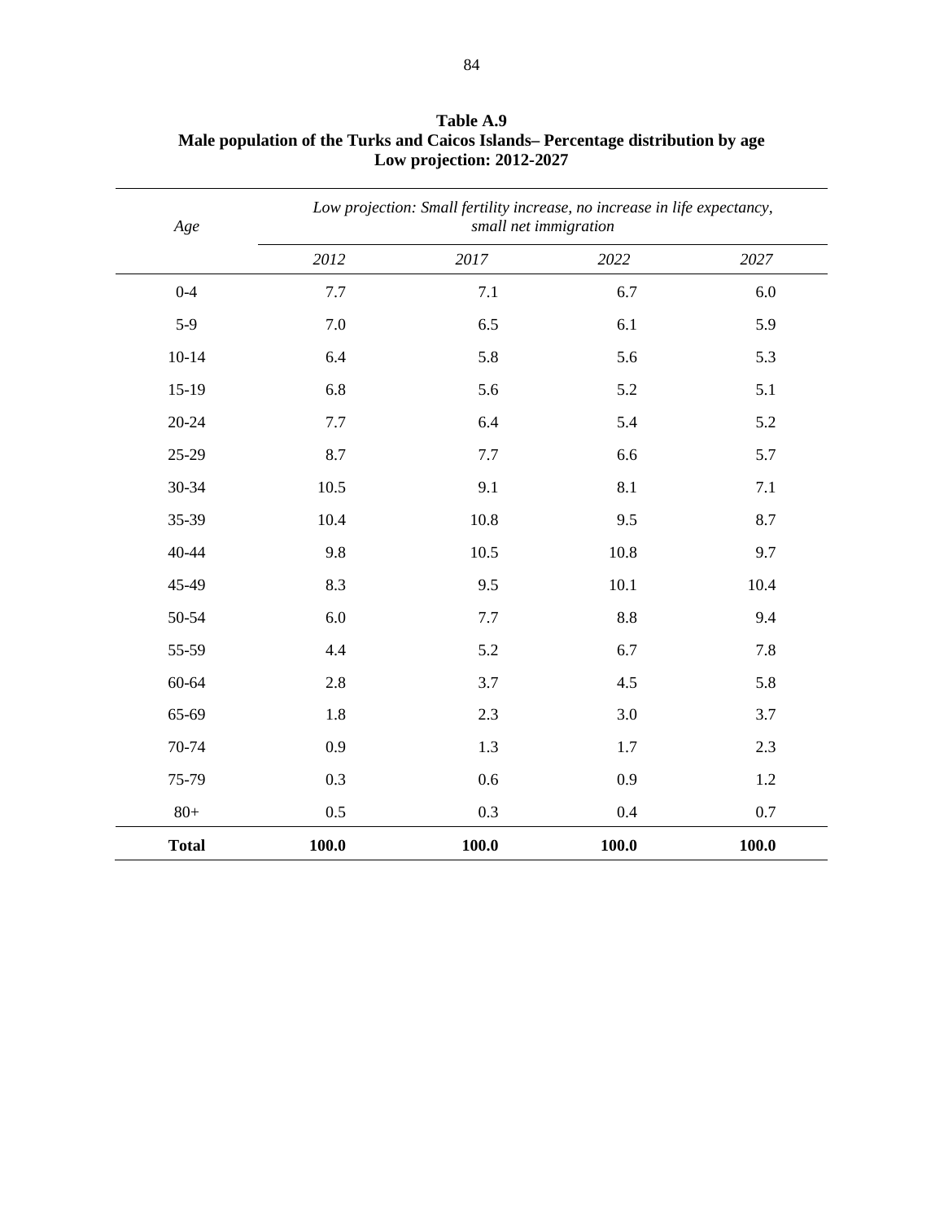**Table A.9**
**Male population of the Turks and Caicos Islands– Percentage distribution by age**
**Low projection: 2012-2027**

| *Age* | *Low projection: Small fertility increase, no increase in life expectancy, small net immigration* | | | |
|---|---|---|---|---|
| | *2012* | *2017* | *2022* | *2027* |
| 0-4 | 7.7 | 7.1 | 6.7 | 6.0 |
| 5-9 | 7.0 | 6.5 | 6.1 | 5.9 |
| 10-14 | 6.4 | 5.8 | 5.6 | 5.3 |
| 15-19 | 6.8 | 5.6 | 5.2 | 5.1 |
| 20-24 | 7.7 | 6.4 | 5.4 | 5.2 |
| 25-29 | 8.7 | 7.7 | 6.6 | 5.7 |
| 30-34 | 10.5 | 9.1 | 8.1 | 7.1 |
| 35-39 | 10.4 | 10.8 | 9.5 | 8.7 |
| 40-44 | 9.8 | 10.5 | 10.8 | 9.7 |
| 45-49 | 8.3 | 9.5 | 10.1 | 10.4 |
| 50-54 | 6.0 | 7.7 | 8.8 | 9.4 |
| 55-59 | 4.4 | 5.2 | 6.7 | 7.8 |
| 60-64 | 2.8 | 3.7 | 4.5 | 5.8 |
| 65-69 | 1.8 | 2.3 | 3.0 | 3.7 |
| 70-74 | 0.9 | 1.3 | 1.7 | 2.3 |
| 75-79 | 0.3 | 0.6 | 0.9 | 1.2 |
| 80+ | 0.5 | 0.3 | 0.4 | 0.7 |
| **Total** | **100.0** | **100.0** | **100.0** | **100.0** |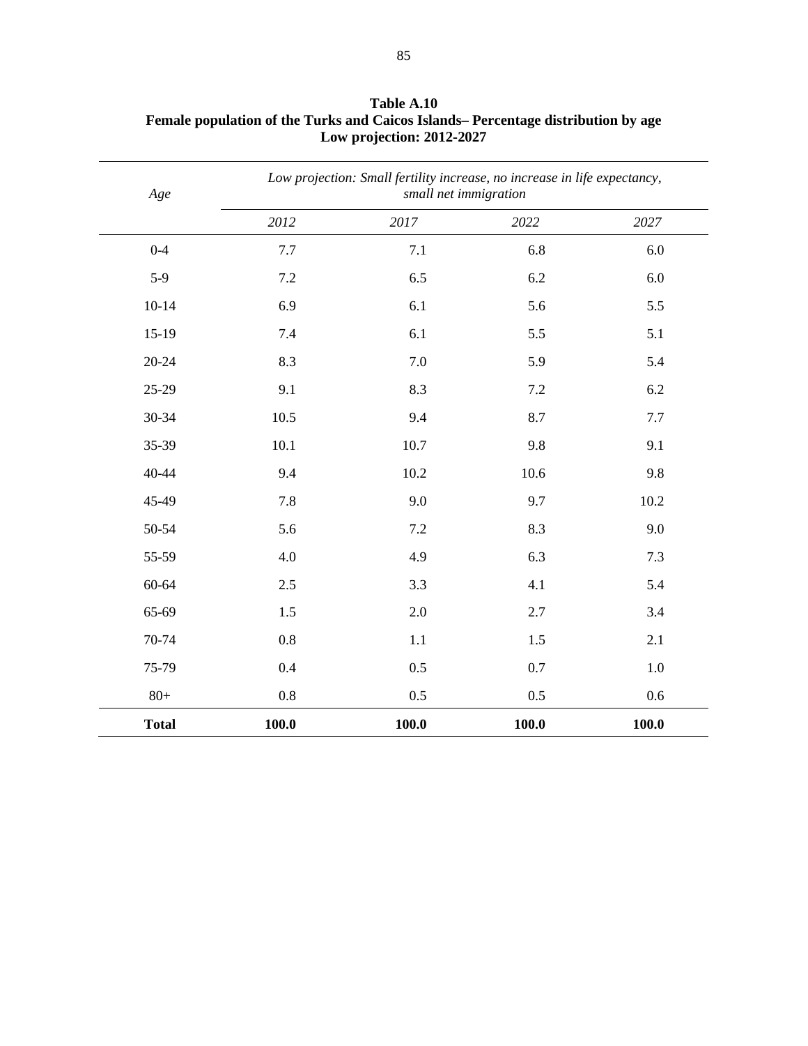**Table A.10**
**Female population of the Turks and Caicos Islands– Percentage distribution by age**
**Low projection: 2012-2027**

| *Age* | *Low projection: Small fertility increase, no increase in life expectancy, small net immigration* | | | |
|---|---|---|---|---|
| | *2012* | *2017* | *2022* | *2027* |
| 0-4 | 7.7 | 7.1 | 6.8 | 6.0 |
| 5-9 | 7.2 | 6.5 | 6.2 | 6.0 |
| 10-14 | 6.9 | 6.1 | 5.6 | 5.5 |
| 15-19 | 7.4 | 6.1 | 5.5 | 5.1 |
| 20-24 | 8.3 | 7.0 | 5.9 | 5.4 |
| 25-29 | 9.1 | 8.3 | 7.2 | 6.2 |
| 30-34 | 10.5 | 9.4 | 8.7 | 7.7 |
| 35-39 | 10.1 | 10.7 | 9.8 | 9.1 |
| 40-44 | 9.4 | 10.2 | 10.6 | 9.8 |
| 45-49 | 7.8 | 9.0 | 9.7 | 10.2 |
| 50-54 | 5.6 | 7.2 | 8.3 | 9.0 |
| 55-59 | 4.0 | 4.9 | 6.3 | 7.3 |
| 60-64 | 2.5 | 3.3 | 4.1 | 5.4 |
| 65-69 | 1.5 | 2.0 | 2.7 | 3.4 |
| 70-74 | 0.8 | 1.1 | 1.5 | 2.1 |
| 75-79 | 0.4 | 0.5 | 0.7 | 1.0 |
| 80+ | 0.8 | 0.5 | 0.5 | 0.6 |
| **Total** | **100.0** | **100.0** | **100.0** | **100.0** |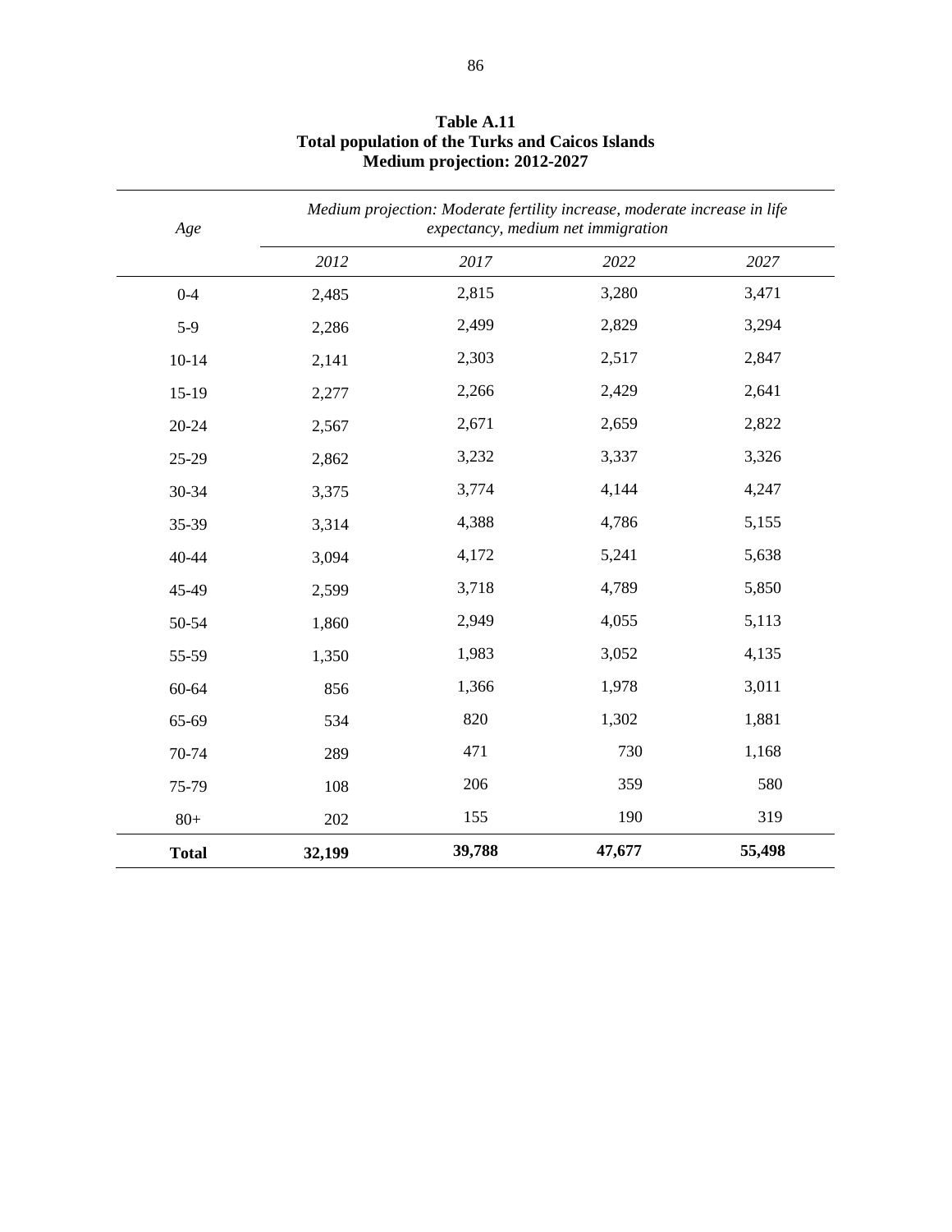**Table A.11**
**Total population of the Turks and Caicos Islands**
**Medium projection: 2012-2027**

| *Age* | *Medium projection: Moderate fertility increase, moderate increase in life expectancy, medium net immigration* | | | |
|---|---|---|---|---|
| | *2012* | *2017* | *2022* | *2027* |
| 0-4 | 2,485 | 2,815 | 3,280 | 3,471 |
| 5-9 | 2,286 | 2,499 | 2,829 | 3,294 |
| 10-14 | 2,141 | 2,303 | 2,517 | 2,847 |
| 15-19 | 2,277 | 2,266 | 2,429 | 2,641 |
| 20-24 | 2,567 | 2,671 | 2,659 | 2,822 |
| 25-29 | 2,862 | 3,232 | 3,337 | 3,326 |
| 30-34 | 3,375 | 3,774 | 4,144 | 4,247 |
| 35-39 | 3,314 | 4,388 | 4,786 | 5,155 |
| 40-44 | 3,094 | 4,172 | 5,241 | 5,638 |
| 45-49 | 2,599 | 3,718 | 4,789 | 5,850 |
| 50-54 | 1,860 | 2,949 | 4,055 | 5,113 |
| 55-59 | 1,350 | 1,983 | 3,052 | 4,135 |
| 60-64 | 856 | 1,366 | 1,978 | 3,011 |
| 65-69 | 534 | 820 | 1,302 | 1,881 |
| 70-74 | 289 | 471 | 730 | 1,168 |
| 75-79 | 108 | 206 | 359 | 580 |
| 80+ | 202 | 155 | 190 | 319 |
| **Total** | **32,199** | **39,788** | **47,677** | **55,498** |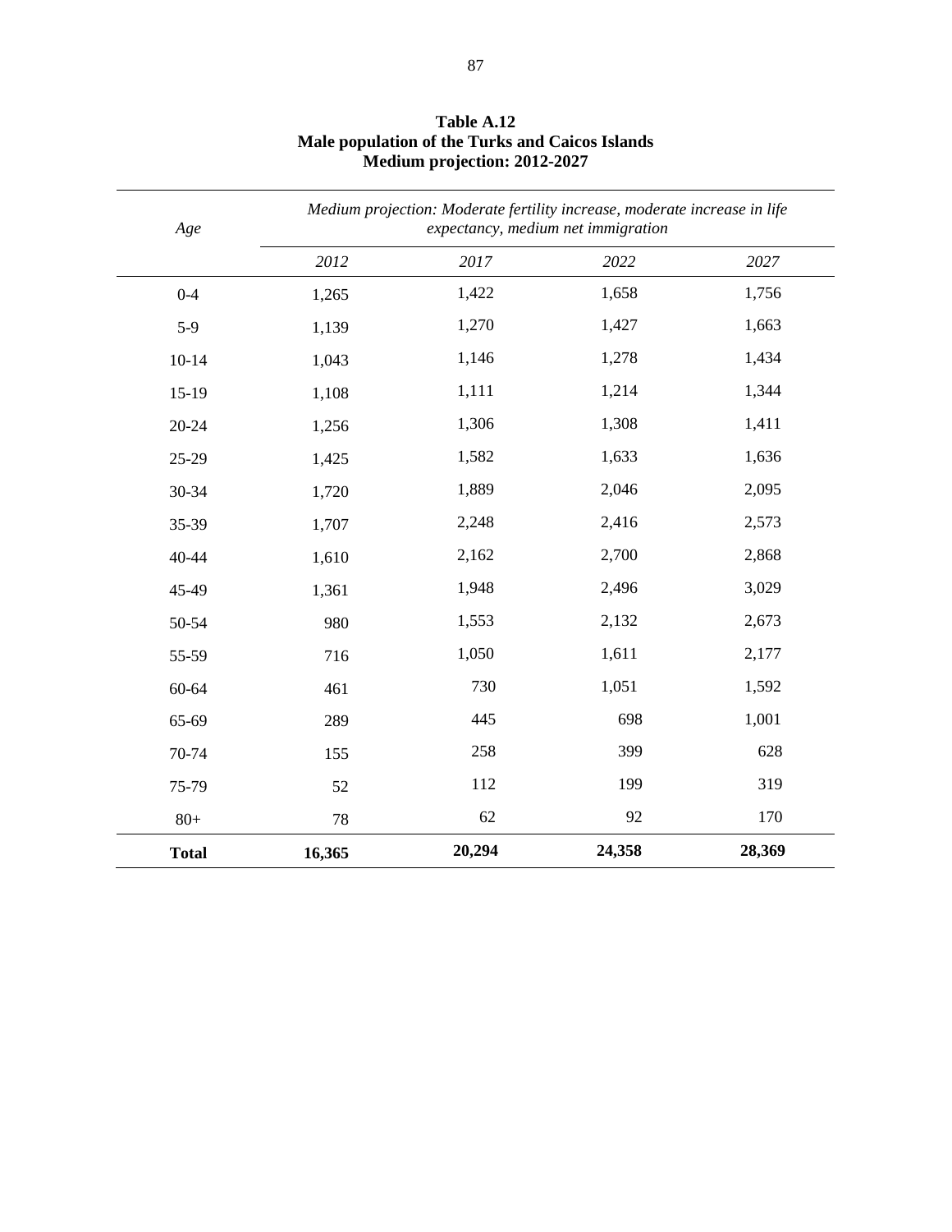**Table A.12**
**Male population of the Turks and Caicos Islands**
**Medium projection: 2012-2027**

| *Age* | *Medium projection: Moderate fertility increase, moderate increase in life expectancy, medium net immigration* | | | |
|---|---|---|---|---|
| | *2012* | *2017* | *2022* | *2027* |
| 0-4 | 1,265 | 1,422 | 1,658 | 1,756 |
| 5-9 | 1,139 | 1,270 | 1,427 | 1,663 |
| 10-14 | 1,043 | 1,146 | 1,278 | 1,434 |
| 15-19 | 1,108 | 1,111 | 1,214 | 1,344 |
| 20-24 | 1,256 | 1,306 | 1,308 | 1,411 |
| 25-29 | 1,425 | 1,582 | 1,633 | 1,636 |
| 30-34 | 1,720 | 1,889 | 2,046 | 2,095 |
| 35-39 | 1,707 | 2,248 | 2,416 | 2,573 |
| 40-44 | 1,610 | 2,162 | 2,700 | 2,868 |
| 45-49 | 1,361 | 1,948 | 2,496 | 3,029 |
| 50-54 | 980 | 1,553 | 2,132 | 2,673 |
| 55-59 | 716 | 1,050 | 1,611 | 2,177 |
| 60-64 | 461 | 730 | 1,051 | 1,592 |
| 65-69 | 289 | 445 | 698 | 1,001 |
| 70-74 | 155 | 258 | 399 | 628 |
| 75-79 | 52 | 112 | 199 | 319 |
| 80+ | 78 | 62 | 92 | 170 |
| **Total** | **16,365** | **20,294** | **24,358** | **28,369** |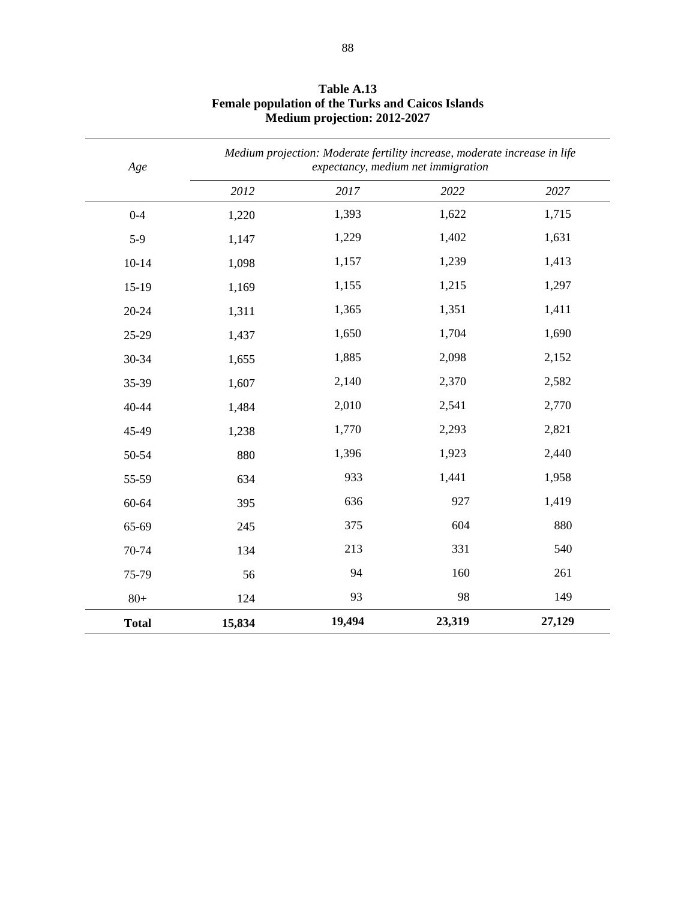**Table A.13**
**Female population of the Turks and Caicos Islands**
**Medium projection: 2012-2027**

| *Age* | *Medium projection: Moderate fertility increase, moderate increase in life expectancy, medium net immigration* | | | |
|---|---|---|---|---|
| | *2012* | *2017* | *2022* | *2027* |
| 0-4 | 1,220 | 1,393 | 1,622 | 1,715 |
| 5-9 | 1,147 | 1,229 | 1,402 | 1,631 |
| 10-14 | 1,098 | 1,157 | 1,239 | 1,413 |
| 15-19 | 1,169 | 1,155 | 1,215 | 1,297 |
| 20-24 | 1,311 | 1,365 | 1,351 | 1,411 |
| 25-29 | 1,437 | 1,650 | 1,704 | 1,690 |
| 30-34 | 1,655 | 1,885 | 2,098 | 2,152 |
| 35-39 | 1,607 | 2,140 | 2,370 | 2,582 |
| 40-44 | 1,484 | 2,010 | 2,541 | 2,770 |
| 45-49 | 1,238 | 1,770 | 2,293 | 2,821 |
| 50-54 | 880 | 1,396 | 1,923 | 2,440 |
| 55-59 | 634 | 933 | 1,441 | 1,958 |
| 60-64 | 395 | 636 | 927 | 1,419 |
| 65-69 | 245 | 375 | 604 | 880 |
| 70-74 | 134 | 213 | 331 | 540 |
| 75-79 | 56 | 94 | 160 | 261 |
| 80+ | 124 | 93 | 98 | 149 |
| **Total** | **15,834** | **19,494** | **23,319** | **27,129** |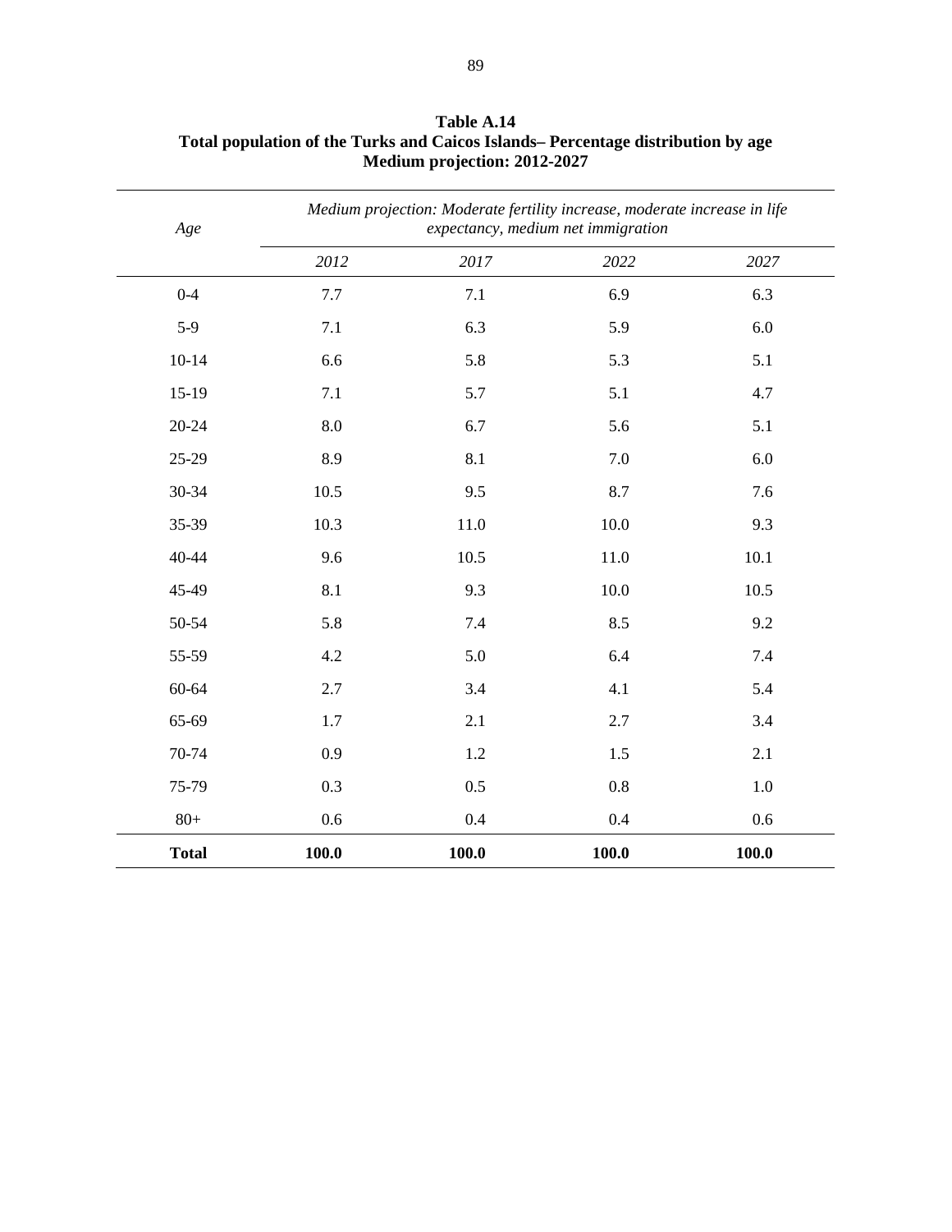**Table A.14**
**Total population of the Turks and Caicos Islands– Percentage distribution by age**
**Medium projection: 2012-2027**

| *Age* | *Medium projection: Moderate fertility increase, moderate increase in life expectancy, medium net immigration* | | | |
|---|---|---|---|---|
| | *2012* | *2017* | *2022* | *2027* |
| 0-4 | 7.7 | 7.1 | 6.9 | 6.3 |
| 5-9 | 7.1 | 6.3 | 5.9 | 6.0 |
| 10-14 | 6.6 | 5.8 | 5.3 | 5.1 |
| 15-19 | 7.1 | 5.7 | 5.1 | 4.7 |
| 20-24 | 8.0 | 6.7 | 5.6 | 5.1 |
| 25-29 | 8.9 | 8.1 | 7.0 | 6.0 |
| 30-34 | 10.5 | 9.5 | 8.7 | 7.6 |
| 35-39 | 10.3 | 11.0 | 10.0 | 9.3 |
| 40-44 | 9.6 | 10.5 | 11.0 | 10.1 |
| 45-49 | 8.1 | 9.3 | 10.0 | 10.5 |
| 50-54 | 5.8 | 7.4 | 8.5 | 9.2 |
| 55-59 | 4.2 | 5.0 | 6.4 | 7.4 |
| 60-64 | 2.7 | 3.4 | 4.1 | 5.4 |
| 65-69 | 1.7 | 2.1 | 2.7 | 3.4 |
| 70-74 | 0.9 | 1.2 | 1.5 | 2.1 |
| 75-79 | 0.3 | 0.5 | 0.8 | 1.0 |
| 80+ | 0.6 | 0.4 | 0.4 | 0.6 |
| **Total** | **100.0** | **100.0** | **100.0** | **100.0** |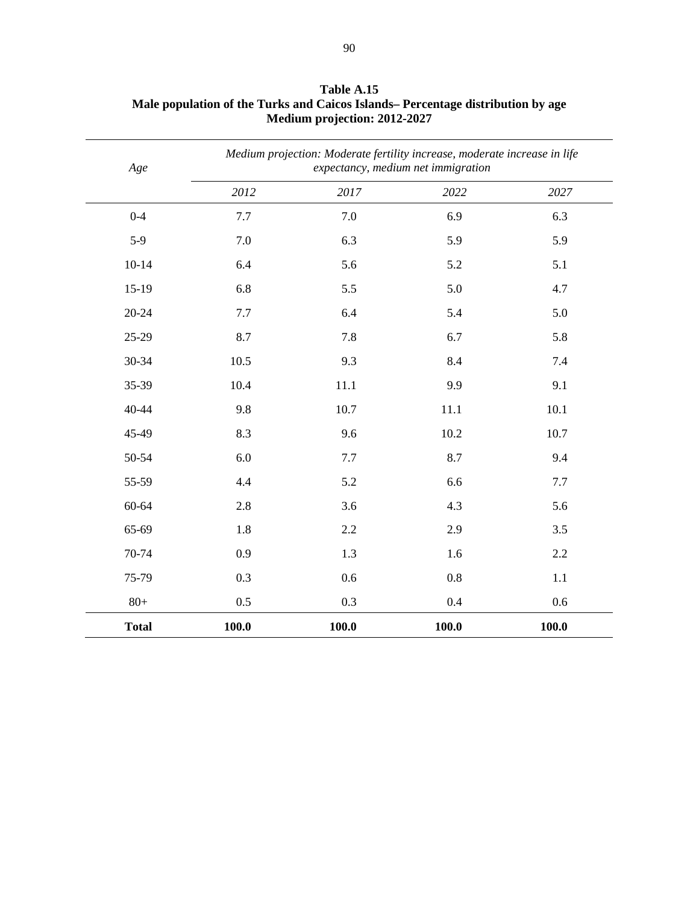**Table A.15**
**Male population of the Turks and Caicos Islands– Percentage distribution by age**
**Medium projection: 2012-2027**

| *Age* | *Medium projection: Moderate fertility increase, moderate increase in life expectancy, medium net immigration* | | | |
|---|---|---|---|---|
| | *2012* | *2017* | *2022* | *2027* |
| 0-4 | 7.7 | 7.0 | 6.9 | 6.3 |
| 5-9 | 7.0 | 6.3 | 5.9 | 5.9 |
| 10-14 | 6.4 | 5.6 | 5.2 | 5.1 |
| 15-19 | 6.8 | 5.5 | 5.0 | 4.7 |
| 20-24 | 7.7 | 6.4 | 5.4 | 5.0 |
| 25-29 | 8.7 | 7.8 | 6.7 | 5.8 |
| 30-34 | 10.5 | 9.3 | 8.4 | 7.4 |
| 35-39 | 10.4 | 11.1 | 9.9 | 9.1 |
| 40-44 | 9.8 | 10.7 | 11.1 | 10.1 |
| 45-49 | 8.3 | 9.6 | 10.2 | 10.7 |
| 50-54 | 6.0 | 7.7 | 8.7 | 9.4 |
| 55-59 | 4.4 | 5.2 | 6.6 | 7.7 |
| 60-64 | 2.8 | 3.6 | 4.3 | 5.6 |
| 65-69 | 1.8 | 2.2 | 2.9 | 3.5 |
| 70-74 | 0.9 | 1.3 | 1.6 | 2.2 |
| 75-79 | 0.3 | 0.6 | 0.8 | 1.1 |
| 80+ | 0.5 | 0.3 | 0.4 | 0.6 |
| **Total** | **100.0** | **100.0** | **100.0** | **100.0** |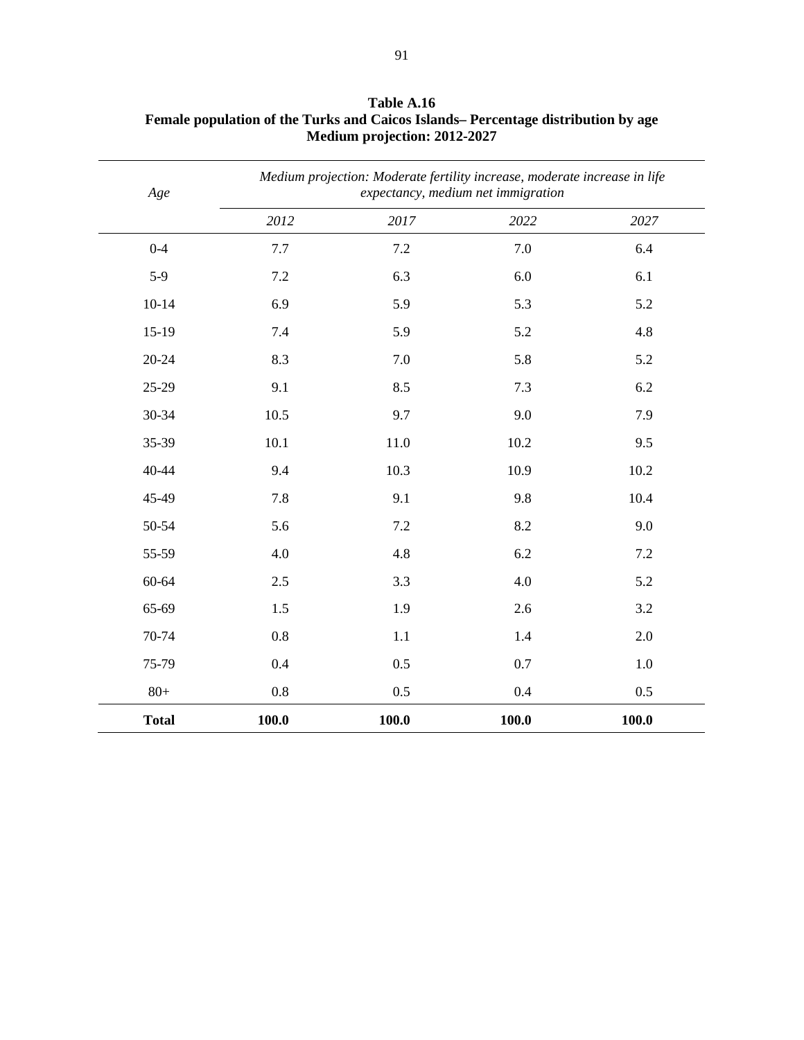**Table A.16**
**Female population of the Turks and Caicos Islands– Percentage distribution by age**
**Medium projection: 2012-2027**

| *Age* | *Medium projection: Moderate fertility increase, moderate increase in life expectancy, medium net immigration* | | | |
|---|---|---|---|---|
| | *2012* | *2017* | *2022* | *2027* |
| 0-4 | 7.7 | 7.2 | 7.0 | 6.4 |
| 5-9 | 7.2 | 6.3 | 6.0 | 6.1 |
| 10-14 | 6.9 | 5.9 | 5.3 | 5.2 |
| 15-19 | 7.4 | 5.9 | 5.2 | 4.8 |
| 20-24 | 8.3 | 7.0 | 5.8 | 5.2 |
| 25-29 | 9.1 | 8.5 | 7.3 | 6.2 |
| 30-34 | 10.5 | 9.7 | 9.0 | 7.9 |
| 35-39 | 10.1 | 11.0 | 10.2 | 9.5 |
| 40-44 | 9.4 | 10.3 | 10.9 | 10.2 |
| 45-49 | 7.8 | 9.1 | 9.8 | 10.4 |
| 50-54 | 5.6 | 7.2 | 8.2 | 9.0 |
| 55-59 | 4.0 | 4.8 | 6.2 | 7.2 |
| 60-64 | 2.5 | 3.3 | 4.0 | 5.2 |
| 65-69 | 1.5 | 1.9 | 2.6 | 3.2 |
| 70-74 | 0.8 | 1.1 | 1.4 | 2.0 |
| 75-79 | 0.4 | 0.5 | 0.7 | 1.0 |
| 80+ | 0.8 | 0.5 | 0.4 | 0.5 |
| **Total** | **100.0** | **100.0** | **100.0** | **100.0** |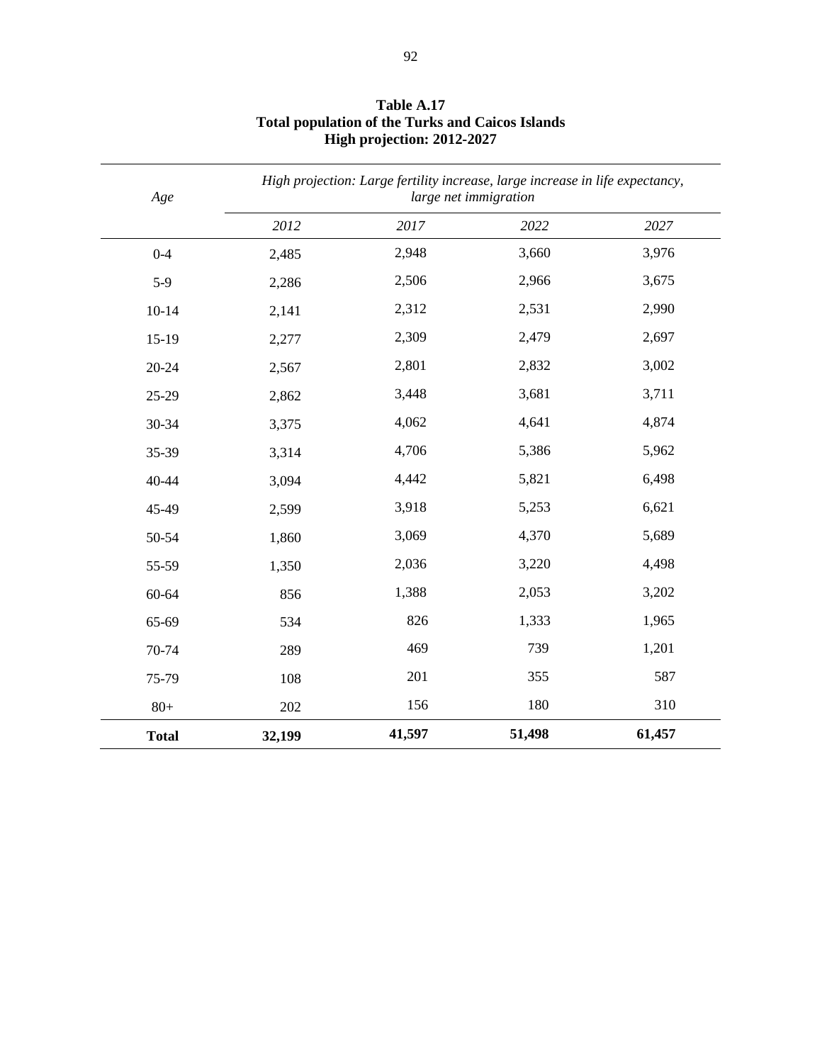**Table A.17**
**Total population of the Turks and Caicos Islands**
**High projection: 2012-2027**

| *Age* | *High projection: Large fertility increase, large increase in life expectancy, large net immigration* | | | |
|---|---|---|---|---|
| | *2012* | *2017* | *2022* | *2027* |
| 0-4 | 2,485 | 2,948 | 3,660 | 3,976 |
| 5-9 | 2,286 | 2,506 | 2,966 | 3,675 |
| 10-14 | 2,141 | 2,312 | 2,531 | 2,990 |
| 15-19 | 2,277 | 2,309 | 2,479 | 2,697 |
| 20-24 | 2,567 | 2,801 | 2,832 | 3,002 |
| 25-29 | 2,862 | 3,448 | 3,681 | 3,711 |
| 30-34 | 3,375 | 4,062 | 4,641 | 4,874 |
| 35-39 | 3,314 | 4,706 | 5,386 | 5,962 |
| 40-44 | 3,094 | 4,442 | 5,821 | 6,498 |
| 45-49 | 2,599 | 3,918 | 5,253 | 6,621 |
| 50-54 | 1,860 | 3,069 | 4,370 | 5,689 |
| 55-59 | 1,350 | 2,036 | 3,220 | 4,498 |
| 60-64 | 856 | 1,388 | 2,053 | 3,202 |
| 65-69 | 534 | 826 | 1,333 | 1,965 |
| 70-74 | 289 | 469 | 739 | 1,201 |
| 75-79 | 108 | 201 | 355 | 587 |
| 80+ | 202 | 156 | 180 | 310 |
| **Total** | **32,199** | **41,597** | **51,498** | **61,457** |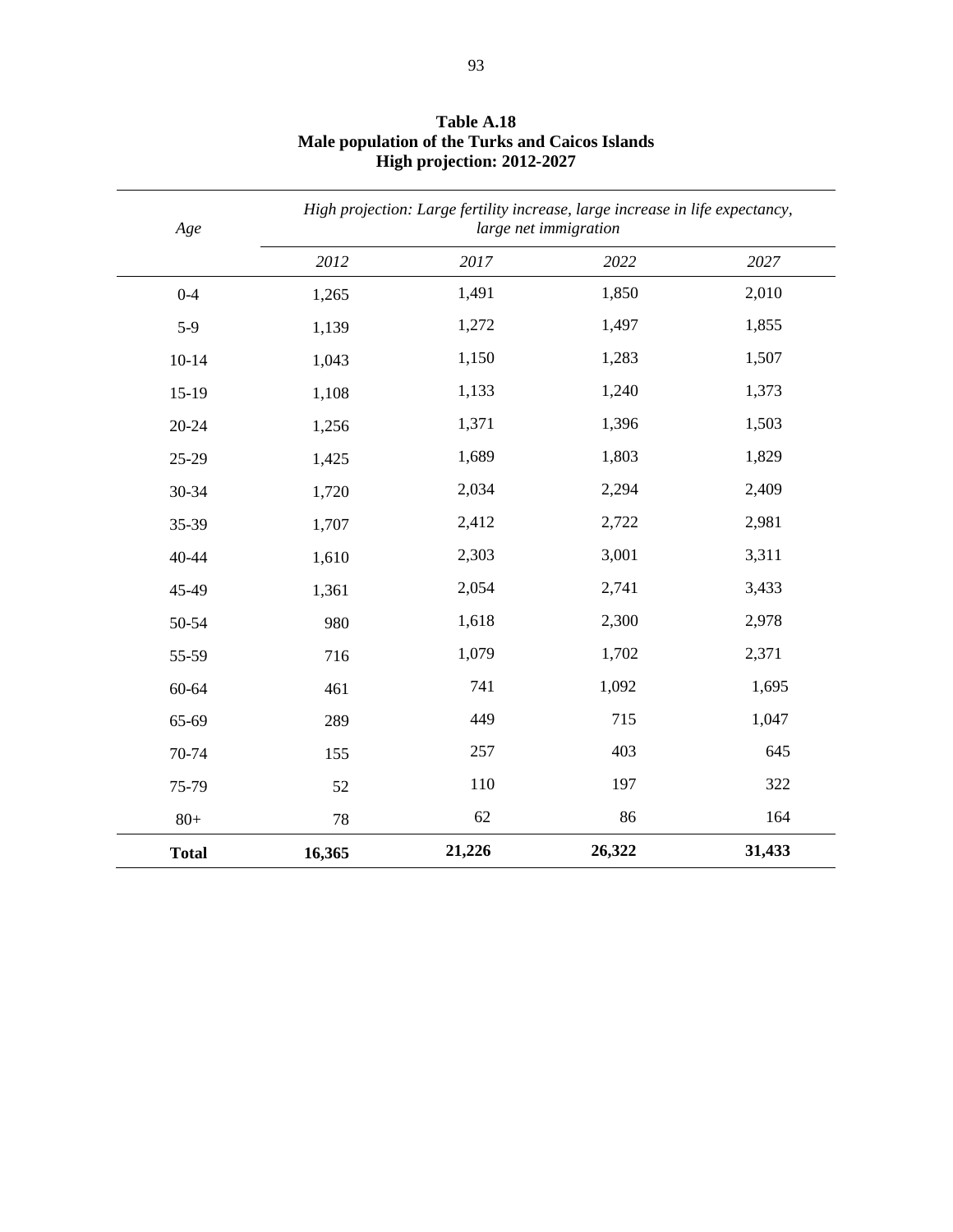**Table A.18**
**Male population of the Turks and Caicos Islands**
**High projection: 2012-2027**

| *Age* | *High projection: Large fertility increase, large increase in life expectancy, large net immigration* | | | |
|---|---|---|---|---|
| | *2012* | *2017* | *2022* | *2027* |
| 0-4 | 1,265 | 1,491 | 1,850 | 2,010 |
| 5-9 | 1,139 | 1,272 | 1,497 | 1,855 |
| 10-14 | 1,043 | 1,150 | 1,283 | 1,507 |
| 15-19 | 1,108 | 1,133 | 1,240 | 1,373 |
| 20-24 | 1,256 | 1,371 | 1,396 | 1,503 |
| 25-29 | 1,425 | 1,689 | 1,803 | 1,829 |
| 30-34 | 1,720 | 2,034 | 2,294 | 2,409 |
| 35-39 | 1,707 | 2,412 | 2,722 | 2,981 |
| 40-44 | 1,610 | 2,303 | 3,001 | 3,311 |
| 45-49 | 1,361 | 2,054 | 2,741 | 3,433 |
| 50-54 | 980 | 1,618 | 2,300 | 2,978 |
| 55-59 | 716 | 1,079 | 1,702 | 2,371 |
| 60-64 | 461 | 741 | 1,092 | 1,695 |
| 65-69 | 289 | 449 | 715 | 1,047 |
| 70-74 | 155 | 257 | 403 | 645 |
| 75-79 | 52 | 110 | 197 | 322 |
| 80+ | 78 | 62 | 86 | 164 |
| **Total** | **16,365** | **21,226** | **26,322** | **31,433** |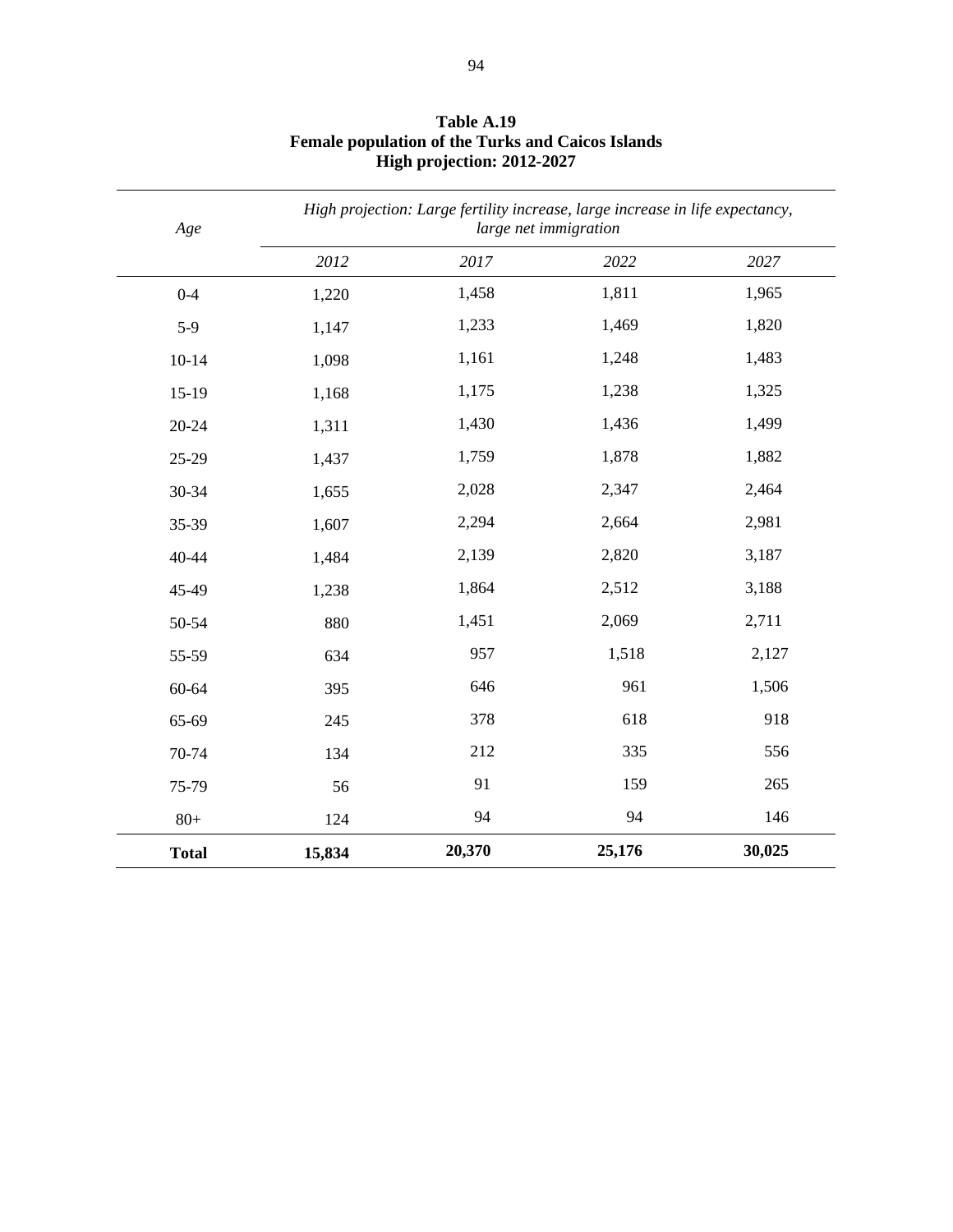**Table A.19**
**Female population of the Turks and Caicos Islands**
**High projection: 2012-2027**

| *Age* | *High projection: Large fertility increase, large increase in life expectancy, large net immigration* | | | |
|---|---|---|---|---|
| | *2012* | *2017* | *2022* | *2027* |
| 0-4 | 1,220 | 1,458 | 1,811 | 1,965 |
| 5-9 | 1,147 | 1,233 | 1,469 | 1,820 |
| 10-14 | 1,098 | 1,161 | 1,248 | 1,483 |
| 15-19 | 1,168 | 1,175 | 1,238 | 1,325 |
| 20-24 | 1,311 | 1,430 | 1,436 | 1,499 |
| 25-29 | 1,437 | 1,759 | 1,878 | 1,882 |
| 30-34 | 1,655 | 2,028 | 2,347 | 2,464 |
| 35-39 | 1,607 | 2,294 | 2,664 | 2,981 |
| 40-44 | 1,484 | 2,139 | 2,820 | 3,187 |
| 45-49 | 1,238 | 1,864 | 2,512 | 3,188 |
| 50-54 | 880 | 1,451 | 2,069 | 2,711 |
| 55-59 | 634 | 957 | 1,518 | 2,127 |
| 60-64 | 395 | 646 | 961 | 1,506 |
| 65-69 | 245 | 378 | 618 | 918 |
| 70-74 | 134 | 212 | 335 | 556 |
| 75-79 | 56 | 91 | 159 | 265 |
| 80+ | 124 | 94 | 94 | 146 |
| **Total** | **15,834** | **20,370** | **25,176** | **30,025** |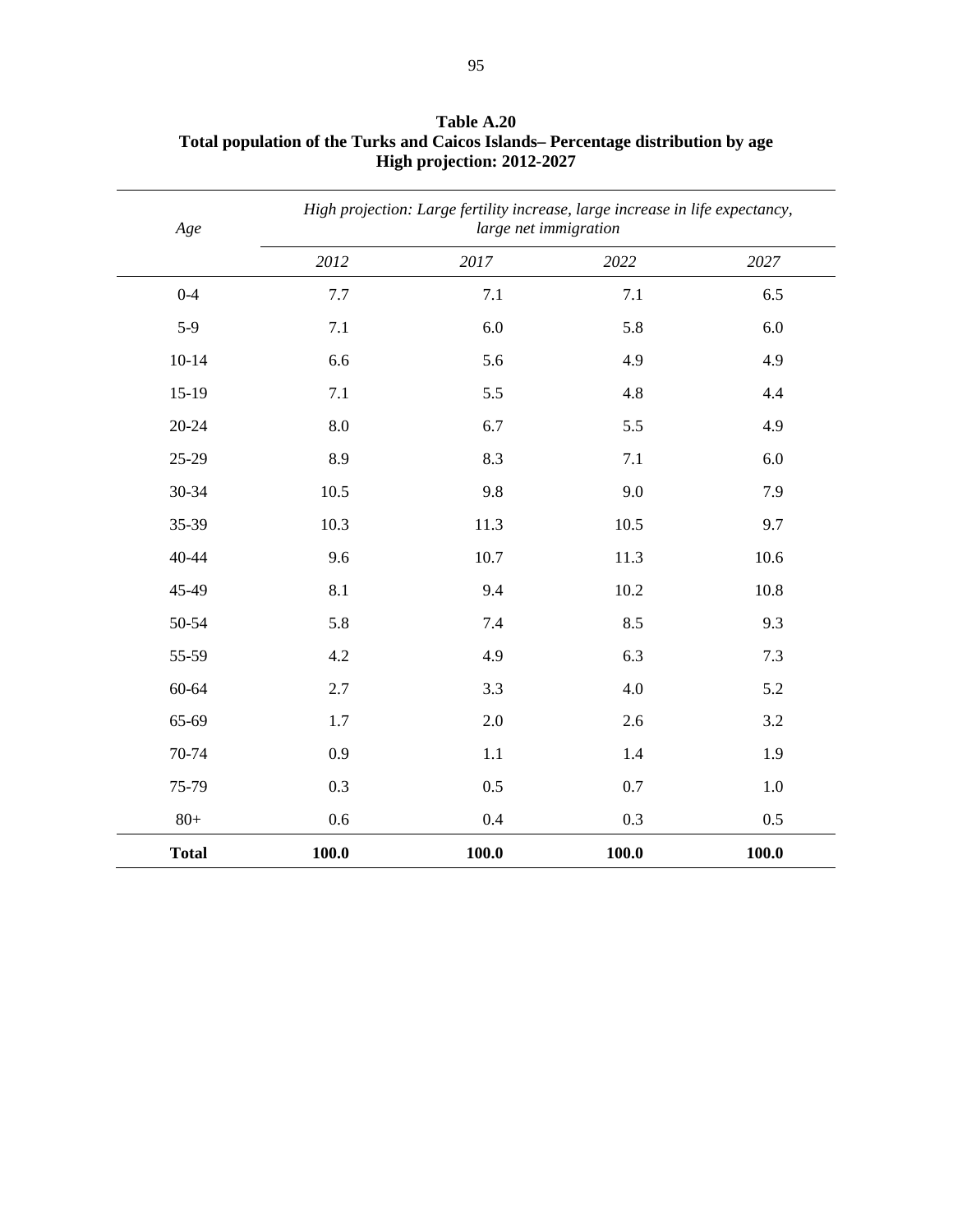**Table A.20**
**Total population of the Turks and Caicos Islands– Percentage distribution by age**
**High projection: 2012-2027**

| *Age* | *High projection: Large fertility increase, large increase in life expectancy, large net immigration* | | | |
|---|---|---|---|---|
| | *2012* | *2017* | *2022* | *2027* |
| 0-4 | 7.7 | 7.1 | 7.1 | 6.5 |
| 5-9 | 7.1 | 6.0 | 5.8 | 6.0 |
| 10-14 | 6.6 | 5.6 | 4.9 | 4.9 |
| 15-19 | 7.1 | 5.5 | 4.8 | 4.4 |
| 20-24 | 8.0 | 6.7 | 5.5 | 4.9 |
| 25-29 | 8.9 | 8.3 | 7.1 | 6.0 |
| 30-34 | 10.5 | 9.8 | 9.0 | 7.9 |
| 35-39 | 10.3 | 11.3 | 10.5 | 9.7 |
| 40-44 | 9.6 | 10.7 | 11.3 | 10.6 |
| 45-49 | 8.1 | 9.4 | 10.2 | 10.8 |
| 50-54 | 5.8 | 7.4 | 8.5 | 9.3 |
| 55-59 | 4.2 | 4.9 | 6.3 | 7.3 |
| 60-64 | 2.7 | 3.3 | 4.0 | 5.2 |
| 65-69 | 1.7 | 2.0 | 2.6 | 3.2 |
| 70-74 | 0.9 | 1.1 | 1.4 | 1.9 |
| 75-79 | 0.3 | 0.5 | 0.7 | 1.0 |
| 80+ | 0.6 | 0.4 | 0.3 | 0.5 |
| **Total** | **100.0** | **100.0** | **100.0** | **100.0** |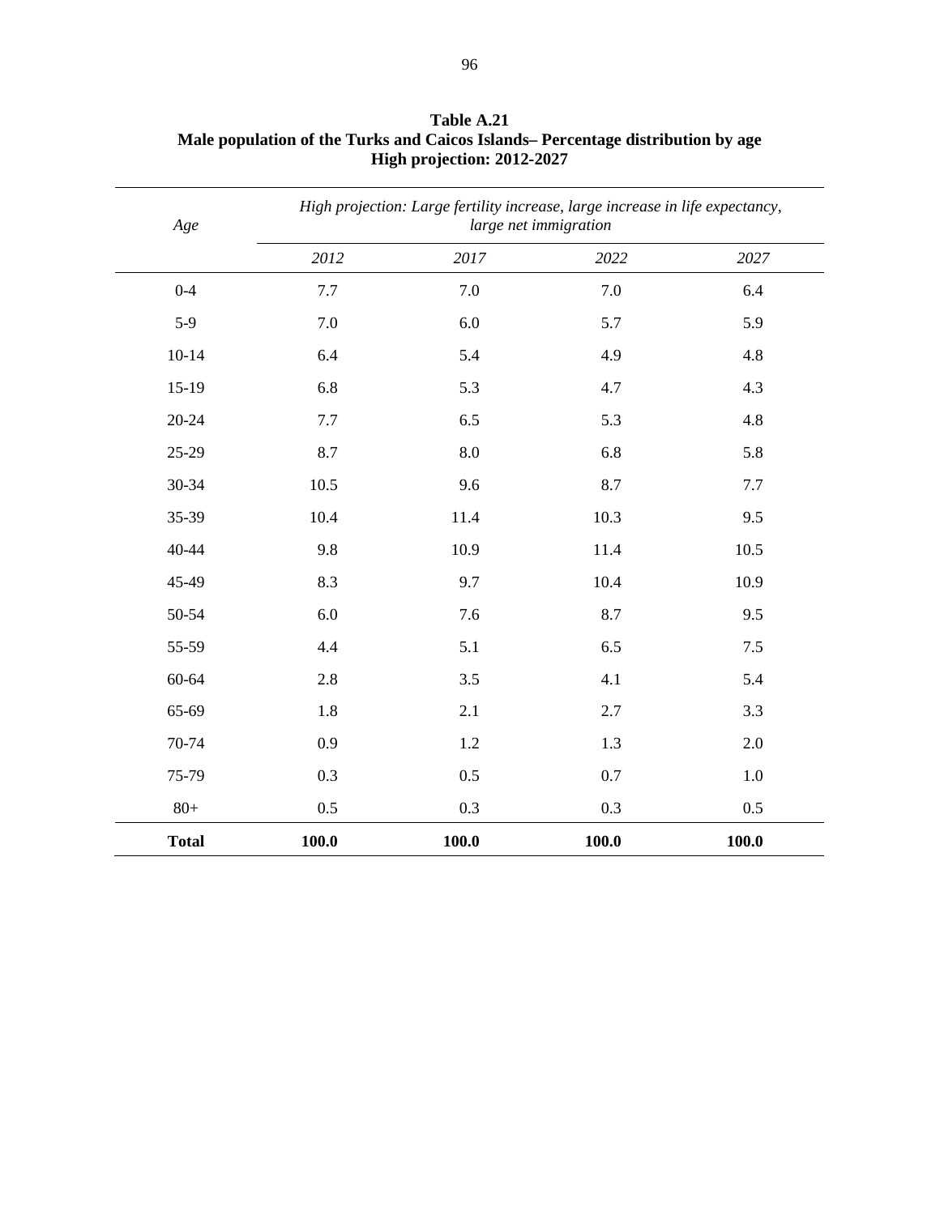**Table A.21**
**Male population of the Turks and Caicos Islands– Percentage distribution by age**
**High projection: 2012-2027**

| *Age* | *High projection: Large fertility increase, large increase in life expectancy, large net immigration* | | | |
|---|---|---|---|---|
| | *2012* | *2017* | *2022* | *2027* |
| 0-4 | 7.7 | 7.0 | 7.0 | 6.4 |
| 5-9 | 7.0 | 6.0 | 5.7 | 5.9 |
| 10-14 | 6.4 | 5.4 | 4.9 | 4.8 |
| 15-19 | 6.8 | 5.3 | 4.7 | 4.3 |
| 20-24 | 7.7 | 6.5 | 5.3 | 4.8 |
| 25-29 | 8.7 | 8.0 | 6.8 | 5.8 |
| 30-34 | 10.5 | 9.6 | 8.7 | 7.7 |
| 35-39 | 10.4 | 11.4 | 10.3 | 9.5 |
| 40-44 | 9.8 | 10.9 | 11.4 | 10.5 |
| 45-49 | 8.3 | 9.7 | 10.4 | 10.9 |
| 50-54 | 6.0 | 7.6 | 8.7 | 9.5 |
| 55-59 | 4.4 | 5.1 | 6.5 | 7.5 |
| 60-64 | 2.8 | 3.5 | 4.1 | 5.4 |
| 65-69 | 1.8 | 2.1 | 2.7 | 3.3 |
| 70-74 | 0.9 | 1.2 | 1.3 | 2.0 |
| 75-79 | 0.3 | 0.5 | 0.7 | 1.0 |
| 80+ | 0.5 | 0.3 | 0.3 | 0.5 |
| **Total** | **100.0** | **100.0** | **100.0** | **100.0** |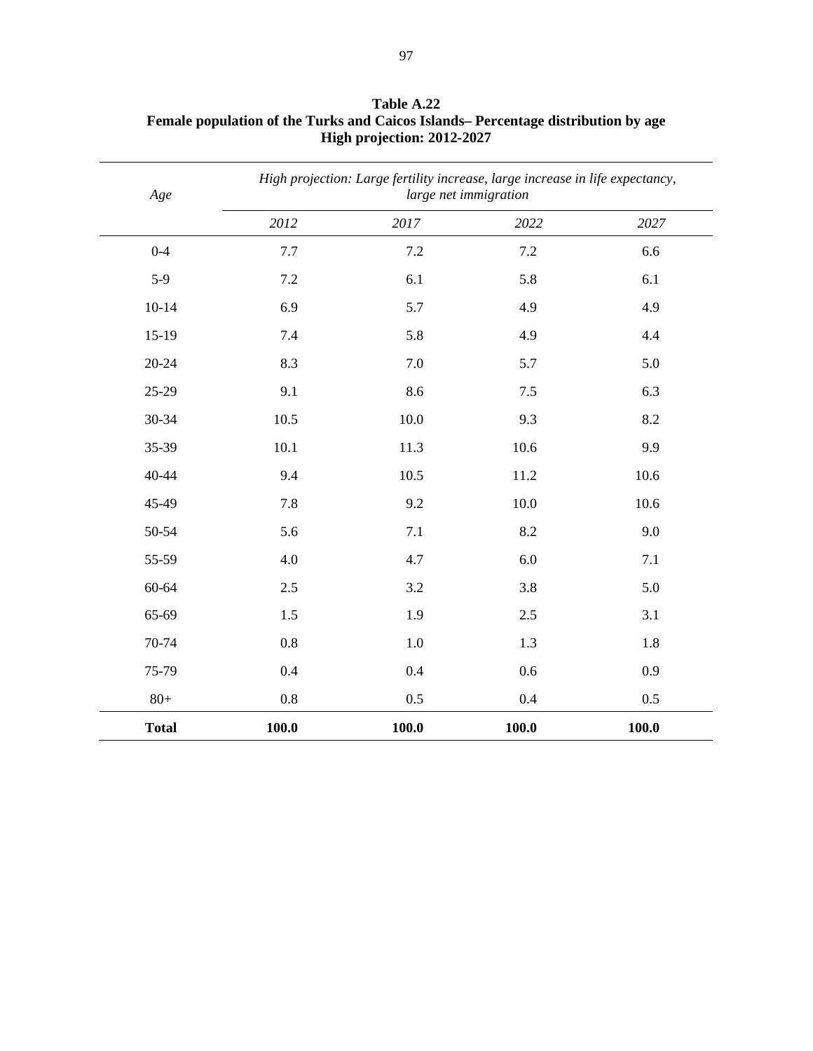**Table A.22**
**Female population of the Turks and Caicos Islands– Percentage distribution by age**
**High projection: 2012-2027**

| *Age* | *High projection: Large fertility increase, large increase in life expectancy, large net immigration* | | | |
|---|---|---|---|---|
| | *2012* | *2017* | *2022* | *2027* |
| 0-4 | 7.7 | 7.2 | 7.2 | 6.6 |
| 5-9 | 7.2 | 6.1 | 5.8 | 6.1 |
| 10-14 | 6.9 | 5.7 | 4.9 | 4.9 |
| 15-19 | 7.4 | 5.8 | 4.9 | 4.4 |
| 20-24 | 8.3 | 7.0 | 5.7 | 5.0 |
| 25-29 | 9.1 | 8.6 | 7.5 | 6.3 |
| 30-34 | 10.5 | 10.0 | 9.3 | 8.2 |
| 35-39 | 10.1 | 11.3 | 10.6 | 9.9 |
| 40-44 | 9.4 | 10.5 | 11.2 | 10.6 |
| 45-49 | 7.8 | 9.2 | 10.0 | 10.6 |
| 50-54 | 5.6 | 7.1 | 8.2 | 9.0 |
| 55-59 | 4.0 | 4.7 | 6.0 | 7.1 |
| 60-64 | 2.5 | 3.2 | 3.8 | 5.0 |
| 65-69 | 1.5 | 1.9 | 2.5 | 3.1 |
| 70-74 | 0.8 | 1.0 | 1.3 | 1.8 |
| 75-79 | 0.4 | 0.4 | 0.6 | 0.9 |
| 80+ | 0.8 | 0.5 | 0.4 | 0.5 |
| **Total** | **100.0** | **100.0** | **100.0** | **100.0** |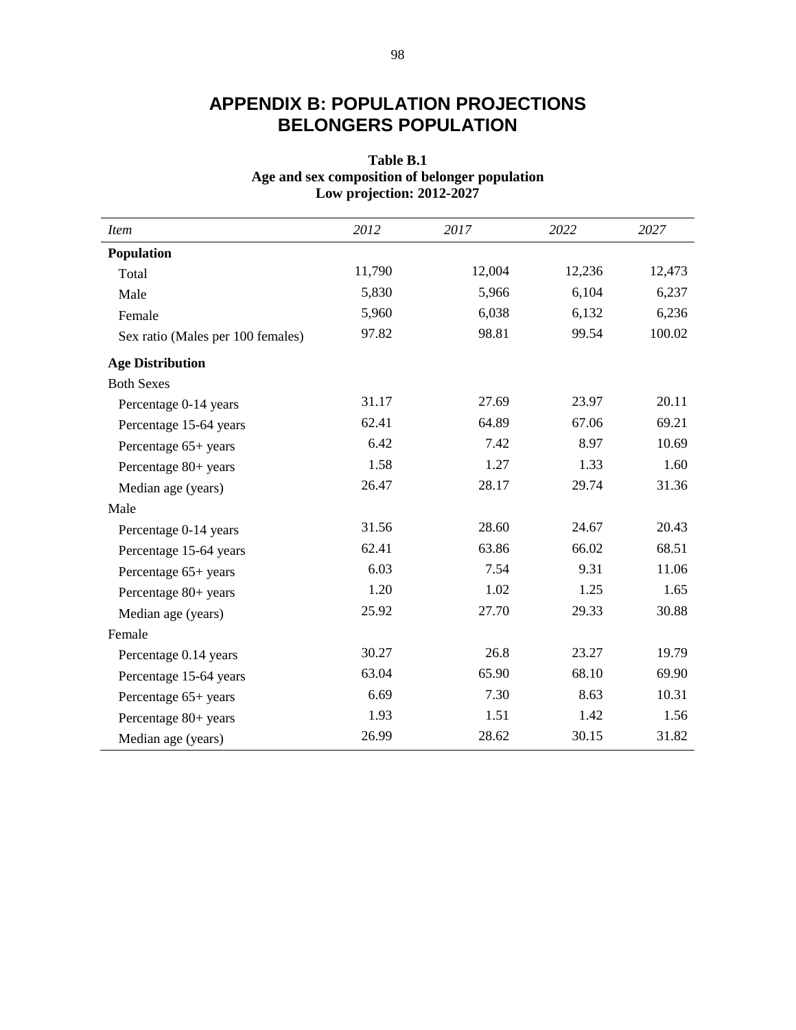# APPENDIX B: POPULATION PROJECTIONS
# BELONGERS POPULATION

**Table B.1**
**Age and sex composition of belonger population**
**Low projection: 2012-2027**

| *Item* | *2012* | *2017* | *2022* | *2027* |
|---|---|---|---|---|
| **Population** | | | | |
| Total | 11,790 | 12,004 | 12,236 | 12,473 |
| Male | 5,830 | 5,966 | 6,104 | 6,237 |
| Female | 5,960 | 6,038 | 6,132 | 6,236 |
| Sex ratio (Males per 100 females) | 97.82 | 98.81 | 99.54 | 100.02 |
| **Age Distribution** | | | | |
| Both Sexes | | | | |
| Percentage 0-14 years | 31.17 | 27.69 | 23.97 | 20.11 |
| Percentage 15-64 years | 62.41 | 64.89 | 67.06 | 69.21 |
| Percentage 65+ years | 6.42 | 7.42 | 8.97 | 10.69 |
| Percentage 80+ years | 1.58 | 1.27 | 1.33 | 1.60 |
| Median age (years) | 26.47 | 28.17 | 29.74 | 31.36 |
| Male | | | | |
| Percentage 0-14 years | 31.56 | 28.60 | 24.67 | 20.43 |
| Percentage 15-64 years | 62.41 | 63.86 | 66.02 | 68.51 |
| Percentage 65+ years | 6.03 | 7.54 | 9.31 | 11.06 |
| Percentage 80+ years | 1.20 | 1.02 | 1.25 | 1.65 |
| Median age (years) | 25.92 | 27.70 | 29.33 | 30.88 |
| Female | | | | |
| Percentage 0.14 years | 30.27 | 26.8 | 23.27 | 19.79 |
| Percentage 15-64 years | 63.04 | 65.90 | 68.10 | 69.90 |
| Percentage 65+ years | 6.69 | 7.30 | 8.63 | 10.31 |
| Percentage 80+ years | 1.93 | 1.51 | 1.42 | 1.56 |
| Median age (years) | 26.99 | 28.62 | 30.15 | 31.82 |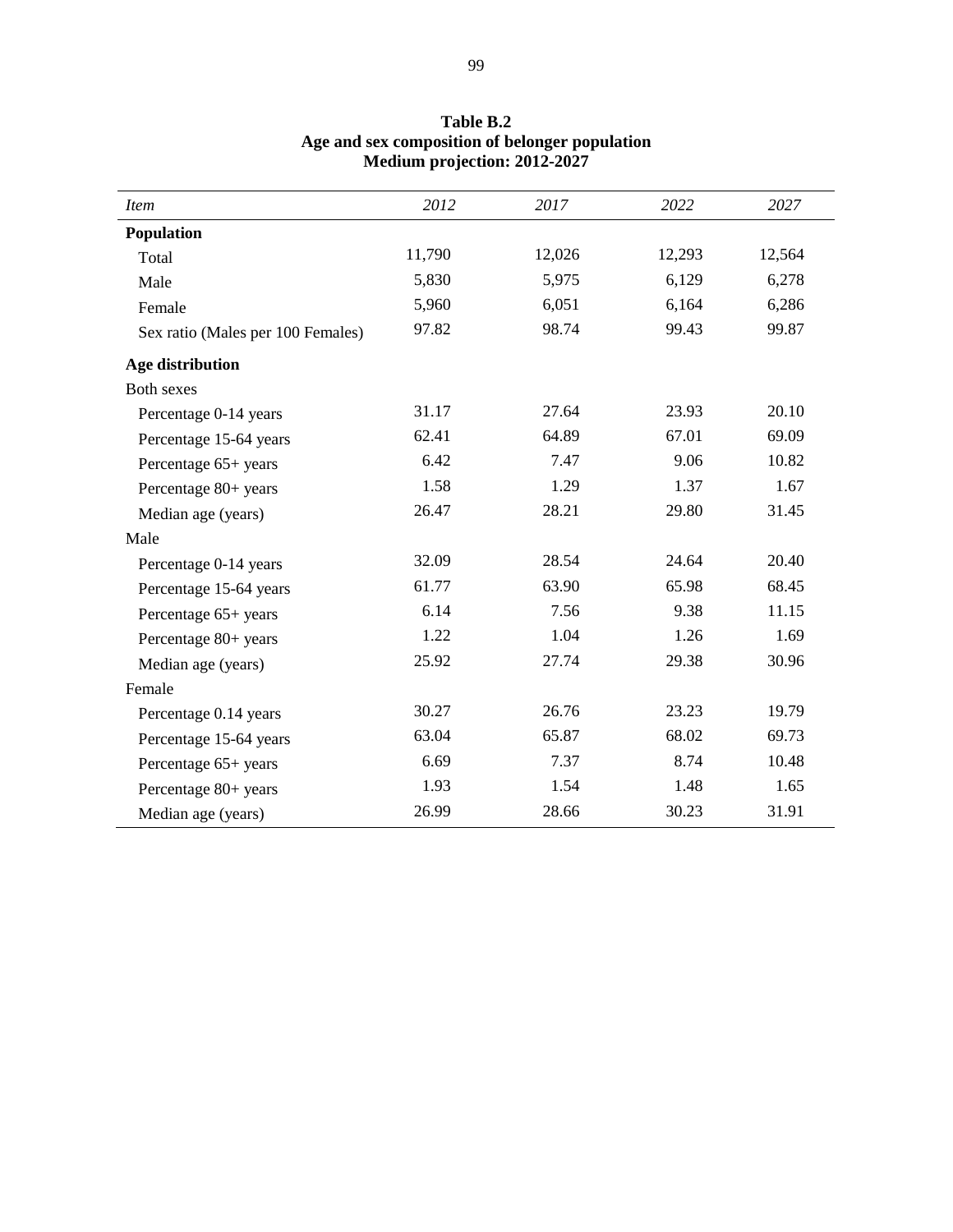**Table B.2**
**Age and sex composition of belonger population**
**Medium projection: 2012-2027**

| *Item* | *2012* | *2017* | *2022* | *2027* |
|---|---|---|---|---|
| **Population** | | | | |
| Total | 11,790 | 12,026 | 12,293 | 12,564 |
| Male | 5,830 | 5,975 | 6,129 | 6,278 |
| Female | 5,960 | 6,051 | 6,164 | 6,286 |
| Sex ratio (Males per 100 Females) | 97.82 | 98.74 | 99.43 | 99.87 |
| **Age distribution** | | | | |
| Both sexes | | | | |
| Percentage 0-14 years | 31.17 | 27.64 | 23.93 | 20.10 |
| Percentage 15-64 years | 62.41 | 64.89 | 67.01 | 69.09 |
| Percentage 65+ years | 6.42 | 7.47 | 9.06 | 10.82 |
| Percentage 80+ years | 1.58 | 1.29 | 1.37 | 1.67 |
| Median age (years) | 26.47 | 28.21 | 29.80 | 31.45 |
| Male | | | | |
| Percentage 0-14 years | 32.09 | 28.54 | 24.64 | 20.40 |
| Percentage 15-64 years | 61.77 | 63.90 | 65.98 | 68.45 |
| Percentage 65+ years | 6.14 | 7.56 | 9.38 | 11.15 |
| Percentage 80+ years | 1.22 | 1.04 | 1.26 | 1.69 |
| Median age (years) | 25.92 | 27.74 | 29.38 | 30.96 |
| Female | | | | |
| Percentage 0.14 years | 30.27 | 26.76 | 23.23 | 19.79 |
| Percentage 15-64 years | 63.04 | 65.87 | 68.02 | 69.73 |
| Percentage 65+ years | 6.69 | 7.37 | 8.74 | 10.48 |
| Percentage 80+ years | 1.93 | 1.54 | 1.48 | 1.65 |
| Median age (years) | 26.99 | 28.66 | 30.23 | 31.91 |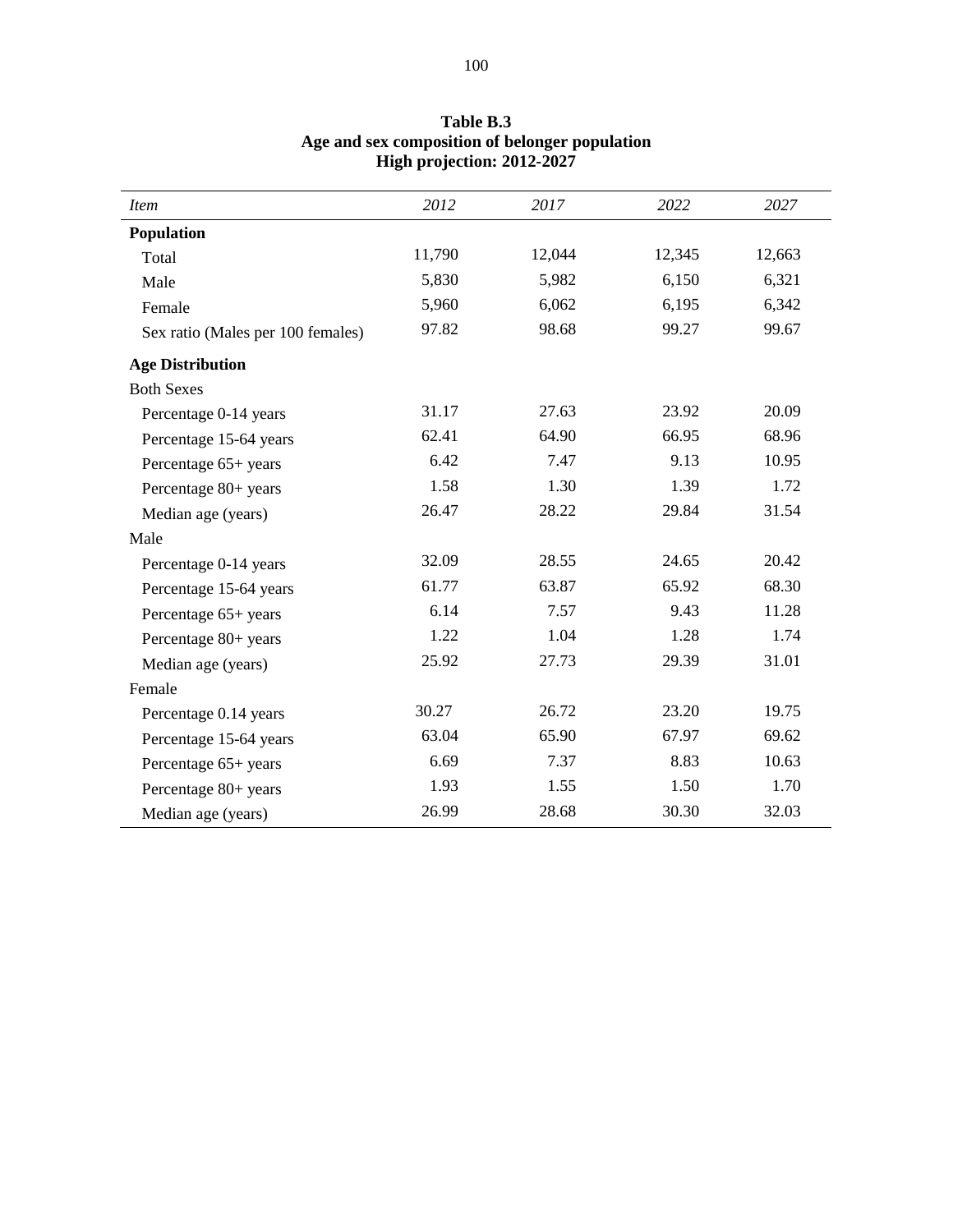**Table B.3**
**Age and sex composition of belonger population**
**High projection: 2012-2027**

| *Item* | *2012* | *2017* | *2022* | *2027* |
|---|---|---|---|---|
| **Population** | | | | |
| Total | 11,790 | 12,044 | 12,345 | 12,663 |
| Male | 5,830 | 5,982 | 6,150 | 6,321 |
| Female | 5,960 | 6,062 | 6,195 | 6,342 |
| Sex ratio (Males per 100 females) | 97.82 | 98.68 | 99.27 | 99.67 |
| **Age Distribution** | | | | |
| Both Sexes | | | | |
| Percentage 0-14 years | 31.17 | 27.63 | 23.92 | 20.09 |
| Percentage 15-64 years | 62.41 | 64.90 | 66.95 | 68.96 |
| Percentage 65+ years | 6.42 | 7.47 | 9.13 | 10.95 |
| Percentage 80+ years | 1.58 | 1.30 | 1.39 | 1.72 |
| Median age (years) | 26.47 | 28.22 | 29.84 | 31.54 |
| Male | | | | |
| Percentage 0-14 years | 32.09 | 28.55 | 24.65 | 20.42 |
| Percentage 15-64 years | 61.77 | 63.87 | 65.92 | 68.30 |
| Percentage 65+ years | 6.14 | 7.57 | 9.43 | 11.28 |
| Percentage 80+ years | 1.22 | 1.04 | 1.28 | 1.74 |
| Median age (years) | 25.92 | 27.73 | 29.39 | 31.01 |
| Female | | | | |
| Percentage 0.14 years | 30.27 | 26.72 | 23.20 | 19.75 |
| Percentage 15-64 years | 63.04 | 65.90 | 67.97 | 69.62 |
| Percentage 65+ years | 6.69 | 7.37 | 8.83 | 10.63 |
| Percentage 80+ years | 1.93 | 1.55 | 1.50 | 1.70 |
| Median age (years) | 26.99 | 28.68 | 30.30 | 32.03 |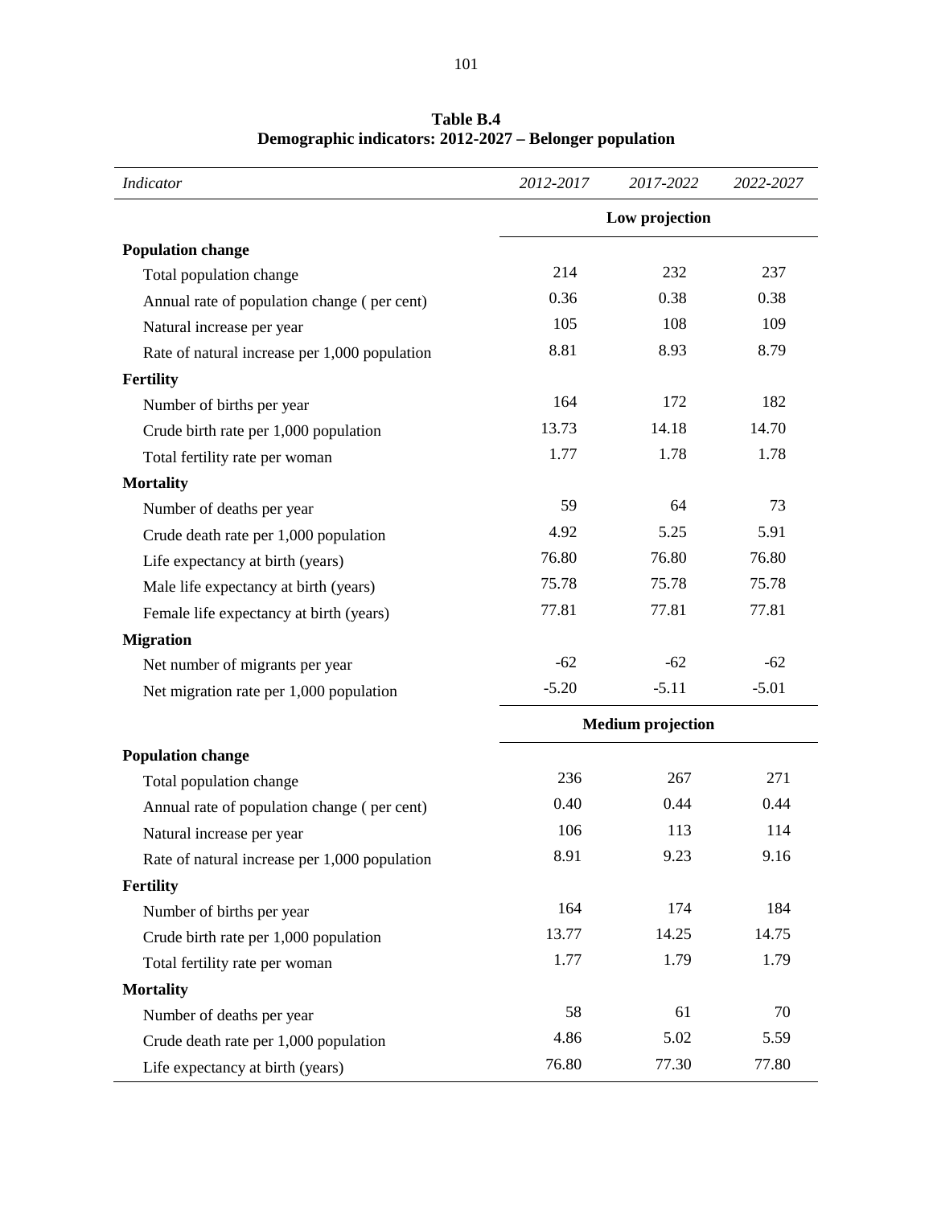**Table B.4**
**Demographic indicators: 2012-2027 – Belonger population**

| *Indicator* | *2012-2017* | *2017-2022* | *2022-2027* |
|---|---|---|---|
| | **Low projection** | | |
| **Population change** | | | |
| Total population change | 214 | 232 | 237 |
| Annual rate of population change ( per cent) | 0.36 | 0.38 | 0.38 |
| Natural increase per year | 105 | 108 | 109 |
| Rate of natural increase per 1,000 population | 8.81 | 8.93 | 8.79 |
| **Fertility** | | | |
| Number of births per year | 164 | 172 | 182 |
| Crude birth rate per 1,000 population | 13.73 | 14.18 | 14.70 |
| Total fertility rate per woman | 1.77 | 1.78 | 1.78 |
| **Mortality** | | | |
| Number of deaths per year | 59 | 64 | 73 |
| Crude death rate per 1,000 population | 4.92 | 5.25 | 5.91 |
| Life expectancy at birth (years) | 76.80 | 76.80 | 76.80 |
| Male life expectancy at birth (years) | 75.78 | 75.78 | 75.78 |
| Female life expectancy at birth (years) | 77.81 | 77.81 | 77.81 |
| **Migration** | | | |
| Net number of migrants per year | -62 | -62 | -62 |
| Net migration rate per 1,000 population | -5.20 | -5.11 | -5.01 |
| | **Medium projection** | | |
| **Population change** | | | |
| Total population change | 236 | 267 | 271 |
| Annual rate of population change ( per cent) | 0.40 | 0.44 | 0.44 |
| Natural increase per year | 106 | 113 | 114 |
| Rate of natural increase per 1,000 population | 8.91 | 9.23 | 9.16 |
| **Fertility** | | | |
| Number of births per year | 164 | 174 | 184 |
| Crude birth rate per 1,000 population | 13.77 | 14.25 | 14.75 |
| Total fertility rate per woman | 1.77 | 1.79 | 1.79 |
| **Mortality** | | | |
| Number of deaths per year | 58 | 61 | 70 |
| Crude death rate per 1,000 population | 4.86 | 5.02 | 5.59 |
| Life expectancy at birth (years) | 76.80 | 77.30 | 77.80 |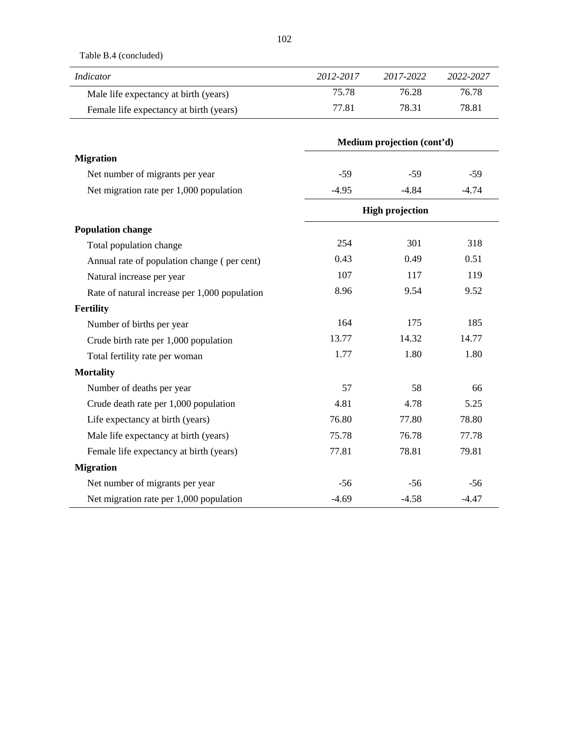Table B.4 (concluded)

| *Indicator* | *2012-2017* | *2017-2022* | *2022-2027* |
|---|---|---|---|
| Male life expectancy at birth (years) | 75.78 | 76.28 | 76.78 |
| Female life expectancy at birth (years) | 77.81 | 78.31 | 78.81 |
| | **Medium projection (cont'd)** | | |
| **Migration** | | | |
| Net number of migrants per year | -59 | -59 | -59 |
| Net migration rate per 1,000 population | -4.95 | -4.84 | -4.74 |
| | **High projection** | | |
| **Population change** | | | |
| Total population change | 254 | 301 | 318 |
| Annual rate of population change ( per cent) | 0.43 | 0.49 | 0.51 |
| Natural increase per year | 107 | 117 | 119 |
| Rate of natural increase per 1,000 population | 8.96 | 9.54 | 9.52 |
| **Fertility** | | | |
| Number of births per year | 164 | 175 | 185 |
| Crude birth rate per 1,000 population | 13.77 | 14.32 | 14.77 |
| Total fertility rate per woman | 1.77 | 1.80 | 1.80 |
| **Mortality** | | | |
| Number of deaths per year | 57 | 58 | 66 |
| Crude death rate per 1,000 population | 4.81 | 4.78 | 5.25 |
| Life expectancy at birth (years) | 76.80 | 77.80 | 78.80 |
| Male life expectancy at birth (years) | 75.78 | 76.78 | 77.78 |
| Female life expectancy at birth (years) | 77.81 | 78.81 | 79.81 |
| **Migration** | | | |
| Net number of migrants per year | -56 | -56 | -56 |
| Net migration rate per 1,000 population | -4.69 | -4.58 | -4.47 |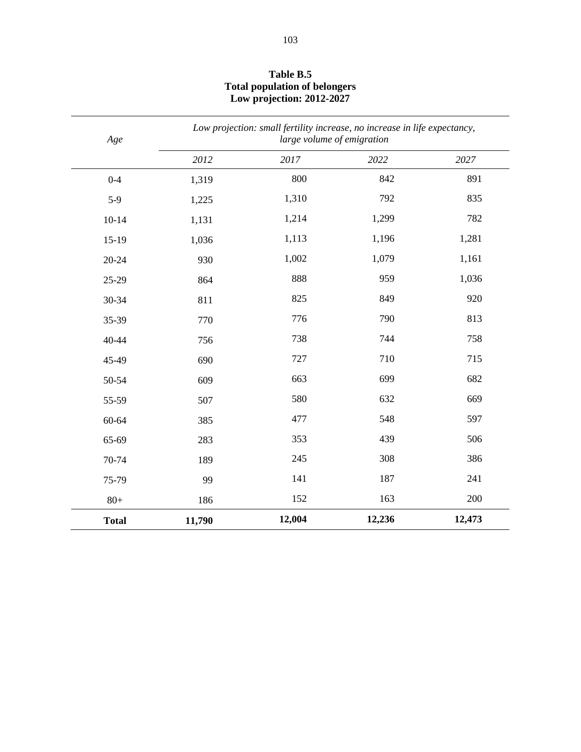**Table B.5**
**Total population of belongers**
**Low projection: 2012-2027**

| *Age* | *Low projection: small fertility increase, no increase in life expectancy, large volume of emigration* | | | |
|---|---|---|---|---|
| | *2012* | *2017* | *2022* | *2027* |
| 0-4 | 1,319 | 800 | 842 | 891 |
| 5-9 | 1,225 | 1,310 | 792 | 835 |
| 10-14 | 1,131 | 1,214 | 1,299 | 782 |
| 15-19 | 1,036 | 1,113 | 1,196 | 1,281 |
| 20-24 | 930 | 1,002 | 1,079 | 1,161 |
| 25-29 | 864 | 888 | 959 | 1,036 |
| 30-34 | 811 | 825 | 849 | 920 |
| 35-39 | 770 | 776 | 790 | 813 |
| 40-44 | 756 | 738 | 744 | 758 |
| 45-49 | 690 | 727 | 710 | 715 |
| 50-54 | 609 | 663 | 699 | 682 |
| 55-59 | 507 | 580 | 632 | 669 |
| 60-64 | 385 | 477 | 548 | 597 |
| 65-69 | 283 | 353 | 439 | 506 |
| 70-74 | 189 | 245 | 308 | 386 |
| 75-79 | 99 | 141 | 187 | 241 |
| 80+ | 186 | 152 | 163 | 200 |
| **Total** | **11,790** | **12,004** | **12,236** | **12,473** |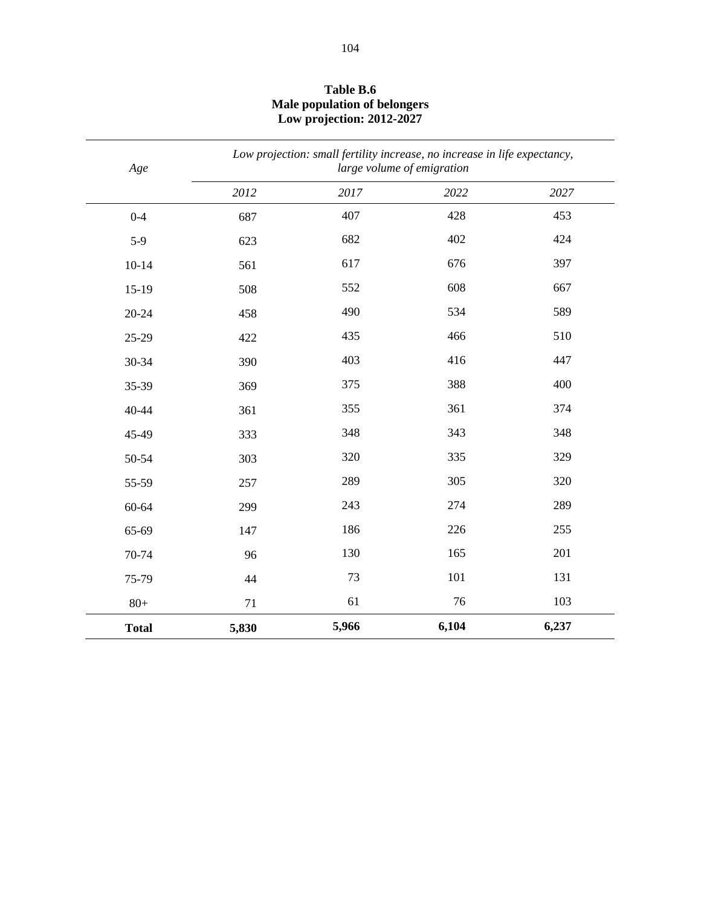**Table B.6**
**Male population of belongers**
**Low projection: 2012-2027**

| *Age* | *Low projection: small fertility increase, no increase in life expectancy, large volume of emigration* | | | |
|---|---|---|---|---|
| | *2012* | *2017* | *2022* | *2027* |
| 0-4 | 687 | 407 | 428 | 453 |
| 5-9 | 623 | 682 | 402 | 424 |
| 10-14 | 561 | 617 | 676 | 397 |
| 15-19 | 508 | 552 | 608 | 667 |
| 20-24 | 458 | 490 | 534 | 589 |
| 25-29 | 422 | 435 | 466 | 510 |
| 30-34 | 390 | 403 | 416 | 447 |
| 35-39 | 369 | 375 | 388 | 400 |
| 40-44 | 361 | 355 | 361 | 374 |
| 45-49 | 333 | 348 | 343 | 348 |
| 50-54 | 303 | 320 | 335 | 329 |
| 55-59 | 257 | 289 | 305 | 320 |
| 60-64 | 299 | 243 | 274 | 289 |
| 65-69 | 147 | 186 | 226 | 255 |
| 70-74 | 96 | 130 | 165 | 201 |
| 75-79 | 44 | 73 | 101 | 131 |
| 80+ | 71 | 61 | 76 | 103 |
| **Total** | **5,830** | **5,966** | **6,104** | **6,237** |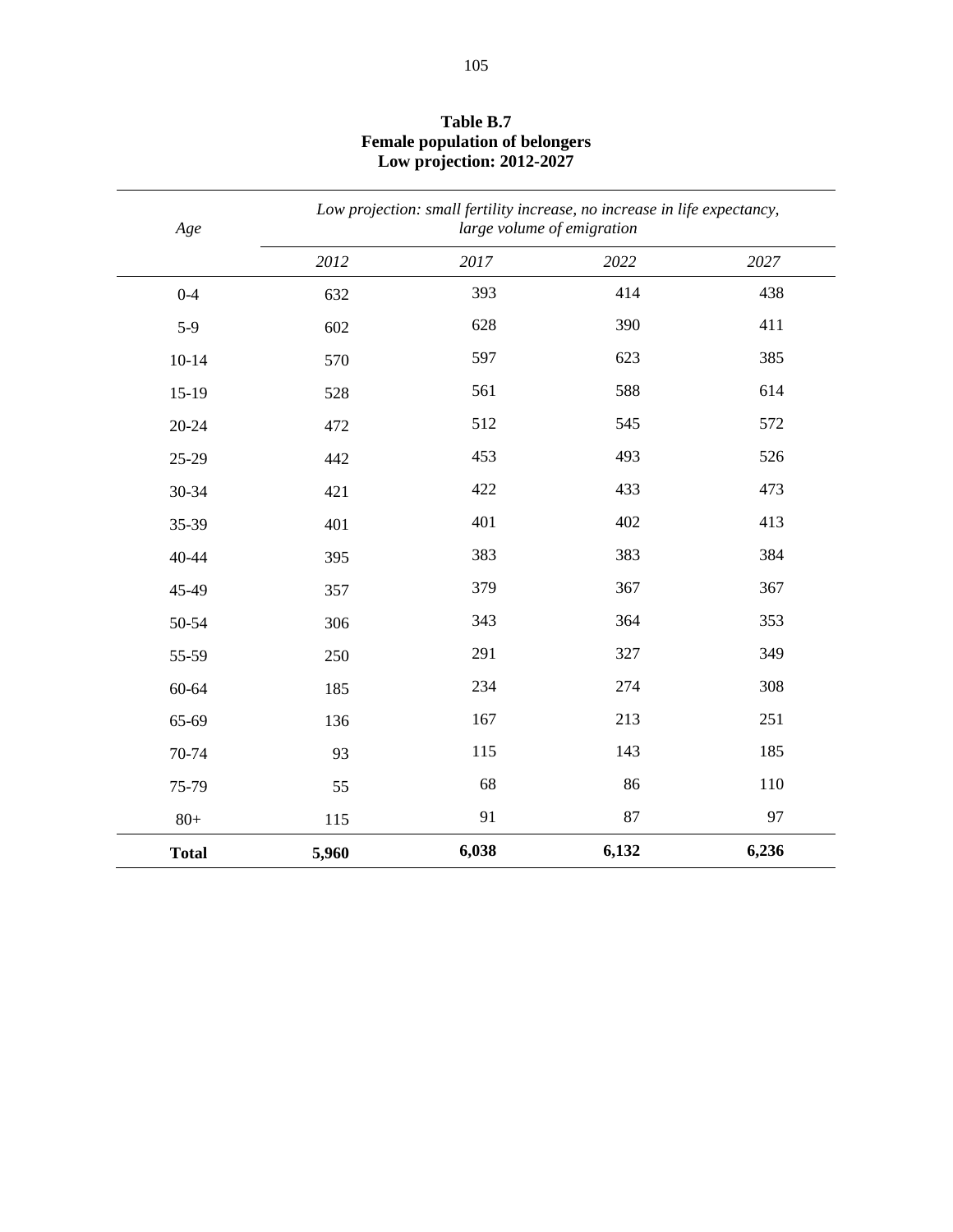**Table B.7**
**Female population of belongers**
**Low projection: 2012-2027**

| *Age* | *Low projection: small fertility increase, no increase in life expectancy, large volume of emigration* | | | |
|---|---|---|---|---|
| | *2012* | *2017* | *2022* | *2027* |
| 0-4 | 632 | 393 | 414 | 438 |
| 5-9 | 602 | 628 | 390 | 411 |
| 10-14 | 570 | 597 | 623 | 385 |
| 15-19 | 528 | 561 | 588 | 614 |
| 20-24 | 472 | 512 | 545 | 572 |
| 25-29 | 442 | 453 | 493 | 526 |
| 30-34 | 421 | 422 | 433 | 473 |
| 35-39 | 401 | 401 | 402 | 413 |
| 40-44 | 395 | 383 | 383 | 384 |
| 45-49 | 357 | 379 | 367 | 367 |
| 50-54 | 306 | 343 | 364 | 353 |
| 55-59 | 250 | 291 | 327 | 349 |
| 60-64 | 185 | 234 | 274 | 308 |
| 65-69 | 136 | 167 | 213 | 251 |
| 70-74 | 93 | 115 | 143 | 185 |
| 75-79 | 55 | 68 | 86 | 110 |
| 80+ | 115 | 91 | 87 | 97 |
| **Total** | **5,960** | **6,038** | **6,132** | **6,236** |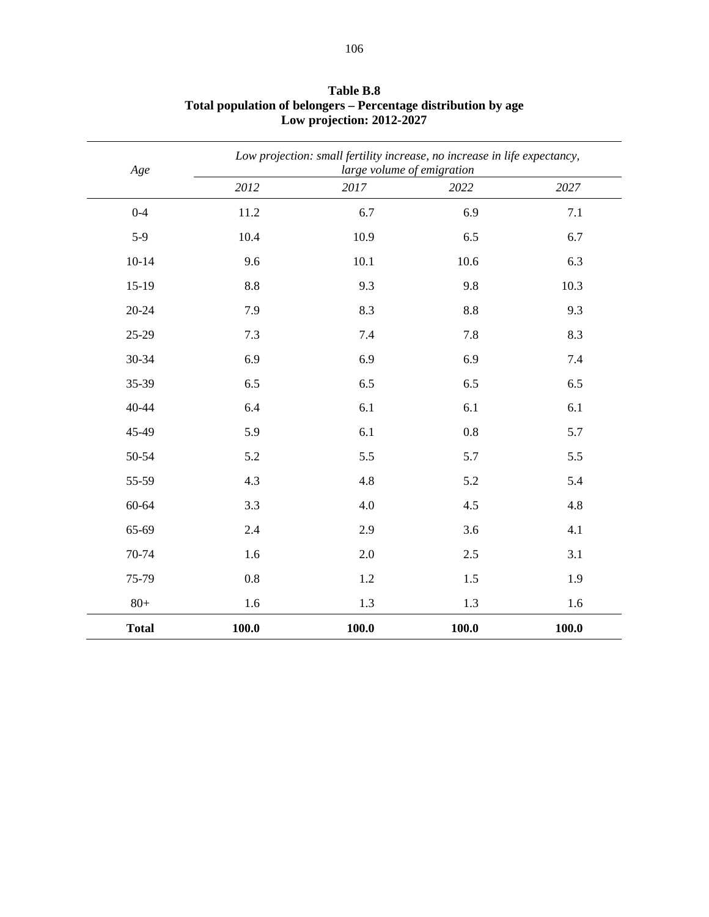**Table B.8**
**Total population of belongers – Percentage distribution by age**
**Low projection: 2012-2027**

| *Age* | *Low projection: small fertility increase, no increase in life expectancy, large volume of emigration* | | | |
|---|---|---|---|---|
| | *2012* | *2017* | *2022* | *2027* |
| 0-4 | 11.2 | 6.7 | 6.9 | 7.1 |
| 5-9 | 10.4 | 10.9 | 6.5 | 6.7 |
| 10-14 | 9.6 | 10.1 | 10.6 | 6.3 |
| 15-19 | 8.8 | 9.3 | 9.8 | 10.3 |
| 20-24 | 7.9 | 8.3 | 8.8 | 9.3 |
| 25-29 | 7.3 | 7.4 | 7.8 | 8.3 |
| 30-34 | 6.9 | 6.9 | 6.9 | 7.4 |
| 35-39 | 6.5 | 6.5 | 6.5 | 6.5 |
| 40-44 | 6.4 | 6.1 | 6.1 | 6.1 |
| 45-49 | 5.9 | 6.1 | 0.8 | 5.7 |
| 50-54 | 5.2 | 5.5 | 5.7 | 5.5 |
| 55-59 | 4.3 | 4.8 | 5.2 | 5.4 |
| 60-64 | 3.3 | 4.0 | 4.5 | 4.8 |
| 65-69 | 2.4 | 2.9 | 3.6 | 4.1 |
| 70-74 | 1.6 | 2.0 | 2.5 | 3.1 |
| 75-79 | 0.8 | 1.2 | 1.5 | 1.9 |
| 80+ | 1.6 | 1.3 | 1.3 | 1.6 |
| **Total** | **100.0** | **100.0** | **100.0** | **100.0** |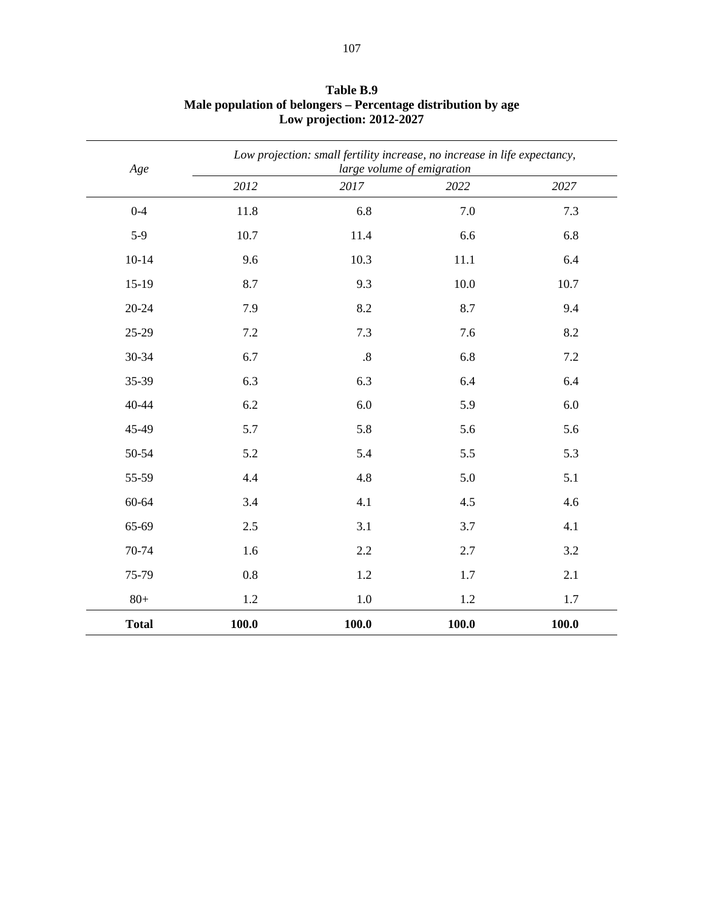**Table B.9**
**Male population of belongers – Percentage distribution by age**
**Low projection: 2012-2027**

| *Age* | *Low projection: small fertility increase, no increase in life expectancy, large volume of emigration* | | | |
|---|---|---|---|---|
| | *2012* | *2017* | *2022* | *2027* |
| 0-4 | 11.8 | 6.8 | 7.0 | 7.3 |
| 5-9 | 10.7 | 11.4 | 6.6 | 6.8 |
| 10-14 | 9.6 | 10.3 | 11.1 | 6.4 |
| 15-19 | 8.7 | 9.3 | 10.0 | 10.7 |
| 20-24 | 7.9 | 8.2 | 8.7 | 9.4 |
| 25-29 | 7.2 | 7.3 | 7.6 | 8.2 |
| 30-34 | 6.7 | .8 | 6.8 | 7.2 |
| 35-39 | 6.3 | 6.3 | 6.4 | 6.4 |
| 40-44 | 6.2 | 6.0 | 5.9 | 6.0 |
| 45-49 | 5.7 | 5.8 | 5.6 | 5.6 |
| 50-54 | 5.2 | 5.4 | 5.5 | 5.3 |
| 55-59 | 4.4 | 4.8 | 5.0 | 5.1 |
| 60-64 | 3.4 | 4.1 | 4.5 | 4.6 |
| 65-69 | 2.5 | 3.1 | 3.7 | 4.1 |
| 70-74 | 1.6 | 2.2 | 2.7 | 3.2 |
| 75-79 | 0.8 | 1.2 | 1.7 | 2.1 |
| 80+ | 1.2 | 1.0 | 1.2 | 1.7 |
| **Total** | **100.0** | **100.0** | **100.0** | **100.0** |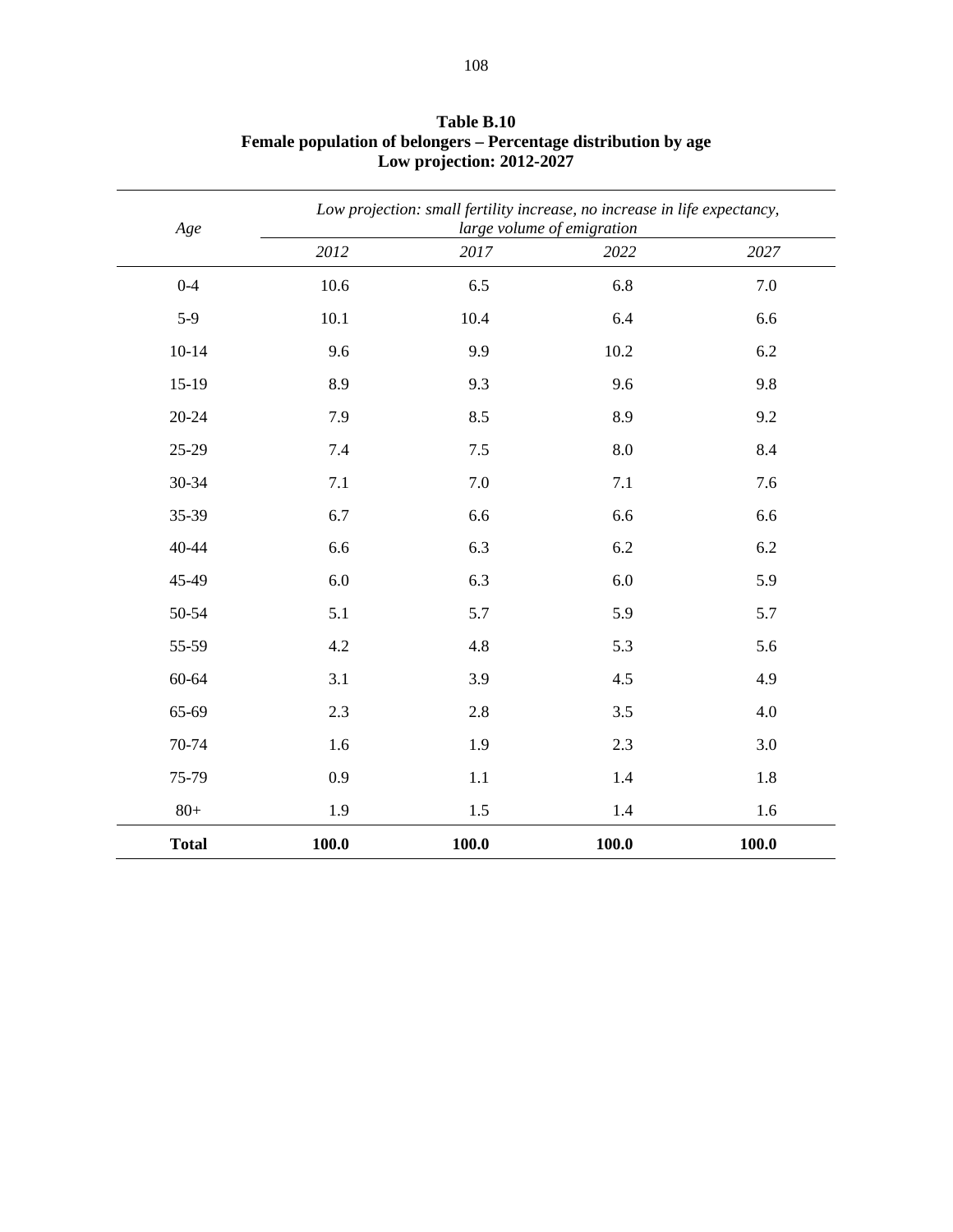**Table B.10**
**Female population of belongers – Percentage distribution by age**
**Low projection: 2012-2027**

| *Age* | *Low projection: small fertility increase, no increase in life expectancy, large volume of emigration* | | | |
|---|---|---|---|---|
| | *2012* | *2017* | *2022* | *2027* |
| 0-4 | 10.6 | 6.5 | 6.8 | 7.0 |
| 5-9 | 10.1 | 10.4 | 6.4 | 6.6 |
| 10-14 | 9.6 | 9.9 | 10.2 | 6.2 |
| 15-19 | 8.9 | 9.3 | 9.6 | 9.8 |
| 20-24 | 7.9 | 8.5 | 8.9 | 9.2 |
| 25-29 | 7.4 | 7.5 | 8.0 | 8.4 |
| 30-34 | 7.1 | 7.0 | 7.1 | 7.6 |
| 35-39 | 6.7 | 6.6 | 6.6 | 6.6 |
| 40-44 | 6.6 | 6.3 | 6.2 | 6.2 |
| 45-49 | 6.0 | 6.3 | 6.0 | 5.9 |
| 50-54 | 5.1 | 5.7 | 5.9 | 5.7 |
| 55-59 | 4.2 | 4.8 | 5.3 | 5.6 |
| 60-64 | 3.1 | 3.9 | 4.5 | 4.9 |
| 65-69 | 2.3 | 2.8 | 3.5 | 4.0 |
| 70-74 | 1.6 | 1.9 | 2.3 | 3.0 |
| 75-79 | 0.9 | 1.1 | 1.4 | 1.8 |
| 80+ | 1.9 | 1.5 | 1.4 | 1.6 |
| **Total** | **100.0** | **100.0** | **100.0** | **100.0** |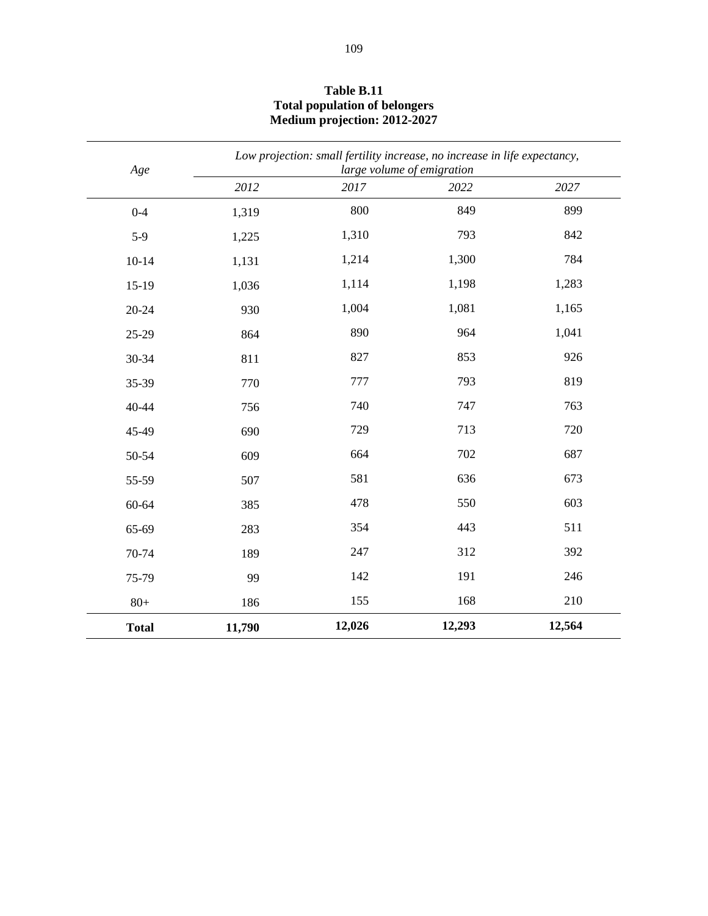**Table B.11**
**Total population of belongers**
**Medium projection: 2012-2027**

| *Age* | *Low projection: small fertility increase, no increase in life expectancy, large volume of emigration* | | | |
|---|---|---|---|---|
| | *2012* | *2017* | *2022* | *2027* |
| 0-4 | 1,319 | 800 | 849 | 899 |
| 5-9 | 1,225 | 1,310 | 793 | 842 |
| 10-14 | 1,131 | 1,214 | 1,300 | 784 |
| 15-19 | 1,036 | 1,114 | 1,198 | 1,283 |
| 20-24 | 930 | 1,004 | 1,081 | 1,165 |
| 25-29 | 864 | 890 | 964 | 1,041 |
| 30-34 | 811 | 827 | 853 | 926 |
| 35-39 | 770 | 777 | 793 | 819 |
| 40-44 | 756 | 740 | 747 | 763 |
| 45-49 | 690 | 729 | 713 | 720 |
| 50-54 | 609 | 664 | 702 | 687 |
| 55-59 | 507 | 581 | 636 | 673 |
| 60-64 | 385 | 478 | 550 | 603 |
| 65-69 | 283 | 354 | 443 | 511 |
| 70-74 | 189 | 247 | 312 | 392 |
| 75-79 | 99 | 142 | 191 | 246 |
| 80+ | 186 | 155 | 168 | 210 |
| **Total** | **11,790** | **12,026** | **12,293** | **12,564** |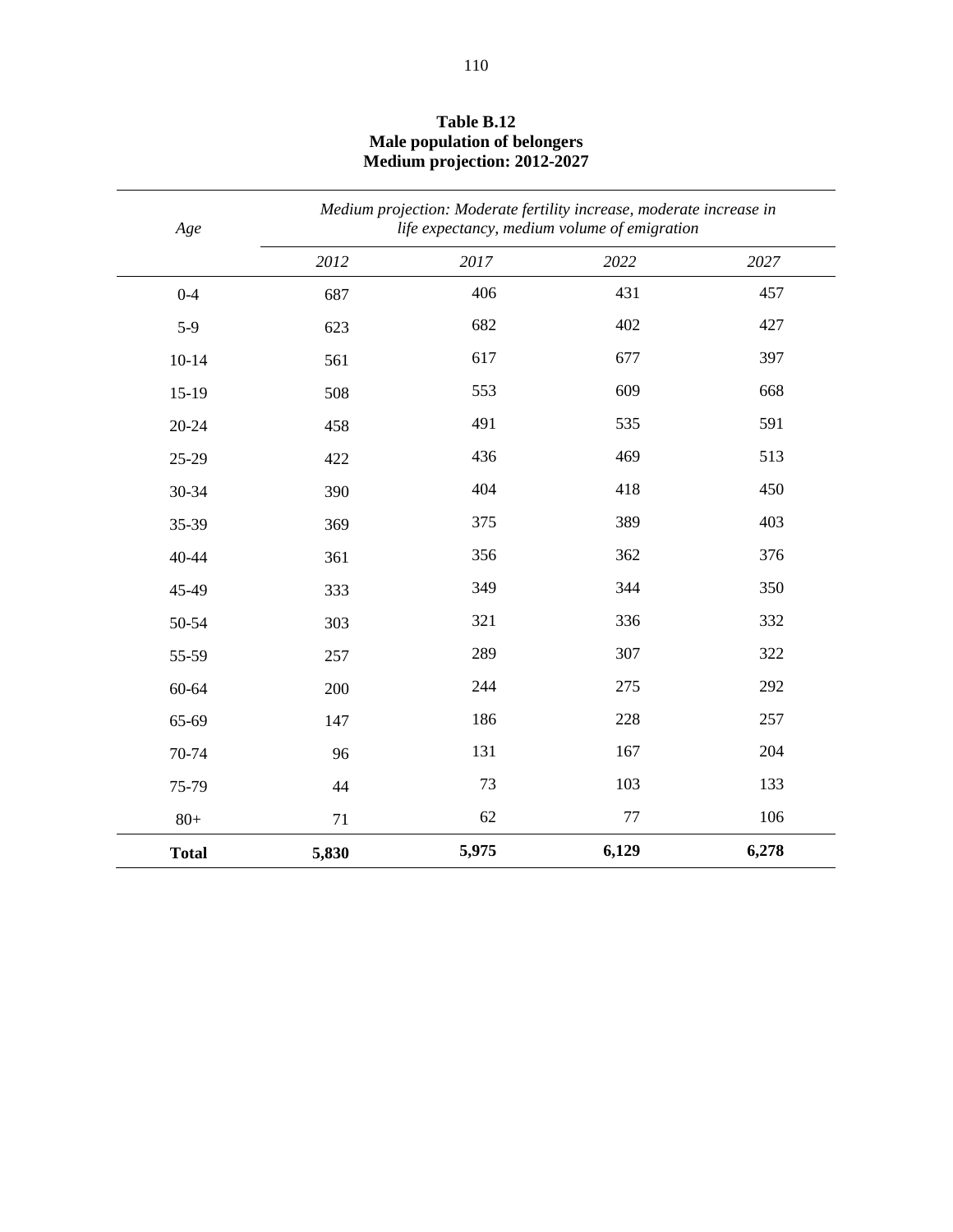**Table B.12**
**Male population of belongers**
**Medium projection: 2012-2027**

| *Age* | *Medium projection: Moderate fertility increase, moderate increase in life expectancy, medium volume of emigration* | | | |
|---|---|---|---|---|
| | *2012* | *2017* | *2022* | *2027* |
| 0-4 | 687 | 406 | 431 | 457 |
| 5-9 | 623 | 682 | 402 | 427 |
| 10-14 | 561 | 617 | 677 | 397 |
| 15-19 | 508 | 553 | 609 | 668 |
| 20-24 | 458 | 491 | 535 | 591 |
| 25-29 | 422 | 436 | 469 | 513 |
| 30-34 | 390 | 404 | 418 | 450 |
| 35-39 | 369 | 375 | 389 | 403 |
| 40-44 | 361 | 356 | 362 | 376 |
| 45-49 | 333 | 349 | 344 | 350 |
| 50-54 | 303 | 321 | 336 | 332 |
| 55-59 | 257 | 289 | 307 | 322 |
| 60-64 | 200 | 244 | 275 | 292 |
| 65-69 | 147 | 186 | 228 | 257 |
| 70-74 | 96 | 131 | 167 | 204 |
| 75-79 | 44 | 73 | 103 | 133 |
| 80+ | 71 | 62 | 77 | 106 |
| **Total** | **5,830** | **5,975** | **6,129** | **6,278** |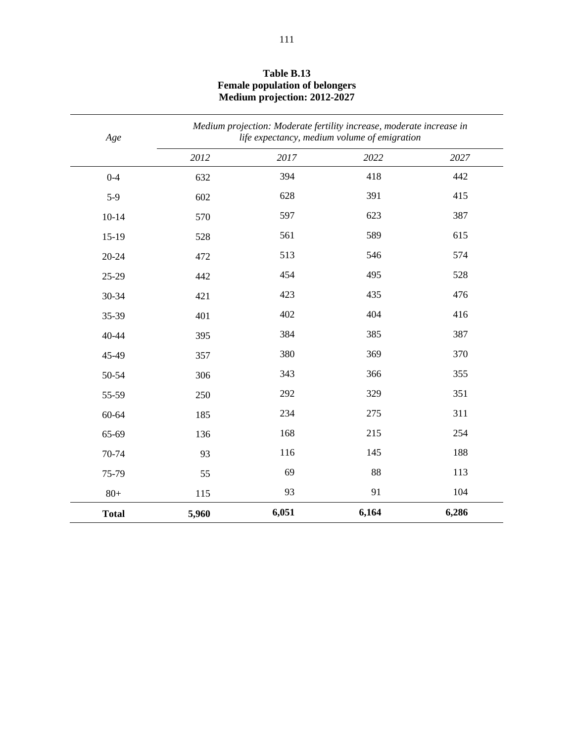**Table B.13**
**Female population of belongers**
**Medium projection: 2012-2027**

| *Age* | *Medium projection: Moderate fertility increase, moderate increase in life expectancy, medium volume of emigration* | | | |
|---|---|---|---|---|
| | *2012* | *2017* | *2022* | *2027* |
| 0-4 | 632 | 394 | 418 | 442 |
| 5-9 | 602 | 628 | 391 | 415 |
| 10-14 | 570 | 597 | 623 | 387 |
| 15-19 | 528 | 561 | 589 | 615 |
| 20-24 | 472 | 513 | 546 | 574 |
| 25-29 | 442 | 454 | 495 | 528 |
| 30-34 | 421 | 423 | 435 | 476 |
| 35-39 | 401 | 402 | 404 | 416 |
| 40-44 | 395 | 384 | 385 | 387 |
| 45-49 | 357 | 380 | 369 | 370 |
| 50-54 | 306 | 343 | 366 | 355 |
| 55-59 | 250 | 292 | 329 | 351 |
| 60-64 | 185 | 234 | 275 | 311 |
| 65-69 | 136 | 168 | 215 | 254 |
| 70-74 | 93 | 116 | 145 | 188 |
| 75-79 | 55 | 69 | 88 | 113 |
| 80+ | 115 | 93 | 91 | 104 |
| **Total** | **5,960** | **6,051** | **6,164** | **6,286** |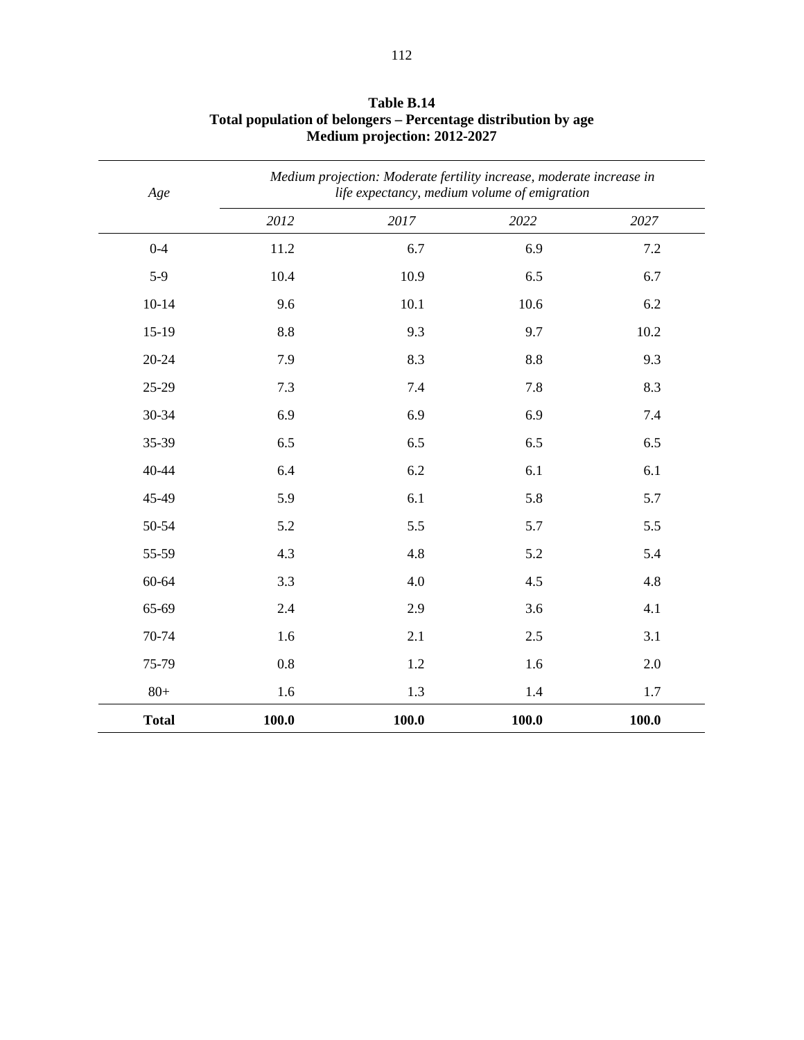**Table B.14**
**Total population of belongers – Percentage distribution by age**
**Medium projection: 2012-2027**

| *Age* | *Medium projection: Moderate fertility increase, moderate increase in life expectancy, medium volume of emigration* | | | |
|---|---|---|---|---|
| | *2012* | *2017* | *2022* | *2027* |
| 0-4 | 11.2 | 6.7 | 6.9 | 7.2 |
| 5-9 | 10.4 | 10.9 | 6.5 | 6.7 |
| 10-14 | 9.6 | 10.1 | 10.6 | 6.2 |
| 15-19 | 8.8 | 9.3 | 9.7 | 10.2 |
| 20-24 | 7.9 | 8.3 | 8.8 | 9.3 |
| 25-29 | 7.3 | 7.4 | 7.8 | 8.3 |
| 30-34 | 6.9 | 6.9 | 6.9 | 7.4 |
| 35-39 | 6.5 | 6.5 | 6.5 | 6.5 |
| 40-44 | 6.4 | 6.2 | 6.1 | 6.1 |
| 45-49 | 5.9 | 6.1 | 5.8 | 5.7 |
| 50-54 | 5.2 | 5.5 | 5.7 | 5.5 |
| 55-59 | 4.3 | 4.8 | 5.2 | 5.4 |
| 60-64 | 3.3 | 4.0 | 4.5 | 4.8 |
| 65-69 | 2.4 | 2.9 | 3.6 | 4.1 |
| 70-74 | 1.6 | 2.1 | 2.5 | 3.1 |
| 75-79 | 0.8 | 1.2 | 1.6 | 2.0 |
| 80+ | 1.6 | 1.3 | 1.4 | 1.7 |
| **Total** | **100.0** | **100.0** | **100.0** | **100.0** |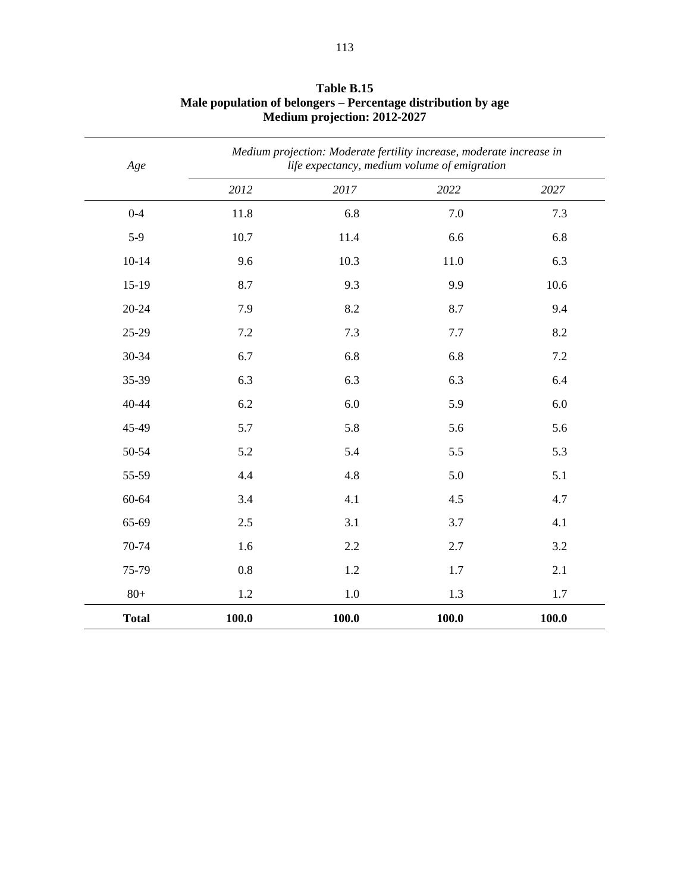**Table B.15**
**Male population of belongers – Percentage distribution by age**
**Medium projection: 2012-2027**

| *Age* | *Medium projection: Moderate fertility increase, moderate increase in life expectancy, medium volume of emigration* | | | |
|---|---|---|---|---|
| | *2012* | *2017* | *2022* | *2027* |
| 0-4 | 11.8 | 6.8 | 7.0 | 7.3 |
| 5-9 | 10.7 | 11.4 | 6.6 | 6.8 |
| 10-14 | 9.6 | 10.3 | 11.0 | 6.3 |
| 15-19 | 8.7 | 9.3 | 9.9 | 10.6 |
| 20-24 | 7.9 | 8.2 | 8.7 | 9.4 |
| 25-29 | 7.2 | 7.3 | 7.7 | 8.2 |
| 30-34 | 6.7 | 6.8 | 6.8 | 7.2 |
| 35-39 | 6.3 | 6.3 | 6.3 | 6.4 |
| 40-44 | 6.2 | 6.0 | 5.9 | 6.0 |
| 45-49 | 5.7 | 5.8 | 5.6 | 5.6 |
| 50-54 | 5.2 | 5.4 | 5.5 | 5.3 |
| 55-59 | 4.4 | 4.8 | 5.0 | 5.1 |
| 60-64 | 3.4 | 4.1 | 4.5 | 4.7 |
| 65-69 | 2.5 | 3.1 | 3.7 | 4.1 |
| 70-74 | 1.6 | 2.2 | 2.7 | 3.2 |
| 75-79 | 0.8 | 1.2 | 1.7 | 2.1 |
| 80+ | 1.2 | 1.0 | 1.3 | 1.7 |
| **Total** | **100.0** | **100.0** | **100.0** | **100.0** |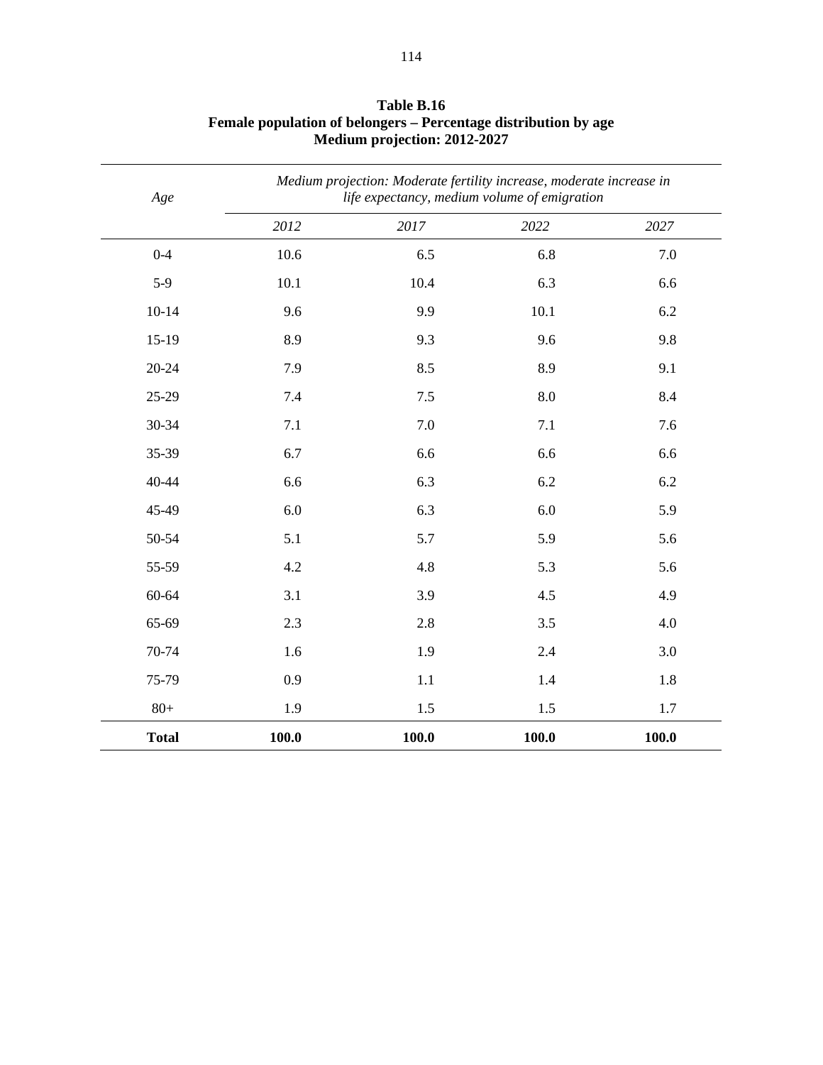**Table B.16**
**Female population of belongers – Percentage distribution by age**
**Medium projection: 2012-2027**

| *Age* | *Medium projection: Moderate fertility increase, moderate increase in life expectancy, medium volume of emigration* | | | |
|---|---|---|---|---|
| | *2012* | *2017* | *2022* | *2027* |
| 0-4 | 10.6 | 6.5 | 6.8 | 7.0 |
| 5-9 | 10.1 | 10.4 | 6.3 | 6.6 |
| 10-14 | 9.6 | 9.9 | 10.1 | 6.2 |
| 15-19 | 8.9 | 9.3 | 9.6 | 9.8 |
| 20-24 | 7.9 | 8.5 | 8.9 | 9.1 |
| 25-29 | 7.4 | 7.5 | 8.0 | 8.4 |
| 30-34 | 7.1 | 7.0 | 7.1 | 7.6 |
| 35-39 | 6.7 | 6.6 | 6.6 | 6.6 |
| 40-44 | 6.6 | 6.3 | 6.2 | 6.2 |
| 45-49 | 6.0 | 6.3 | 6.0 | 5.9 |
| 50-54 | 5.1 | 5.7 | 5.9 | 5.6 |
| 55-59 | 4.2 | 4.8 | 5.3 | 5.6 |
| 60-64 | 3.1 | 3.9 | 4.5 | 4.9 |
| 65-69 | 2.3 | 2.8 | 3.5 | 4.0 |
| 70-74 | 1.6 | 1.9 | 2.4 | 3.0 |
| 75-79 | 0.9 | 1.1 | 1.4 | 1.8 |
| 80+ | 1.9 | 1.5 | 1.5 | 1.7 |
| **Total** | **100.0** | **100.0** | **100.0** | **100.0** |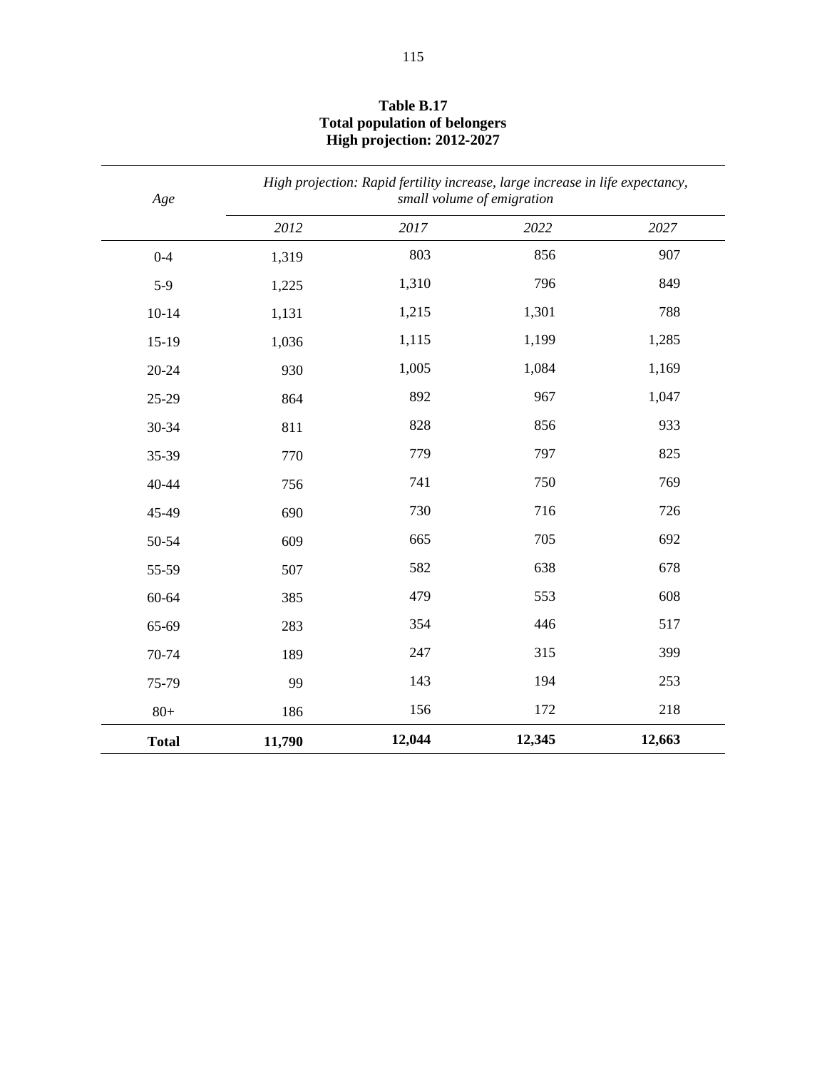**Table B.17**
**Total population of belongers**
**High projection: 2012-2027**

| *Age* | *High projection: Rapid fertility increase, large increase in life expectancy, small volume of emigration* | | | |
|---|---|---|---|---|
| | *2012* | *2017* | *2022* | *2027* |
| 0-4 | 1,319 | 803 | 856 | 907 |
| 5-9 | 1,225 | 1,310 | 796 | 849 |
| 10-14 | 1,131 | 1,215 | 1,301 | 788 |
| 15-19 | 1,036 | 1,115 | 1,199 | 1,285 |
| 20-24 | 930 | 1,005 | 1,084 | 1,169 |
| 25-29 | 864 | 892 | 967 | 1,047 |
| 30-34 | 811 | 828 | 856 | 933 |
| 35-39 | 770 | 779 | 797 | 825 |
| 40-44 | 756 | 741 | 750 | 769 |
| 45-49 | 690 | 730 | 716 | 726 |
| 50-54 | 609 | 665 | 705 | 692 |
| 55-59 | 507 | 582 | 638 | 678 |
| 60-64 | 385 | 479 | 553 | 608 |
| 65-69 | 283 | 354 | 446 | 517 |
| 70-74 | 189 | 247 | 315 | 399 |
| 75-79 | 99 | 143 | 194 | 253 |
| 80+ | 186 | 156 | 172 | 218 |
| **Total** | **11,790** | **12,044** | **12,345** | **12,663** |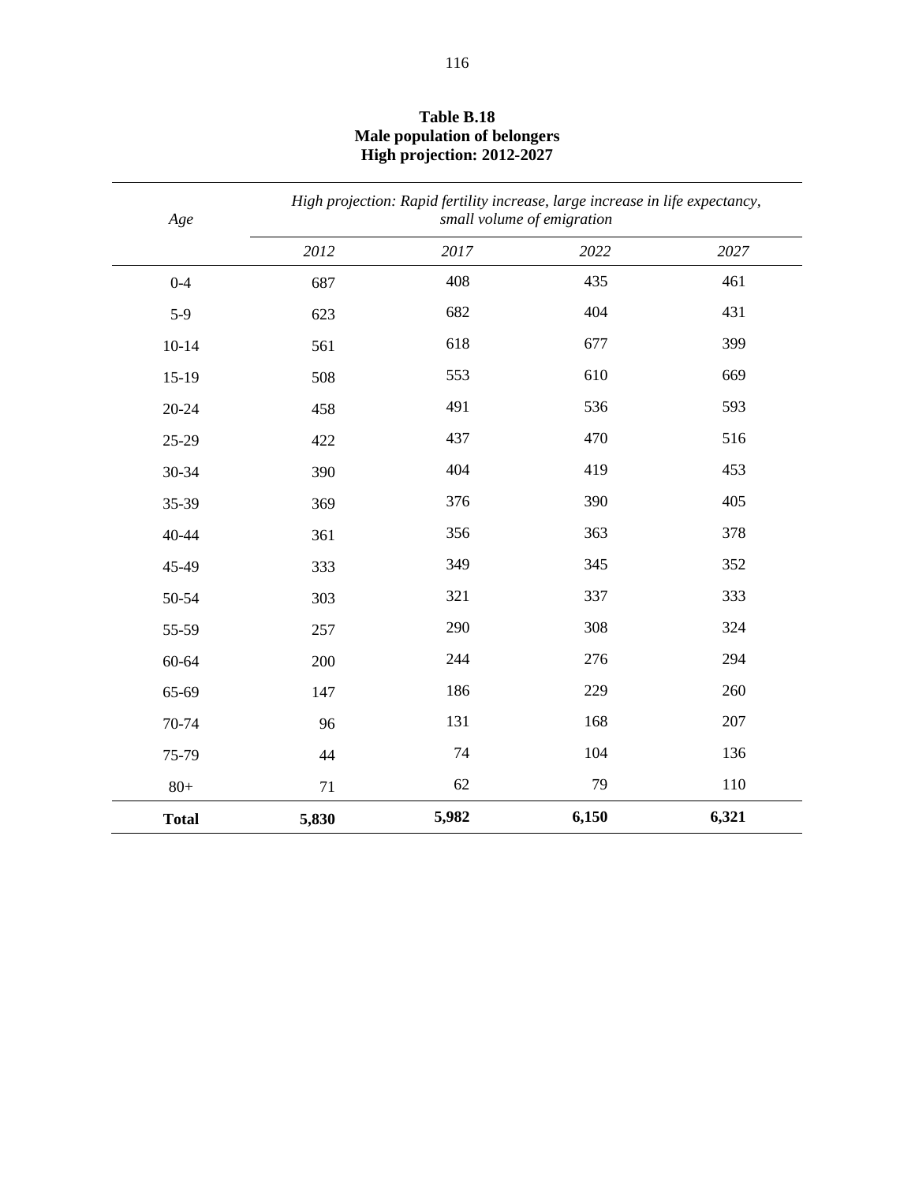**Table B.18**
**Male population of belongers**
**High projection: 2012-2027**

| *Age* | *High projection: Rapid fertility increase, large increase in life expectancy, small volume of emigration* | | | |
|---|---|---|---|---|
| | *2012* | *2017* | *2022* | *2027* |
| 0-4 | 687 | 408 | 435 | 461 |
| 5-9 | 623 | 682 | 404 | 431 |
| 10-14 | 561 | 618 | 677 | 399 |
| 15-19 | 508 | 553 | 610 | 669 |
| 20-24 | 458 | 491 | 536 | 593 |
| 25-29 | 422 | 437 | 470 | 516 |
| 30-34 | 390 | 404 | 419 | 453 |
| 35-39 | 369 | 376 | 390 | 405 |
| 40-44 | 361 | 356 | 363 | 378 |
| 45-49 | 333 | 349 | 345 | 352 |
| 50-54 | 303 | 321 | 337 | 333 |
| 55-59 | 257 | 290 | 308 | 324 |
| 60-64 | 200 | 244 | 276 | 294 |
| 65-69 | 147 | 186 | 229 | 260 |
| 70-74 | 96 | 131 | 168 | 207 |
| 75-79 | 44 | 74 | 104 | 136 |
| 80+ | 71 | 62 | 79 | 110 |
| **Total** | **5,830** | **5,982** | **6,150** | **6,321** |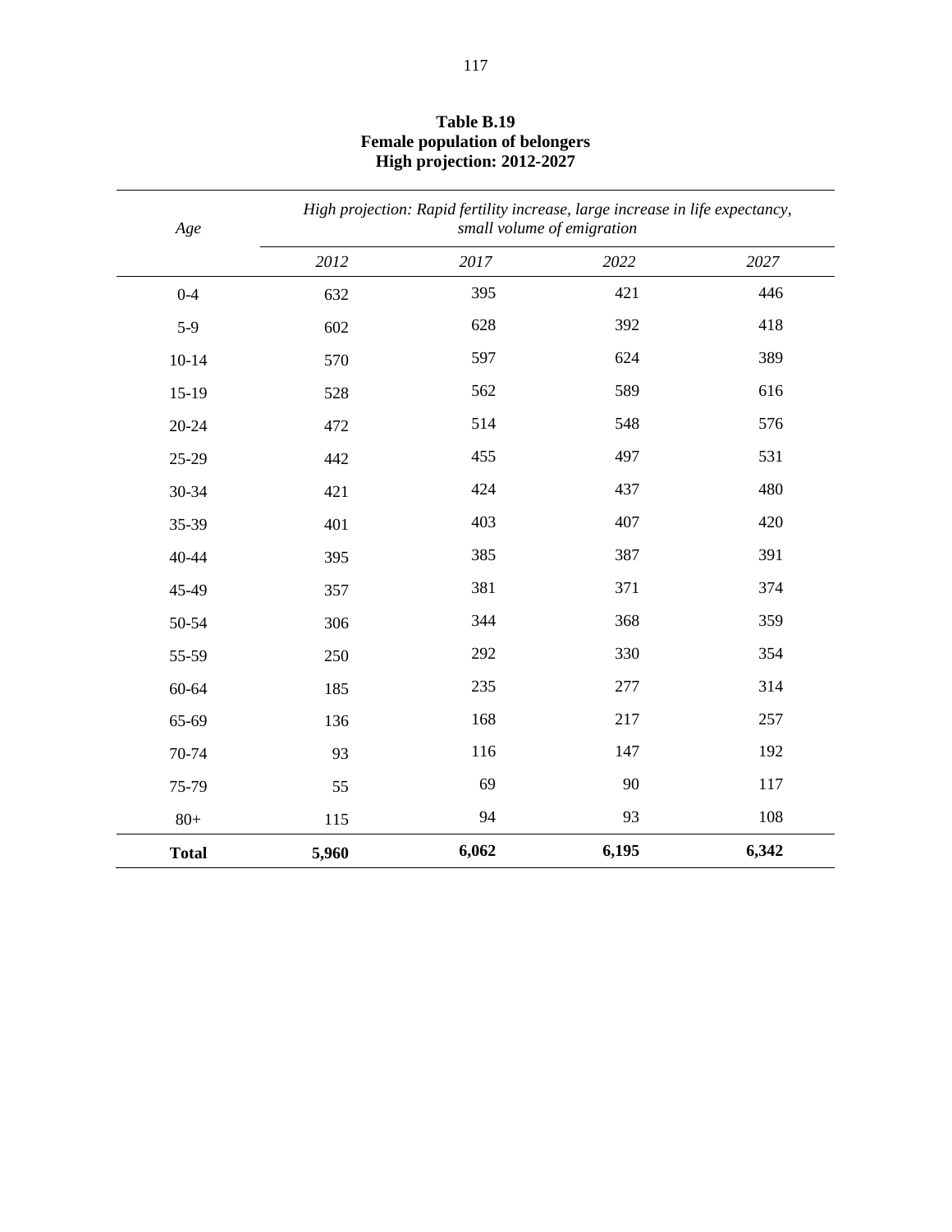**Table B.19**
**Female population of belongers**
**High projection: 2012-2027**

| *Age* | *High projection: Rapid fertility increase, large increase in life expectancy, small volume of emigration* | | | |
|---|---|---|---|---|
| | *2012* | *2017* | *2022* | *2027* |
| 0-4 | 632 | 395 | 421 | 446 |
| 5-9 | 602 | 628 | 392 | 418 |
| 10-14 | 570 | 597 | 624 | 389 |
| 15-19 | 528 | 562 | 589 | 616 |
| 20-24 | 472 | 514 | 548 | 576 |
| 25-29 | 442 | 455 | 497 | 531 |
| 30-34 | 421 | 424 | 437 | 480 |
| 35-39 | 401 | 403 | 407 | 420 |
| 40-44 | 395 | 385 | 387 | 391 |
| 45-49 | 357 | 381 | 371 | 374 |
| 50-54 | 306 | 344 | 368 | 359 |
| 55-59 | 250 | 292 | 330 | 354 |
| 60-64 | 185 | 235 | 277 | 314 |
| 65-69 | 136 | 168 | 217 | 257 |
| 70-74 | 93 | 116 | 147 | 192 |
| 75-79 | 55 | 69 | 90 | 117 |
| 80+ | 115 | 94 | 93 | 108 |
| **Total** | **5,960** | **6,062** | **6,195** | **6,342** |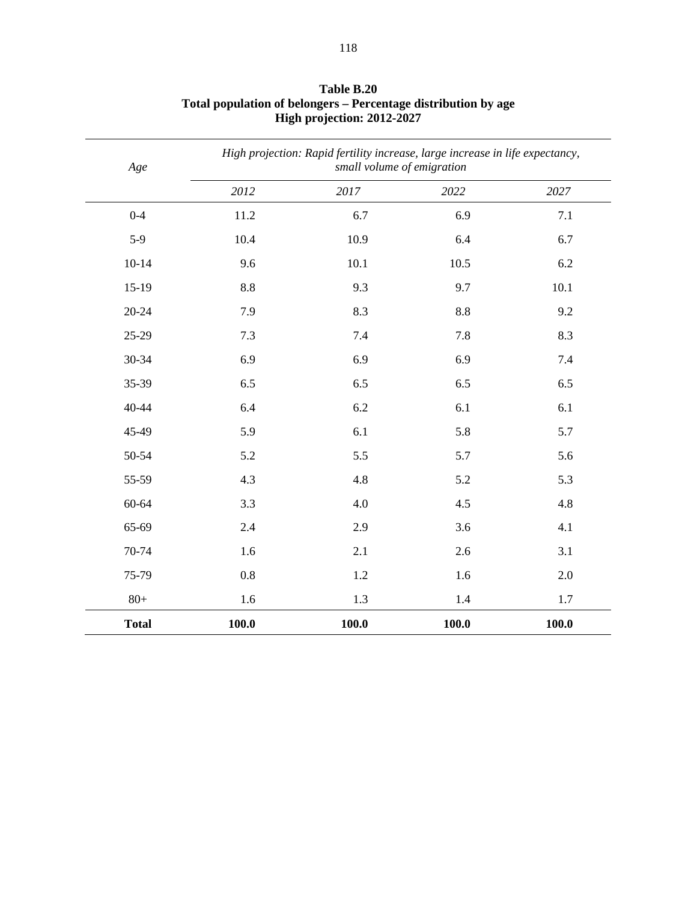**Table B.20**
**Total population of belongers – Percentage distribution by age**
**High projection: 2012-2027**

| *Age* | *High projection: Rapid fertility increase, large increase in life expectancy, small volume of emigration* | | | |
|---|---|---|---|---|
| | *2012* | *2017* | *2022* | *2027* |
| 0-4 | 11.2 | 6.7 | 6.9 | 7.1 |
| 5-9 | 10.4 | 10.9 | 6.4 | 6.7 |
| 10-14 | 9.6 | 10.1 | 10.5 | 6.2 |
| 15-19 | 8.8 | 9.3 | 9.7 | 10.1 |
| 20-24 | 7.9 | 8.3 | 8.8 | 9.2 |
| 25-29 | 7.3 | 7.4 | 7.8 | 8.3 |
| 30-34 | 6.9 | 6.9 | 6.9 | 7.4 |
| 35-39 | 6.5 | 6.5 | 6.5 | 6.5 |
| 40-44 | 6.4 | 6.2 | 6.1 | 6.1 |
| 45-49 | 5.9 | 6.1 | 5.8 | 5.7 |
| 50-54 | 5.2 | 5.5 | 5.7 | 5.6 |
| 55-59 | 4.3 | 4.8 | 5.2 | 5.3 |
| 60-64 | 3.3 | 4.0 | 4.5 | 4.8 |
| 65-69 | 2.4 | 2.9 | 3.6 | 4.1 |
| 70-74 | 1.6 | 2.1 | 2.6 | 3.1 |
| 75-79 | 0.8 | 1.2 | 1.6 | 2.0 |
| 80+ | 1.6 | 1.3 | 1.4 | 1.7 |
| **Total** | **100.0** | **100.0** | **100.0** | **100.0** |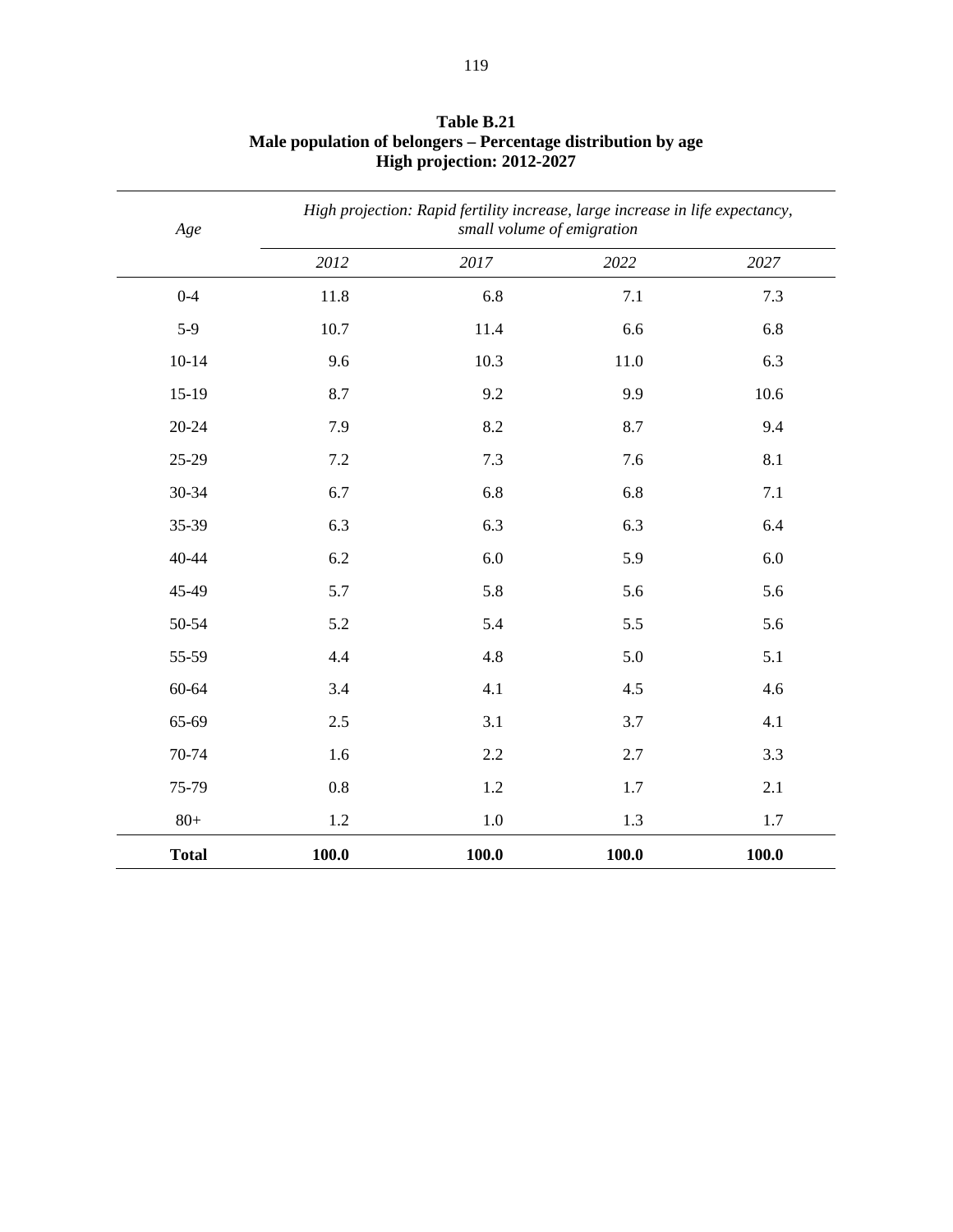**Table B.21**
**Male population of belongers – Percentage distribution by age**
**High projection: 2012-2027**

| *Age* | *High projection: Rapid fertility increase, large increase in life expectancy, small volume of emigration* | | | |
|---|---|---|---|---|
| | *2012* | *2017* | *2022* | *2027* |
| 0-4 | 11.8 | 6.8 | 7.1 | 7.3 |
| 5-9 | 10.7 | 11.4 | 6.6 | 6.8 |
| 10-14 | 9.6 | 10.3 | 11.0 | 6.3 |
| 15-19 | 8.7 | 9.2 | 9.9 | 10.6 |
| 20-24 | 7.9 | 8.2 | 8.7 | 9.4 |
| 25-29 | 7.2 | 7.3 | 7.6 | 8.1 |
| 30-34 | 6.7 | 6.8 | 6.8 | 7.1 |
| 35-39 | 6.3 | 6.3 | 6.3 | 6.4 |
| 40-44 | 6.2 | 6.0 | 5.9 | 6.0 |
| 45-49 | 5.7 | 5.8 | 5.6 | 5.6 |
| 50-54 | 5.2 | 5.4 | 5.5 | 5.6 |
| 55-59 | 4.4 | 4.8 | 5.0 | 5.1 |
| 60-64 | 3.4 | 4.1 | 4.5 | 4.6 |
| 65-69 | 2.5 | 3.1 | 3.7 | 4.1 |
| 70-74 | 1.6 | 2.2 | 2.7 | 3.3 |
| 75-79 | 0.8 | 1.2 | 1.7 | 2.1 |
| 80+ | 1.2 | 1.0 | 1.3 | 1.7 |
| **Total** | **100.0** | **100.0** | **100.0** | **100.0** |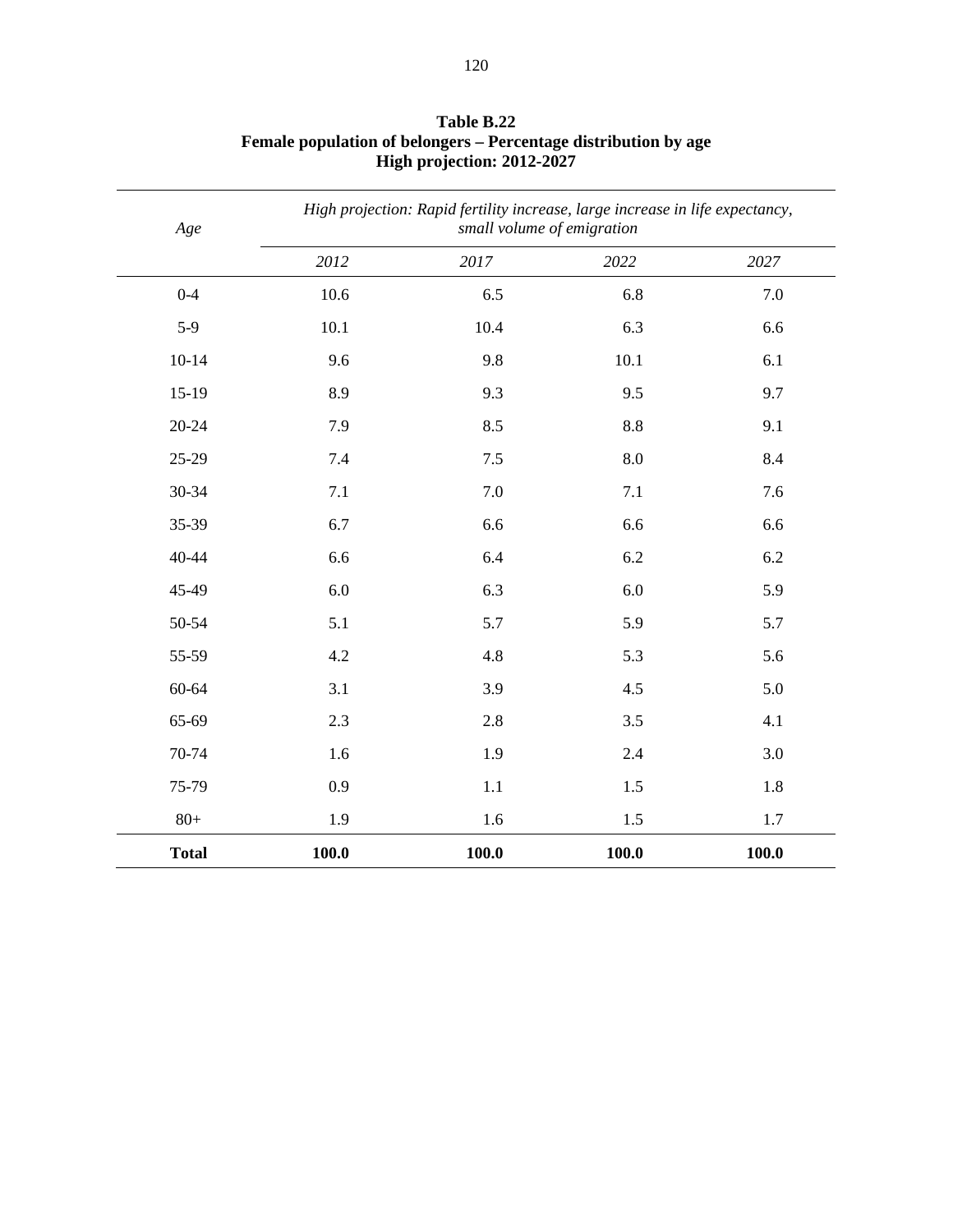**Table B.22**
**Female population of belongers – Percentage distribution by age**
**High projection: 2012-2027**

| *Age* | *High projection: Rapid fertility increase, large increase in life expectancy, small volume of emigration* | | | |
|---|---|---|---|---|
| | *2012* | *2017* | *2022* | *2027* |
| 0-4 | 10.6 | 6.5 | 6.8 | 7.0 |
| 5-9 | 10.1 | 10.4 | 6.3 | 6.6 |
| 10-14 | 9.6 | 9.8 | 10.1 | 6.1 |
| 15-19 | 8.9 | 9.3 | 9.5 | 9.7 |
| 20-24 | 7.9 | 8.5 | 8.8 | 9.1 |
| 25-29 | 7.4 | 7.5 | 8.0 | 8.4 |
| 30-34 | 7.1 | 7.0 | 7.1 | 7.6 |
| 35-39 | 6.7 | 6.6 | 6.6 | 6.6 |
| 40-44 | 6.6 | 6.4 | 6.2 | 6.2 |
| 45-49 | 6.0 | 6.3 | 6.0 | 5.9 |
| 50-54 | 5.1 | 5.7 | 5.9 | 5.7 |
| 55-59 | 4.2 | 4.8 | 5.3 | 5.6 |
| 60-64 | 3.1 | 3.9 | 4.5 | 5.0 |
| 65-69 | 2.3 | 2.8 | 3.5 | 4.1 |
| 70-74 | 1.6 | 1.9 | 2.4 | 3.0 |
| 75-79 | 0.9 | 1.1 | 1.5 | 1.8 |
| 80+ | 1.9 | 1.6 | 1.5 | 1.7 |
| **Total** | **100.0** | **100.0** | **100.0** | **100.0** |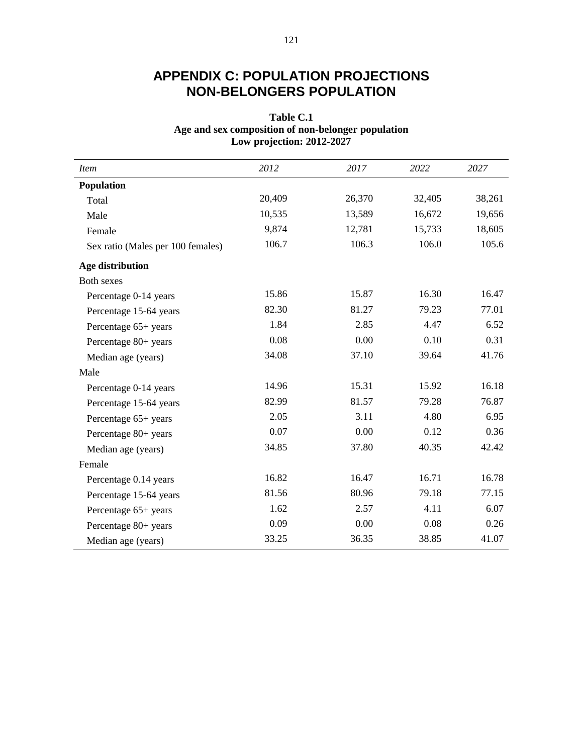# APPENDIX C: POPULATION PROJECTIONS
# NON-BELONGERS POPULATION

**Table C.1**
**Age and sex composition of non-belonger population**
**Low projection: 2012-2027**

| *Item* | *2012* | *2017* | *2022* | *2027* |
|---|---|---|---|---|
| **Population** | | | | |
| Total | 20,409 | 26,370 | 32,405 | 38,261 |
| Male | 10,535 | 13,589 | 16,672 | 19,656 |
| Female | 9,874 | 12,781 | 15,733 | 18,605 |
| Sex ratio (Males per 100 females) | 106.7 | 106.3 | 106.0 | 105.6 |
| **Age distribution** | | | | |
| Both sexes | | | | |
| Percentage 0-14 years | 15.86 | 15.87 | 16.30 | 16.47 |
| Percentage 15-64 years | 82.30 | 81.27 | 79.23 | 77.01 |
| Percentage 65+ years | 1.84 | 2.85 | 4.47 | 6.52 |
| Percentage 80+ years | 0.08 | 0.00 | 0.10 | 0.31 |
| Median age (years) | 34.08 | 37.10 | 39.64 | 41.76 |
| Male | | | | |
| Percentage 0-14 years | 14.96 | 15.31 | 15.92 | 16.18 |
| Percentage 15-64 years | 82.99 | 81.57 | 79.28 | 76.87 |
| Percentage 65+ years | 2.05 | 3.11 | 4.80 | 6.95 |
| Percentage 80+ years | 0.07 | 0.00 | 0.12 | 0.36 |
| Median age (years) | 34.85 | 37.80 | 40.35 | 42.42 |
| Female | | | | |
| Percentage 0.14 years | 16.82 | 16.47 | 16.71 | 16.78 |
| Percentage 15-64 years | 81.56 | 80.96 | 79.18 | 77.15 |
| Percentage 65+ years | 1.62 | 2.57 | 4.11 | 6.07 |
| Percentage 80+ years | 0.09 | 0.00 | 0.08 | 0.26 |
| Median age (years) | 33.25 | 36.35 | 38.85 | 41.07 |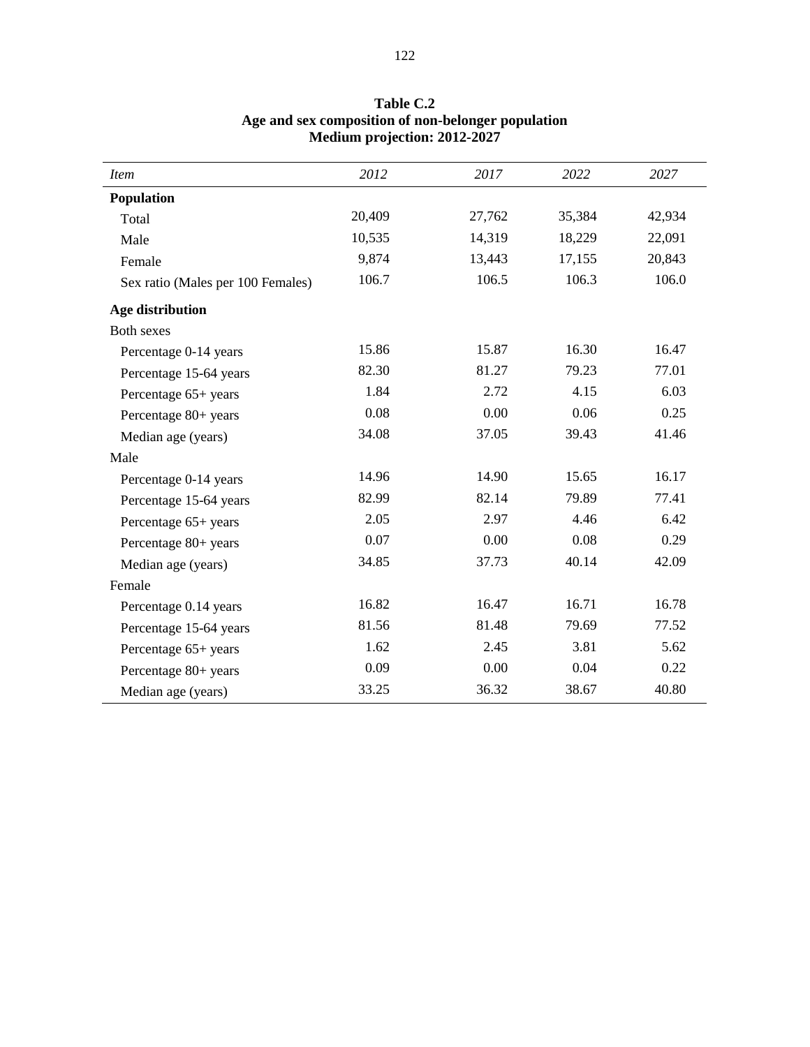**Table C.2**
**Age and sex composition of non-belonger population**
**Medium projection: 2012-2027**

| *Item* | *2012* | *2017* | *2022* | *2027* |
|---|---|---|---|---|
| **Population** | | | | |
| Total | 20,409 | 27,762 | 35,384 | 42,934 |
| Male | 10,535 | 14,319 | 18,229 | 22,091 |
| Female | 9,874 | 13,443 | 17,155 | 20,843 |
| Sex ratio (Males per 100 Females) | 106.7 | 106.5 | 106.3 | 106.0 |
| **Age distribution** | | | | |
| Both sexes | | | | |
| Percentage 0-14 years | 15.86 | 15.87 | 16.30 | 16.47 |
| Percentage 15-64 years | 82.30 | 81.27 | 79.23 | 77.01 |
| Percentage 65+ years | 1.84 | 2.72 | 4.15 | 6.03 |
| Percentage 80+ years | 0.08 | 0.00 | 0.06 | 0.25 |
| Median age (years) | 34.08 | 37.05 | 39.43 | 41.46 |
| Male | | | | |
| Percentage 0-14 years | 14.96 | 14.90 | 15.65 | 16.17 |
| Percentage 15-64 years | 82.99 | 82.14 | 79.89 | 77.41 |
| Percentage 65+ years | 2.05 | 2.97 | 4.46 | 6.42 |
| Percentage 80+ years | 0.07 | 0.00 | 0.08 | 0.29 |
| Median age (years) | 34.85 | 37.73 | 40.14 | 42.09 |
| Female | | | | |
| Percentage 0.14 years | 16.82 | 16.47 | 16.71 | 16.78 |
| Percentage 15-64 years | 81.56 | 81.48 | 79.69 | 77.52 |
| Percentage 65+ years | 1.62 | 2.45 | 3.81 | 5.62 |
| Percentage 80+ years | 0.09 | 0.00 | 0.04 | 0.22 |
| Median age (years) | 33.25 | 36.32 | 38.67 | 40.80 |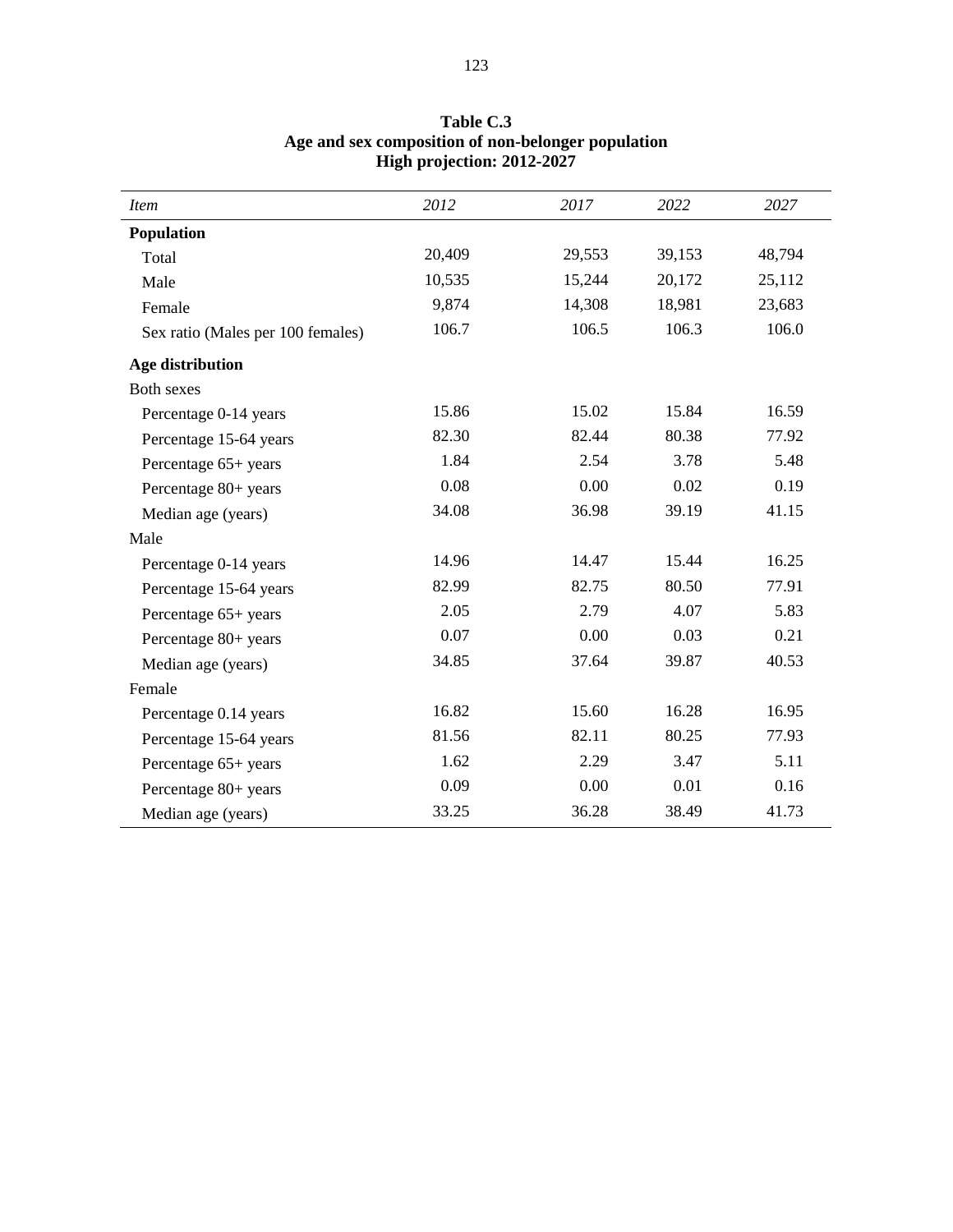**Table C.3**
**Age and sex composition of non-belonger population**
**High projection: 2012-2027**

| *Item* | *2012* | *2017* | *2022* | *2027* |
|---|---|---|---|---|
| **Population** | | | | |
| Total | 20,409 | 29,553 | 39,153 | 48,794 |
| Male | 10,535 | 15,244 | 20,172 | 25,112 |
| Female | 9,874 | 14,308 | 18,981 | 23,683 |
| Sex ratio (Males per 100 females) | 106.7 | 106.5 | 106.3 | 106.0 |
| **Age distribution** | | | | |
| Both sexes | | | | |
| Percentage 0-14 years | 15.86 | 15.02 | 15.84 | 16.59 |
| Percentage 15-64 years | 82.30 | 82.44 | 80.38 | 77.92 |
| Percentage 65+ years | 1.84 | 2.54 | 3.78 | 5.48 |
| Percentage 80+ years | 0.08 | 0.00 | 0.02 | 0.19 |
| Median age (years) | 34.08 | 36.98 | 39.19 | 41.15 |
| Male | | | | |
| Percentage 0-14 years | 14.96 | 14.47 | 15.44 | 16.25 |
| Percentage 15-64 years | 82.99 | 82.75 | 80.50 | 77.91 |
| Percentage 65+ years | 2.05 | 2.79 | 4.07 | 5.83 |
| Percentage 80+ years | 0.07 | 0.00 | 0.03 | 0.21 |
| Median age (years) | 34.85 | 37.64 | 39.87 | 40.53 |
| Female | | | | |
| Percentage 0.14 years | 16.82 | 15.60 | 16.28 | 16.95 |
| Percentage 15-64 years | 81.56 | 82.11 | 80.25 | 77.93 |
| Percentage 65+ years | 1.62 | 2.29 | 3.47 | 5.11 |
| Percentage 80+ years | 0.09 | 0.00 | 0.01 | 0.16 |
| Median age (years) | 33.25 | 36.28 | 38.49 | 41.73 |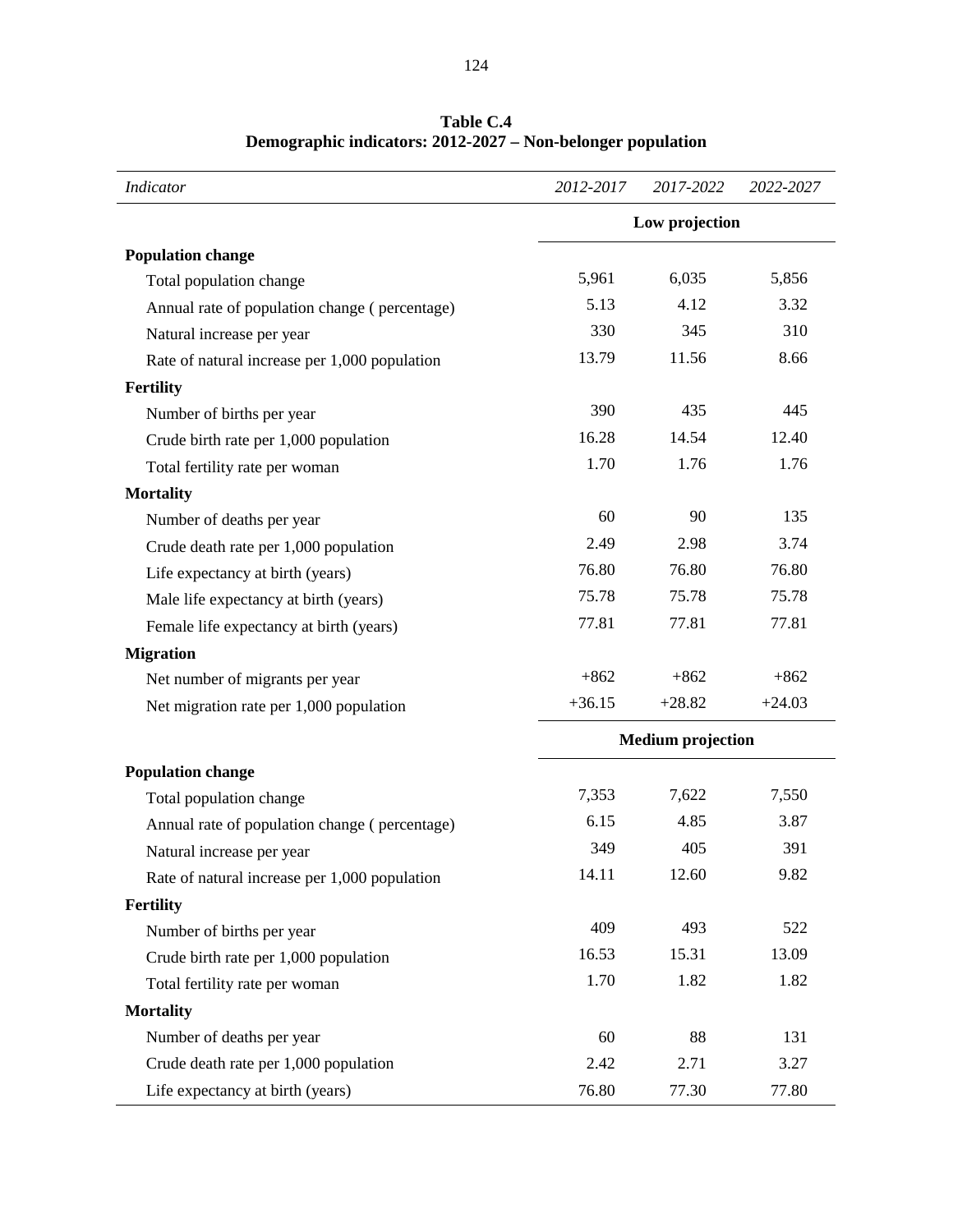**Table C.4**
**Demographic indicators: 2012-2027 – Non-belonger population**

| *Indicator* | *2012-2017* | *2017-2022* | *2022-2027* |
|---|---|---|---|
| | **Low projection** | | |
| **Population change** | | | |
| Total population change | 5,961 | 6,035 | 5,856 |
| Annual rate of population change ( percentage) | 5.13 | 4.12 | 3.32 |
| Natural increase per year | 330 | 345 | 310 |
| Rate of natural increase per 1,000 population | 13.79 | 11.56 | 8.66 |
| **Fertility** | | | |
| Number of births per year | 390 | 435 | 445 |
| Crude birth rate per 1,000 population | 16.28 | 14.54 | 12.40 |
| Total fertility rate per woman | 1.70 | 1.76 | 1.76 |
| **Mortality** | | | |
| Number of deaths per year | 60 | 90 | 135 |
| Crude death rate per 1,000 population | 2.49 | 2.98 | 3.74 |
| Life expectancy at birth (years) | 76.80 | 76.80 | 76.80 |
| Male life expectancy at birth (years) | 75.78 | 75.78 | 75.78 |
| Female life expectancy at birth (years) | 77.81 | 77.81 | 77.81 |
| **Migration** | | | |
| Net number of migrants per year | +862 | +862 | +862 |
| Net migration rate per 1,000 population | +36.15 | +28.82 | +24.03 |
| | **Medium projection** | | |
| **Population change** | | | |
| Total population change | 7,353 | 7,622 | 7,550 |
| Annual rate of population change ( percentage) | 6.15 | 4.85 | 3.87 |
| Natural increase per year | 349 | 405 | 391 |
| Rate of natural increase per 1,000 population | 14.11 | 12.60 | 9.82 |
| **Fertility** | | | |
| Number of births per year | 409 | 493 | 522 |
| Crude birth rate per 1,000 population | 16.53 | 15.31 | 13.09 |
| Total fertility rate per woman | 1.70 | 1.82 | 1.82 |
| **Mortality** | | | |
| Number of deaths per year | 60 | 88 | 131 |
| Crude death rate per 1,000 population | 2.42 | 2.71 | 3.27 |
| Life expectancy at birth (years) | 76.80 | 77.30 | 77.80 |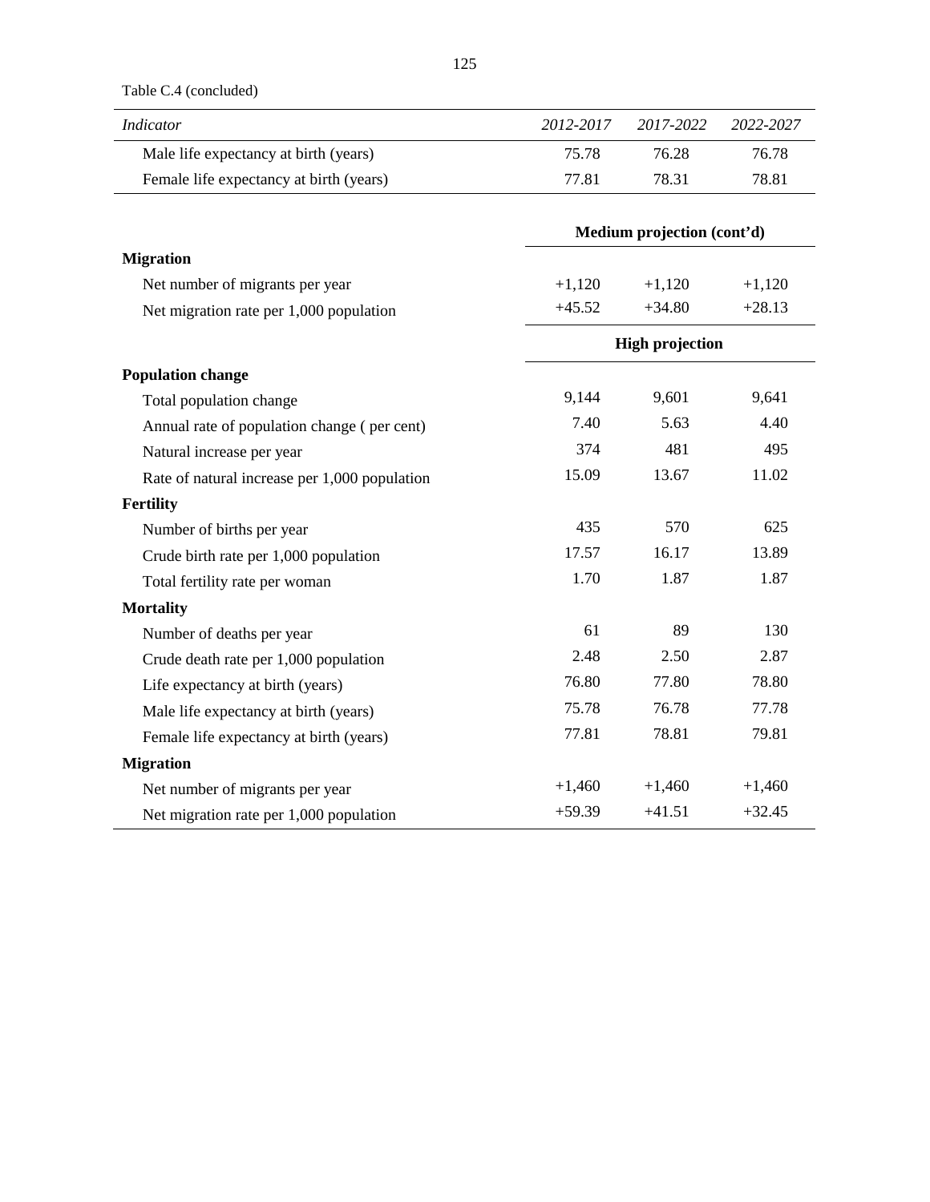Table C.4 (concluded)

| *Indicator* | *2012-2017* | *2017-2022* | *2022-2027* |
|---|---|---|---|
| Male life expectancy at birth (years) | 75.78 | 76.28 | 76.78 |
| Female life expectancy at birth (years) | 77.81 | 78.31 | 78.81 |
| | **Medium projection (cont'd)** | | |
| **Migration** | | | |
| Net number of migrants per year | +1,120 | +1,120 | +1,120 |
| Net migration rate per 1,000 population | +45.52 | +34.80 | +28.13 |
| | **High projection** | | |
| **Population change** | | | |
| Total population change | 9,144 | 9,601 | 9,641 |
| Annual rate of population change ( per cent) | 7.40 | 5.63 | 4.40 |
| Natural increase per year | 374 | 481 | 495 |
| Rate of natural increase per 1,000 population | 15.09 | 13.67 | 11.02 |
| **Fertility** | | | |
| Number of births per year | 435 | 570 | 625 |
| Crude birth rate per 1,000 population | 17.57 | 16.17 | 13.89 |
| Total fertility rate per woman | 1.70 | 1.87 | 1.87 |
| **Mortality** | | | |
| Number of deaths per year | 61 | 89 | 130 |
| Crude death rate per 1,000 population | 2.48 | 2.50 | 2.87 |
| Life expectancy at birth (years) | 76.80 | 77.80 | 78.80 |
| Male life expectancy at birth (years) | 75.78 | 76.78 | 77.78 |
| Female life expectancy at birth (years) | 77.81 | 78.81 | 79.81 |
| **Migration** | | | |
| Net number of migrants per year | +1,460 | +1,460 | +1,460 |
| Net migration rate per 1,000 population | +59.39 | +41.51 | +32.45 |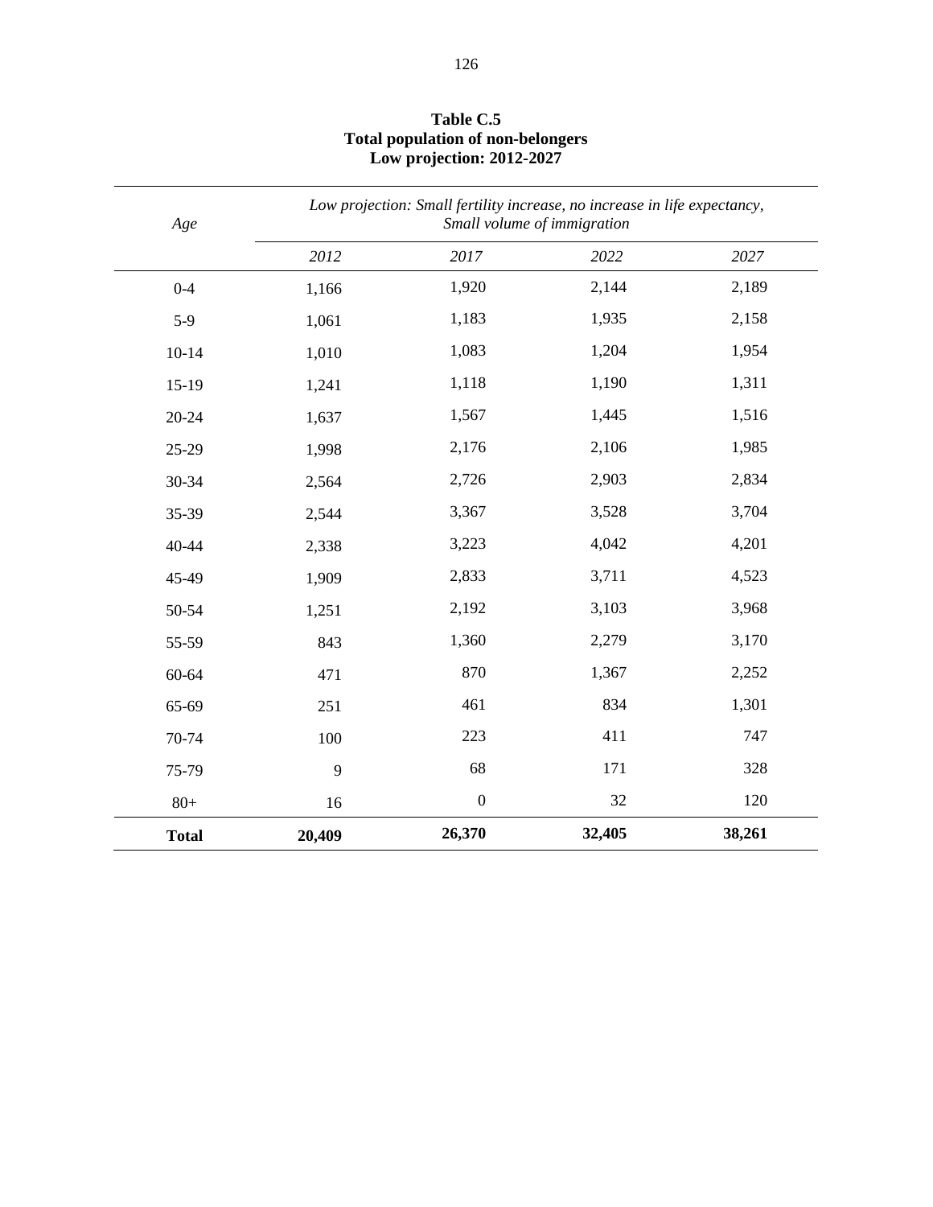**Table C.5**
**Total population of non-belongers**
**Low projection: 2012-2027**

| *Age* | *Low projection: Small fertility increase, no increase in life expectancy, Small volume of immigration* | | | |
|---|---|---|---|---|
| | *2012* | *2017* | *2022* | *2027* |
| 0-4 | 1,166 | 1,920 | 2,144 | 2,189 |
| 5-9 | 1,061 | 1,183 | 1,935 | 2,158 |
| 10-14 | 1,010 | 1,083 | 1,204 | 1,954 |
| 15-19 | 1,241 | 1,118 | 1,190 | 1,311 |
| 20-24 | 1,637 | 1,567 | 1,445 | 1,516 |
| 25-29 | 1,998 | 2,176 | 2,106 | 1,985 |
| 30-34 | 2,564 | 2,726 | 2,903 | 2,834 |
| 35-39 | 2,544 | 3,367 | 3,528 | 3,704 |
| 40-44 | 2,338 | 3,223 | 4,042 | 4,201 |
| 45-49 | 1,909 | 2,833 | 3,711 | 4,523 |
| 50-54 | 1,251 | 2,192 | 3,103 | 3,968 |
| 55-59 | 843 | 1,360 | 2,279 | 3,170 |
| 60-64 | 471 | 870 | 1,367 | 2,252 |
| 65-69 | 251 | 461 | 834 | 1,301 |
| 70-74 | 100 | 223 | 411 | 747 |
| 75-79 | 9 | 68 | 171 | 328 |
| 80+ | 16 | 0 | 32 | 120 |
| **Total** | **20,409** | **26,370** | **32,405** | **38,261** |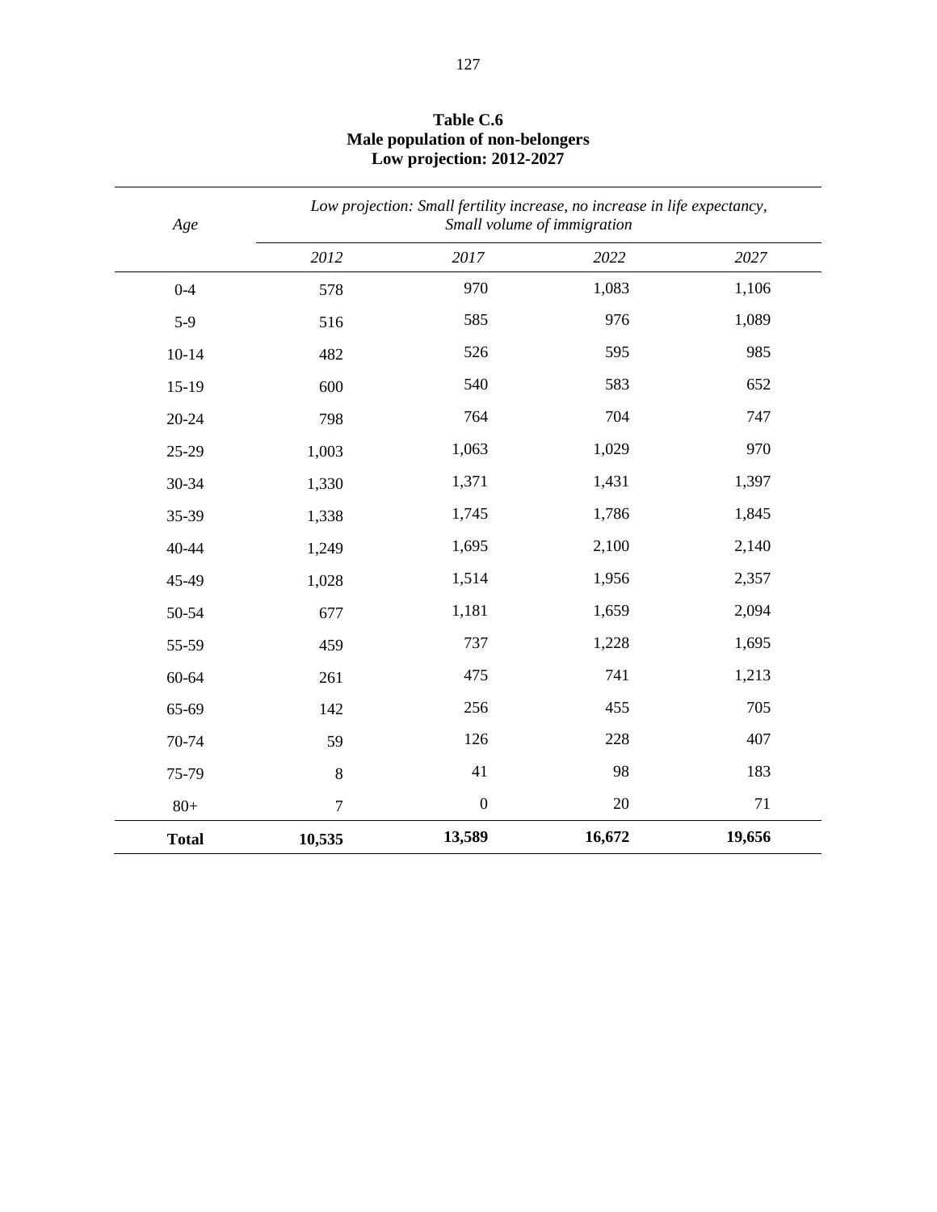**Table C.6**
**Male population of non-belongers**
**Low projection: 2012-2027**

| *Age* | *Low projection: Small fertility increase, no increase in life expectancy, Small volume of immigration* | | | |
|---|---|---|---|---|
| | *2012* | *2017* | *2022* | *2027* |
| 0-4 | 578 | 970 | 1,083 | 1,106 |
| 5-9 | 516 | 585 | 976 | 1,089 |
| 10-14 | 482 | 526 | 595 | 985 |
| 15-19 | 600 | 540 | 583 | 652 |
| 20-24 | 798 | 764 | 704 | 747 |
| 25-29 | 1,003 | 1,063 | 1,029 | 970 |
| 30-34 | 1,330 | 1,371 | 1,431 | 1,397 |
| 35-39 | 1,338 | 1,745 | 1,786 | 1,845 |
| 40-44 | 1,249 | 1,695 | 2,100 | 2,140 |
| 45-49 | 1,028 | 1,514 | 1,956 | 2,357 |
| 50-54 | 677 | 1,181 | 1,659 | 2,094 |
| 55-59 | 459 | 737 | 1,228 | 1,695 |
| 60-64 | 261 | 475 | 741 | 1,213 |
| 65-69 | 142 | 256 | 455 | 705 |
| 70-74 | 59 | 126 | 228 | 407 |
| 75-79 | 8 | 41 | 98 | 183 |
| 80+ | 7 | 0 | 20 | 71 |
| **Total** | **10,535** | **13,589** | **16,672** | **19,656** |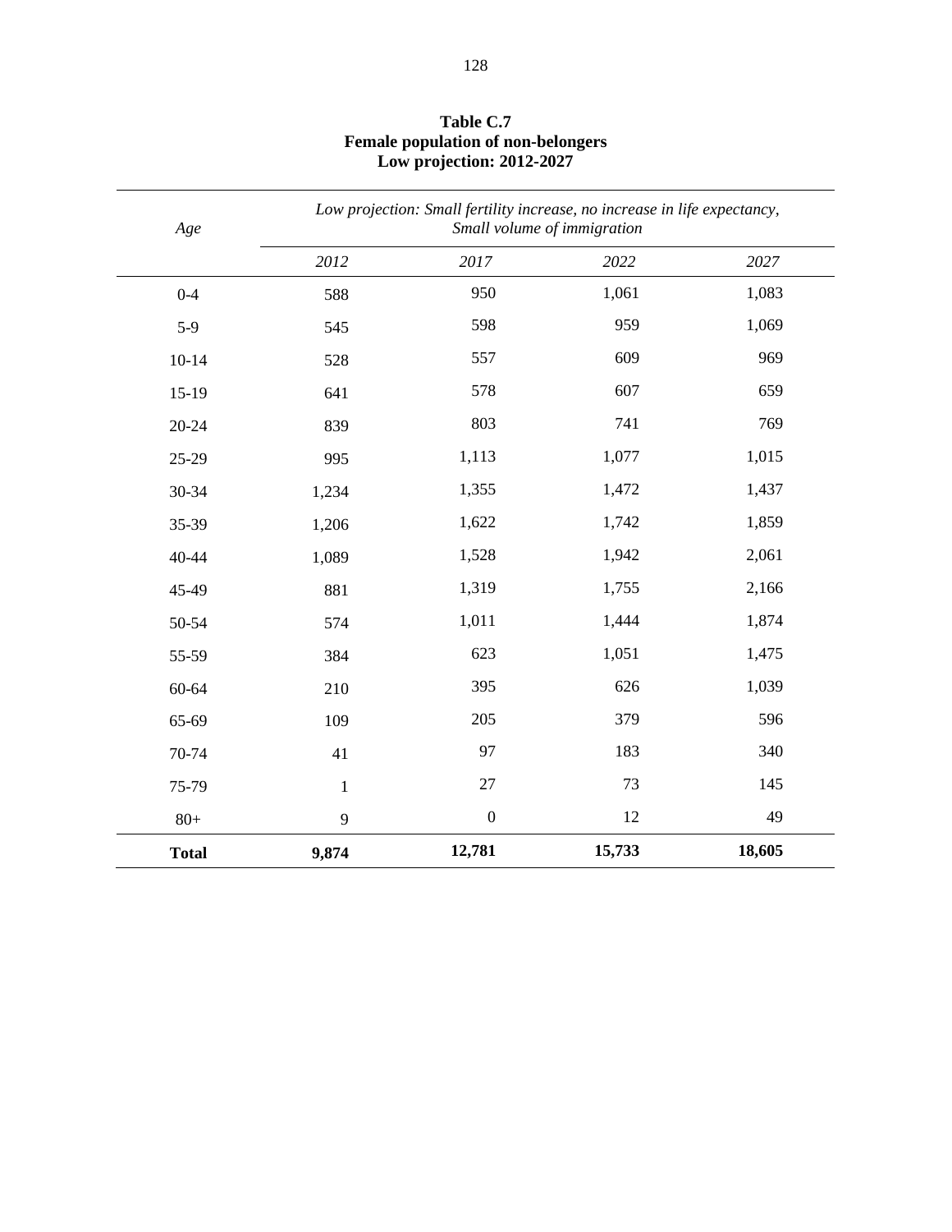**Table C.7**
**Female population of non-belongers**
**Low projection: 2012-2027**

| *Age* | *Low projection: Small fertility increase, no increase in life expectancy, Small volume of immigration* | | | |
|---|---|---|---|---|
| | *2012* | *2017* | *2022* | *2027* |
| 0-4 | 588 | 950 | 1,061 | 1,083 |
| 5-9 | 545 | 598 | 959 | 1,069 |
| 10-14 | 528 | 557 | 609 | 969 |
| 15-19 | 641 | 578 | 607 | 659 |
| 20-24 | 839 | 803 | 741 | 769 |
| 25-29 | 995 | 1,113 | 1,077 | 1,015 |
| 30-34 | 1,234 | 1,355 | 1,472 | 1,437 |
| 35-39 | 1,206 | 1,622 | 1,742 | 1,859 |
| 40-44 | 1,089 | 1,528 | 1,942 | 2,061 |
| 45-49 | 881 | 1,319 | 1,755 | 2,166 |
| 50-54 | 574 | 1,011 | 1,444 | 1,874 |
| 55-59 | 384 | 623 | 1,051 | 1,475 |
| 60-64 | 210 | 395 | 626 | 1,039 |
| 65-69 | 109 | 205 | 379 | 596 |
| 70-74 | 41 | 97 | 183 | 340 |
| 75-79 | 1 | 27 | 73 | 145 |
| 80+ | 9 | 0 | 12 | 49 |
| **Total** | **9,874** | **12,781** | **15,733** | **18,605** |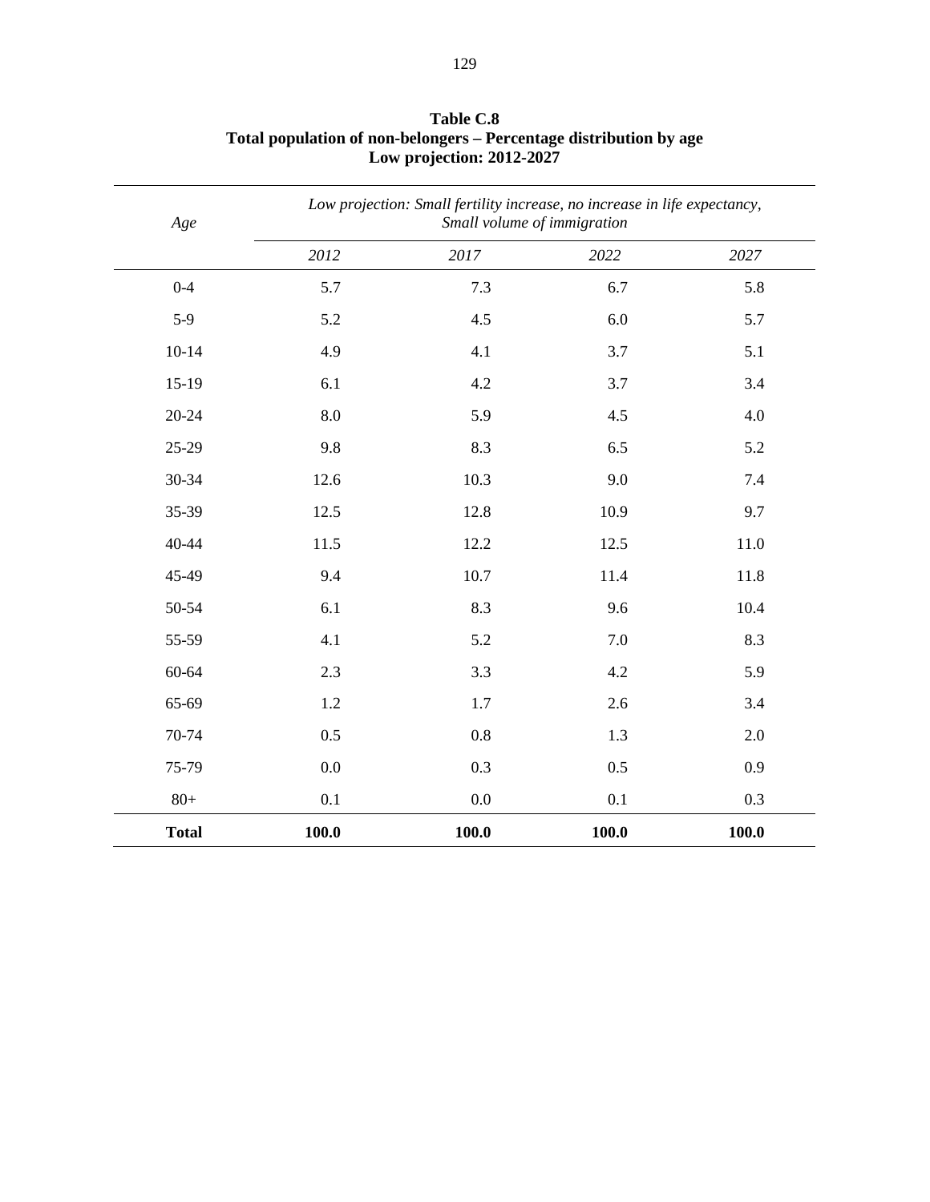**Table C.8**
**Total population of non-belongers – Percentage distribution by age**
**Low projection: 2012-2027**

| *Age* | *Low projection: Small fertility increase, no increase in life expectancy, Small volume of immigration* | | | |
|---|---|---|---|---|
| | *2012* | *2017* | *2022* | *2027* |
| 0-4 | 5.7 | 7.3 | 6.7 | 5.8 |
| 5-9 | 5.2 | 4.5 | 6.0 | 5.7 |
| 10-14 | 4.9 | 4.1 | 3.7 | 5.1 |
| 15-19 | 6.1 | 4.2 | 3.7 | 3.4 |
| 20-24 | 8.0 | 5.9 | 4.5 | 4.0 |
| 25-29 | 9.8 | 8.3 | 6.5 | 5.2 |
| 30-34 | 12.6 | 10.3 | 9.0 | 7.4 |
| 35-39 | 12.5 | 12.8 | 10.9 | 9.7 |
| 40-44 | 11.5 | 12.2 | 12.5 | 11.0 |
| 45-49 | 9.4 | 10.7 | 11.4 | 11.8 |
| 50-54 | 6.1 | 8.3 | 9.6 | 10.4 |
| 55-59 | 4.1 | 5.2 | 7.0 | 8.3 |
| 60-64 | 2.3 | 3.3 | 4.2 | 5.9 |
| 65-69 | 1.2 | 1.7 | 2.6 | 3.4 |
| 70-74 | 0.5 | 0.8 | 1.3 | 2.0 |
| 75-79 | 0.0 | 0.3 | 0.5 | 0.9 |
| 80+ | 0.1 | 0.0 | 0.1 | 0.3 |
| **Total** | **100.0** | **100.0** | **100.0** | **100.0** |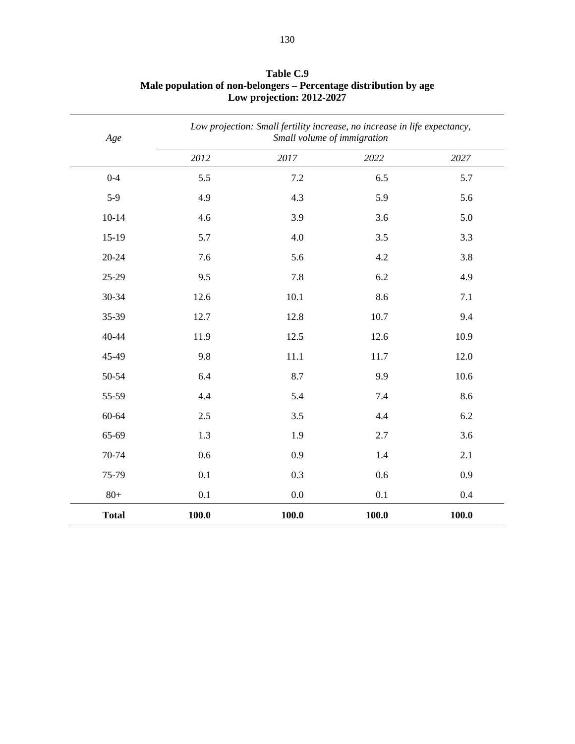**Table C.9**
**Male population of non-belongers – Percentage distribution by age**
**Low projection: 2012-2027**

| *Age* | *Low projection: Small fertility increase, no increase in life expectancy, Small volume of immigration* | | | |
|---|---|---|---|---|
| | *2012* | *2017* | *2022* | *2027* |
| 0-4 | 5.5 | 7.2 | 6.5 | 5.7 |
| 5-9 | 4.9 | 4.3 | 5.9 | 5.6 |
| 10-14 | 4.6 | 3.9 | 3.6 | 5.0 |
| 15-19 | 5.7 | 4.0 | 3.5 | 3.3 |
| 20-24 | 7.6 | 5.6 | 4.2 | 3.8 |
| 25-29 | 9.5 | 7.8 | 6.2 | 4.9 |
| 30-34 | 12.6 | 10.1 | 8.6 | 7.1 |
| 35-39 | 12.7 | 12.8 | 10.7 | 9.4 |
| 40-44 | 11.9 | 12.5 | 12.6 | 10.9 |
| 45-49 | 9.8 | 11.1 | 11.7 | 12.0 |
| 50-54 | 6.4 | 8.7 | 9.9 | 10.6 |
| 55-59 | 4.4 | 5.4 | 7.4 | 8.6 |
| 60-64 | 2.5 | 3.5 | 4.4 | 6.2 |
| 65-69 | 1.3 | 1.9 | 2.7 | 3.6 |
| 70-74 | 0.6 | 0.9 | 1.4 | 2.1 |
| 75-79 | 0.1 | 0.3 | 0.6 | 0.9 |
| 80+ | 0.1 | 0.0 | 0.1 | 0.4 |
| **Total** | **100.0** | **100.0** | **100.0** | **100.0** |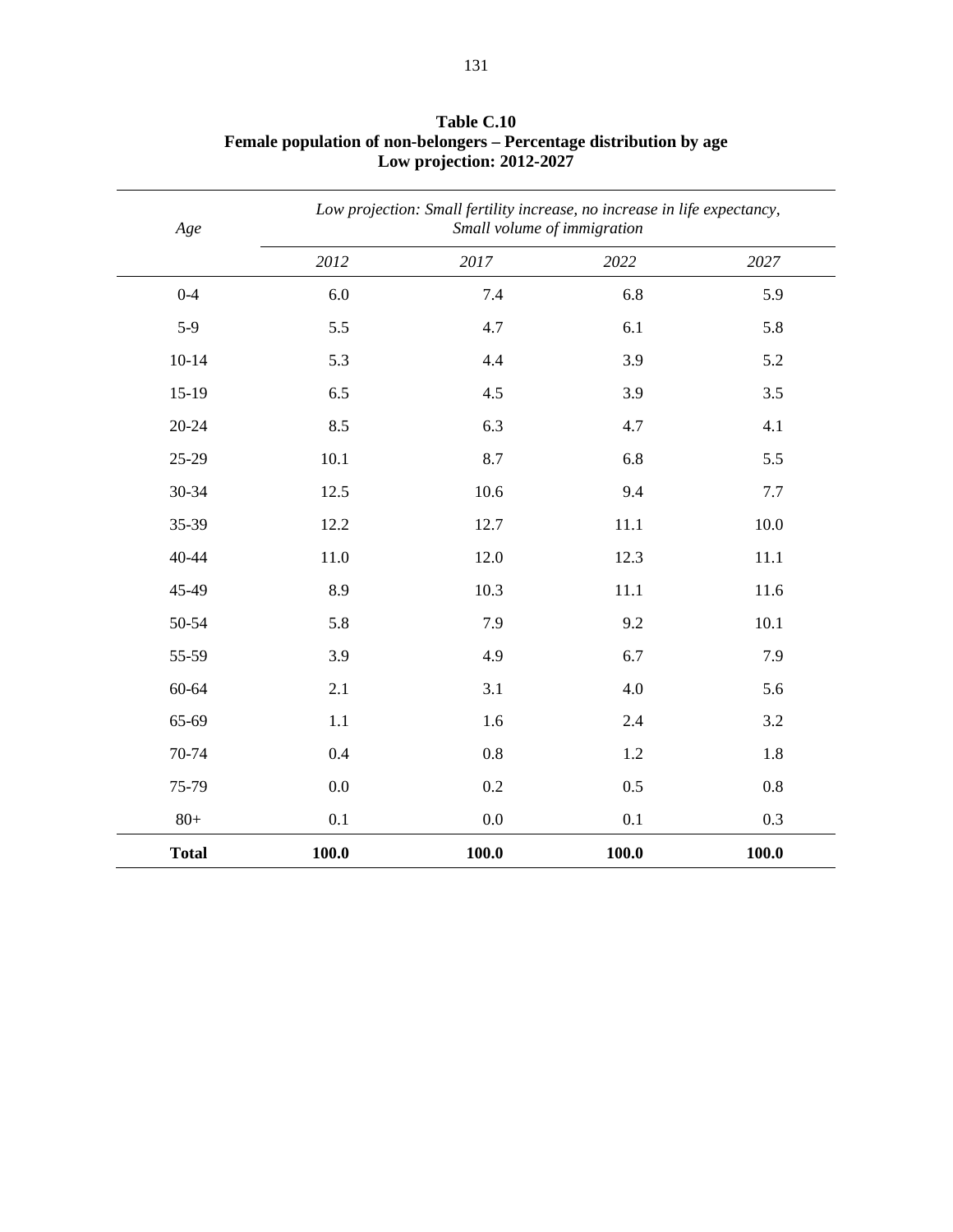**Table C.10**
**Female population of non-belongers – Percentage distribution by age**
**Low projection: 2012-2027**

| *Age* | *Low projection: Small fertility increase, no increase in life expectancy, Small volume of immigration* | | | |
|---|---|---|---|---|
| | *2012* | *2017* | *2022* | *2027* |
| 0-4 | 6.0 | 7.4 | 6.8 | 5.9 |
| 5-9 | 5.5 | 4.7 | 6.1 | 5.8 |
| 10-14 | 5.3 | 4.4 | 3.9 | 5.2 |
| 15-19 | 6.5 | 4.5 | 3.9 | 3.5 |
| 20-24 | 8.5 | 6.3 | 4.7 | 4.1 |
| 25-29 | 10.1 | 8.7 | 6.8 | 5.5 |
| 30-34 | 12.5 | 10.6 | 9.4 | 7.7 |
| 35-39 | 12.2 | 12.7 | 11.1 | 10.0 |
| 40-44 | 11.0 | 12.0 | 12.3 | 11.1 |
| 45-49 | 8.9 | 10.3 | 11.1 | 11.6 |
| 50-54 | 5.8 | 7.9 | 9.2 | 10.1 |
| 55-59 | 3.9 | 4.9 | 6.7 | 7.9 |
| 60-64 | 2.1 | 3.1 | 4.0 | 5.6 |
| 65-69 | 1.1 | 1.6 | 2.4 | 3.2 |
| 70-74 | 0.4 | 0.8 | 1.2 | 1.8 |
| 75-79 | 0.0 | 0.2 | 0.5 | 0.8 |
| 80+ | 0.1 | 0.0 | 0.1 | 0.3 |
| **Total** | **100.0** | **100.0** | **100.0** | **100.0** |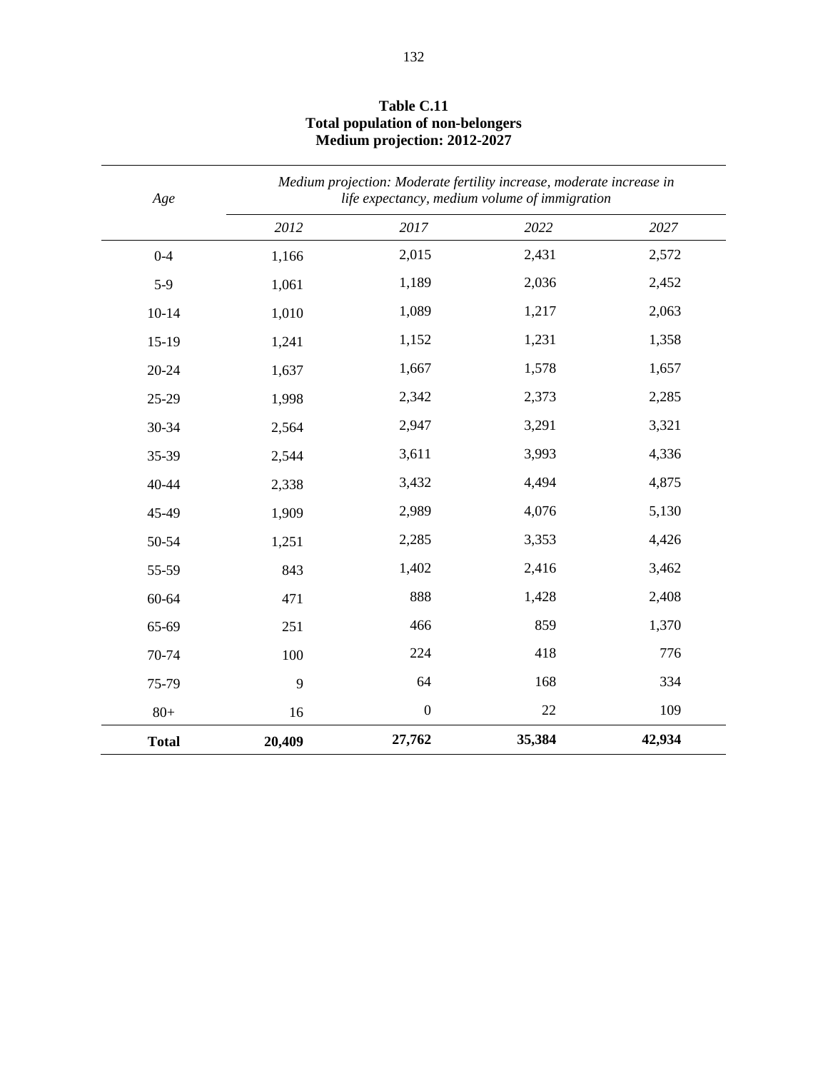**Table C.11**
**Total population of non-belongers**
**Medium projection: 2012-2027**

| *Age* | *Medium projection: Moderate fertility increase, moderate increase in life expectancy, medium volume of immigration* | | | |
|---|---|---|---|---|
| | *2012* | *2017* | *2022* | *2027* |
| 0-4 | 1,166 | 2,015 | 2,431 | 2,572 |
| 5-9 | 1,061 | 1,189 | 2,036 | 2,452 |
| 10-14 | 1,010 | 1,089 | 1,217 | 2,063 |
| 15-19 | 1,241 | 1,152 | 1,231 | 1,358 |
| 20-24 | 1,637 | 1,667 | 1,578 | 1,657 |
| 25-29 | 1,998 | 2,342 | 2,373 | 2,285 |
| 30-34 | 2,564 | 2,947 | 3,291 | 3,321 |
| 35-39 | 2,544 | 3,611 | 3,993 | 4,336 |
| 40-44 | 2,338 | 3,432 | 4,494 | 4,875 |
| 45-49 | 1,909 | 2,989 | 4,076 | 5,130 |
| 50-54 | 1,251 | 2,285 | 3,353 | 4,426 |
| 55-59 | 843 | 1,402 | 2,416 | 3,462 |
| 60-64 | 471 | 888 | 1,428 | 2,408 |
| 65-69 | 251 | 466 | 859 | 1,370 |
| 70-74 | 100 | 224 | 418 | 776 |
| 75-79 | 9 | 64 | 168 | 334 |
| 80+ | 16 | 0 | 22 | 109 |
| **Total** | **20,409** | **27,762** | **35,384** | **42,934** |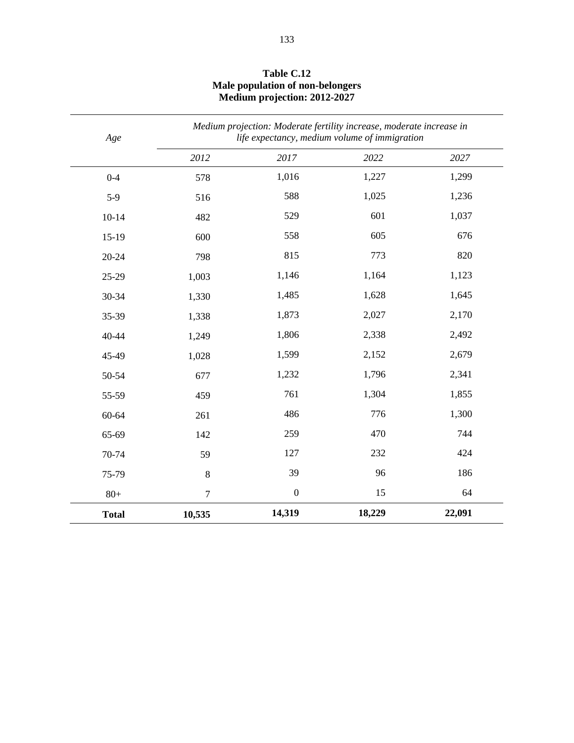**Table C.12**
**Male population of non-belongers**
**Medium projection: 2012-2027**

| *Age* | *Medium projection: Moderate fertility increase, moderate increase in life expectancy, medium volume of immigration* | | | |
|---|---|---|---|---|
| | *2012* | *2017* | *2022* | *2027* |
| 0-4 | 578 | 1,016 | 1,227 | 1,299 |
| 5-9 | 516 | 588 | 1,025 | 1,236 |
| 10-14 | 482 | 529 | 601 | 1,037 |
| 15-19 | 600 | 558 | 605 | 676 |
| 20-24 | 798 | 815 | 773 | 820 |
| 25-29 | 1,003 | 1,146 | 1,164 | 1,123 |
| 30-34 | 1,330 | 1,485 | 1,628 | 1,645 |
| 35-39 | 1,338 | 1,873 | 2,027 | 2,170 |
| 40-44 | 1,249 | 1,806 | 2,338 | 2,492 |
| 45-49 | 1,028 | 1,599 | 2,152 | 2,679 |
| 50-54 | 677 | 1,232 | 1,796 | 2,341 |
| 55-59 | 459 | 761 | 1,304 | 1,855 |
| 60-64 | 261 | 486 | 776 | 1,300 |
| 65-69 | 142 | 259 | 470 | 744 |
| 70-74 | 59 | 127 | 232 | 424 |
| 75-79 | 8 | 39 | 96 | 186 |
| 80+ | 7 | 0 | 15 | 64 |
| **Total** | **10,535** | **14,319** | **18,229** | **22,091** |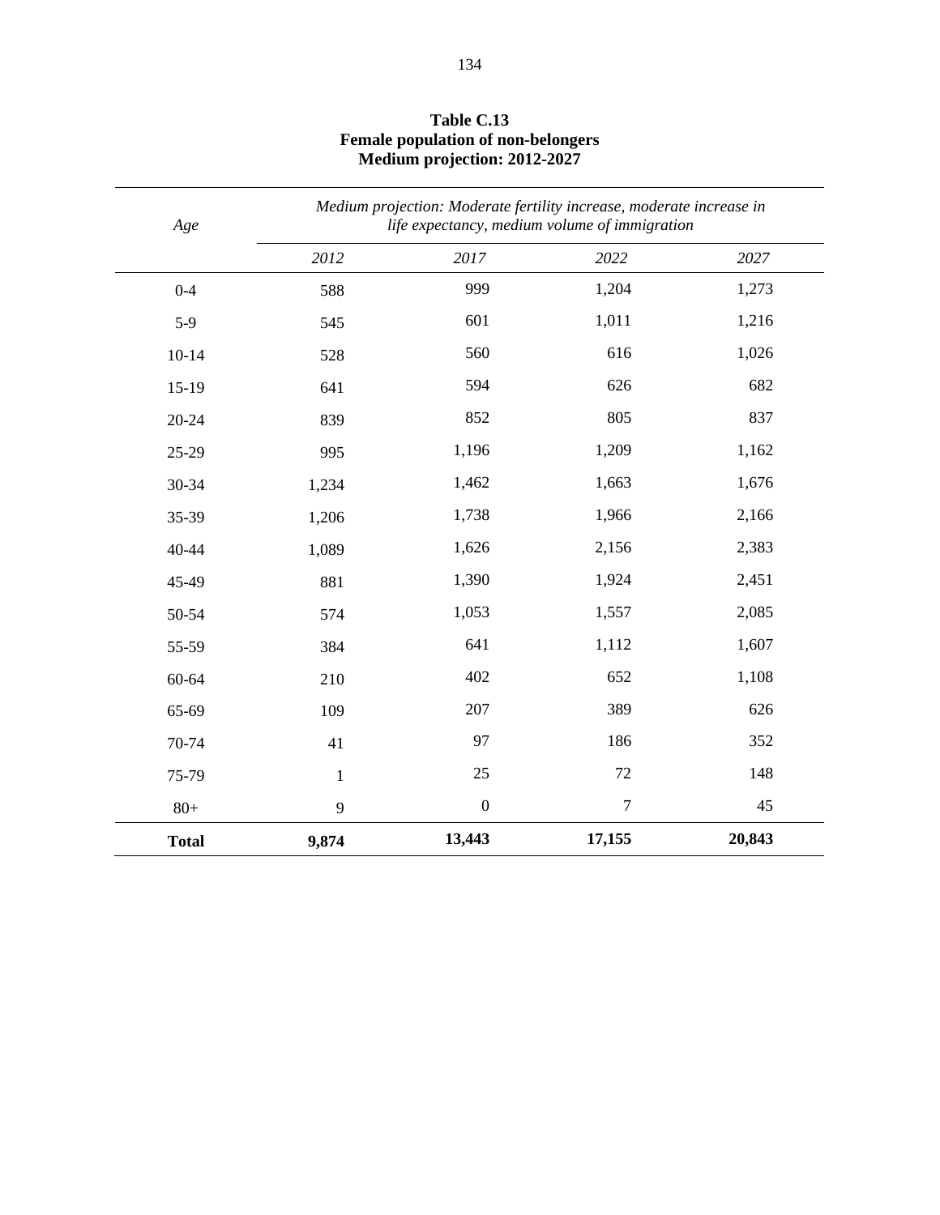**Table C.13**
**Female population of non-belongers**
**Medium projection: 2012-2027**

| *Age* | *Medium projection: Moderate fertility increase, moderate increase in life expectancy, medium volume of immigration* | | | |
|---|---|---|---|---|
| | *2012* | *2017* | *2022* | *2027* |
| 0-4 | 588 | 999 | 1,204 | 1,273 |
| 5-9 | 545 | 601 | 1,011 | 1,216 |
| 10-14 | 528 | 560 | 616 | 1,026 |
| 15-19 | 641 | 594 | 626 | 682 |
| 20-24 | 839 | 852 | 805 | 837 |
| 25-29 | 995 | 1,196 | 1,209 | 1,162 |
| 30-34 | 1,234 | 1,462 | 1,663 | 1,676 |
| 35-39 | 1,206 | 1,738 | 1,966 | 2,166 |
| 40-44 | 1,089 | 1,626 | 2,156 | 2,383 |
| 45-49 | 881 | 1,390 | 1,924 | 2,451 |
| 50-54 | 574 | 1,053 | 1,557 | 2,085 |
| 55-59 | 384 | 641 | 1,112 | 1,607 |
| 60-64 | 210 | 402 | 652 | 1,108 |
| 65-69 | 109 | 207 | 389 | 626 |
| 70-74 | 41 | 97 | 186 | 352 |
| 75-79 | 1 | 25 | 72 | 148 |
| 80+ | 9 | 0 | 7 | 45 |
| **Total** | **9,874** | **13,443** | **17,155** | **20,843** |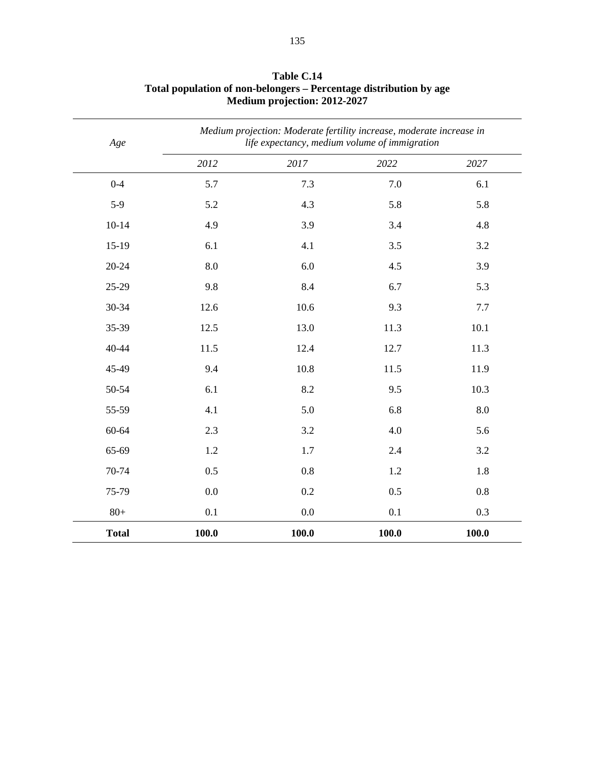**Table C.14**
**Total population of non-belongers – Percentage distribution by age**
**Medium projection: 2012-2027**

| *Age* | *Medium projection: Moderate fertility increase, moderate increase in life expectancy, medium volume of immigration* | | | |
|---|---|---|---|---|
| | *2012* | *2017* | *2022* | *2027* |
| 0-4 | 5.7 | 7.3 | 7.0 | 6.1 |
| 5-9 | 5.2 | 4.3 | 5.8 | 5.8 |
| 10-14 | 4.9 | 3.9 | 3.4 | 4.8 |
| 15-19 | 6.1 | 4.1 | 3.5 | 3.2 |
| 20-24 | 8.0 | 6.0 | 4.5 | 3.9 |
| 25-29 | 9.8 | 8.4 | 6.7 | 5.3 |
| 30-34 | 12.6 | 10.6 | 9.3 | 7.7 |
| 35-39 | 12.5 | 13.0 | 11.3 | 10.1 |
| 40-44 | 11.5 | 12.4 | 12.7 | 11.3 |
| 45-49 | 9.4 | 10.8 | 11.5 | 11.9 |
| 50-54 | 6.1 | 8.2 | 9.5 | 10.3 |
| 55-59 | 4.1 | 5.0 | 6.8 | 8.0 |
| 60-64 | 2.3 | 3.2 | 4.0 | 5.6 |
| 65-69 | 1.2 | 1.7 | 2.4 | 3.2 |
| 70-74 | 0.5 | 0.8 | 1.2 | 1.8 |
| 75-79 | 0.0 | 0.2 | 0.5 | 0.8 |
| 80+ | 0.1 | 0.0 | 0.1 | 0.3 |
| **Total** | **100.0** | **100.0** | **100.0** | **100.0** |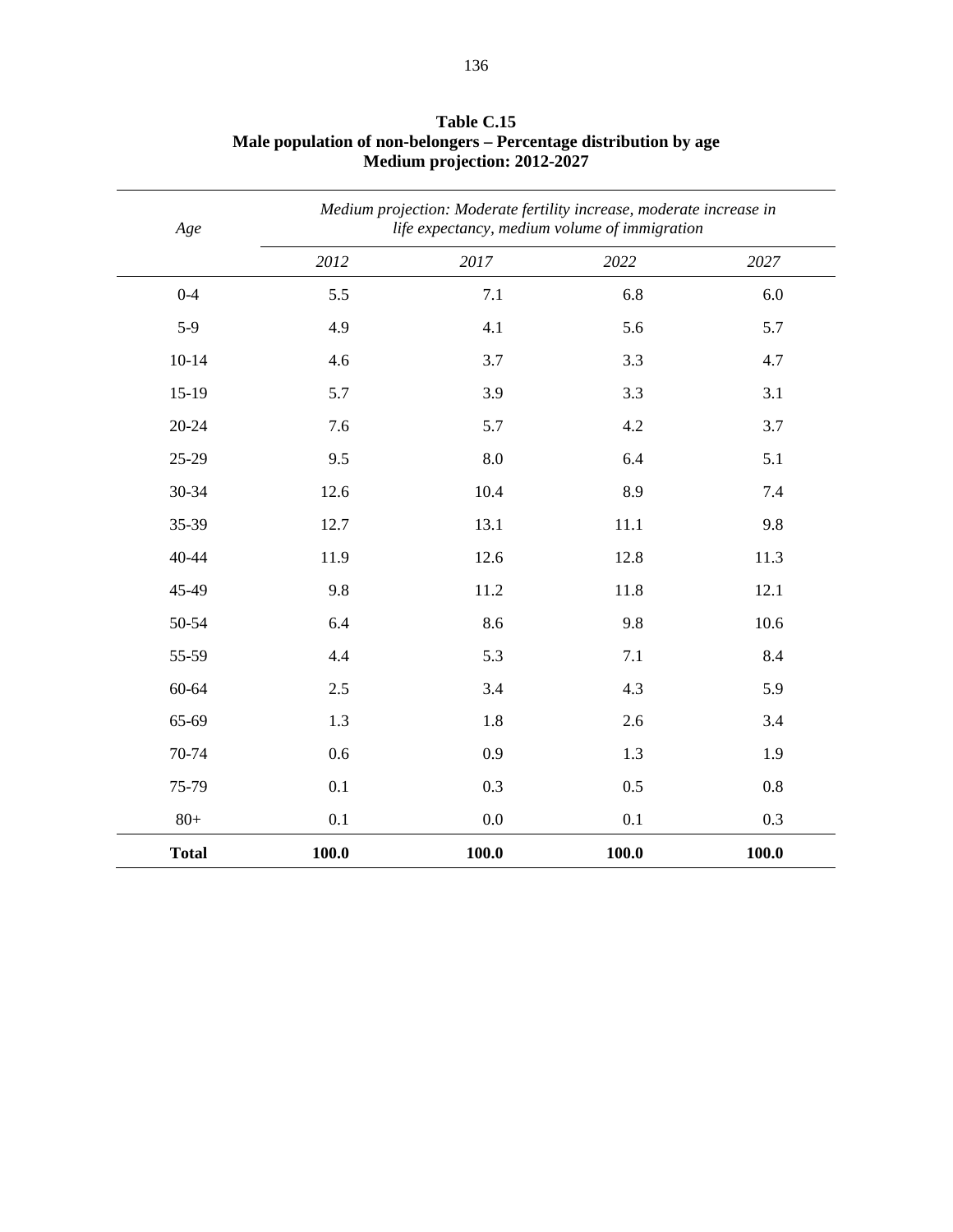**Table C.15**
**Male population of non-belongers – Percentage distribution by age**
**Medium projection: 2012-2027**

| *Age* | *Medium projection: Moderate fertility increase, moderate increase in life expectancy, medium volume of immigration* | | | |
|---|---|---|---|---|
| | *2012* | *2017* | *2022* | *2027* |
| 0-4 | 5.5 | 7.1 | 6.8 | 6.0 |
| 5-9 | 4.9 | 4.1 | 5.6 | 5.7 |
| 10-14 | 4.6 | 3.7 | 3.3 | 4.7 |
| 15-19 | 5.7 | 3.9 | 3.3 | 3.1 |
| 20-24 | 7.6 | 5.7 | 4.2 | 3.7 |
| 25-29 | 9.5 | 8.0 | 6.4 | 5.1 |
| 30-34 | 12.6 | 10.4 | 8.9 | 7.4 |
| 35-39 | 12.7 | 13.1 | 11.1 | 9.8 |
| 40-44 | 11.9 | 12.6 | 12.8 | 11.3 |
| 45-49 | 9.8 | 11.2 | 11.8 | 12.1 |
| 50-54 | 6.4 | 8.6 | 9.8 | 10.6 |
| 55-59 | 4.4 | 5.3 | 7.1 | 8.4 |
| 60-64 | 2.5 | 3.4 | 4.3 | 5.9 |
| 65-69 | 1.3 | 1.8 | 2.6 | 3.4 |
| 70-74 | 0.6 | 0.9 | 1.3 | 1.9 |
| 75-79 | 0.1 | 0.3 | 0.5 | 0.8 |
| 80+ | 0.1 | 0.0 | 0.1 | 0.3 |
| **Total** | **100.0** | **100.0** | **100.0** | **100.0** |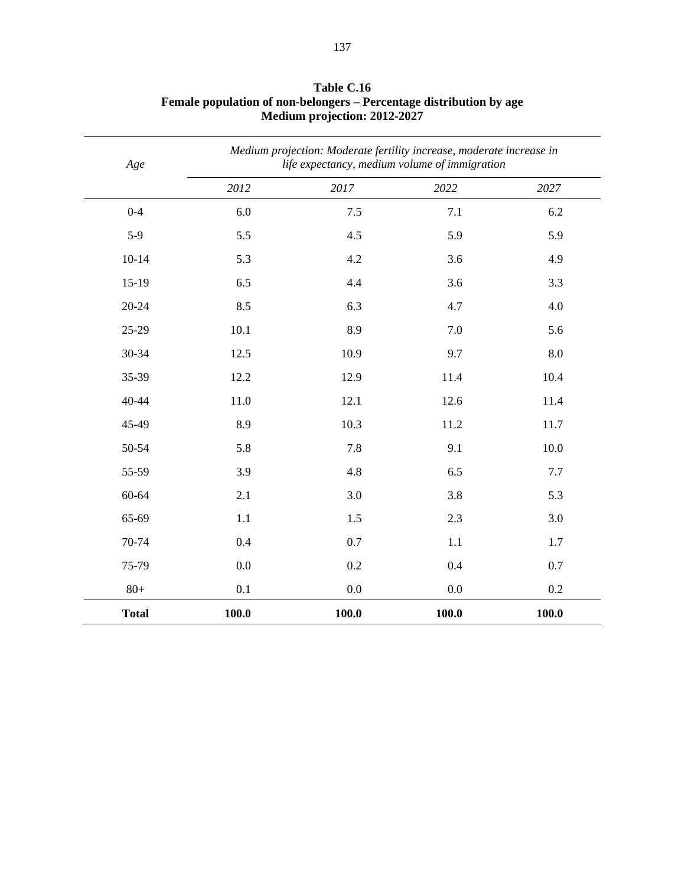**Table C.16**
**Female population of non-belongers – Percentage distribution by age**
**Medium projection: 2012-2027**

| *Age* | *Medium projection: Moderate fertility increase, moderate increase in life expectancy, medium volume of immigration* | | | |
|---|---|---|---|---|
| | *2012* | *2017* | *2022* | *2027* |
| 0-4 | 6.0 | 7.5 | 7.1 | 6.2 |
| 5-9 | 5.5 | 4.5 | 5.9 | 5.9 |
| 10-14 | 5.3 | 4.2 | 3.6 | 4.9 |
| 15-19 | 6.5 | 4.4 | 3.6 | 3.3 |
| 20-24 | 8.5 | 6.3 | 4.7 | 4.0 |
| 25-29 | 10.1 | 8.9 | 7.0 | 5.6 |
| 30-34 | 12.5 | 10.9 | 9.7 | 8.0 |
| 35-39 | 12.2 | 12.9 | 11.4 | 10.4 |
| 40-44 | 11.0 | 12.1 | 12.6 | 11.4 |
| 45-49 | 8.9 | 10.3 | 11.2 | 11.7 |
| 50-54 | 5.8 | 7.8 | 9.1 | 10.0 |
| 55-59 | 3.9 | 4.8 | 6.5 | 7.7 |
| 60-64 | 2.1 | 3.0 | 3.8 | 5.3 |
| 65-69 | 1.1 | 1.5 | 2.3 | 3.0 |
| 70-74 | 0.4 | 0.7 | 1.1 | 1.7 |
| 75-79 | 0.0 | 0.2 | 0.4 | 0.7 |
| 80+ | 0.1 | 0.0 | 0.0 | 0.2 |
| **Total** | **100.0** | **100.0** | **100.0** | **100.0** |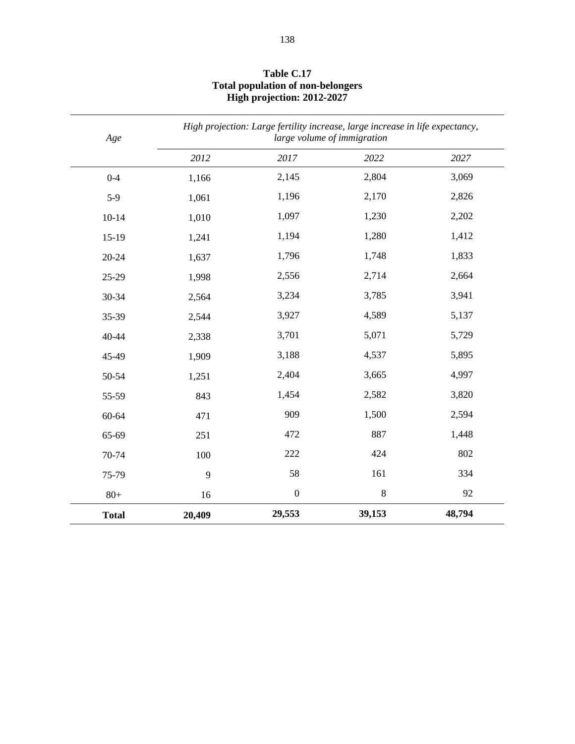**Table C.17**
**Total population of non-belongers**
**High projection: 2012-2027**

| *Age* | *High projection: Large fertility increase, large increase in life expectancy, large volume of immigration* | | | |
|---|---|---|---|---|
| | *2012* | *2017* | *2022* | *2027* |
| 0-4 | 1,166 | 2,145 | 2,804 | 3,069 |
| 5-9 | 1,061 | 1,196 | 2,170 | 2,826 |
| 10-14 | 1,010 | 1,097 | 1,230 | 2,202 |
| 15-19 | 1,241 | 1,194 | 1,280 | 1,412 |
| 20-24 | 1,637 | 1,796 | 1,748 | 1,833 |
| 25-29 | 1,998 | 2,556 | 2,714 | 2,664 |
| 30-34 | 2,564 | 3,234 | 3,785 | 3,941 |
| 35-39 | 2,544 | 3,927 | 4,589 | 5,137 |
| 40-44 | 2,338 | 3,701 | 5,071 | 5,729 |
| 45-49 | 1,909 | 3,188 | 4,537 | 5,895 |
| 50-54 | 1,251 | 2,404 | 3,665 | 4,997 |
| 55-59 | 843 | 1,454 | 2,582 | 3,820 |
| 60-64 | 471 | 909 | 1,500 | 2,594 |
| 65-69 | 251 | 472 | 887 | 1,448 |
| 70-74 | 100 | 222 | 424 | 802 |
| 75-79 | 9 | 58 | 161 | 334 |
| 80+ | 16 | 0 | 8 | 92 |
| **Total** | **20,409** | **29,553** | **39,153** | **48,794** |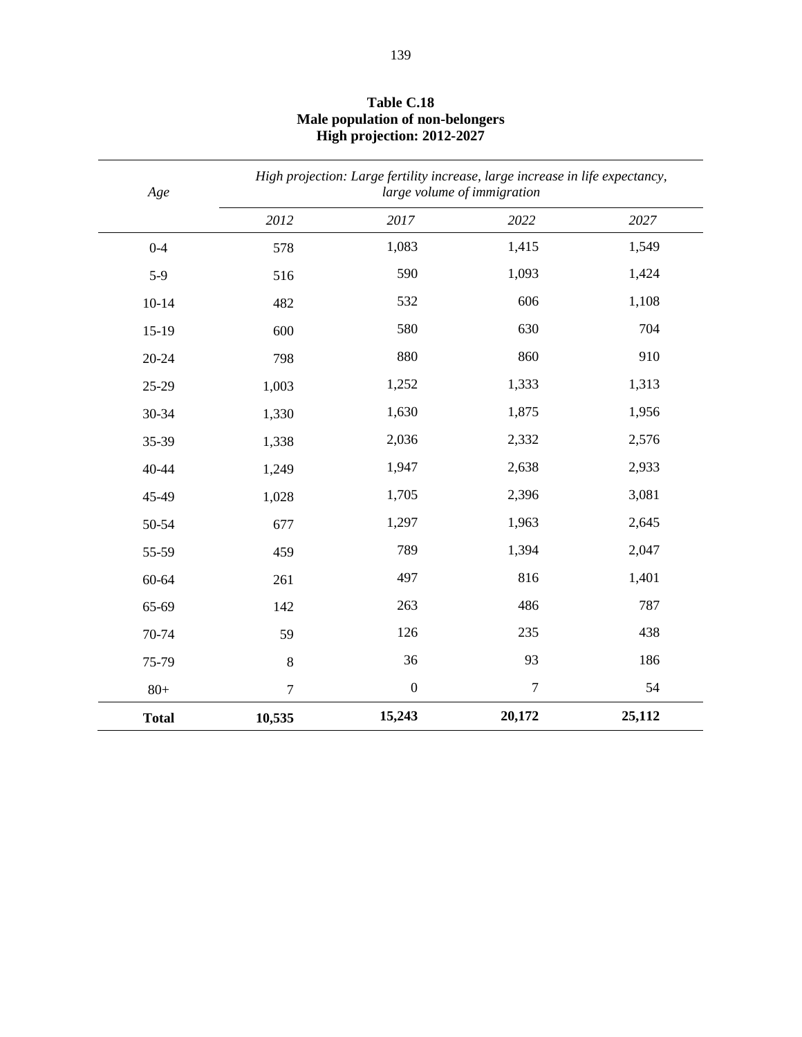**Table C.18**
**Male population of non-belongers**
**High projection: 2012-2027**

| *Age* | *High projection: Large fertility increase, large increase in life expectancy, large volume of immigration* | | | |
|---|---|---|---|---|
| | *2012* | *2017* | *2022* | *2027* |
| 0-4 | 578 | 1,083 | 1,415 | 1,549 |
| 5-9 | 516 | 590 | 1,093 | 1,424 |
| 10-14 | 482 | 532 | 606 | 1,108 |
| 15-19 | 600 | 580 | 630 | 704 |
| 20-24 | 798 | 880 | 860 | 910 |
| 25-29 | 1,003 | 1,252 | 1,333 | 1,313 |
| 30-34 | 1,330 | 1,630 | 1,875 | 1,956 |
| 35-39 | 1,338 | 2,036 | 2,332 | 2,576 |
| 40-44 | 1,249 | 1,947 | 2,638 | 2,933 |
| 45-49 | 1,028 | 1,705 | 2,396 | 3,081 |
| 50-54 | 677 | 1,297 | 1,963 | 2,645 |
| 55-59 | 459 | 789 | 1,394 | 2,047 |
| 60-64 | 261 | 497 | 816 | 1,401 |
| 65-69 | 142 | 263 | 486 | 787 |
| 70-74 | 59 | 126 | 235 | 438 |
| 75-79 | 8 | 36 | 93 | 186 |
| 80+ | 7 | 0 | 7 | 54 |
| **Total** | **10,535** | **15,243** | **20,172** | **25,112** |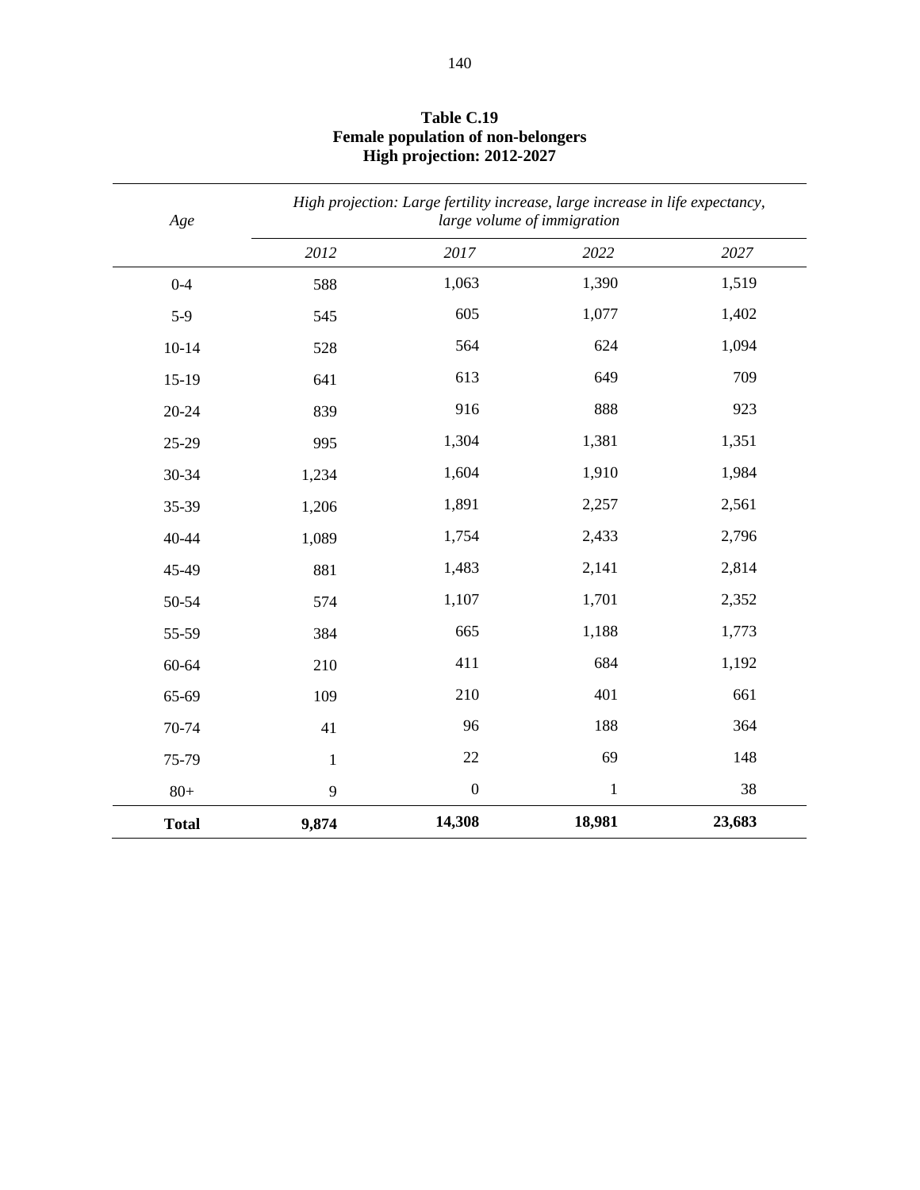**Table C.19**
**Female population of non-belongers**
**High projection: 2012-2027**

| *Age* | *High projection: Large fertility increase, large increase in life expectancy, large volume of immigration* | | | |
|---|---|---|---|---|
| | *2012* | *2017* | *2022* | *2027* |
| 0-4 | 588 | 1,063 | 1,390 | 1,519 |
| 5-9 | 545 | 605 | 1,077 | 1,402 |
| 10-14 | 528 | 564 | 624 | 1,094 |
| 15-19 | 641 | 613 | 649 | 709 |
| 20-24 | 839 | 916 | 888 | 923 |
| 25-29 | 995 | 1,304 | 1,381 | 1,351 |
| 30-34 | 1,234 | 1,604 | 1,910 | 1,984 |
| 35-39 | 1,206 | 1,891 | 2,257 | 2,561 |
| 40-44 | 1,089 | 1,754 | 2,433 | 2,796 |
| 45-49 | 881 | 1,483 | 2,141 | 2,814 |
| 50-54 | 574 | 1,107 | 1,701 | 2,352 |
| 55-59 | 384 | 665 | 1,188 | 1,773 |
| 60-64 | 210 | 411 | 684 | 1,192 |
| 65-69 | 109 | 210 | 401 | 661 |
| 70-74 | 41 | 96 | 188 | 364 |
| 75-79 | 1 | 22 | 69 | 148 |
| 80+ | 9 | 0 | 1 | 38 |
| **Total** | **9,874** | **14,308** | **18,981** | **23,683** |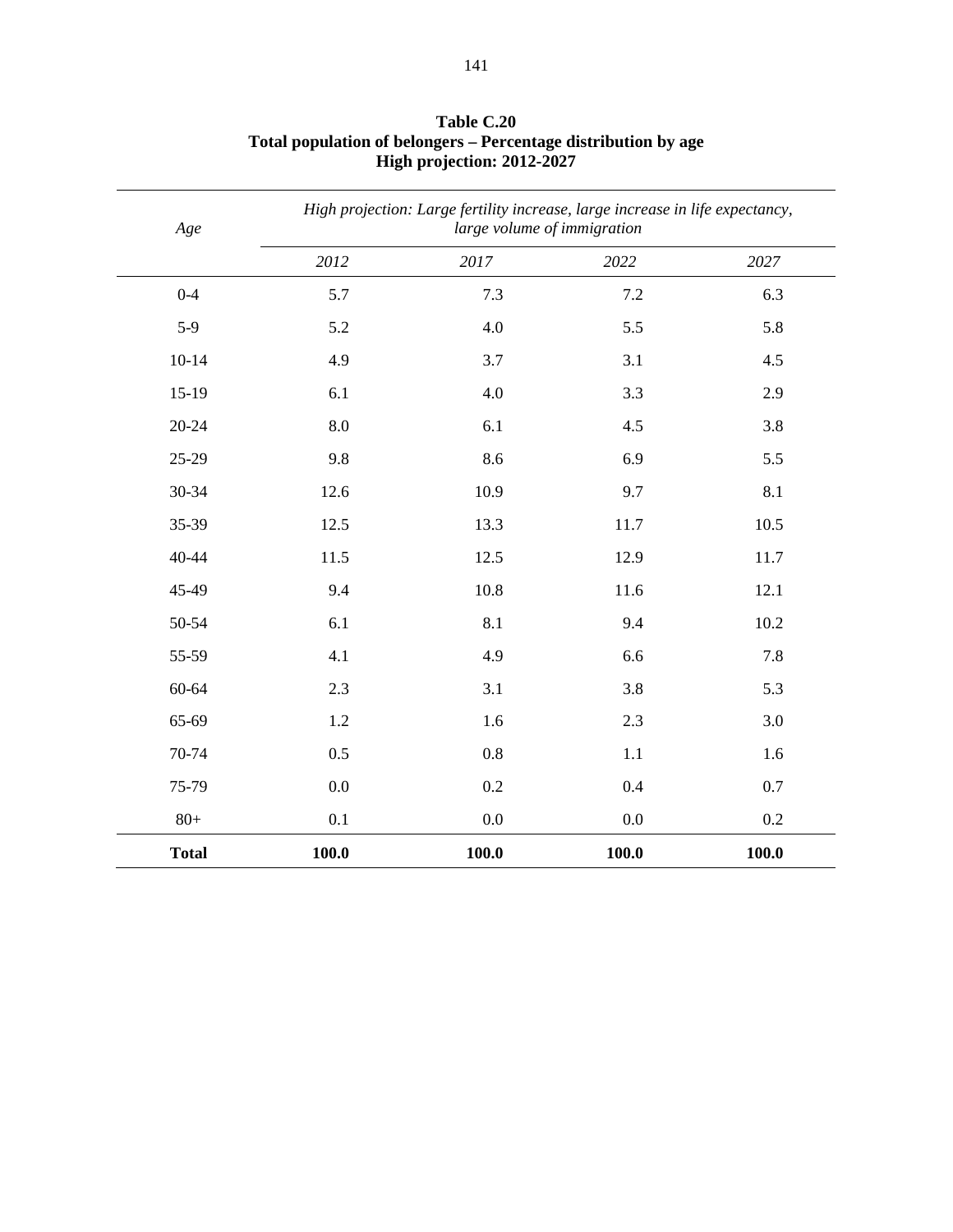**Table C.20**
**Total population of belongers – Percentage distribution by age**
**High projection: 2012-2027**

| *Age* | *High projection: Large fertility increase, large increase in life expectancy, large volume of immigration* | | | |
|---|---|---|---|---|
| | *2012* | *2017* | *2022* | *2027* |
| 0-4 | 5.7 | 7.3 | 7.2 | 6.3 |
| 5-9 | 5.2 | 4.0 | 5.5 | 5.8 |
| 10-14 | 4.9 | 3.7 | 3.1 | 4.5 |
| 15-19 | 6.1 | 4.0 | 3.3 | 2.9 |
| 20-24 | 8.0 | 6.1 | 4.5 | 3.8 |
| 25-29 | 9.8 | 8.6 | 6.9 | 5.5 |
| 30-34 | 12.6 | 10.9 | 9.7 | 8.1 |
| 35-39 | 12.5 | 13.3 | 11.7 | 10.5 |
| 40-44 | 11.5 | 12.5 | 12.9 | 11.7 |
| 45-49 | 9.4 | 10.8 | 11.6 | 12.1 |
| 50-54 | 6.1 | 8.1 | 9.4 | 10.2 |
| 55-59 | 4.1 | 4.9 | 6.6 | 7.8 |
| 60-64 | 2.3 | 3.1 | 3.8 | 5.3 |
| 65-69 | 1.2 | 1.6 | 2.3 | 3.0 |
| 70-74 | 0.5 | 0.8 | 1.1 | 1.6 |
| 75-79 | 0.0 | 0.2 | 0.4 | 0.7 |
| 80+ | 0.1 | 0.0 | 0.0 | 0.2 |
| **Total** | **100.0** | **100.0** | **100.0** | **100.0** |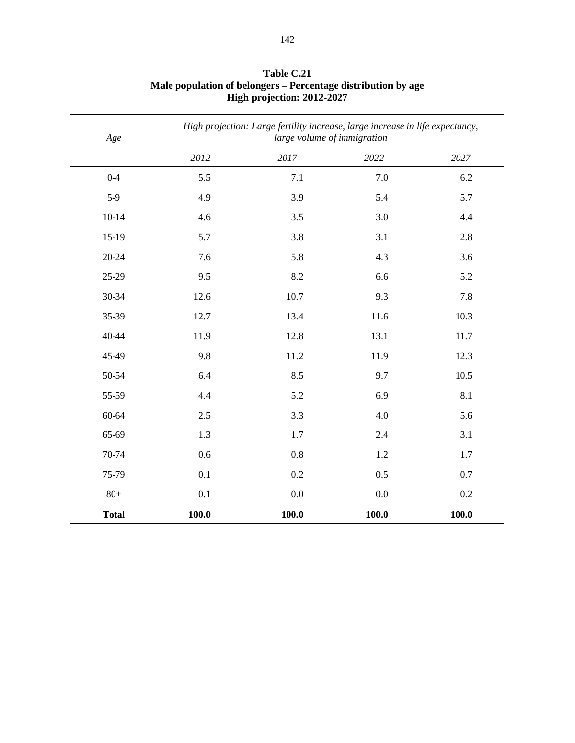**Table C.21**
**Male population of belongers – Percentage distribution by age**
**High projection: 2012-2027**

| *Age* | *High projection: Large fertility increase, large increase in life expectancy, large volume of immigration* | | | |
|---|---|---|---|---|
| | *2012* | *2017* | *2022* | *2027* |
| 0-4 | 5.5 | 7.1 | 7.0 | 6.2 |
| 5-9 | 4.9 | 3.9 | 5.4 | 5.7 |
| 10-14 | 4.6 | 3.5 | 3.0 | 4.4 |
| 15-19 | 5.7 | 3.8 | 3.1 | 2.8 |
| 20-24 | 7.6 | 5.8 | 4.3 | 3.6 |
| 25-29 | 9.5 | 8.2 | 6.6 | 5.2 |
| 30-34 | 12.6 | 10.7 | 9.3 | 7.8 |
| 35-39 | 12.7 | 13.4 | 11.6 | 10.3 |
| 40-44 | 11.9 | 12.8 | 13.1 | 11.7 |
| 45-49 | 9.8 | 11.2 | 11.9 | 12.3 |
| 50-54 | 6.4 | 8.5 | 9.7 | 10.5 |
| 55-59 | 4.4 | 5.2 | 6.9 | 8.1 |
| 60-64 | 2.5 | 3.3 | 4.0 | 5.6 |
| 65-69 | 1.3 | 1.7 | 2.4 | 3.1 |
| 70-74 | 0.6 | 0.8 | 1.2 | 1.7 |
| 75-79 | 0.1 | 0.2 | 0.5 | 0.7 |
| 80+ | 0.1 | 0.0 | 0.0 | 0.2 |
| **Total** | **100.0** | **100.0** | **100.0** | **100.0** |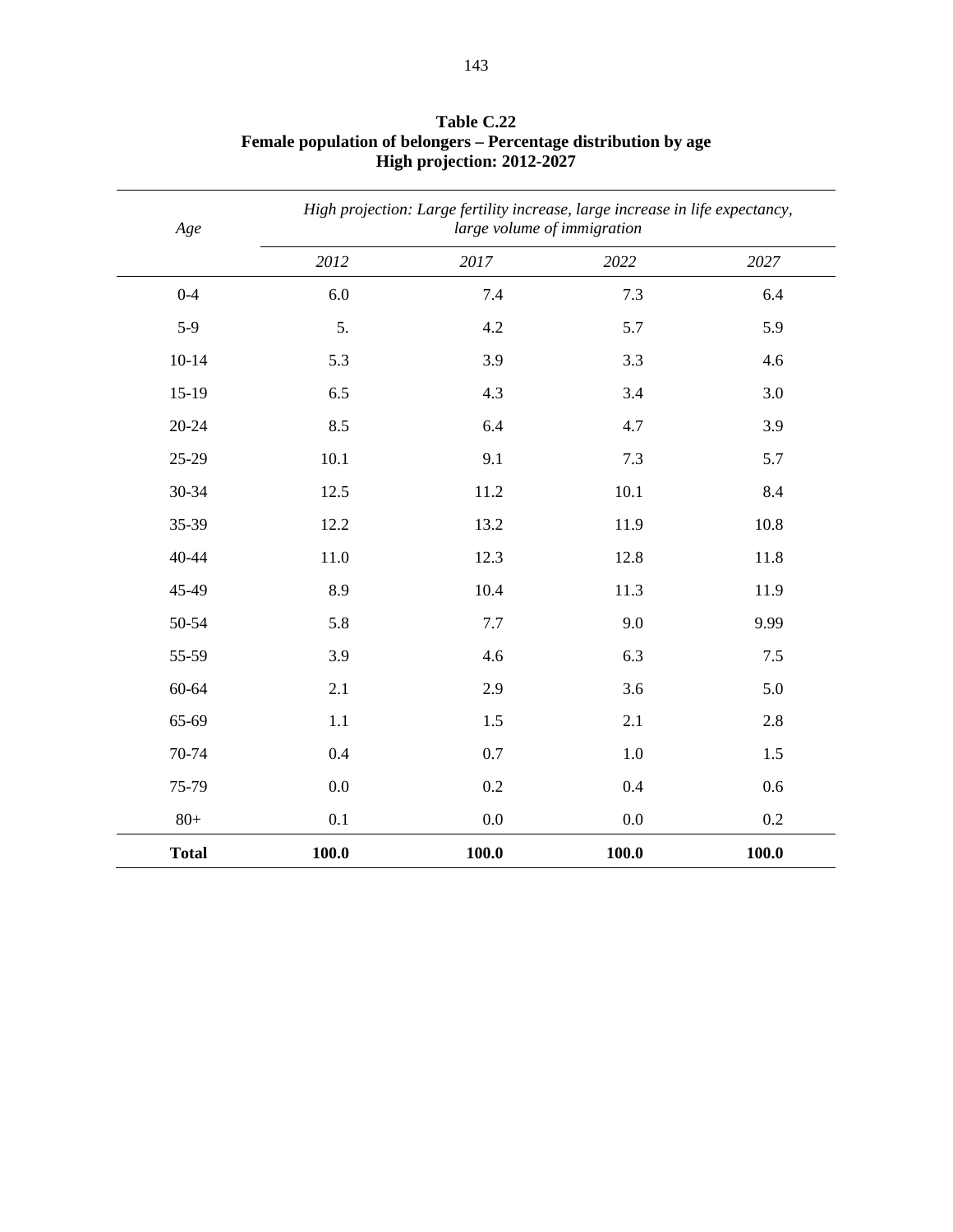**Table C.22**
**Female population of belongers – Percentage distribution by age**
**High projection: 2012-2027**

| *Age* | *High projection: Large fertility increase, large increase in life expectancy, large volume of immigration* | | | |
|---|---|---|---|---|
| | *2012* | *2017* | *2022* | *2027* |
| 0-4 | 6.0 | 7.4 | 7.3 | 6.4 |
| 5-9 | 5. | 4.2 | 5.7 | 5.9 |
| 10-14 | 5.3 | 3.9 | 3.3 | 4.6 |
| 15-19 | 6.5 | 4.3 | 3.4 | 3.0 |
| 20-24 | 8.5 | 6.4 | 4.7 | 3.9 |
| 25-29 | 10.1 | 9.1 | 7.3 | 5.7 |
| 30-34 | 12.5 | 11.2 | 10.1 | 8.4 |
| 35-39 | 12.2 | 13.2 | 11.9 | 10.8 |
| 40-44 | 11.0 | 12.3 | 12.8 | 11.8 |
| 45-49 | 8.9 | 10.4 | 11.3 | 11.9 |
| 50-54 | 5.8 | 7.7 | 9.0 | 9.99 |
| 55-59 | 3.9 | 4.6 | 6.3 | 7.5 |
| 60-64 | 2.1 | 2.9 | 3.6 | 5.0 |
| 65-69 | 1.1 | 1.5 | 2.1 | 2.8 |
| 70-74 | 0.4 | 0.7 | 1.0 | 1.5 |
| 75-79 | 0.0 | 0.2 | 0.4 | 0.6 |
| 80+ | 0.1 | 0.0 | 0.0 | 0.2 |
| **Total** | **100.0** | **100.0** | **100.0** | **100.0** |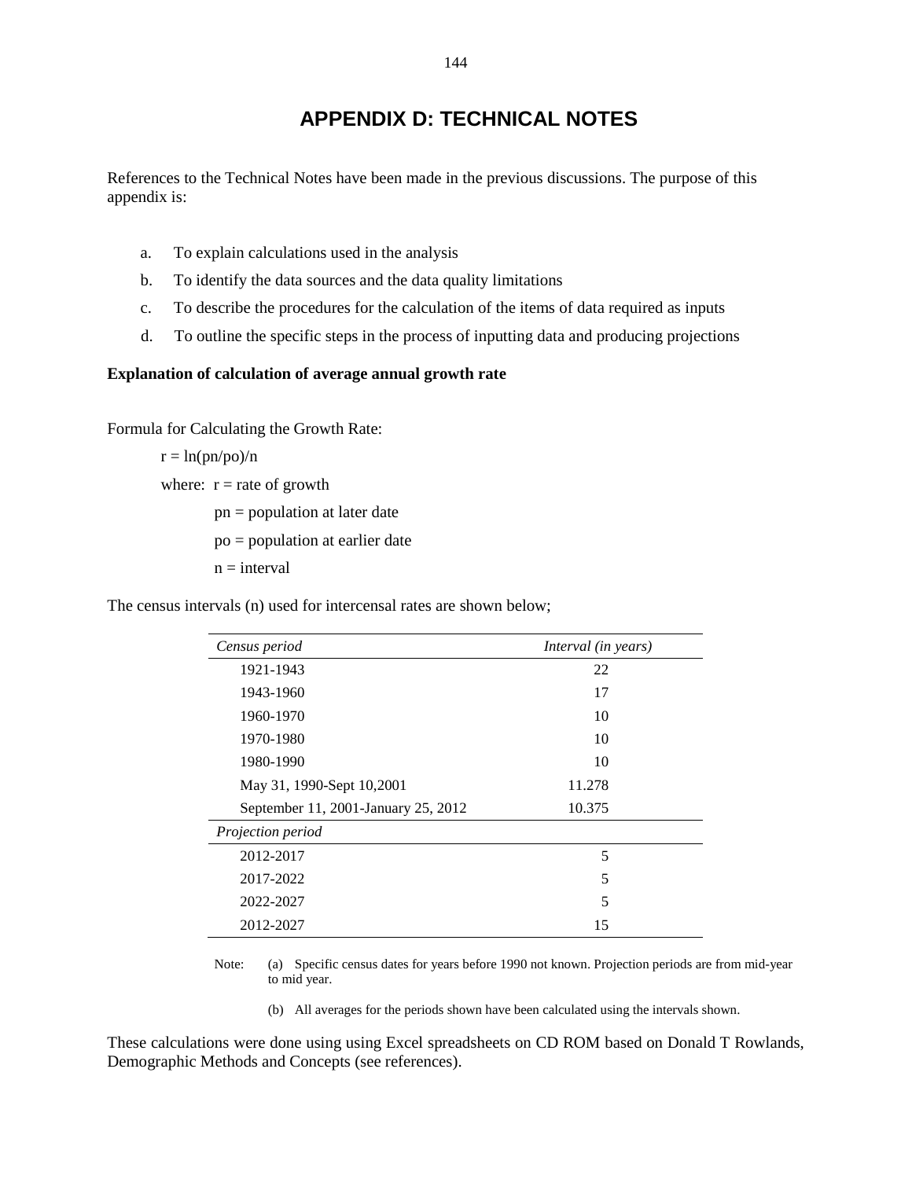# APPENDIX D: TECHNICAL NOTES

References to the Technical Notes have been made in the previous discussions. The purpose of this appendix is:

a. To explain calculations used in the analysis
b. To identify the data sources and the data quality limitations
c. To describe the procedures for the calculation of the items of data required as inputs
d. To outline the specific steps in the process of inputting data and producing projections

**Explanation of calculation of average annual growth rate**

Formula for Calculating the Growth Rate:

$r = \ln(pn/po)/n$

where: r = rate of growth

pn = population at later date

po = population at earlier date

n = interval

The census intervals (n) used for intercensal rates are shown below;

| *Census period* | *Interval (in years)* |
|---|---|
| 1921-1943 | 22 |
| 1943-1960 | 17 |
| 1960-1970 | 10 |
| 1970-1980 | 10 |
| 1980-1990 | 10 |
| May 31, 1990-Sept 10,2001 | 11.278 |
| September 11, 2001-January 25, 2012 | 10.375 |
| *Projection period* | |
| 2012-2017 | 5 |
| 2017-2022 | 5 |
| 2022-2027 | 5 |
| 2012-2027 | 15 |

Note: (a) Specific census dates for years before 1990 not known. Projection periods are from mid-year to mid year.

(b) All averages for the periods shown have been calculated using the intervals shown.

These calculations were done using using Excel spreadsheets on CD ROM based on Donald T Rowlands, Demographic Methods and Concepts (see references).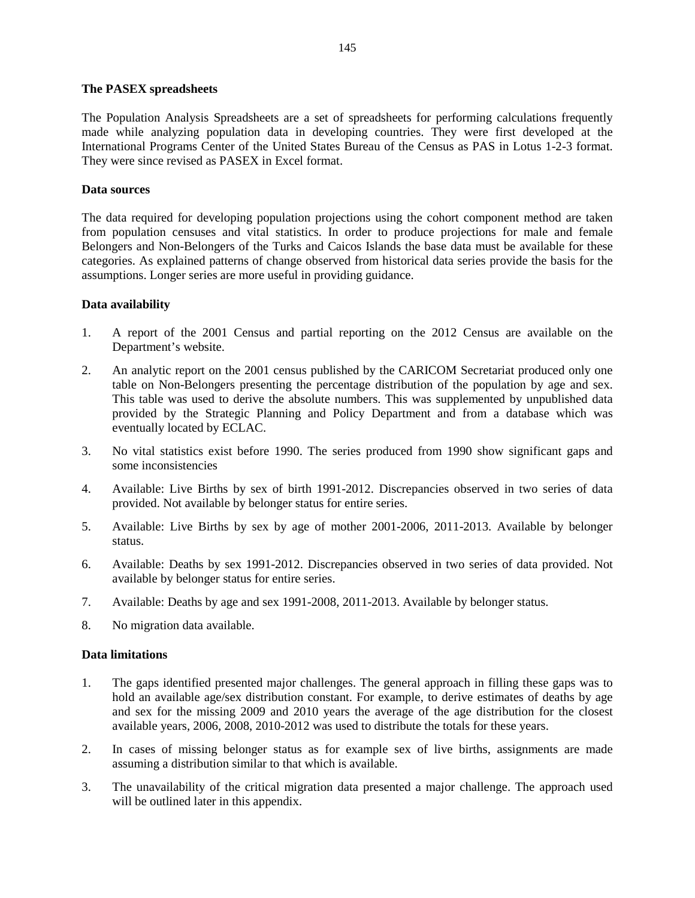**The PASEX spreadsheets**

The Population Analysis Spreadsheets are a set of spreadsheets for performing calculations frequently made while analyzing population data in developing countries. They were first developed at the International Programs Center of the United States Bureau of the Census as PAS in Lotus 1-2-3 format. They were since revised as PASEX in Excel format.

**Data sources**

The data required for developing population projections using the cohort component method are taken from population censuses and vital statistics. In order to produce projections for male and female Belongers and Non-Belongers of the Turks and Caicos Islands the base data must be available for these categories. As explained patterns of change observed from historical data series provide the basis for the assumptions. Longer series are more useful in providing guidance.

**Data availability**

1. A report of the 2001 Census and partial reporting on the 2012 Census are available on the Department's website.
2. An analytic report on the 2001 census published by the CARICOM Secretariat produced only one table on Non-Belongers presenting the percentage distribution of the population by age and sex. This table was used to derive the absolute numbers. This was supplemented by unpublished data provided by the Strategic Planning and Policy Department and from a database which was eventually located by ECLAC.
3. No vital statistics exist before 1990. The series produced from 1990 show significant gaps and some inconsistencies
4. Available: Live Births by sex of birth 1991-2012. Discrepancies observed in two series of data provided. Not available by belonger status for entire series.
5. Available: Live Births by sex by age of mother 2001-2006, 2011-2013. Available by belonger status.
6. Available: Deaths by sex 1991-2012. Discrepancies observed in two series of data provided. Not available by belonger status for entire series.
7. Available: Deaths by age and sex 1991-2008, 2011-2013. Available by belonger status.
8. No migration data available.

**Data limitations**

1. The gaps identified presented major challenges. The general approach in filling these gaps was to hold an available age/sex distribution constant. For example, to derive estimates of deaths by age and sex for the missing 2009 and 2010 years the average of the age distribution for the closest available years, 2006, 2008, 2010-2012 was used to distribute the totals for these years.
2. In cases of missing belonger status as for example sex of live births, assignments are made assuming a distribution similar to that which is available.
3. The unavailability of the critical migration data presented a major challenge. The approach used will be outlined later in this appendix.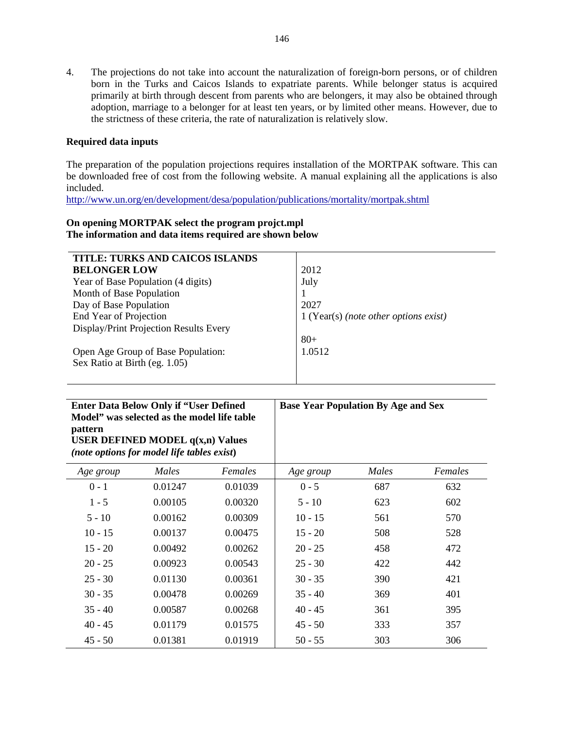4. The projections do not take into account the naturalization of foreign-born persons, or of children born in the Turks and Caicos Islands to expatriate parents. While belonger status is acquired primarily at birth through descent from parents who are belongers, it may also be obtained through adoption, marriage to a belonger for at least ten years, or by limited other means. However, due to the strictness of these criteria, the rate of naturalization is relatively slow.

**Required data inputs**

The preparation of the population projections requires installation of the MORTPAK software. This can be downloaded free of cost from the following website. A manual explaining all the applications is also included.
http://www.un.org/en/development/desa/population/publications/mortality/mortpak.shtml

**On opening MORTPAK select the program projct.mpl**
**The information and data items required are shown below**

| **TITLE: TURKS AND CAICOS ISLANDS BELONGER LOW** | |
|---|---|
| Year of Base Population (4 digits) | 2012 |
| Month of Base Population | July |
| Day of Base Population | 1 |
| End Year of Projection | 2027 |
| Display/Print Projection Results Every | 1 (Year(s) *(note other options exist)* |
| Open Age Group of Base Population: | 80+ |
| Sex Ratio at Birth (eg. 1.05) | 1.0512 |

| **Enter Data Below Only if "User Defined Model" was selected as the model life table pattern USER DEFINED MODEL q(x,n) Values** ***(note options for model life tables exist)*** | | | **Base Year Population By Age and Sex** | | |
|---|---|---|---|---|---|
| *Age group* | *Males* | *Females* | *Age group* | *Males* | *Females* |
| 0 - 1 | 0.01247 | 0.01039 | 0 - 5 | 687 | 632 |
| 1 - 5 | 0.00105 | 0.00320 | 5 - 10 | 623 | 602 |
| 5 - 10 | 0.00162 | 0.00309 | 10 - 15 | 561 | 570 |
| 10 - 15 | 0.00137 | 0.00475 | 15 - 20 | 508 | 528 |
| 15 - 20 | 0.00492 | 0.00262 | 20 - 25 | 458 | 472 |
| 20 - 25 | 0.00923 | 0.00543 | 25 - 30 | 422 | 442 |
| 25 - 30 | 0.01130 | 0.00361 | 30 - 35 | 390 | 421 |
| 30 - 35 | 0.00478 | 0.00269 | 35 - 40 | 369 | 401 |
| 35 - 40 | 0.00587 | 0.00268 | 40 - 45 | 361 | 395 |
| 40 - 45 | 0.01179 | 0.01575 | 45 - 50 | 333 | 357 |
| 45 - 50 | 0.01381 | 0.01919 | 50 - 55 | 303 | 306 |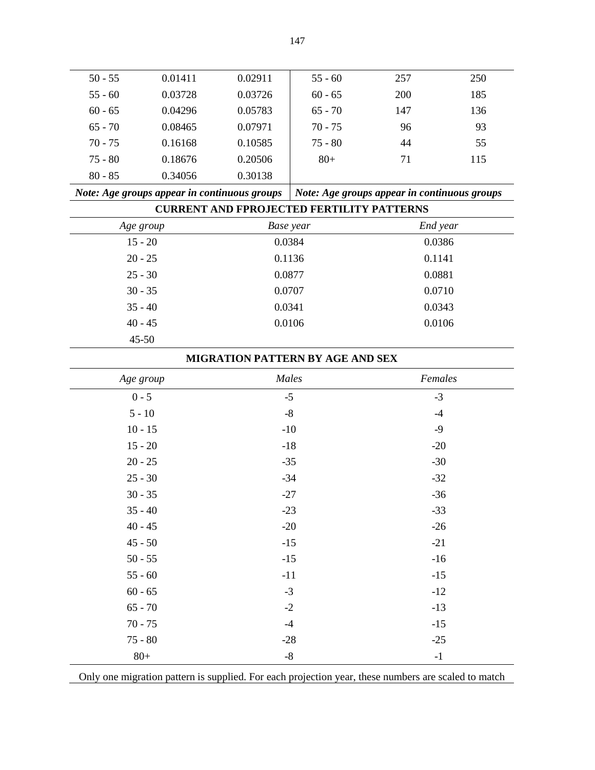| | | | | | |
|---|---|---|---|---|---|
| 50 - 55 | 0.01411 | 0.02911 | 55 - 60 | 257 | 250 |
| 55 - 60 | 0.03728 | 0.03726 | 60 - 65 | 200 | 185 |
| 60 - 65 | 0.04296 | 0.05783 | 65 - 70 | 147 | 136 |
| 65 - 70 | 0.08465 | 0.07971 | 70 - 75 | 96 | 93 |
| 70 - 75 | 0.16168 | 0.10585 | 75 - 80 | 44 | 55 |
| 75 - 80 | 0.18676 | 0.20506 | 80+ | 71 | 115 |
| 80 - 85 | 0.34056 | 0.30138 | | | |
| ***Note: Age groups appear in continuous groups*** | | | ***Note: Age groups appear in continuous groups*** | | |

**CURRENT AND FPROJECTED FERTILITY PATTERNS**

| *Age group* | *Base year* | *End year* |
|---|---|---|
| 15 - 20 | 0.0384 | 0.0386 |
| 20 - 25 | 0.1136 | 0.1141 |
| 25 - 30 | 0.0877 | 0.0881 |
| 30 - 35 | 0.0707 | 0.0710 |
| 35 - 40 | 0.0341 | 0.0343 |
| 40 - 45 | 0.0106 | 0.0106 |
| 45-50 | | |

**MIGRATION PATTERN BY AGE AND SEX**

| *Age group* | *Males* | *Females* |
|---|---|---|
| 0 - 5 | -5 | -3 |
| 5 - 10 | -8 | -4 |
| 10 - 15 | -10 | -9 |
| 15 - 20 | -18 | -20 |
| 20 - 25 | -35 | -30 |
| 25 - 30 | -34 | -32 |
| 30 - 35 | -27 | -36 |
| 35 - 40 | -23 | -33 |
| 40 - 45 | -20 | -26 |
| 45 - 50 | -15 | -21 |
| 50 - 55 | -15 | -16 |
| 55 - 60 | -11 | -15 |
| 60 - 65 | -3 | -12 |
| 65 - 70 | -2 | -13 |
| 70 - 75 | -4 | -15 |
| 75 - 80 | -28 | -25 |
| 80+ | -8 | -1 |

Only one migration pattern is supplied. For each projection year, these numbers are scaled to match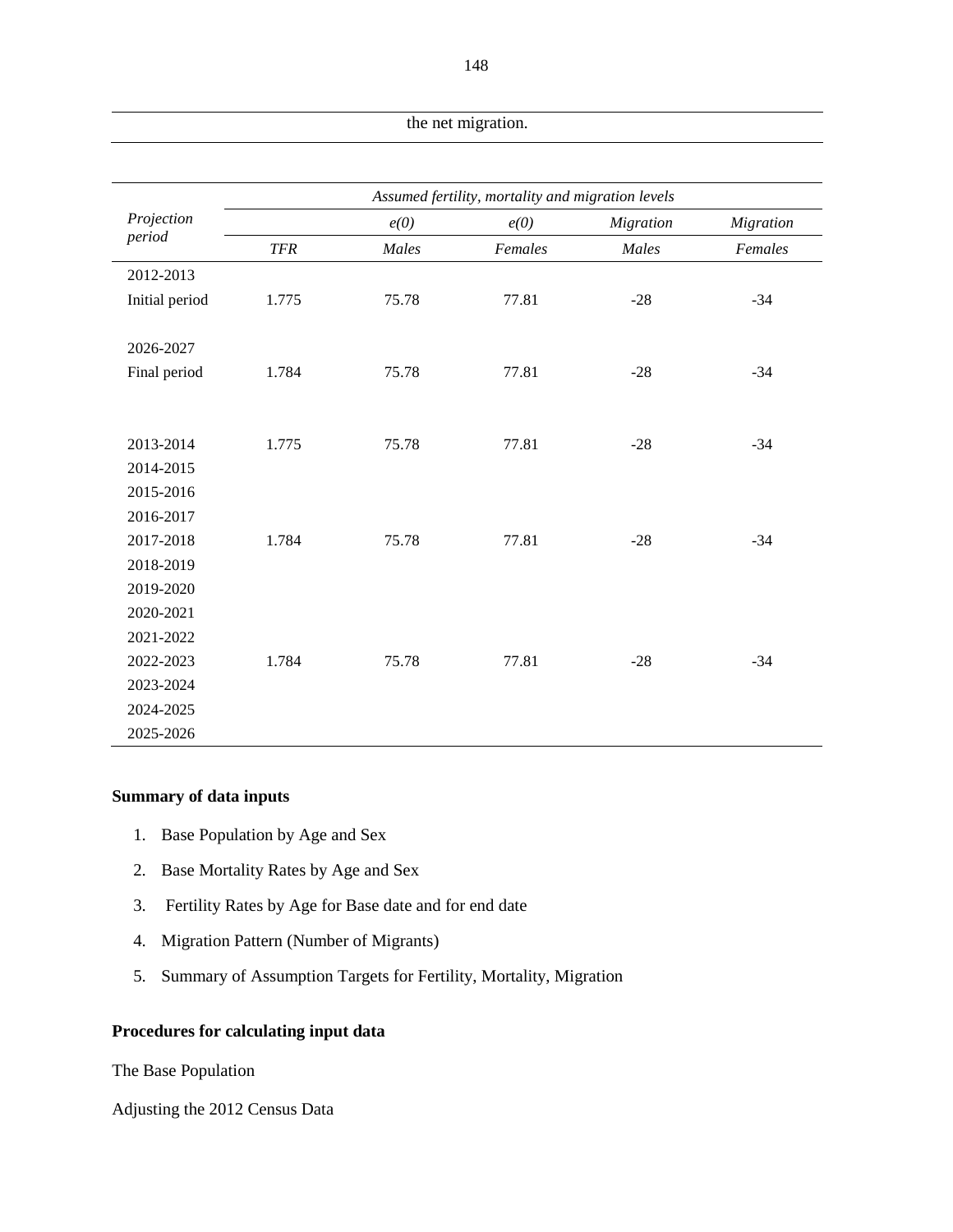| the net migration. |
|---|

| Projection period | Assumed fertility, mortality and migration levels | | | | |
|---|---|---|---|---|---|
| | | *e(0)* | *e(0)* | *Migration* | *Migration* |
| | *TFR* | *Males* | *Females* | *Males* | *Females* |
| 2012-2013 | | | | | |
| Initial period | 1.775 | 75.78 | 77.81 | -28 | -34 |
| 2026-2027 | | | | | |
| Final period | 1.784 | 75.78 | 77.81 | -28 | -34 |
| 2013-2014 | 1.775 | 75.78 | 77.81 | -28 | -34 |
| 2014-2015 | | | | | |
| 2015-2016 | | | | | |
| 2016-2017 | | | | | |
| 2017-2018 | 1.784 | 75.78 | 77.81 | -28 | -34 |
| 2018-2019 | | | | | |
| 2019-2020 | | | | | |
| 2020-2021 | | | | | |
| 2021-2022 | | | | | |
| 2022-2023 | 1.784 | 75.78 | 77.81 | -28 | -34 |
| 2023-2024 | | | | | |
| 2024-2025 | | | | | |
| 2025-2026 | | | | | |

**Summary of data inputs**

1. Base Population by Age and Sex
2. Base Mortality Rates by Age and Sex
3. Fertility Rates by Age for Base date and for end date
4. Migration Pattern (Number of Migrants)
5. Summary of Assumption Targets for Fertility, Mortality, Migration

**Procedures for calculating input data**

The Base Population

Adjusting the 2012 Census Data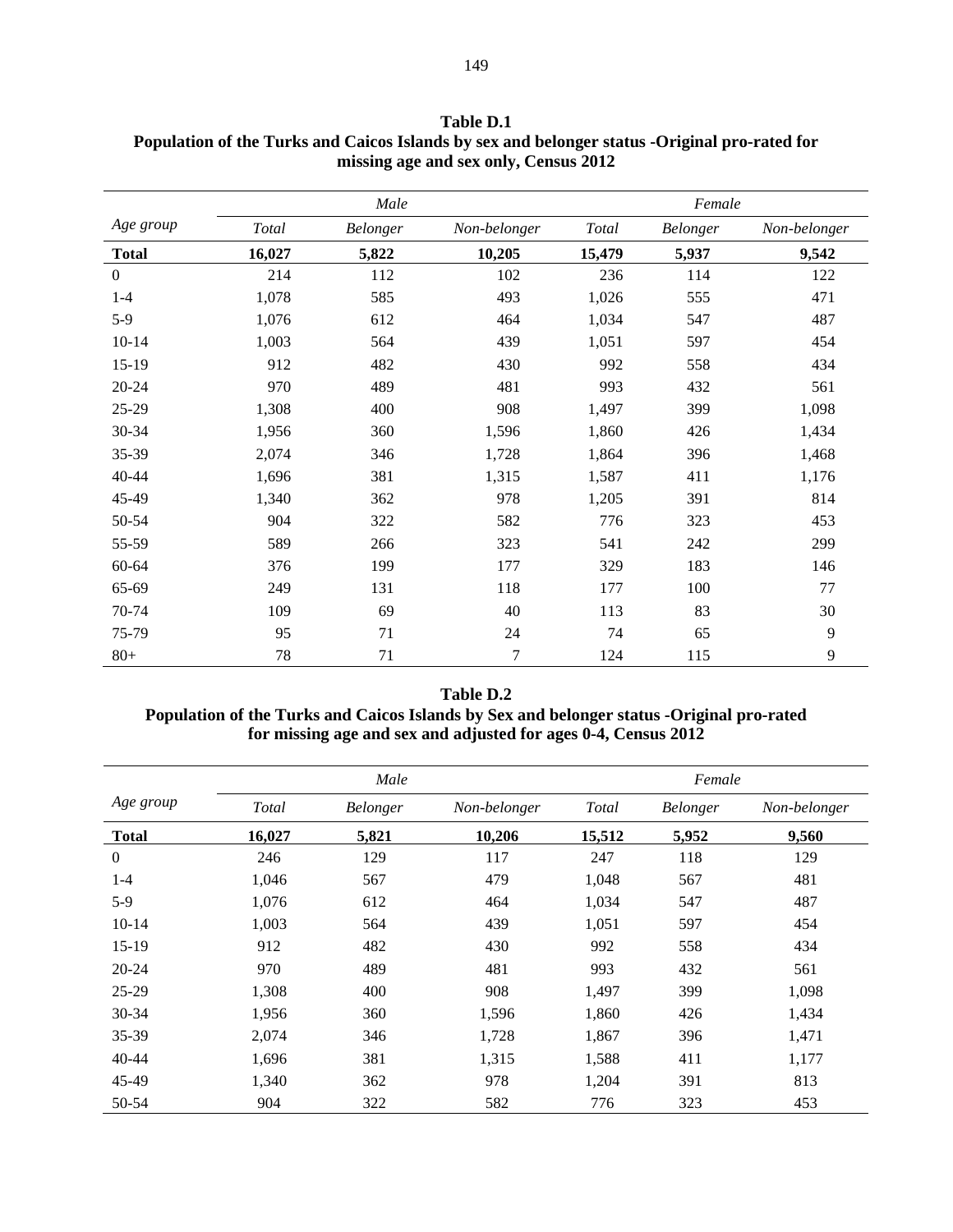**Table D.1**
**Population of the Turks and Caicos Islands by sex and belonger status -Original pro-rated for missing age and sex only, Census 2012**

| Age group | Male | | | Female | | |
|---|---|---|---|---|---|---|
| | *Total* | *Belonger* | *Non-belonger* | *Total* | *Belonger* | *Non-belonger* |
| **Total** | **16,027** | **5,822** | **10,205** | **15,479** | **5,937** | **9,542** |
| 0 | 214 | 112 | 102 | 236 | 114 | 122 |
| 1-4 | 1,078 | 585 | 493 | 1,026 | 555 | 471 |
| 5-9 | 1,076 | 612 | 464 | 1,034 | 547 | 487 |
| 10-14 | 1,003 | 564 | 439 | 1,051 | 597 | 454 |
| 15-19 | 912 | 482 | 430 | 992 | 558 | 434 |
| 20-24 | 970 | 489 | 481 | 993 | 432 | 561 |
| 25-29 | 1,308 | 400 | 908 | 1,497 | 399 | 1,098 |
| 30-34 | 1,956 | 360 | 1,596 | 1,860 | 426 | 1,434 |
| 35-39 | 2,074 | 346 | 1,728 | 1,864 | 396 | 1,468 |
| 40-44 | 1,696 | 381 | 1,315 | 1,587 | 411 | 1,176 |
| 45-49 | 1,340 | 362 | 978 | 1,205 | 391 | 814 |
| 50-54 | 904 | 322 | 582 | 776 | 323 | 453 |
| 55-59 | 589 | 266 | 323 | 541 | 242 | 299 |
| 60-64 | 376 | 199 | 177 | 329 | 183 | 146 |
| 65-69 | 249 | 131 | 118 | 177 | 100 | 77 |
| 70-74 | 109 | 69 | 40 | 113 | 83 | 30 |
| 75-79 | 95 | 71 | 24 | 74 | 65 | 9 |
| 80+ | 78 | 71 | 7 | 124 | 115 | 9 |

**Table D.2**
**Population of the Turks and Caicos Islands by Sex and belonger status -Original pro-rated for missing age and sex and adjusted for ages 0-4, Census 2012**

| Age group | Male | | | Female | | |
|---|---|---|---|---|---|---|
| | *Total* | *Belonger* | *Non-belonger* | *Total* | *Belonger* | *Non-belonger* |
| **Total** | **16,027** | **5,821** | **10,206** | **15,512** | **5,952** | **9,560** |
| 0 | 246 | 129 | 117 | 247 | 118 | 129 |
| 1-4 | 1,046 | 567 | 479 | 1,048 | 567 | 481 |
| 5-9 | 1,076 | 612 | 464 | 1,034 | 547 | 487 |
| 10-14 | 1,003 | 564 | 439 | 1,051 | 597 | 454 |
| 15-19 | 912 | 482 | 430 | 992 | 558 | 434 |
| 20-24 | 970 | 489 | 481 | 993 | 432 | 561 |
| 25-29 | 1,308 | 400 | 908 | 1,497 | 399 | 1,098 |
| 30-34 | 1,956 | 360 | 1,596 | 1,860 | 426 | 1,434 |
| 35-39 | 2,074 | 346 | 1,728 | 1,867 | 396 | 1,471 |
| 40-44 | 1,696 | 381 | 1,315 | 1,588 | 411 | 1,177 |
| 45-49 | 1,340 | 362 | 978 | 1,204 | 391 | 813 |
| 50-54 | 904 | 322 | 582 | 776 | 323 | 453 |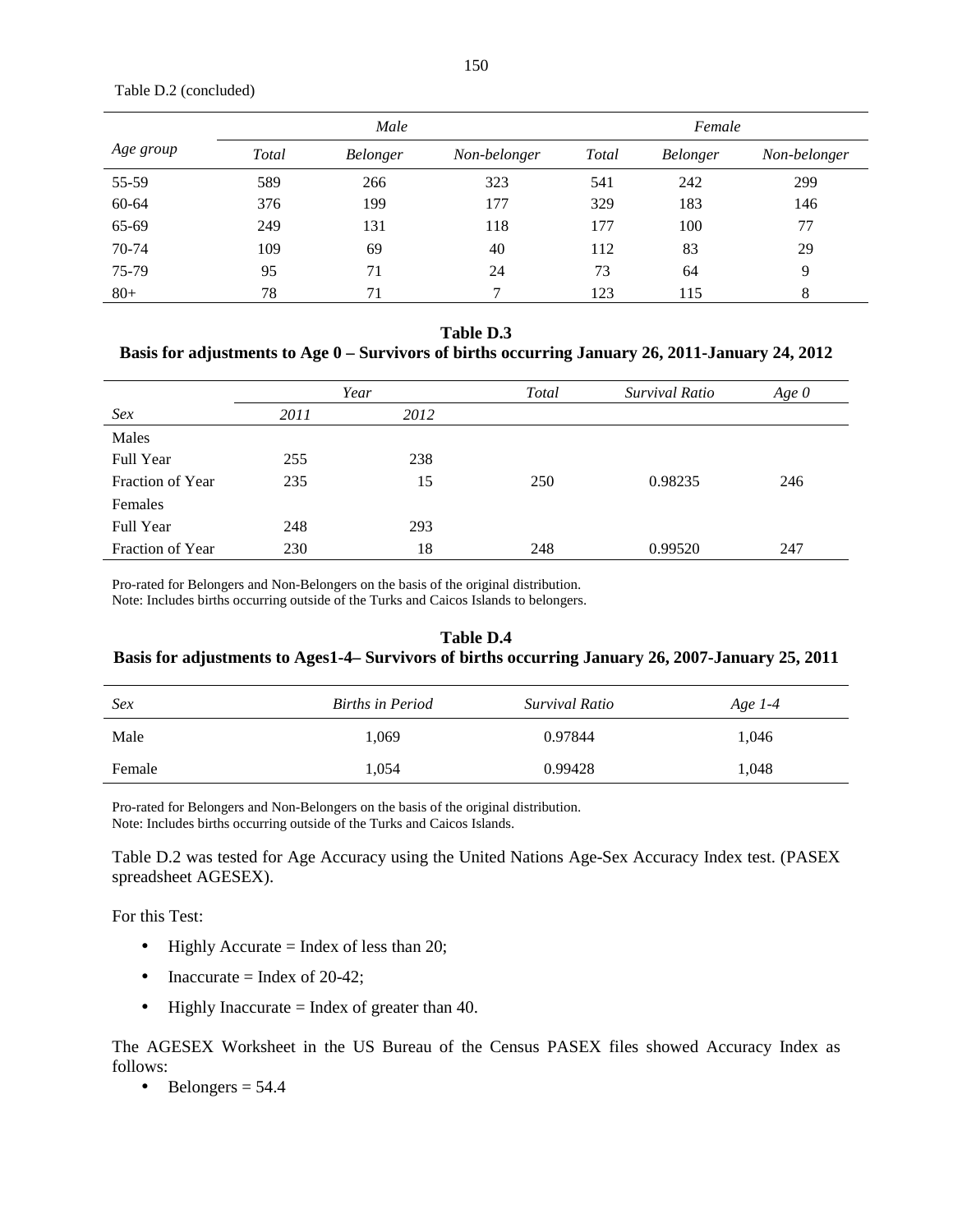Table D.2 (concluded)

| Age group | Male | | | Female | | |
|---|---|---|---|---|---|---|
| | *Total* | *Belonger* | *Non-belonger* | *Total* | *Belonger* | *Non-belonger* |
| 55-59 | 589 | 266 | 323 | 541 | 242 | 299 |
| 60-64 | 376 | 199 | 177 | 329 | 183 | 146 |
| 65-69 | 249 | 131 | 118 | 177 | 100 | 77 |
| 70-74 | 109 | 69 | 40 | 112 | 83 | 29 |
| 75-79 | 95 | 71 | 24 | 73 | 64 | 9 |
| 80+ | 78 | 71 | 7 | 123 | 115 | 8 |

**Table D.3**
**Basis for adjustments to Age 0 – Survivors of births occurring January 26, 2011-January 24, 2012**

| *Sex* | *Year* | | *Total* | *Survival Ratio* | *Age 0* |
|---|---|---|---|---|---|
| | *2011* | *2012* | | | |
| Males | | | | | |
| Full Year | 255 | 238 | | | |
| Fraction of Year | 235 | 15 | 250 | 0.98235 | 246 |
| Females | | | | | |
| Full Year | 248 | 293 | | | |
| Fraction of Year | 230 | 18 | 248 | 0.99520 | 247 |

Pro-rated for Belongers and Non-Belongers on the basis of the original distribution.
Note: Includes births occurring outside of the Turks and Caicos Islands to belongers.

**Table D.4**
**Basis for adjustments to Ages1-4– Survivors of births occurring January 26, 2007-January 25, 2011**

| *Sex* | *Births in Period* | *Survival Ratio* | *Age 1-4* |
|---|---|---|---|
| Male | 1,069 | 0.97844 | 1,046 |
| Female | 1,054 | 0.99428 | 1,048 |

Pro-rated for Belongers and Non-Belongers on the basis of the original distribution.
Note: Includes births occurring outside of the Turks and Caicos Islands.

Table D.2 was tested for Age Accuracy using the United Nations Age-Sex Accuracy Index test. (PASEX spreadsheet AGESEX).

For this Test:

- Highly Accurate = Index of less than 20;
- Inaccurate = Index of 20-42;
- Highly Inaccurate = Index of greater than 40.

The AGESEX Worksheet in the US Bureau of the Census PASEX files showed Accuracy Index as follows:

- Belongers = 54.4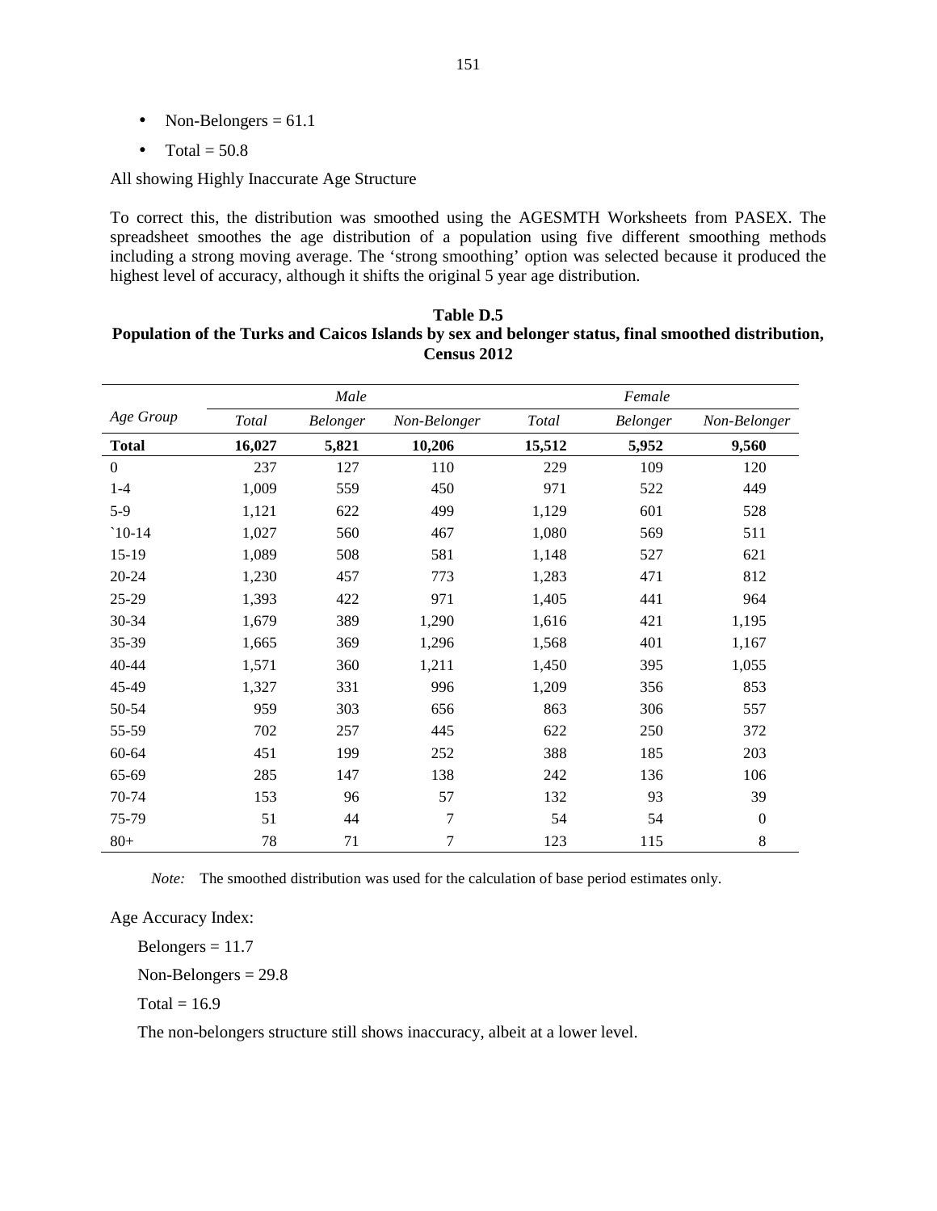- Non-Belongers = 61.1
- Total = 50.8

All showing Highly Inaccurate Age Structure

To correct this, the distribution was smoothed using the AGESMTH Worksheets from PASEX. The spreadsheet smoothes the age distribution of a population using five different smoothing methods including a strong moving average. The 'strong smoothing' option was selected because it produced the highest level of accuracy, although it shifts the original 5 year age distribution.

**Table D.5**
**Population of the Turks and Caicos Islands by sex and belonger status, final smoothed distribution, Census 2012**

| *Age Group* | *Male* | | | *Female* | | |
|---|---|---|---|---|---|---|
| | *Total* | *Belonger* | *Non-Belonger* | *Total* | *Belonger* | *Non-Belonger* |
| **Total** | **16,027** | **5,821** | **10,206** | **15,512** | **5,952** | **9,560** |
| 0 | 237 | 127 | 110 | 229 | 109 | 120 |
| 1-4 | 1,009 | 559 | 450 | 971 | 522 | 449 |
| 5-9 | 1,121 | 622 | 499 | 1,129 | 601 | 528 |
| `10-14 | 1,027 | 560 | 467 | 1,080 | 569 | 511 |
| 15-19 | 1,089 | 508 | 581 | 1,148 | 527 | 621 |
| 20-24 | 1,230 | 457 | 773 | 1,283 | 471 | 812 |
| 25-29 | 1,393 | 422 | 971 | 1,405 | 441 | 964 |
| 30-34 | 1,679 | 389 | 1,290 | 1,616 | 421 | 1,195 |
| 35-39 | 1,665 | 369 | 1,296 | 1,568 | 401 | 1,167 |
| 40-44 | 1,571 | 360 | 1,211 | 1,450 | 395 | 1,055 |
| 45-49 | 1,327 | 331 | 996 | 1,209 | 356 | 853 |
| 50-54 | 959 | 303 | 656 | 863 | 306 | 557 |
| 55-59 | 702 | 257 | 445 | 622 | 250 | 372 |
| 60-64 | 451 | 199 | 252 | 388 | 185 | 203 |
| 65-69 | 285 | 147 | 138 | 242 | 136 | 106 |
| 70-74 | 153 | 96 | 57 | 132 | 93 | 39 |
| 75-79 | 51 | 44 | 7 | 54 | 54 | 0 |
| 80+ | 78 | 71 | 7 | 123 | 115 | 8 |

*Note:* The smoothed distribution was used for the calculation of base period estimates only.

Age Accuracy Index:

Belongers = 11.7

Non-Belongers = 29.8

Total = 16.9

The non-belongers structure still shows inaccuracy, albeit at a lower level.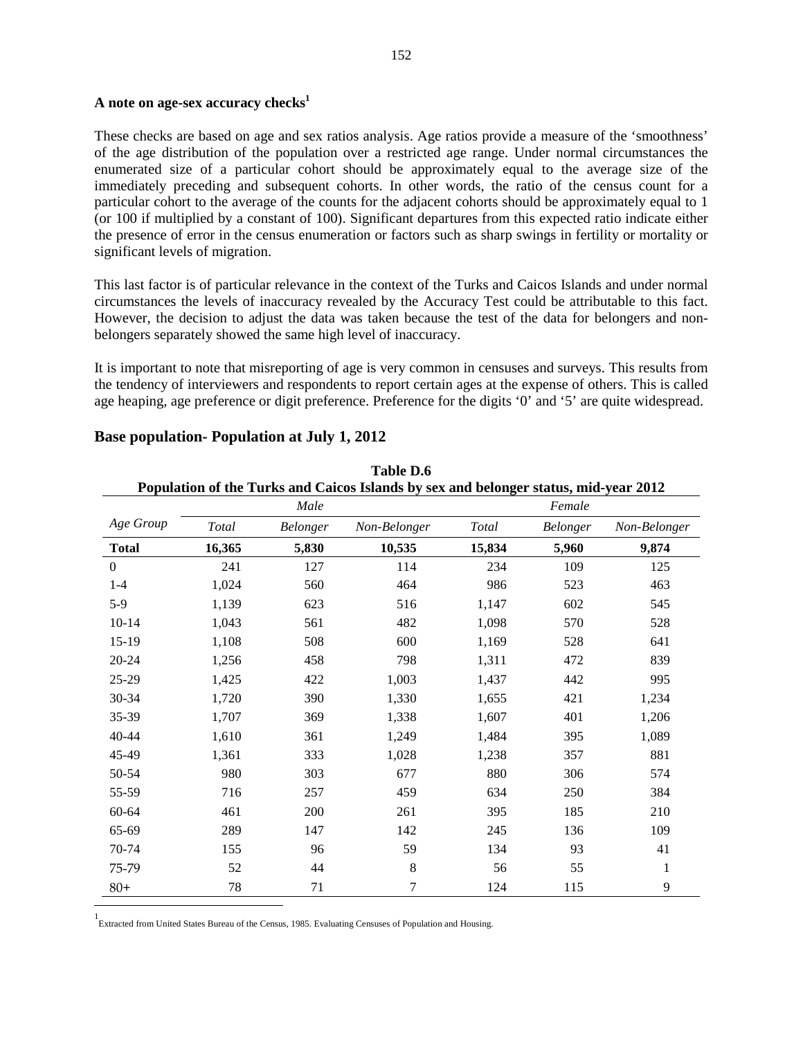### A note on age-sex accuracy checks[1]

These checks are based on age and sex ratios analysis. Age ratios provide a measure of the 'smoothness' of the age distribution of the population over a restricted age range. Under normal circumstances the enumerated size of a particular cohort should be approximately equal to the average size of the immediately preceding and subsequent cohorts. In other words, the ratio of the census count for a particular cohort to the average of the counts for the adjacent cohorts should be approximately equal to 1 (or 100 if multiplied by a constant of 100). Significant departures from this expected ratio indicate either the presence of error in the census enumeration or factors such as sharp swings in fertility or mortality or significant levels of migration.

This last factor is of particular relevance in the context of the Turks and Caicos Islands and under normal circumstances the levels of inaccuracy revealed by the Accuracy Test could be attributable to this fact. However, the decision to adjust the data was taken because the test of the data for belongers and non-belongers separately showed the same high level of inaccuracy.

It is important to note that misreporting of age is very common in censuses and surveys. This results from the tendency of interviewers and respondents to report certain ages at the expense of others. This is called age heaping, age preference or digit preference. Preference for the digits '0' and '5' are quite widespread.

## Base population- Population at July 1, 2012

**Table D.6**
**Population of the Turks and Caicos Islands by sex and belonger status, mid-year 2012**

| | *Male* | | | *Female* | | |
|---|---|---|---|---|---|---|
| *Age Group* | *Total* | *Belonger* | *Non-Belonger* | *Total* | *Belonger* | *Non-Belonger* |
| **Total** | **16,365** | **5,830** | **10,535** | **15,834** | **5,960** | **9,874** |
| 0 | 241 | 127 | 114 | 234 | 109 | 125 |
| 1-4 | 1,024 | 560 | 464 | 986 | 523 | 463 |
| 5-9 | 1,139 | 623 | 516 | 1,147 | 602 | 545 |
| 10-14 | 1,043 | 561 | 482 | 1,098 | 570 | 528 |
| 15-19 | 1,108 | 508 | 600 | 1,169 | 528 | 641 |
| 20-24 | 1,256 | 458 | 798 | 1,311 | 472 | 839 |
| 25-29 | 1,425 | 422 | 1,003 | 1,437 | 442 | 995 |
| 30-34 | 1,720 | 390 | 1,330 | 1,655 | 421 | 1,234 |
| 35-39 | 1,707 | 369 | 1,338 | 1,607 | 401 | 1,206 |
| 40-44 | 1,610 | 361 | 1,249 | 1,484 | 395 | 1,089 |
| 45-49 | 1,361 | 333 | 1,028 | 1,238 | 357 | 881 |
| 50-54 | 980 | 303 | 677 | 880 | 306 | 574 |
| 55-59 | 716 | 257 | 459 | 634 | 250 | 384 |
| 60-64 | 461 | 200 | 261 | 395 | 185 | 210 |
| 65-69 | 289 | 147 | 142 | 245 | 136 | 109 |
| 70-74 | 155 | 96 | 59 | 134 | 93 | 41 |
| 75-79 | 52 | 44 | 8 | 56 | 55 | 1 |
| 80+ | 78 | 71 | 7 | 124 | 115 | 9 |

[1] Extracted from United States Bureau of the Census, 1985. Evaluating Censuses of Population and Housing.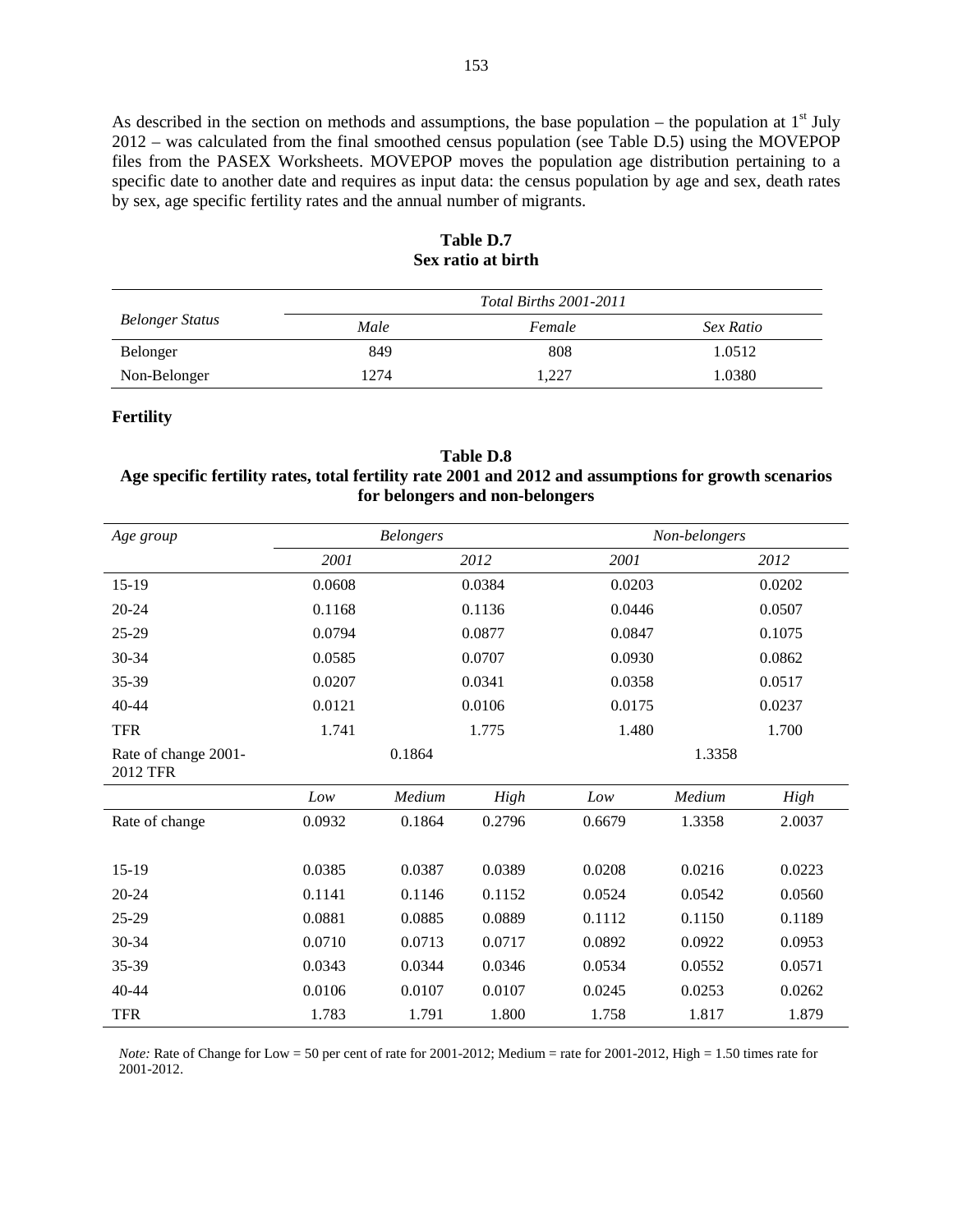As described in the section on methods and assumptions, the base population – the population at 1st July 2012 – was calculated from the final smoothed census population (see Table D.5) using the MOVEPOP files from the PASEX Worksheets. MOVEPOP moves the population age distribution pertaining to a specific date to another date and requires as input data: the census population by age and sex, death rates by sex, age specific fertility rates and the annual number of migrants.

**Table D.7**
**Sex ratio at birth**

| *Belonger Status* | *Total Births 2001-2011* | | |
|---|---|---|---|
| | *Male* | *Female* | *Sex Ratio* |
| Belonger | 849 | 808 | 1.0512 |
| Non-Belonger | 1274 | 1,227 | 1.0380 |

**Fertility**

**Table D.8**
**Age specific fertility rates, total fertility rate 2001 and 2012 and assumptions for growth scenarios for belongers and non-belongers**

| *Age group* | *Belongers* | | | *Non-belongers* | | |
|---|---|---|---|---|---|---|
| | *2001* | | *2012* | *2001* | | *2012* |
| 15-19 | 0.0608 | | 0.0384 | 0.0203 | | 0.0202 |
| 20-24 | 0.1168 | | 0.1136 | 0.0446 | | 0.0507 |
| 25-29 | 0.0794 | | 0.0877 | 0.0847 | | 0.1075 |
| 30-34 | 0.0585 | | 0.0707 | 0.0930 | | 0.0862 |
| 35-39 | 0.0207 | | 0.0341 | 0.0358 | | 0.0517 |
| 40-44 | 0.0121 | | 0.0106 | 0.0175 | | 0.0237 |
| TFR | 1.741 | | 1.775 | 1.480 | | 1.700 |
| Rate of change 2001-2012 TFR | | 0.1864 | | | 1.3358 | |
| | *Low* | *Medium* | *High* | *Low* | *Medium* | *High* |
| Rate of change | 0.0932 | 0.1864 | 0.2796 | 0.6679 | 1.3358 | 2.0037 |
| 15-19 | 0.0385 | 0.0387 | 0.0389 | 0.0208 | 0.0216 | 0.0223 |
| 20-24 | 0.1141 | 0.1146 | 0.1152 | 0.0524 | 0.0542 | 0.0560 |
| 25-29 | 0.0881 | 0.0885 | 0.0889 | 0.1112 | 0.1150 | 0.1189 |
| 30-34 | 0.0710 | 0.0713 | 0.0717 | 0.0892 | 0.0922 | 0.0953 |
| 35-39 | 0.0343 | 0.0344 | 0.0346 | 0.0534 | 0.0552 | 0.0571 |
| 40-44 | 0.0106 | 0.0107 | 0.0107 | 0.0245 | 0.0253 | 0.0262 |
| TFR | 1.783 | 1.791 | 1.800 | 1.758 | 1.817 | 1.879 |

*Note:* Rate of Change for Low = 50 per cent of rate for 2001-2012; Medium = rate for 2001-2012, High = 1.50 times rate for 2001-2012.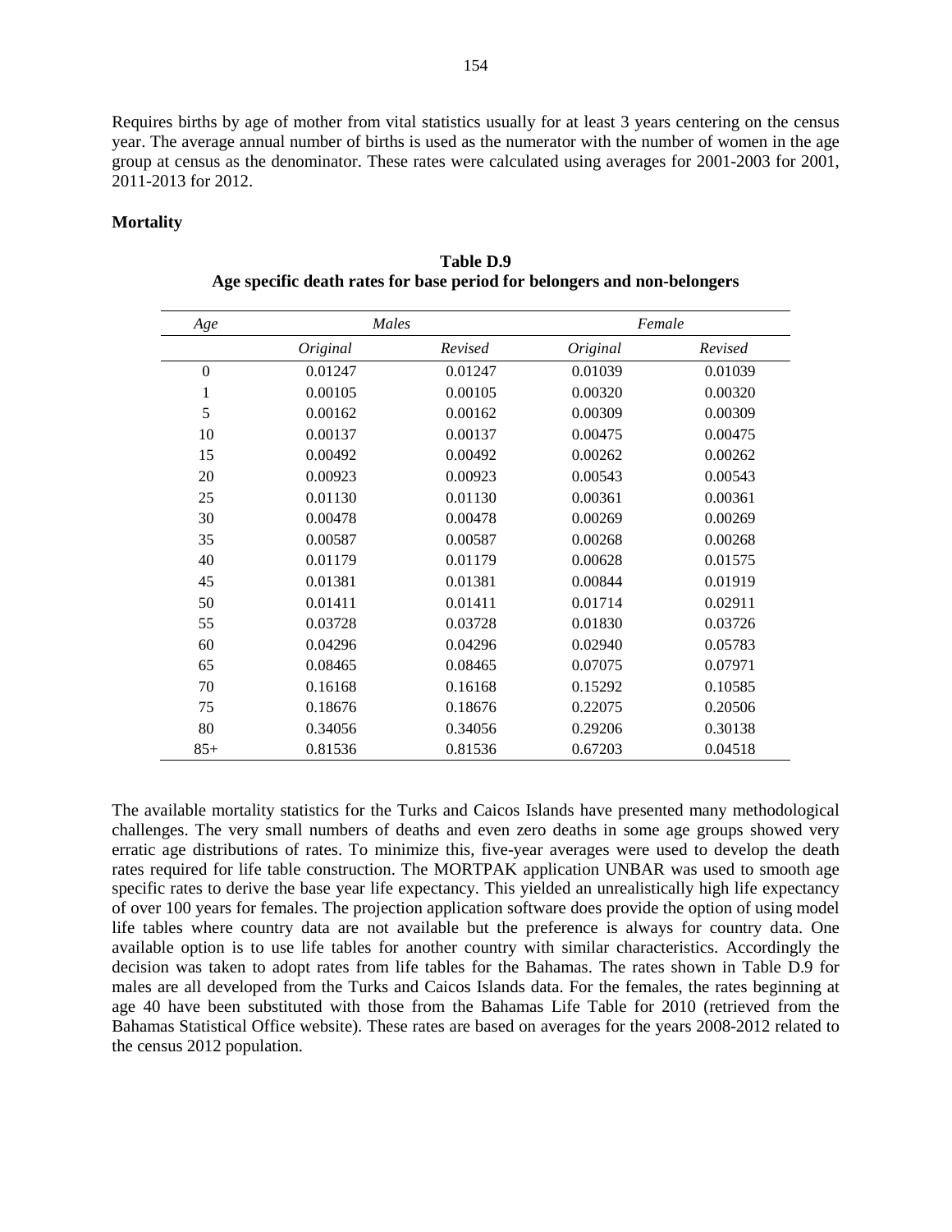Requires births by age of mother from vital statistics usually for at least 3 years centering on the census year. The average annual number of births is used as the numerator with the number of women in the age group at census as the denominator. These rates were calculated using averages for 2001-2003 for 2001, 2011-2013 for 2012.

**Mortality**

**Table D.9**
**Age specific death rates for base period for belongers and non-belongers**

| *Age* | *Males* | | *Female* | |
|---|---|---|---|---|
| | *Original* | *Revised* | *Original* | *Revised* |
| 0 | 0.01247 | 0.01247 | 0.01039 | 0.01039 |
| 1 | 0.00105 | 0.00105 | 0.00320 | 0.00320 |
| 5 | 0.00162 | 0.00162 | 0.00309 | 0.00309 |
| 10 | 0.00137 | 0.00137 | 0.00475 | 0.00475 |
| 15 | 0.00492 | 0.00492 | 0.00262 | 0.00262 |
| 20 | 0.00923 | 0.00923 | 0.00543 | 0.00543 |
| 25 | 0.01130 | 0.01130 | 0.00361 | 0.00361 |
| 30 | 0.00478 | 0.00478 | 0.00269 | 0.00269 |
| 35 | 0.00587 | 0.00587 | 0.00268 | 0.00268 |
| 40 | 0.01179 | 0.01179 | 0.00628 | 0.01575 |
| 45 | 0.01381 | 0.01381 | 0.00844 | 0.01919 |
| 50 | 0.01411 | 0.01411 | 0.01714 | 0.02911 |
| 55 | 0.03728 | 0.03728 | 0.01830 | 0.03726 |
| 60 | 0.04296 | 0.04296 | 0.02940 | 0.05783 |
| 65 | 0.08465 | 0.08465 | 0.07075 | 0.07971 |
| 70 | 0.16168 | 0.16168 | 0.15292 | 0.10585 |
| 75 | 0.18676 | 0.18676 | 0.22075 | 0.20506 |
| 80 | 0.34056 | 0.34056 | 0.29206 | 0.30138 |
| 85+ | 0.81536 | 0.81536 | 0.67203 | 0.04518 |

The available mortality statistics for the Turks and Caicos Islands have presented many methodological challenges. The very small numbers of deaths and even zero deaths in some age groups showed very erratic age distributions of rates. To minimize this, five-year averages were used to develop the death rates required for life table construction. The MORTPAK application UNBAR was used to smooth age specific rates to derive the base year life expectancy. This yielded an unrealistically high life expectancy of over 100 years for females. The projection application software does provide the option of using model life tables where country data are not available but the preference is always for country data. One available option is to use life tables for another country with similar characteristics. Accordingly the decision was taken to adopt rates from life tables for the Bahamas. The rates shown in Table D.9 for males are all developed from the Turks and Caicos Islands data. For the females, the rates beginning at age 40 have been substituted with those from the Bahamas Life Table for 2010 (retrieved from the Bahamas Statistical Office website). These rates are based on averages for the years 2008-2012 related to the census 2012 population.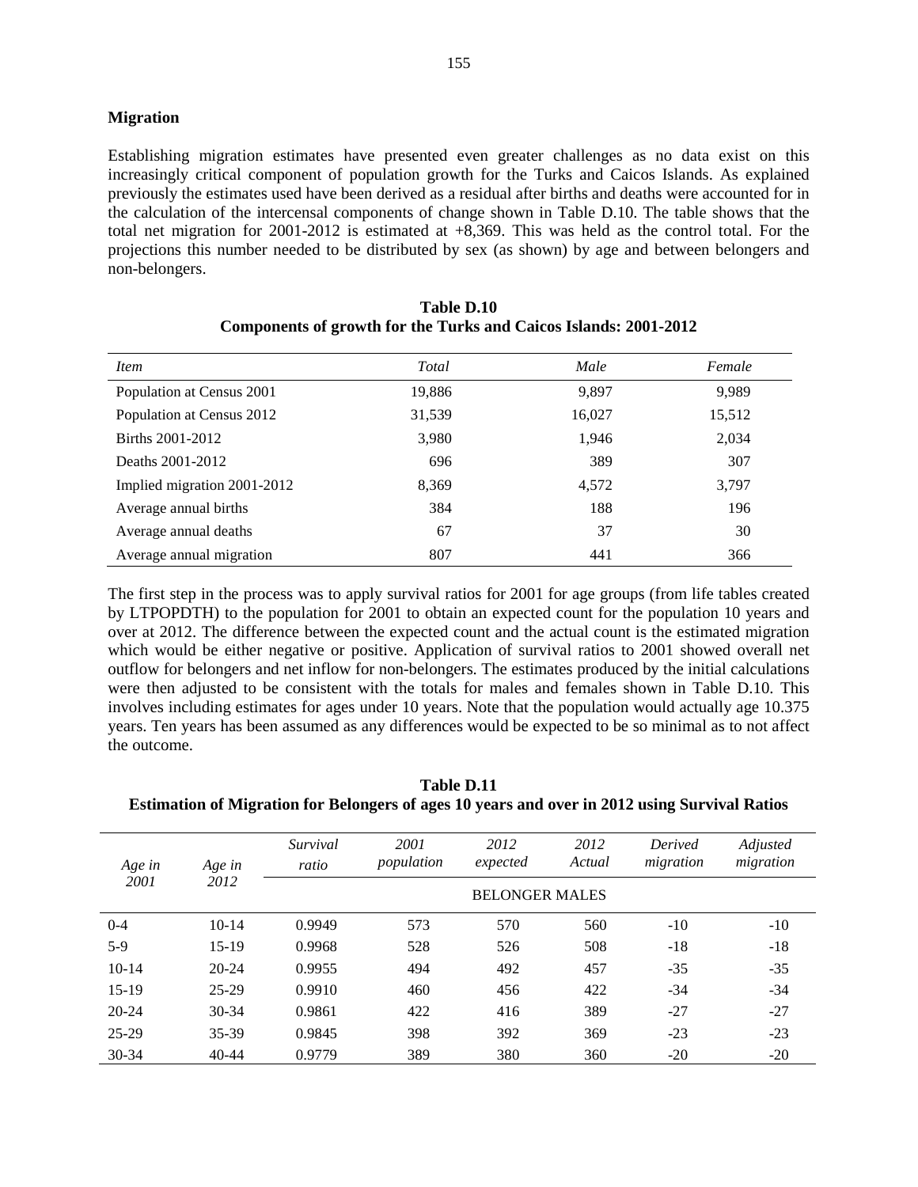**Migration**

Establishing migration estimates have presented even greater challenges as no data exist on this increasingly critical component of population growth for the Turks and Caicos Islands. As explained previously the estimates used have been derived as a residual after births and deaths were accounted for in the calculation of the intercensal components of change shown in Table D.10. The table shows that the total net migration for 2001-2012 is estimated at +8,369. This was held as the control total. For the projections this number needed to be distributed by sex (as shown) by age and between belongers and non-belongers.

**Table D.10**
**Components of growth for the Turks and Caicos Islands: 2001-2012**

| *Item* | *Total* | *Male* | *Female* |
|---|---|---|---|
| Population at Census 2001 | 19,886 | 9,897 | 9,989 |
| Population at Census 2012 | 31,539 | 16,027 | 15,512 |
| Births 2001-2012 | 3,980 | 1,946 | 2,034 |
| Deaths 2001-2012 | 696 | 389 | 307 |
| Implied migration 2001-2012 | 8,369 | 4,572 | 3,797 |
| Average annual births | 384 | 188 | 196 |
| Average annual deaths | 67 | 37 | 30 |
| Average annual migration | 807 | 441 | 366 |

The first step in the process was to apply survival ratios for 2001 for age groups (from life tables created by LTPOPDTH) to the population for 2001 to obtain an expected count for the population 10 years and over at 2012. The difference between the expected count and the actual count is the estimated migration which would be either negative or positive. Application of survival ratios to 2001 showed overall net outflow for belongers and net inflow for non-belongers. The estimates produced by the initial calculations were then adjusted to be consistent with the totals for males and females shown in Table D.10. This involves including estimates for ages under 10 years. Note that the population would actually age 10.375 years. Ten years has been assumed as any differences would be expected to be so minimal as to not affect the outcome.

**Table D.11**
**Estimation of Migration for Belongers of ages 10 years and over in 2012 using Survival Ratios**

| *Age in 2001* | *Age in 2012* | *Survival ratio* | *2001 population* | *2012 expected* | *2012 Actual* | *Derived migration* | *Adjusted migration* |
|---|---|---|---|---|---|---|---|
| | | BELONGER MALES | | | | | |
| 0-4 | 10-14 | 0.9949 | 573 | 570 | 560 | -10 | -10 |
| 5-9 | 15-19 | 0.9968 | 528 | 526 | 508 | -18 | -18 |
| 10-14 | 20-24 | 0.9955 | 494 | 492 | 457 | -35 | -35 |
| 15-19 | 25-29 | 0.9910 | 460 | 456 | 422 | -34 | -34 |
| 20-24 | 30-34 | 0.9861 | 422 | 416 | 389 | -27 | -27 |
| 25-29 | 35-39 | 0.9845 | 398 | 392 | 369 | -23 | -23 |
| 30-34 | 40-44 | 0.9779 | 389 | 380 | 360 | -20 | -20 |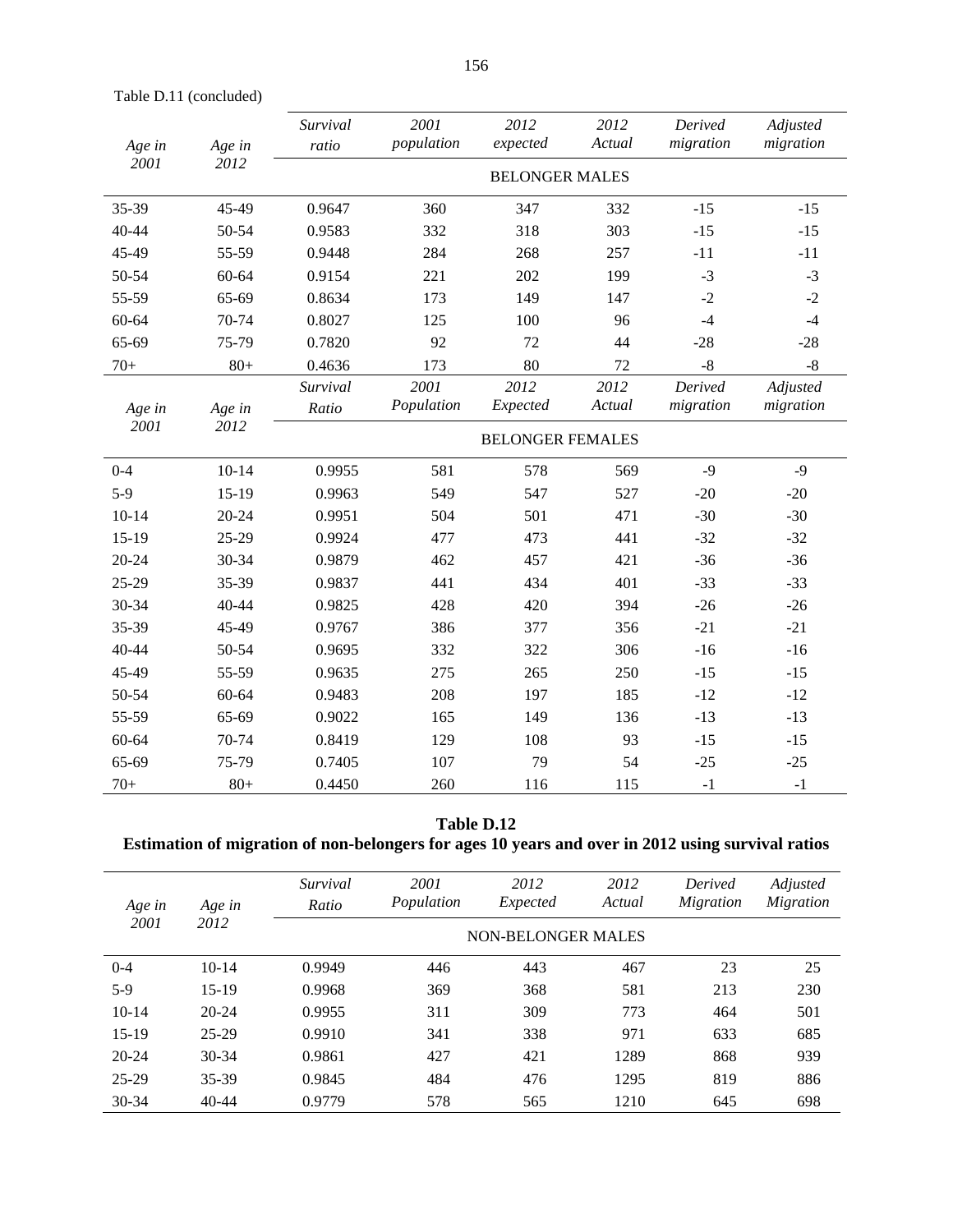Table D.11 (concluded)

| Age in 2001 | Age in 2012 | Survival ratio | 2001 population | 2012 expected | 2012 Actual | Derived migration | Adjusted migration |
|---|---|---|---|---|---|---|---|
| | | BELONGER MALES | | | | | |
| 35-39 | 45-49 | 0.9647 | 360 | 347 | 332 | -15 | -15 |
| 40-44 | 50-54 | 0.9583 | 332 | 318 | 303 | -15 | -15 |
| 45-49 | 55-59 | 0.9448 | 284 | 268 | 257 | -11 | -11 |
| 50-54 | 60-64 | 0.9154 | 221 | 202 | 199 | -3 | -3 |
| 55-59 | 65-69 | 0.8634 | 173 | 149 | 147 | -2 | -2 |
| 60-64 | 70-74 | 0.8027 | 125 | 100 | 96 | -4 | -4 |
| 65-69 | 75-79 | 0.7820 | 92 | 72 | 44 | -28 | -28 |
| 70+ | 80+ | 0.4636 | 173 | 80 | 72 | -8 | -8 |

| Age in 2001 | Age in 2012 | Survival Ratio | 2001 Population | 2012 Expected | 2012 Actual | Derived migration | Adjusted migration |
|---|---|---|---|---|---|---|---|
| | | BELONGER FEMALES | | | | | |
| 0-4 | 10-14 | 0.9955 | 581 | 578 | 569 | -9 | -9 |
| 5-9 | 15-19 | 0.9963 | 549 | 547 | 527 | -20 | -20 |
| 10-14 | 20-24 | 0.9951 | 504 | 501 | 471 | -30 | -30 |
| 15-19 | 25-29 | 0.9924 | 477 | 473 | 441 | -32 | -32 |
| 20-24 | 30-34 | 0.9879 | 462 | 457 | 421 | -36 | -36 |
| 25-29 | 35-39 | 0.9837 | 441 | 434 | 401 | -33 | -33 |
| 30-34 | 40-44 | 0.9825 | 428 | 420 | 394 | -26 | -26 |
| 35-39 | 45-49 | 0.9767 | 386 | 377 | 356 | -21 | -21 |
| 40-44 | 50-54 | 0.9695 | 332 | 322 | 306 | -16 | -16 |
| 45-49 | 55-59 | 0.9635 | 275 | 265 | 250 | -15 | -15 |
| 50-54 | 60-64 | 0.9483 | 208 | 197 | 185 | -12 | -12 |
| 55-59 | 65-69 | 0.9022 | 165 | 149 | 136 | -13 | -13 |
| 60-64 | 70-74 | 0.8419 | 129 | 108 | 93 | -15 | -15 |
| 65-69 | 75-79 | 0.7405 | 107 | 79 | 54 | -25 | -25 |
| 70+ | 80+ | 0.4450 | 260 | 116 | 115 | -1 | -1 |

**Table D.12**
**Estimation of migration of non-belongers for ages 10 years and over in 2012 using survival ratios**

| Age in 2001 | Age in 2012 | Survival Ratio | 2001 Population | 2012 Expected | 2012 Actual | Derived Migration | Adjusted Migration |
|---|---|---|---|---|---|---|---|
| | | NON-BELONGER MALES | | | | | |
| 0-4 | 10-14 | 0.9949 | 446 | 443 | 467 | 23 | 25 |
| 5-9 | 15-19 | 0.9968 | 369 | 368 | 581 | 213 | 230 |
| 10-14 | 20-24 | 0.9955 | 311 | 309 | 773 | 464 | 501 |
| 15-19 | 25-29 | 0.9910 | 341 | 338 | 971 | 633 | 685 |
| 20-24 | 30-34 | 0.9861 | 427 | 421 | 1289 | 868 | 939 |
| 25-29 | 35-39 | 0.9845 | 484 | 476 | 1295 | 819 | 886 |
| 30-34 | 40-44 | 0.9779 | 578 | 565 | 1210 | 645 | 698 |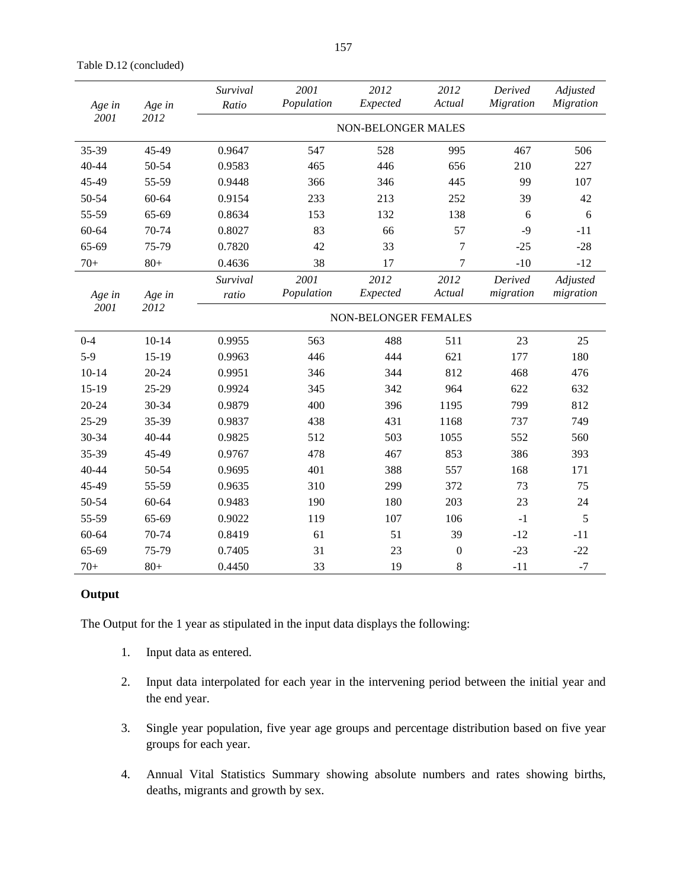Table D.12 (concluded)

| *Age in 2001* | *Age in 2012* | *Survival Ratio* | *2001 Population* | *2012 Expected* | *2012 Actual* | *Derived Migration* | *Adjusted Migration* |
|---|---|---|---|---|---|---|---|
| | | NON-BELONGER MALES | | | | | |
| 35-39 | 45-49 | 0.9647 | 547 | 528 | 995 | 467 | 506 |
| 40-44 | 50-54 | 0.9583 | 465 | 446 | 656 | 210 | 227 |
| 45-49 | 55-59 | 0.9448 | 366 | 346 | 445 | 99 | 107 |
| 50-54 | 60-64 | 0.9154 | 233 | 213 | 252 | 39 | 42 |
| 55-59 | 65-69 | 0.8634 | 153 | 132 | 138 | 6 | 6 |
| 60-64 | 70-74 | 0.8027 | 83 | 66 | 57 | -9 | -11 |
| 65-69 | 75-79 | 0.7820 | 42 | 33 | 7 | -25 | -28 |
| 70+ | 80+ | 0.4636 | 38 | 17 | 7 | -10 | -12 |
| *Age in 2001* | *Age in 2012* | *Survival ratio* | *2001 Population* | *2012 Expected* | *2012 Actual* | *Derived migration* | *Adjusted migration* |
| | | NON-BELONGER FEMALES | | | | | |
| 0-4 | 10-14 | 0.9955 | 563 | 488 | 511 | 23 | 25 |
| 5-9 | 15-19 | 0.9963 | 446 | 444 | 621 | 177 | 180 |
| 10-14 | 20-24 | 0.9951 | 346 | 344 | 812 | 468 | 476 |
| 15-19 | 25-29 | 0.9924 | 345 | 342 | 964 | 622 | 632 |
| 20-24 | 30-34 | 0.9879 | 400 | 396 | 1195 | 799 | 812 |
| 25-29 | 35-39 | 0.9837 | 438 | 431 | 1168 | 737 | 749 |
| 30-34 | 40-44 | 0.9825 | 512 | 503 | 1055 | 552 | 560 |
| 35-39 | 45-49 | 0.9767 | 478 | 467 | 853 | 386 | 393 |
| 40-44 | 50-54 | 0.9695 | 401 | 388 | 557 | 168 | 171 |
| 45-49 | 55-59 | 0.9635 | 310 | 299 | 372 | 73 | 75 |
| 50-54 | 60-64 | 0.9483 | 190 | 180 | 203 | 23 | 24 |
| 55-59 | 65-69 | 0.9022 | 119 | 107 | 106 | -1 | 5 |
| 60-64 | 70-74 | 0.8419 | 61 | 51 | 39 | -12 | -11 |
| 65-69 | 75-79 | 0.7405 | 31 | 23 | 0 | -23 | -22 |
| 70+ | 80+ | 0.4450 | 33 | 19 | 8 | -11 | -7 |

**Output**

The Output for the 1 year as stipulated in the input data displays the following:

1. Input data as entered.
2. Input data interpolated for each year in the intervening period between the initial year and the end year.
3. Single year population, five year age groups and percentage distribution based on five year groups for each year.
4. Annual Vital Statistics Summary showing absolute numbers and rates showing births, deaths, migrants and growth by sex.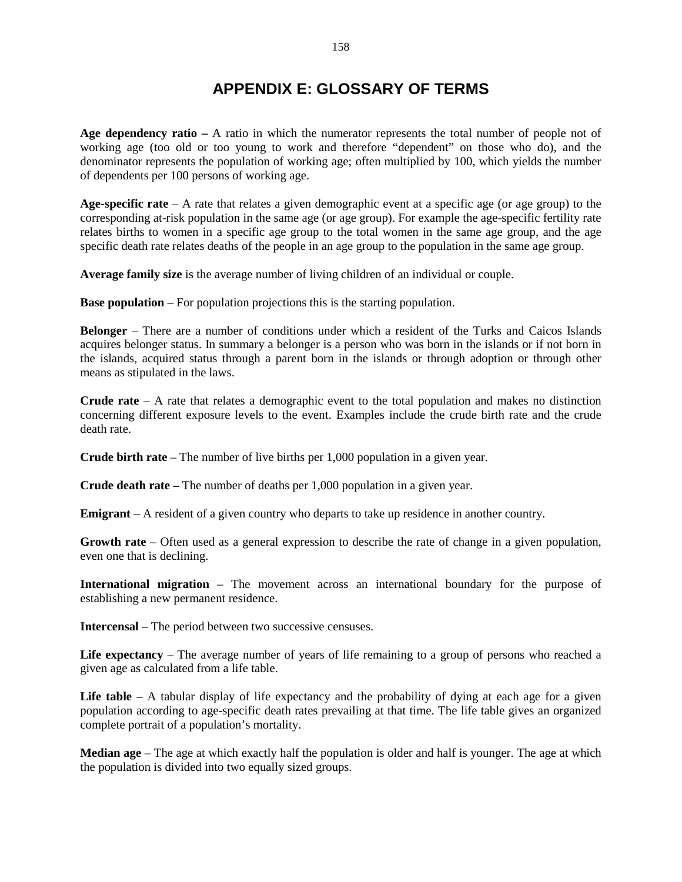# APPENDIX E: GLOSSARY OF TERMS

**Age dependency ratio –** A ratio in which the numerator represents the total number of people not of working age (too old or too young to work and therefore "dependent" on those who do), and the denominator represents the population of working age; often multiplied by 100, which yields the number of dependents per 100 persons of working age.

**Age-specific rate** – A rate that relates a given demographic event at a specific age (or age group) to the corresponding at-risk population in the same age (or age group). For example the age-specific fertility rate relates births to women in a specific age group to the total women in the same age group, and the age specific death rate relates deaths of the people in an age group to the population in the same age group.

**Average family size** is the average number of living children of an individual or couple.

**Base population** – For population projections this is the starting population.

**Belonger** – There are a number of conditions under which a resident of the Turks and Caicos Islands acquires belonger status. In summary a belonger is a person who was born in the islands or if not born in the islands, acquired status through a parent born in the islands or through adoption or through other means as stipulated in the laws.

**Crude rate** – A rate that relates a demographic event to the total population and makes no distinction concerning different exposure levels to the event. Examples include the crude birth rate and the crude death rate.

**Crude birth rate** – The number of live births per 1,000 population in a given year.

**Crude death rate –** The number of deaths per 1,000 population in a given year.

**Emigrant** – A resident of a given country who departs to take up residence in another country.

**Growth rate** – Often used as a general expression to describe the rate of change in a given population, even one that is declining.

**International migration** – The movement across an international boundary for the purpose of establishing a new permanent residence.

**Intercensal** – The period between two successive censuses.

**Life expectancy** – The average number of years of life remaining to a group of persons who reached a given age as calculated from a life table.

**Life table** – A tabular display of life expectancy and the probability of dying at each age for a given population according to age-specific death rates prevailing at that time. The life table gives an organized complete portrait of a population's mortality.

**Median age** – The age at which exactly half the population is older and half is younger. The age at which the population is divided into two equally sized groups.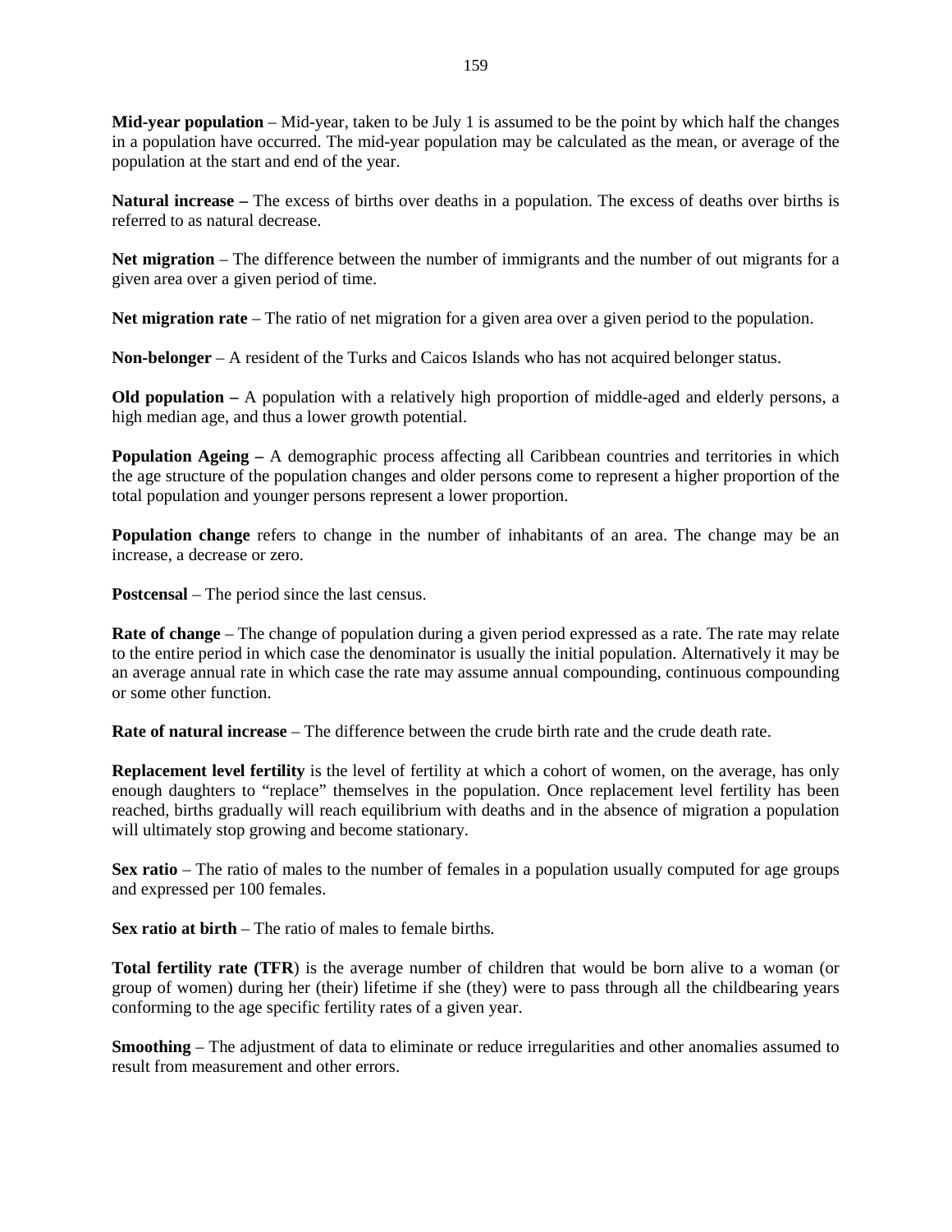**Mid-year population** – Mid-year, taken to be July 1 is assumed to be the point by which half the changes in a population have occurred. The mid-year population may be calculated as the mean, or average of the population at the start and end of the year.

**Natural increase –** The excess of births over deaths in a population. The excess of deaths over births is referred to as natural decrease.

**Net migration** – The difference between the number of immigrants and the number of out migrants for a given area over a given period of time.

**Net migration rate** – The ratio of net migration for a given area over a given period to the population.

**Non-belonger** – A resident of the Turks and Caicos Islands who has not acquired belonger status.

**Old population –** A population with a relatively high proportion of middle-aged and elderly persons, a high median age, and thus a lower growth potential.

**Population Ageing –** A demographic process affecting all Caribbean countries and territories in which the age structure of the population changes and older persons come to represent a higher proportion of the total population and younger persons represent a lower proportion.

**Population change** refers to change in the number of inhabitants of an area. The change may be an increase, a decrease or zero.

**Postcensal** – The period since the last census.

**Rate of change** – The change of population during a given period expressed as a rate. The rate may relate to the entire period in which case the denominator is usually the initial population. Alternatively it may be an average annual rate in which case the rate may assume annual compounding, continuous compounding or some other function.

**Rate of natural increase** – The difference between the crude birth rate and the crude death rate.

**Replacement level fertility** is the level of fertility at which a cohort of women, on the average, has only enough daughters to "replace" themselves in the population. Once replacement level fertility has been reached, births gradually will reach equilibrium with deaths and in the absence of migration a population will ultimately stop growing and become stationary.

**Sex ratio** – The ratio of males to the number of females in a population usually computed for age groups and expressed per 100 females.

**Sex ratio at birth** – The ratio of males to female births.

**Total fertility rate (TFR**) is the average number of children that would be born alive to a woman (or group of women) during her (their) lifetime if she (they) were to pass through all the childbearing years conforming to the age specific fertility rates of a given year.

**Smoothing** – The adjustment of data to eliminate or reduce irregularities and other anomalies assumed to result from measurement and other errors.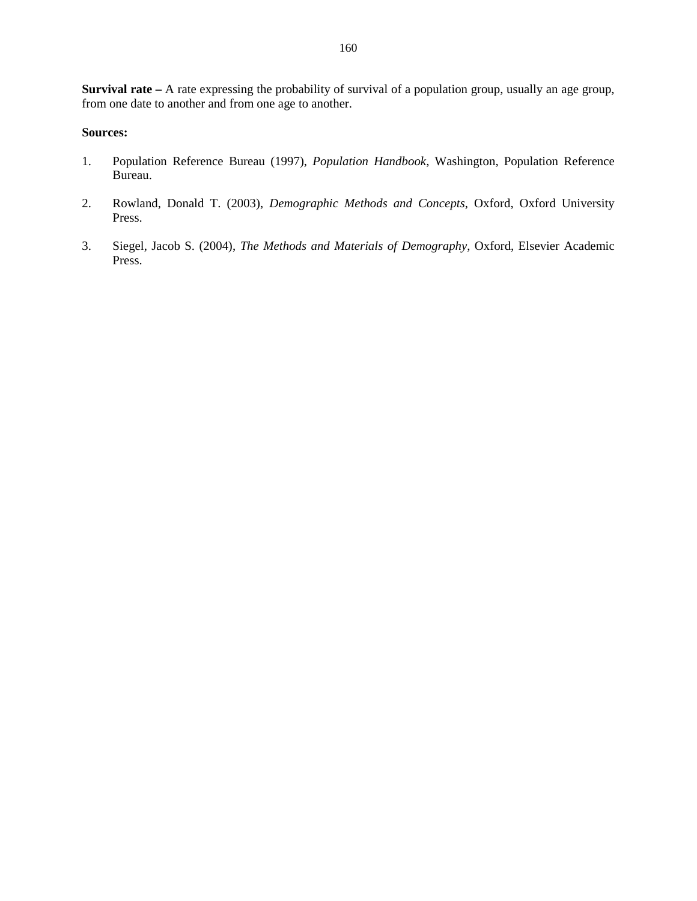**Survival rate –** A rate expressing the probability of survival of a population group, usually an age group, from one date to another and from one age to another.

**Sources:**

1. Population Reference Bureau (1997), *Population Handbook*, Washington, Population Reference Bureau.

2. Rowland, Donald T. (2003), *Demographic Methods and Concepts*, Oxford, Oxford University Press.

3. Siegel, Jacob S. (2004), *The Methods and Materials of Demography*, Oxford, Elsevier Academic Press.